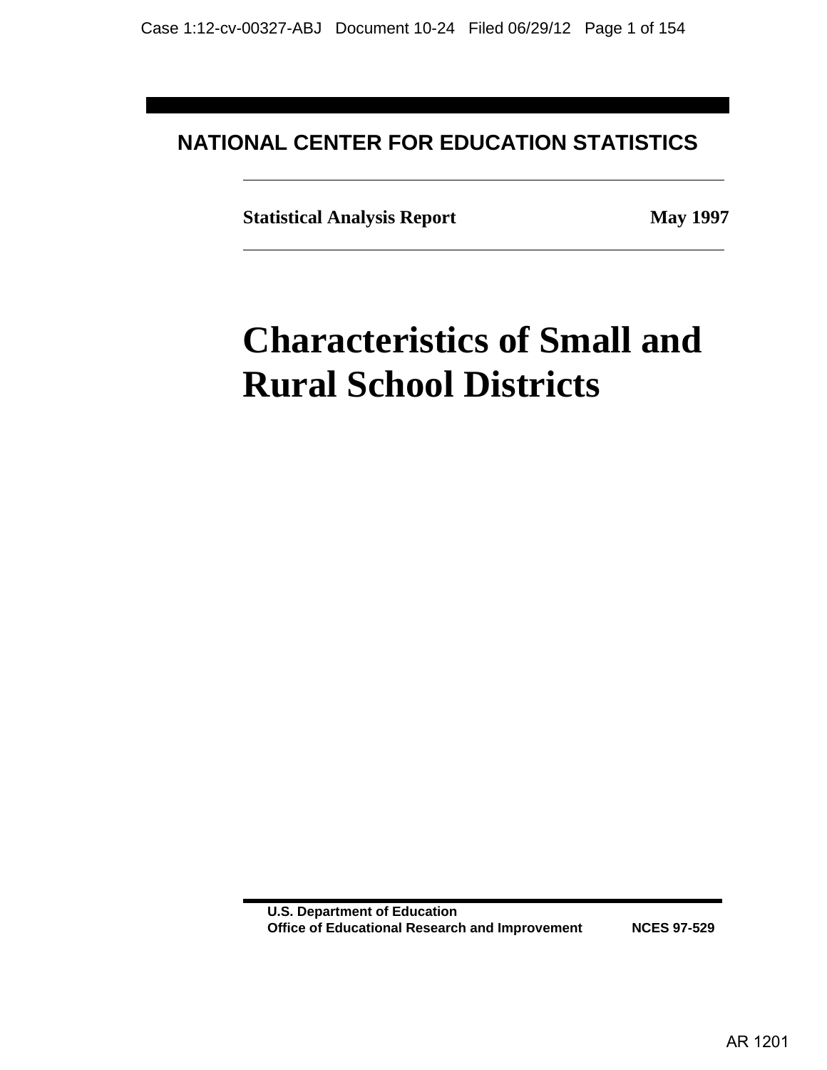**NATIONAL CENTER FOR EDUCATION STATISTICS**

**Statistical Analysis Report** **May 1997**

# Characteristics of Small and Rural School Districts

**U.S. Department of Education**
**Office of Educational Research and Improvement** **NCES 97-529**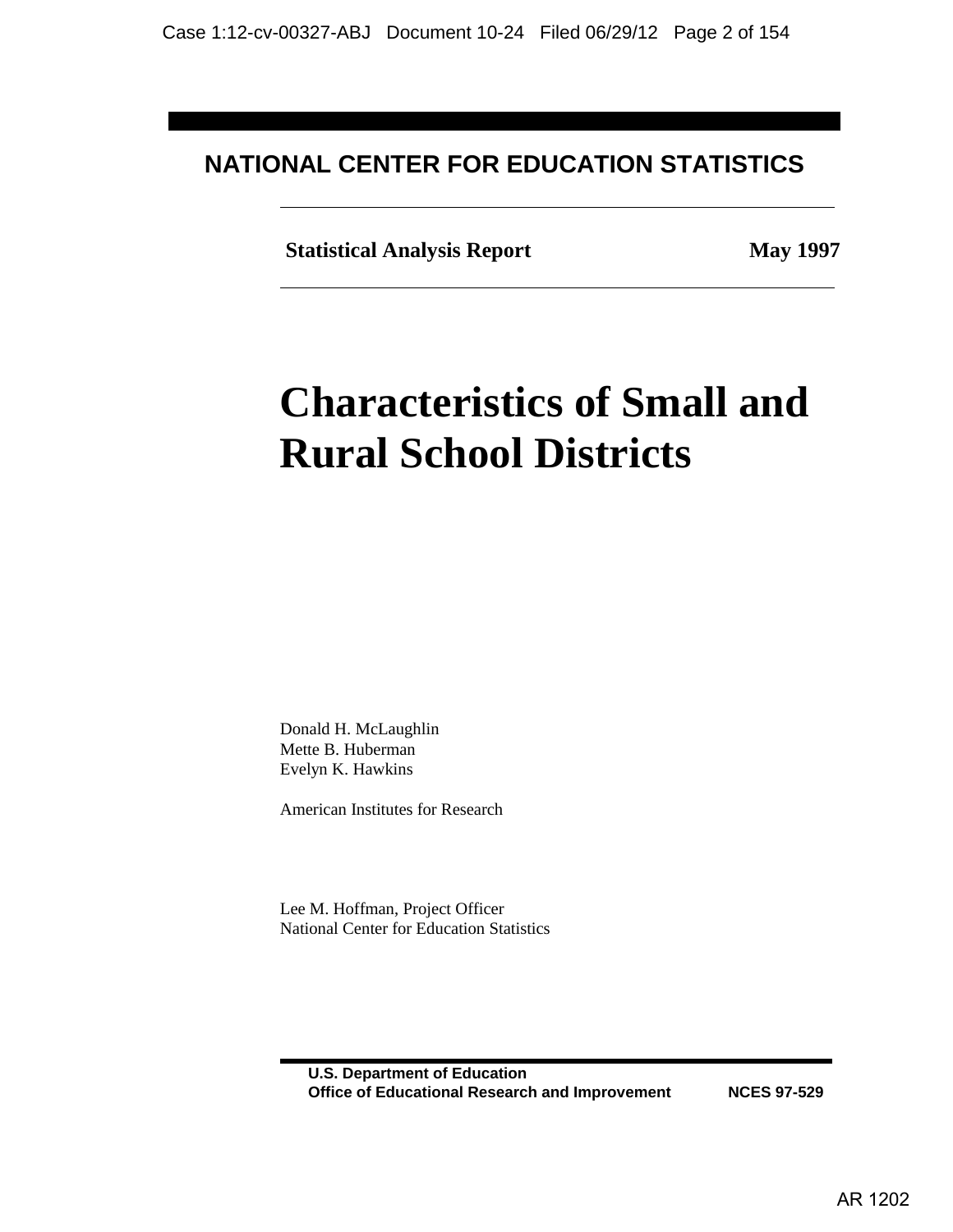**NATIONAL CENTER FOR EDUCATION STATISTICS**

**Statistical Analysis Report** **May 1997**

# Characteristics of Small and Rural School Districts

Donald H. McLaughlin
Mette B. Huberman
Evelyn K. Hawkins

American Institutes for Research

Lee M. Hoffman, Project Officer
National Center for Education Statistics

**U.S. Department of Education**
**Office of Educational Research and Improvement** **NCES 97-529**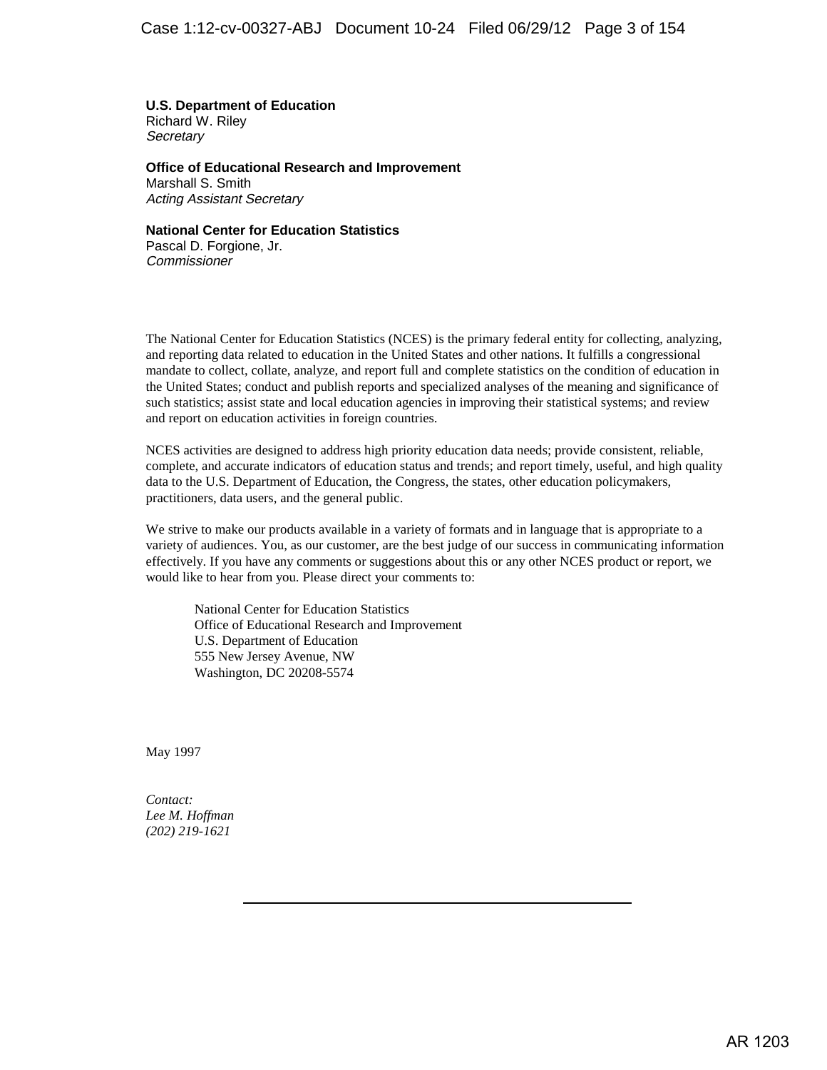**U.S. Department of Education**
Richard W. Riley
*Secretary*

**Office of Educational Research and Improvement**
Marshall S. Smith
*Acting Assistant Secretary*

**National Center for Education Statistics**
Pascal D. Forgione, Jr.
*Commissioner*

The National Center for Education Statistics (NCES) is the primary federal entity for collecting, analyzing, and reporting data related to education in the United States and other nations. It fulfills a congressional mandate to collect, collate, analyze, and report full and complete statistics on the condition of education in the United States; conduct and publish reports and specialized analyses of the meaning and significance of such statistics; assist state and local education agencies in improving their statistical systems; and review and report on education activities in foreign countries.

NCES activities are designed to address high priority education data needs; provide consistent, reliable, complete, and accurate indicators of education status and trends; and report timely, useful, and high quality data to the U.S. Department of Education, the Congress, the states, other education policymakers, practitioners, data users, and the general public.

We strive to make our products available in a variety of formats and in language that is appropriate to a variety of audiences. You, as our customer, are the best judge of our success in communicating information effectively. If you have any comments or suggestions about this or any other NCES product or report, we would like to hear from you. Please direct your comments to:

> National Center for Education Statistics
> Office of Educational Research and Improvement
> U.S. Department of Education
> 555 New Jersey Avenue, NW
> Washington, DC 20208-5574

May 1997

*Contact:*
*Lee M. Hoffman*
*(202) 219-1621*

AR 1203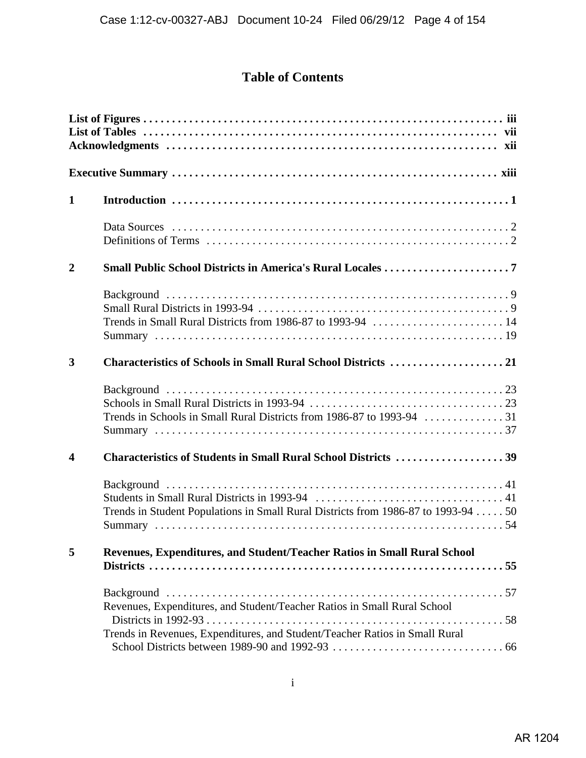# Table of Contents

**List of Figures . . . . . . . . . . . . . . . . . . . . . . . . . . . . . . . . . . . . . . . . . . . . . . . . . . . . . . . . . . . . . iii**
**List of Tables . . . . . . . . . . . . . . . . . . . . . . . . . . . . . . . . . . . . . . . . . . . . . . . . . . . . . . . . . . . . vii**
**Acknowledgments . . . . . . . . . . . . . . . . . . . . . . . . . . . . . . . . . . . . . . . . . . . . . . . . . . . . . . . . . xii**

**Executive Summary . . . . . . . . . . . . . . . . . . . . . . . . . . . . . . . . . . . . . . . . . . . . . . . . . . . . . . . . xiii**

**1 Introduction . . . . . . . . . . . . . . . . . . . . . . . . . . . . . . . . . . . . . . . . . . . . . . . . . . . . . . . . . . . . 1**

Data Sources . . . . . . . . . . . . . . . . . . . . . . . . . . . . . . . . . . . . . . . . . . . . . . . . . . . . . . . . . . . 2
Definitions of Terms . . . . . . . . . . . . . . . . . . . . . . . . . . . . . . . . . . . . . . . . . . . . . . . . . . . . . . 2

**2 Small Public School Districts in America's Rural Locales . . . . . . . . . . . . . . . . . . . . . . 7**

Background . . . . . . . . . . . . . . . . . . . . . . . . . . . . . . . . . . . . . . . . . . . . . . . . . . . . . . . . . . . . 9
Small Rural Districts in 1993-94 . . . . . . . . . . . . . . . . . . . . . . . . . . . . . . . . . . . . . . . . . . . . . 9
Trends in Small Rural Districts from 1986-87 to 1993-94 . . . . . . . . . . . . . . . . . . . . . . . . 14
Summary . . . . . . . . . . . . . . . . . . . . . . . . . . . . . . . . . . . . . . . . . . . . . . . . . . . . . . . . . . . . . 19

**3 Characteristics of Schools in Small Rural School Districts . . . . . . . . . . . . . . . . . . . . 21**

Background . . . . . . . . . . . . . . . . . . . . . . . . . . . . . . . . . . . . . . . . . . . . . . . . . . . . . . . . . . . 23
Schools in Small Rural Districts in 1993-94 . . . . . . . . . . . . . . . . . . . . . . . . . . . . . . . . . . 23
Trends in Schools in Small Rural Districts from 1986-87 to 1993-94 . . . . . . . . . . . . . . 31
Summary . . . . . . . . . . . . . . . . . . . . . . . . . . . . . . . . . . . . . . . . . . . . . . . . . . . . . . . . . . . . . 37

**4 Characteristics of Students in Small Rural School Districts . . . . . . . . . . . . . . . . . . . 39**

Background . . . . . . . . . . . . . . . . . . . . . . . . . . . . . . . . . . . . . . . . . . . . . . . . . . . . . . . . . . . 41
Students in Small Rural Districts in 1993-94 . . . . . . . . . . . . . . . . . . . . . . . . . . . . . . . . . 41
Trends in Student Populations in Small Rural Districts from 1986-87 to 1993-94 . . . . . 50
Summary . . . . . . . . . . . . . . . . . . . . . . . . . . . . . . . . . . . . . . . . . . . . . . . . . . . . . . . . . . . . . 54

**5 Revenues, Expenditures, and Student/Teacher Ratios in Small Rural School Districts . . . . . . . . . . . . . . . . . . . . . . . . . . . . . . . . . . . . . . . . . . . . . . . . . . . . . . . . . . . . . . 55**

Background . . . . . . . . . . . . . . . . . . . . . . . . . . . . . . . . . . . . . . . . . . . . . . . . . . . . . . . . . . . 57
Revenues, Expenditures, and Student/Teacher Ratios in Small Rural School Districts in 1992-93 . . . . . . . . . . . . . . . . . . . . . . . . . . . . . . . . . . . . . . . . . . . . . . . . . . . . 58
Trends in Revenues, Expenditures, and Student/Teacher Ratios in Small Rural School Districts between 1989-90 and 1992-93 . . . . . . . . . . . . . . . . . . . . . . . . . . . . . . 66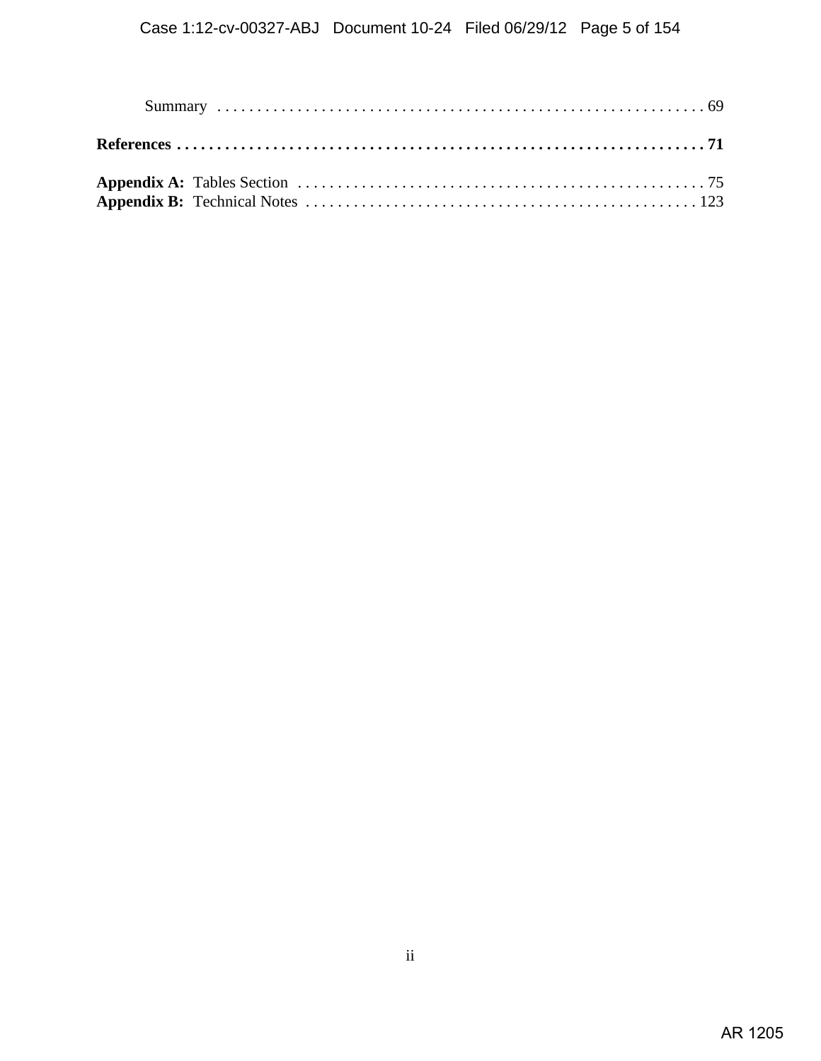Summary . . . . . . . . . . . . . . . . . . . . . . . . . . . . . . . . . . . . . . . . . . . . . . . . . . . . . . . . . . . . . 69

**References . . . . . . . . . . . . . . . . . . . . . . . . . . . . . . . . . . . . . . . . . . . . . . . . . . . . . . . . . . . . . . . . 71**

**Appendix A:** Tables Section . . . . . . . . . . . . . . . . . . . . . . . . . . . . . . . . . . . . . . . . . . . . . . . . . . . 75
**Appendix B:** Technical Notes . . . . . . . . . . . . . . . . . . . . . . . . . . . . . . . . . . . . . . . . . . . . . . . . . 123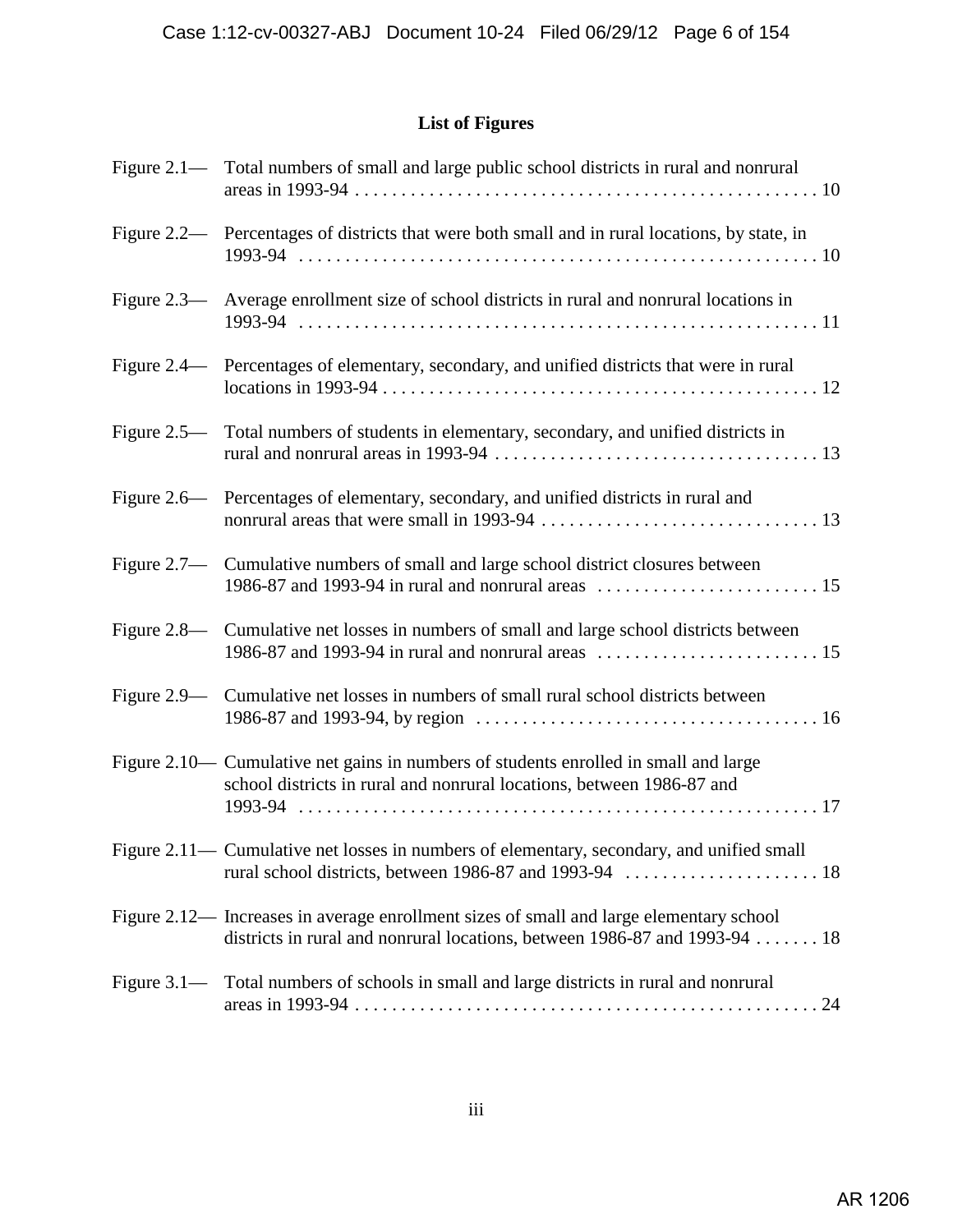## List of Figures

Figure 2.1— Total numbers of small and large public school districts in rural and nonrural areas in 1993-94 . . . . . . . . . . . . . . . . . . . . . . . . . . . . . . . . . . . . . . . . . . . . . . . . . . 10

Figure 2.2— Percentages of districts that were both small and in rural locations, by state, in 1993-94 . . . . . . . . . . . . . . . . . . . . . . . . . . . . . . . . . . . . . . . . . . . . . . . . . . . . . . . . . 10

Figure 2.3— Average enrollment size of school districts in rural and nonrural locations in 1993-94 . . . . . . . . . . . . . . . . . . . . . . . . . . . . . . . . . . . . . . . . . . . . . . . . . . . . . . . . . 11

Figure 2.4— Percentages of elementary, secondary, and unified districts that were in rural locations in 1993-94 . . . . . . . . . . . . . . . . . . . . . . . . . . . . . . . . . . . . . . . . . . . . . . . 12

Figure 2.5— Total numbers of students in elementary, secondary, and unified districts in rural and nonrural areas in 1993-94 . . . . . . . . . . . . . . . . . . . . . . . . . . . . . . . . . . . 13

Figure 2.6— Percentages of elementary, secondary, and unified districts in rural and nonrural areas that were small in 1993-94 . . . . . . . . . . . . . . . . . . . . . . . . . . . . . . 13

Figure 2.7— Cumulative numbers of small and large school district closures between 1986-87 and 1993-94 in rural and nonrural areas . . . . . . . . . . . . . . . . . . . . . . . . . 15

Figure 2.8— Cumulative net losses in numbers of small and large school districts between 1986-87 and 1993-94 in rural and nonrural areas . . . . . . . . . . . . . . . . . . . . . . . . . 15

Figure 2.9— Cumulative net losses in numbers of small rural school districts between 1986-87 and 1993-94, by region . . . . . . . . . . . . . . . . . . . . . . . . . . . . . . . . . . . . . 16

Figure 2.10— Cumulative net gains in numbers of students enrolled in small and large school districts in rural and nonrural locations, between 1986-87 and 1993-94 . . . . . . . . . . . . . . . . . . . . . . . . . . . . . . . . . . . . . . . . . . . . . . . . . . . . . . . . . 17

Figure 2.11— Cumulative net losses in numbers of elementary, secondary, and unified small rural school districts, between 1986-87 and 1993-94 . . . . . . . . . . . . . . . . . . . . . 18

Figure 2.12— Increases in average enrollment sizes of small and large elementary school districts in rural and nonrural locations, between 1986-87 and 1993-94 . . . . . . . 18

Figure 3.1— Total numbers of schools in small and large districts in rural and nonrural areas in 1993-94 . . . . . . . . . . . . . . . . . . . . . . . . . . . . . . . . . . . . . . . . . . . . . . . . . . 24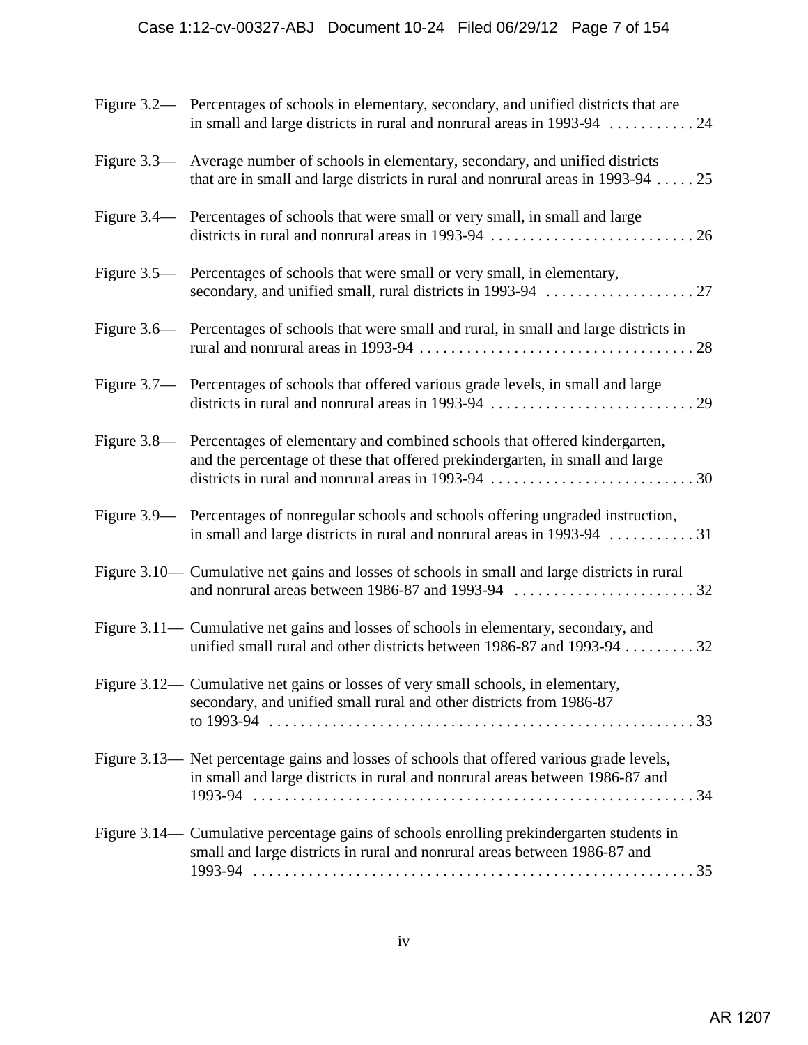Figure 3.2— Percentages of schools in elementary, secondary, and unified districts that are in small and large districts in rural and nonrural areas in 1993-94 . . . . . . . . . . . 24

Figure 3.3— Average number of schools in elementary, secondary, and unified districts that are in small and large districts in rural and nonrural areas in 1993-94 . . . . . 25

Figure 3.4— Percentages of schools that were small or very small, in small and large districts in rural and nonrural areas in 1993-94 . . . . . . . . . . . . . . . . . . . . . . . . . . 26

Figure 3.5— Percentages of schools that were small or very small, in elementary, secondary, and unified small, rural districts in 1993-94 . . . . . . . . . . . . . . . . . . . 27

Figure 3.6— Percentages of schools that were small and rural, in small and large districts in rural and nonrural areas in 1993-94 . . . . . . . . . . . . . . . . . . . . . . . . . . . . . . . . . . . 28

Figure 3.7— Percentages of schools that offered various grade levels, in small and large districts in rural and nonrural areas in 1993-94 . . . . . . . . . . . . . . . . . . . . . . . . . . 29

Figure 3.8— Percentages of elementary and combined schools that offered kindergarten, and the percentage of these that offered prekindergarten, in small and large districts in rural and nonrural areas in 1993-94 . . . . . . . . . . . . . . . . . . . . . . . . . . 30

Figure 3.9— Percentages of nonregular schools and schools offering ungraded instruction, in small and large districts in rural and nonrural areas in 1993-94 . . . . . . . . . . . 31

Figure 3.10— Cumulative net gains and losses of schools in small and large districts in rural and nonrural areas between 1986-87 and 1993-94 . . . . . . . . . . . . . . . . . . . . . . . . 32

Figure 3.11— Cumulative net gains and losses of schools in elementary, secondary, and unified small rural and other districts between 1986-87 and 1993-94 . . . . . . . . . 32

Figure 3.12— Cumulative net gains or losses of very small schools, in elementary, secondary, and unified small rural and other districts from 1986-87 to 1993-94 . . . . . . . . . . . . . . . . . . . . . . . . . . . . . . . . . . . . . . . . . . . . . . . . . . . . . 33

Figure 3.13— Net percentage gains and losses of schools that offered various grade levels, in small and large districts in rural and nonrural areas between 1986-87 and 1993-94 . . . . . . . . . . . . . . . . . . . . . . . . . . . . . . . . . . . . . . . . . . . . . . . . . . . . . . . . 34

Figure 3.14— Cumulative percentage gains of schools enrolling prekindergarten students in small and large districts in rural and nonrural areas between 1986-87 and 1993-94 . . . . . . . . . . . . . . . . . . . . . . . . . . . . . . . . . . . . . . . . . . . . . . . . . . . . . . . . 35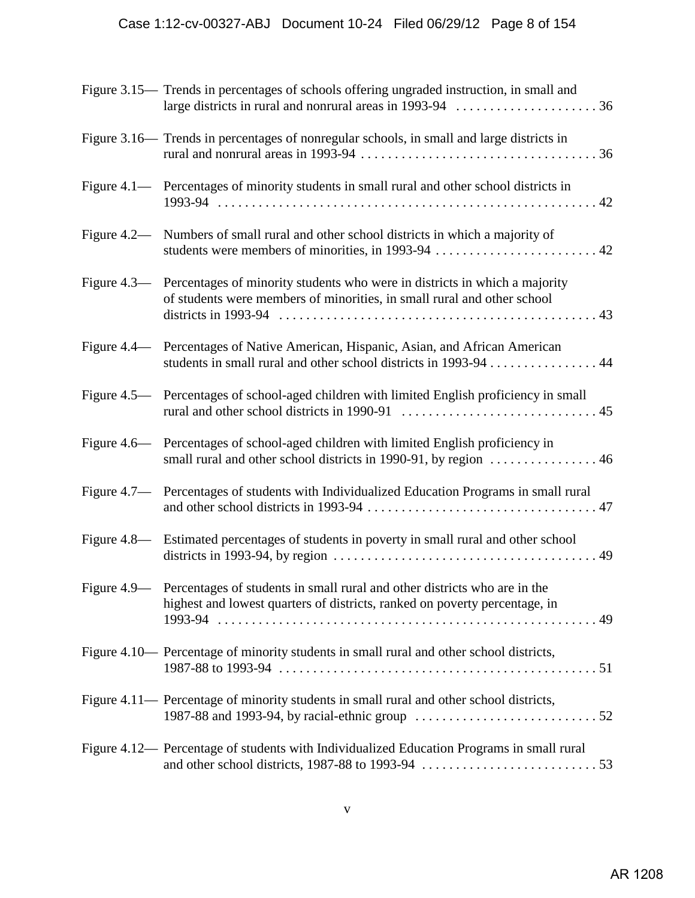Figure 3.15— Trends in percentages of schools offering ungraded instruction, in small and large districts in rural and nonrural areas in 1993-94 . . . . . . . . . . . . . . . . . . . . . . 36

Figure 3.16— Trends in percentages of nonregular schools, in small and large districts in rural and nonrural areas in 1993-94 . . . . . . . . . . . . . . . . . . . . . . . . . . . . . . . . . . . . 36

Figure 4.1— Percentages of minority students in small rural and other school districts in 1993-94 . . . . . . . . . . . . . . . . . . . . . . . . . . . . . . . . . . . . . . . . . . . . . . . . . . . . . . . . . . 42

Figure 4.2— Numbers of small rural and other school districts in which a majority of students were members of minorities, in 1993-94 . . . . . . . . . . . . . . . . . . . . . . . . . 42

Figure 4.3— Percentages of minority students who were in districts in which a majority of students were members of minorities, in small rural and other school districts in 1993-94 . . . . . . . . . . . . . . . . . . . . . . . . . . . . . . . . . . . . . . . . . . . . . . . . 43

Figure 4.4— Percentages of Native American, Hispanic, Asian, and African American students in small rural and other school districts in 1993-94 . . . . . . . . . . . . . . . . 44

Figure 4.5— Percentages of school-aged children with limited English proficiency in small rural and other school districts in 1990-91 . . . . . . . . . . . . . . . . . . . . . . . . . . . . . 45

Figure 4.6— Percentages of school-aged children with limited English proficiency in small rural and other school districts in 1990-91, by region . . . . . . . . . . . . . . . . 46

Figure 4.7— Percentages of students with Individualized Education Programs in small rural and other school districts in 1993-94 . . . . . . . . . . . . . . . . . . . . . . . . . . . . . . . . . . 47

Figure 4.8— Estimated percentages of students in poverty in small rural and other school districts in 1993-94, by region . . . . . . . . . . . . . . . . . . . . . . . . . . . . . . . . . . . . . . . 49

Figure 4.9— Percentages of students in small rural and other districts who are in the highest and lowest quarters of districts, ranked on poverty percentage, in 1993-94 . . . . . . . . . . . . . . . . . . . . . . . . . . . . . . . . . . . . . . . . . . . . . . . . . . . . . . . . . . 49

Figure 4.10— Percentage of minority students in small rural and other school districts, 1987-88 to 1993-94 . . . . . . . . . . . . . . . . . . . . . . . . . . . . . . . . . . . . . . . . . . . . . . . . 51

Figure 4.11— Percentage of minority students in small rural and other school districts, 1987-88 and 1993-94, by racial-ethnic group . . . . . . . . . . . . . . . . . . . . . . . . . . . 52

Figure 4.12— Percentage of students with Individualized Education Programs in small rural and other school districts, 1987-88 to 1993-94 . . . . . . . . . . . . . . . . . . . . . . . . . . 53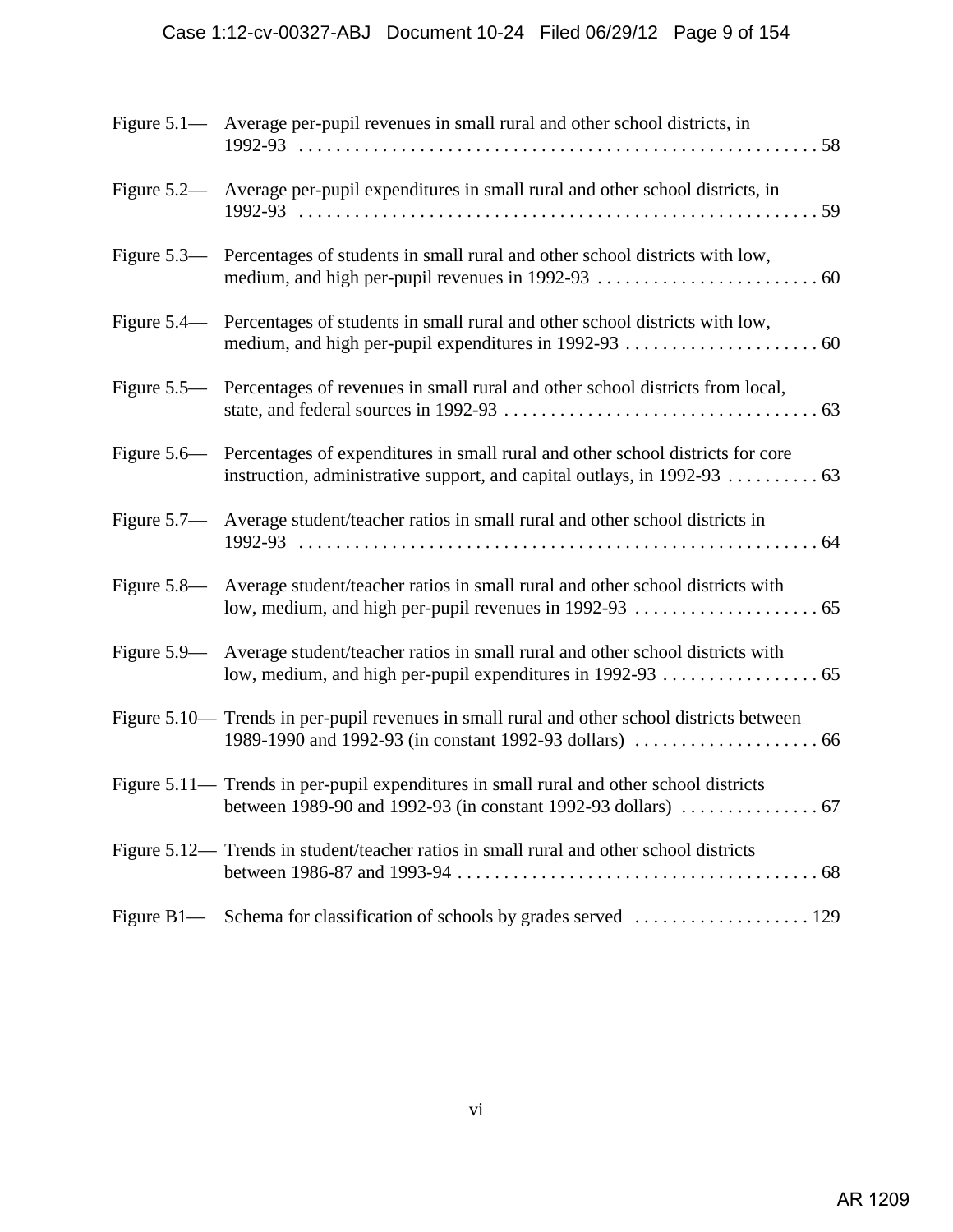Figure 5.1— Average per-pupil revenues in small rural and other school districts, in 1992-93 . . . . . . . . . . . . . . . . . . . . . . . . . . . . . . . . . . . . . . . . . . . . . . . . . . . . . . . . . 58

Figure 5.2— Average per-pupil expenditures in small rural and other school districts, in 1992-93 . . . . . . . . . . . . . . . . . . . . . . . . . . . . . . . . . . . . . . . . . . . . . . . . . . . . . . . . . 59

Figure 5.3— Percentages of students in small rural and other school districts with low, medium, and high per-pupil revenues in 1992-93 . . . . . . . . . . . . . . . . . . . . . . . . . 60

Figure 5.4— Percentages of students in small rural and other school districts with low, medium, and high per-pupil expenditures in 1992-93 . . . . . . . . . . . . . . . . . . . . . . 60

Figure 5.5— Percentages of revenues in small rural and other school districts from local, state, and federal sources in 1992-93 . . . . . . . . . . . . . . . . . . . . . . . . . . . . . . . . . . . 63

Figure 5.6— Percentages of expenditures in small rural and other school districts for core instruction, administrative support, and capital outlays, in 1992-93 . . . . . . . . . . 63

Figure 5.7— Average student/teacher ratios in small rural and other school districts in 1992-93 . . . . . . . . . . . . . . . . . . . . . . . . . . . . . . . . . . . . . . . . . . . . . . . . . . . . . . . . . 64

Figure 5.8— Average student/teacher ratios in small rural and other school districts with low, medium, and high per-pupil revenues in 1992-93 . . . . . . . . . . . . . . . . . . . . 65

Figure 5.9— Average student/teacher ratios in small rural and other school districts with low, medium, and high per-pupil expenditures in 1992-93 . . . . . . . . . . . . . . . . . 65

Figure 5.10— Trends in per-pupil revenues in small rural and other school districts between 1989-1990 and 1992-93 (in constant 1992-93 dollars) . . . . . . . . . . . . . . . . . . . . 66

Figure 5.11— Trends in per-pupil expenditures in small rural and other school districts between 1989-90 and 1992-93 (in constant 1992-93 dollars) . . . . . . . . . . . . . . . 67

Figure 5.12— Trends in student/teacher ratios in small rural and other school districts between 1986-87 and 1993-94 . . . . . . . . . . . . . . . . . . . . . . . . . . . . . . . . . . . . . . . 68

Figure B1— Schema for classification of schools by grades served . . . . . . . . . . . . . . . . . . . 129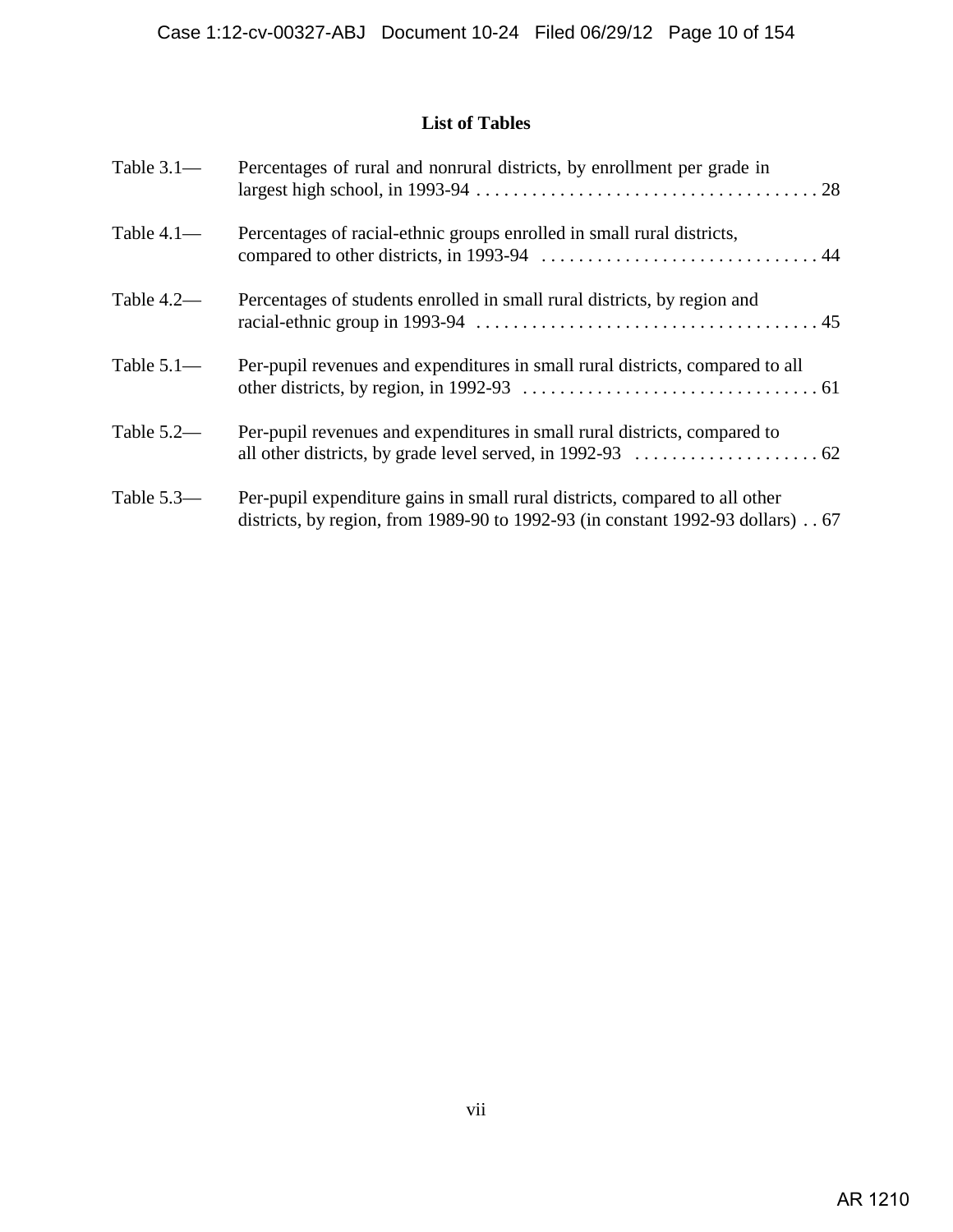## List of Tables

Table 3.1— Percentages of rural and nonrural districts, by enrollment per grade in largest high school, in 1993-94 . . . . . . . . . . . . . . . . . . . . . . . . . . . . . . . . . . . . . . 28

Table 4.1— Percentages of racial-ethnic groups enrolled in small rural districts, compared to other districts, in 1993-94 . . . . . . . . . . . . . . . . . . . . . . . . . . . . . . . 44

Table 4.2— Percentages of students enrolled in small rural districts, by region and racial-ethnic group in 1993-94 . . . . . . . . . . . . . . . . . . . . . . . . . . . . . . . . . . . . . . 45

Table 5.1— Per-pupil revenues and expenditures in small rural districts, compared to all other districts, by region, in 1992-93 . . . . . . . . . . . . . . . . . . . . . . . . . . . . . . . . . 61

Table 5.2— Per-pupil revenues and expenditures in small rural districts, compared to all other districts, by grade level served, in 1992-93 . . . . . . . . . . . . . . . . . . . . . 62

Table 5.3— Per-pupil expenditure gains in small rural districts, compared to all other districts, by region, from 1989-90 to 1992-93 (in constant 1992-93 dollars) . . 67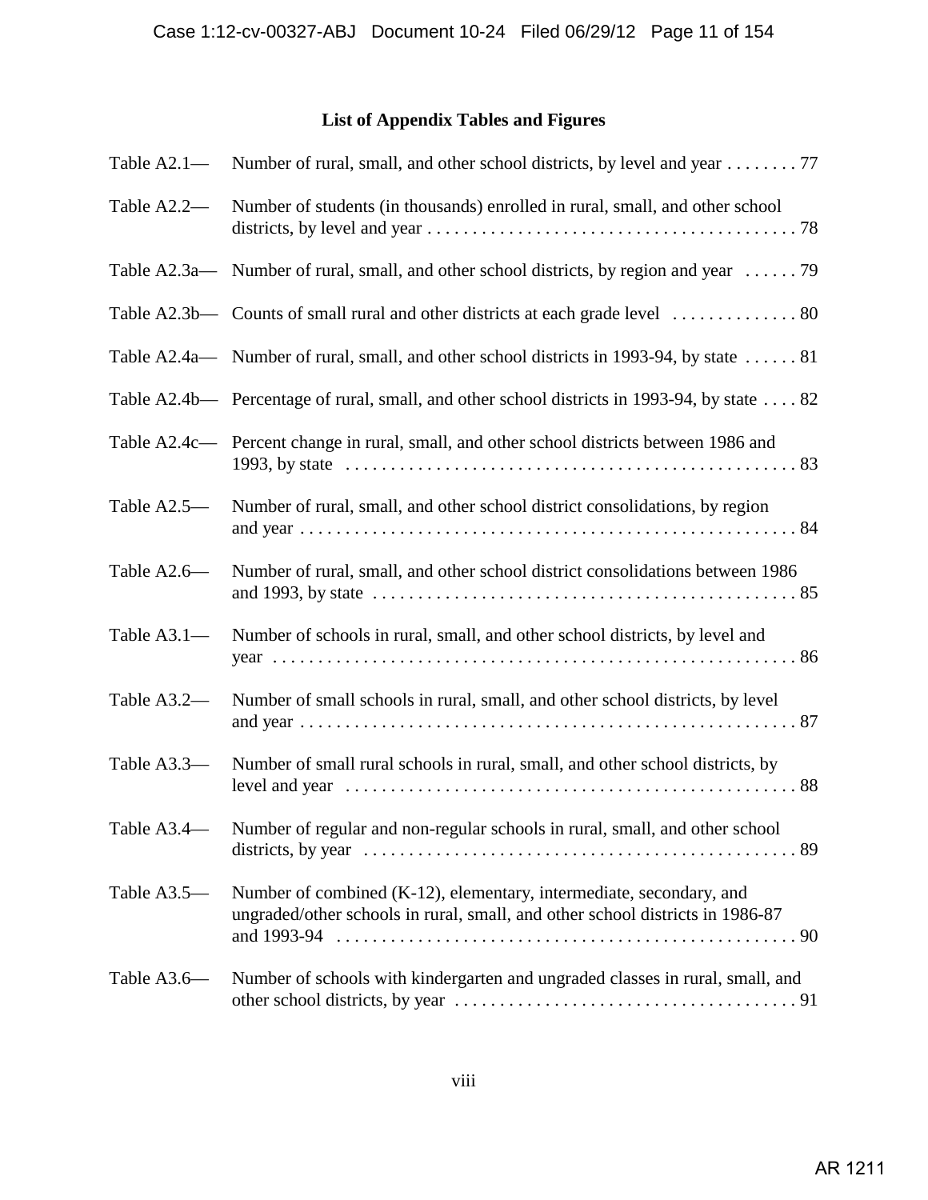## List of Appendix Tables and Figures

| Table | Title | Page |
|---|---|---|
| Table A2.1— | Number of rural, small, and other school districts, by level and year | 77 |
| Table A2.2— | Number of students (in thousands) enrolled in rural, small, and other school districts, by level and year | 78 |
| Table A2.3a— | Number of rural, small, and other school districts, by region and year | 79 |
| Table A2.3b— | Counts of small rural and other districts at each grade level | 80 |
| Table A2.4a— | Number of rural, small, and other school districts in 1993-94, by state | 81 |
| Table A2.4b— | Percentage of rural, small, and other school districts in 1993-94, by state | 82 |
| Table A2.4c— | Percent change in rural, small, and other school districts between 1986 and 1993, by state | 83 |
| Table A2.5— | Number of rural, small, and other school district consolidations, by region and year | 84 |
| Table A2.6— | Number of rural, small, and other school district consolidations between 1986 and 1993, by state | 85 |
| Table A3.1— | Number of schools in rural, small, and other school districts, by level and year | 86 |
| Table A3.2— | Number of small schools in rural, small, and other school districts, by level and year | 87 |
| Table A3.3— | Number of small rural schools in rural, small, and other school districts, by level and year | 88 |
| Table A3.4— | Number of regular and non-regular schools in rural, small, and other school districts, by year | 89 |
| Table A3.5— | Number of combined (K-12), elementary, intermediate, secondary, and ungraded/other schools in rural, small, and other school districts in 1986-87 and 1993-94 | 90 |
| Table A3.6— | Number of schools with kindergarten and ungraded classes in rural, small, and other school districts, by year | 91 |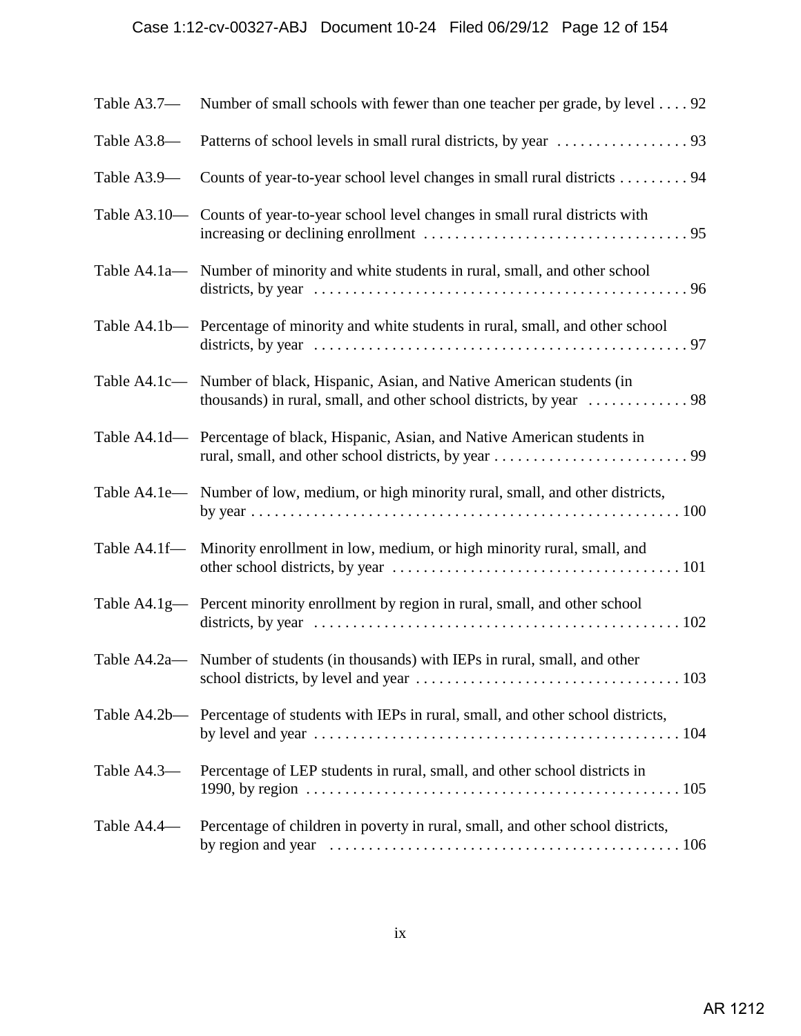Table A3.7— Number of small schools with fewer than one teacher per grade, by level . . . . 92

Table A3.8— Patterns of school levels in small rural districts, by year . . . . . . . . . . . . . . . . . 93

Table A3.9— Counts of year-to-year school level changes in small rural districts . . . . . . . . . 94

Table A3.10— Counts of year-to-year school level changes in small rural districts with increasing or declining enrollment . . . . . . . . . . . . . . . . . . . . . . . . . . . . . . . . . . 95

Table A4.1a— Number of minority and white students in rural, small, and other school districts, by year . . . . . . . . . . . . . . . . . . . . . . . . . . . . . . . . . . . . . . . . . . . . . . . . 96

Table A4.1b— Percentage of minority and white students in rural, small, and other school districts, by year . . . . . . . . . . . . . . . . . . . . . . . . . . . . . . . . . . . . . . . . . . . . . . . . 97

Table A4.1c— Number of black, Hispanic, Asian, and Native American students (in thousands) in rural, small, and other school districts, by year . . . . . . . . . . . . . 98

Table A4.1d— Percentage of black, Hispanic, Asian, and Native American students in rural, small, and other school districts, by year . . . . . . . . . . . . . . . . . . . . . . . . . 99

Table A4.1e— Number of low, medium, or high minority rural, small, and other districts, by year . . . . . . . . . . . . . . . . . . . . . . . . . . . . . . . . . . . . . . . . . . . . . . . . . . . . . . 100

Table A4.1f— Minority enrollment in low, medium, or high minority rural, small, and other school districts, by year . . . . . . . . . . . . . . . . . . . . . . . . . . . . . . . . . . . . . 101

Table A4.1g— Percent minority enrollment by region in rural, small, and other school districts, by year . . . . . . . . . . . . . . . . . . . . . . . . . . . . . . . . . . . . . . . . . . . . . . . 102

Table A4.2a— Number of students (in thousands) with IEPs in rural, small, and other school districts, by level and year . . . . . . . . . . . . . . . . . . . . . . . . . . . . . . . . . . 103

Table A4.2b— Percentage of students with IEPs in rural, small, and other school districts, by level and year . . . . . . . . . . . . . . . . . . . . . . . . . . . . . . . . . . . . . . . . . . . . . . . 104

Table A4.3— Percentage of LEP students in rural, small, and other school districts in 1990, by region . . . . . . . . . . . . . . . . . . . . . . . . . . . . . . . . . . . . . . . . . . . . . . . . . 105

Table A4.4— Percentage of children in poverty in rural, small, and other school districts, by region and year . . . . . . . . . . . . . . . . . . . . . . . . . . . . . . . . . . . . . . . . . . . . . 106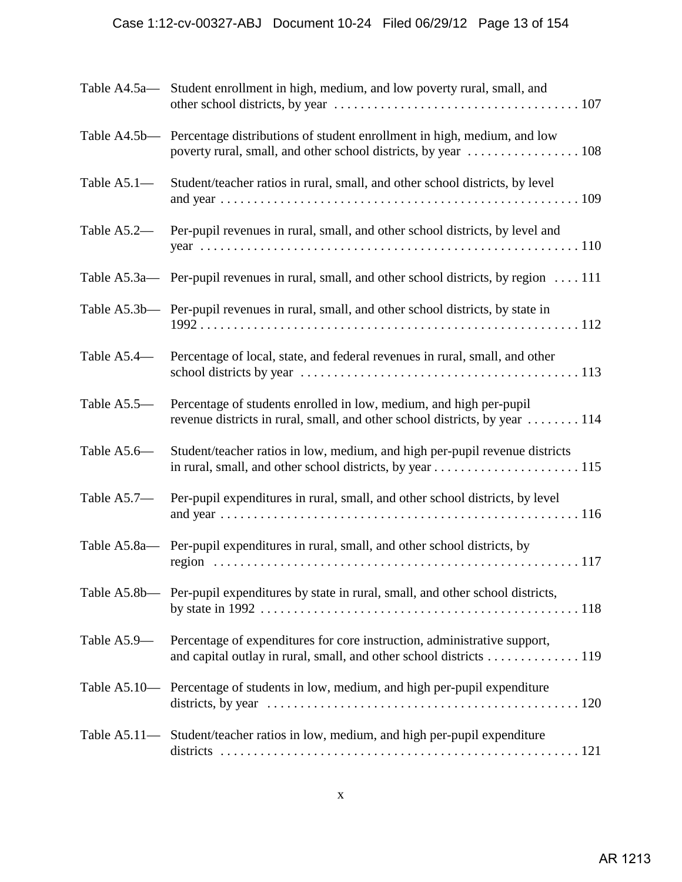Table A4.5a— Student enrollment in high, medium, and low poverty rural, small, and other school districts, by year . . . . . . . . . . . . . . . . . . . . . . . . . . . . . . . . . . . . . 107

Table A4.5b— Percentage distributions of student enrollment in high, medium, and low poverty rural, small, and other school districts, by year . . . . . . . . . . . . . . . . . 108

Table A5.1— Student/teacher ratios in rural, small, and other school districts, by level and year . . . . . . . . . . . . . . . . . . . . . . . . . . . . . . . . . . . . . . . . . . . . . . . . . . . . . 109

Table A5.2— Per-pupil revenues in rural, small, and other school districts, by level and year . . . . . . . . . . . . . . . . . . . . . . . . . . . . . . . . . . . . . . . . . . . . . . . . . . . . . . . . . 110

Table A5.3a— Per-pupil revenues in rural, small, and other school districts, by region . . . . 111

Table A5.3b— Per-pupil revenues in rural, small, and other school districts, by state in 1992 . . . . . . . . . . . . . . . . . . . . . . . . . . . . . . . . . . . . . . . . . . . . . . . . . . . . . . . . . 112

Table A5.4— Percentage of local, state, and federal revenues in rural, small, and other school districts by year . . . . . . . . . . . . . . . . . . . . . . . . . . . . . . . . . . . . . . . . . . 113

Table A5.5— Percentage of students enrolled in low, medium, and high per-pupil revenue districts in rural, small, and other school districts, by year . . . . . . . . 114

Table A5.6— Student/teacher ratios in low, medium, and high per-pupil revenue districts in rural, small, and other school districts, by year . . . . . . . . . . . . . . . . . . . . . . 115

Table A5.7— Per-pupil expenditures in rural, small, and other school districts, by level and year . . . . . . . . . . . . . . . . . . . . . . . . . . . . . . . . . . . . . . . . . . . . . . . . . . . . . 116

Table A5.8a— Per-pupil expenditures in rural, small, and other school districts, by region . . . . . . . . . . . . . . . . . . . . . . . . . . . . . . . . . . . . . . . . . . . . . . . . . . . . . . . 117

Table A5.8b— Per-pupil expenditures by state in rural, small, and other school districts, by state in 1992 . . . . . . . . . . . . . . . . . . . . . . . . . . . . . . . . . . . . . . . . . . . . . . . . 118

Table A5.9— Percentage of expenditures for core instruction, administrative support, and capital outlay in rural, small, and other school districts . . . . . . . . . . . . . . 119

Table A5.10— Percentage of students in low, medium, and high per-pupil expenditure districts, by year . . . . . . . . . . . . . . . . . . . . . . . . . . . . . . . . . . . . . . . . . . . . . . . 120

Table A5.11— Student/teacher ratios in low, medium, and high per-pupil expenditure districts . . . . . . . . . . . . . . . . . . . . . . . . . . . . . . . . . . . . . . . . . . . . . . . . . . . . . . 121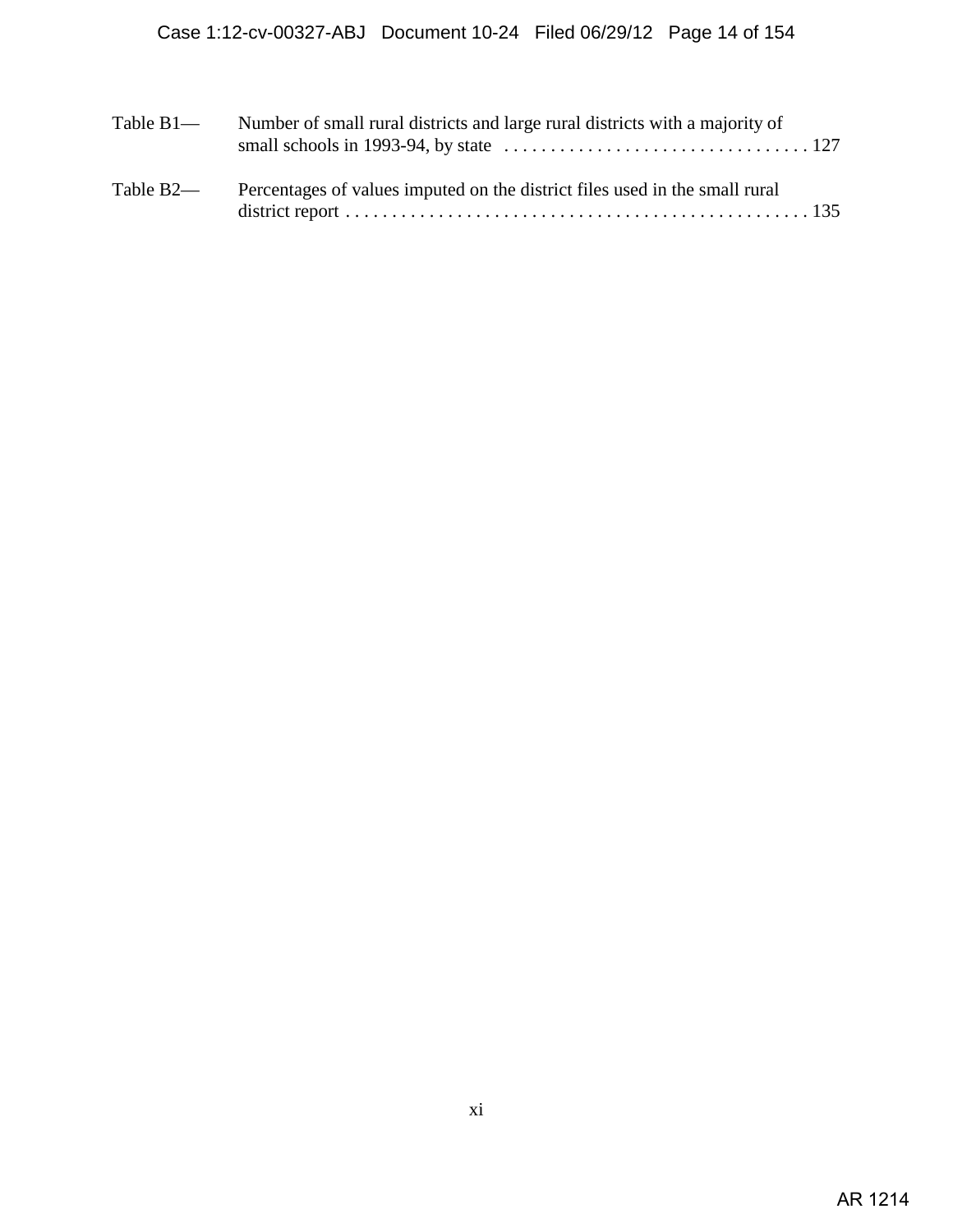Table B1— Number of small rural districts and large rural districts with a majority of small schools in 1993-94, by state . . . . . . . . . . . . . . . . . . . . . . . . . . . . . . . . . 127

Table B2— Percentages of values imputed on the district files used in the small rural district report . . . . . . . . . . . . . . . . . . . . . . . . . . . . . . . . . . . . . . . . . . . . . . . . . . 135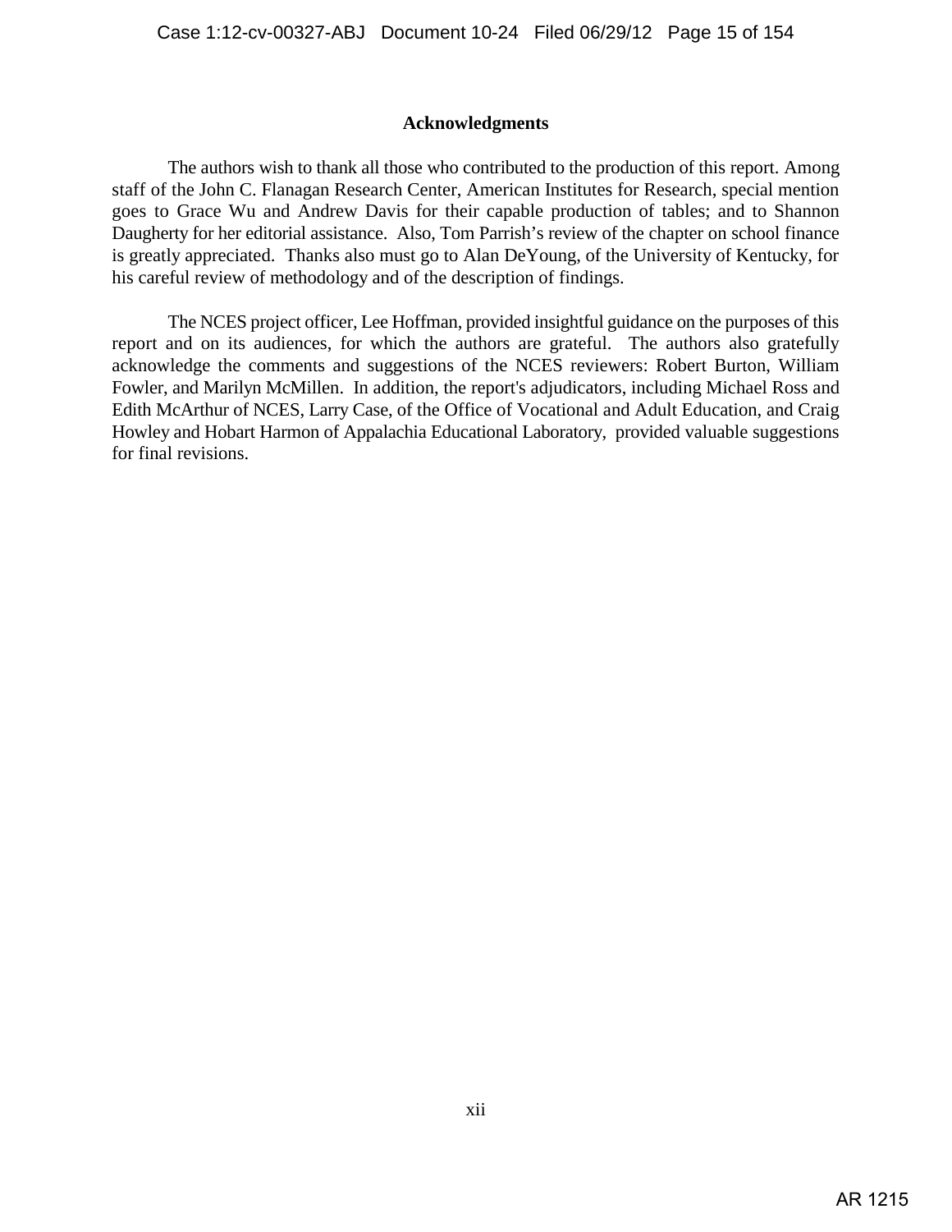# Acknowledgments

The authors wish to thank all those who contributed to the production of this report. Among staff of the John C. Flanagan Research Center, American Institutes for Research, special mention goes to Grace Wu and Andrew Davis for their capable production of tables; and to Shannon Daugherty for her editorial assistance. Also, Tom Parrish's review of the chapter on school finance is greatly appreciated. Thanks also must go to Alan DeYoung, of the University of Kentucky, for his careful review of methodology and of the description of findings.

The NCES project officer, Lee Hoffman, provided insightful guidance on the purposes of this report and on its audiences, for which the authors are grateful. The authors also gratefully acknowledge the comments and suggestions of the NCES reviewers: Robert Burton, William Fowler, and Marilyn McMillen. In addition, the report's adjudicators, including Michael Ross and Edith McArthur of NCES, Larry Case, of the Office of Vocational and Adult Education, and Craig Howley and Hobart Harmon of Appalachia Educational Laboratory, provided valuable suggestions for final revisions.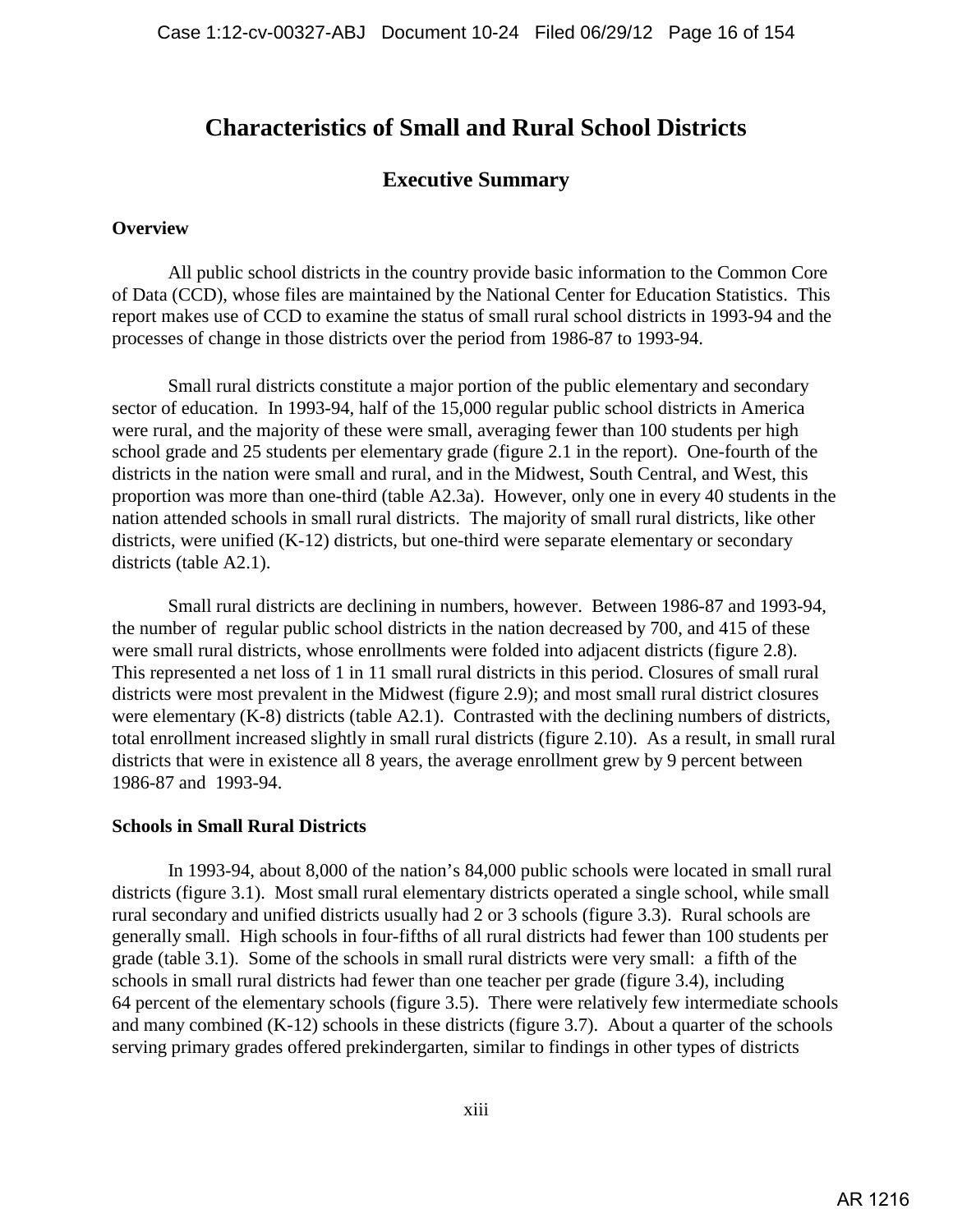# Characteristics of Small and Rural School Districts

## Executive Summary

### Overview

All public school districts in the country provide basic information to the Common Core of Data (CCD), whose files are maintained by the National Center for Education Statistics. This report makes use of CCD to examine the status of small rural school districts in 1993-94 and the processes of change in those districts over the period from 1986-87 to 1993-94.

Small rural districts constitute a major portion of the public elementary and secondary sector of education. In 1993-94, half of the 15,000 regular public school districts in America were rural, and the majority of these were small, averaging fewer than 100 students per high school grade and 25 students per elementary grade (figure 2.1 in the report). One-fourth of the districts in the nation were small and rural, and in the Midwest, South Central, and West, this proportion was more than one-third (table A2.3a). However, only one in every 40 students in the nation attended schools in small rural districts. The majority of small rural districts, like other districts, were unified (K-12) districts, but one-third were separate elementary or secondary districts (table A2.1).

Small rural districts are declining in numbers, however. Between 1986-87 and 1993-94, the number of regular public school districts in the nation decreased by 700, and 415 of these were small rural districts, whose enrollments were folded into adjacent districts (figure 2.8). This represented a net loss of 1 in 11 small rural districts in this period. Closures of small rural districts were most prevalent in the Midwest (figure 2.9); and most small rural district closures were elementary (K-8) districts (table A2.1). Contrasted with the declining numbers of districts, total enrollment increased slightly in small rural districts (figure 2.10). As a result, in small rural districts that were in existence all 8 years, the average enrollment grew by 9 percent between 1986-87 and 1993-94.

### Schools in Small Rural Districts

In 1993-94, about 8,000 of the nation's 84,000 public schools were located in small rural districts (figure 3.1). Most small rural elementary districts operated a single school, while small rural secondary and unified districts usually had 2 or 3 schools (figure 3.3). Rural schools are generally small. High schools in four-fifths of all rural districts had fewer than 100 students per grade (table 3.1). Some of the schools in small rural districts were very small: a fifth of the schools in small rural districts had fewer than one teacher per grade (figure 3.4), including 64 percent of the elementary schools (figure 3.5). There were relatively few intermediate schools and many combined (K-12) schools in these districts (figure 3.7). About a quarter of the schools serving primary grades offered prekindergarten, similar to findings in other types of districts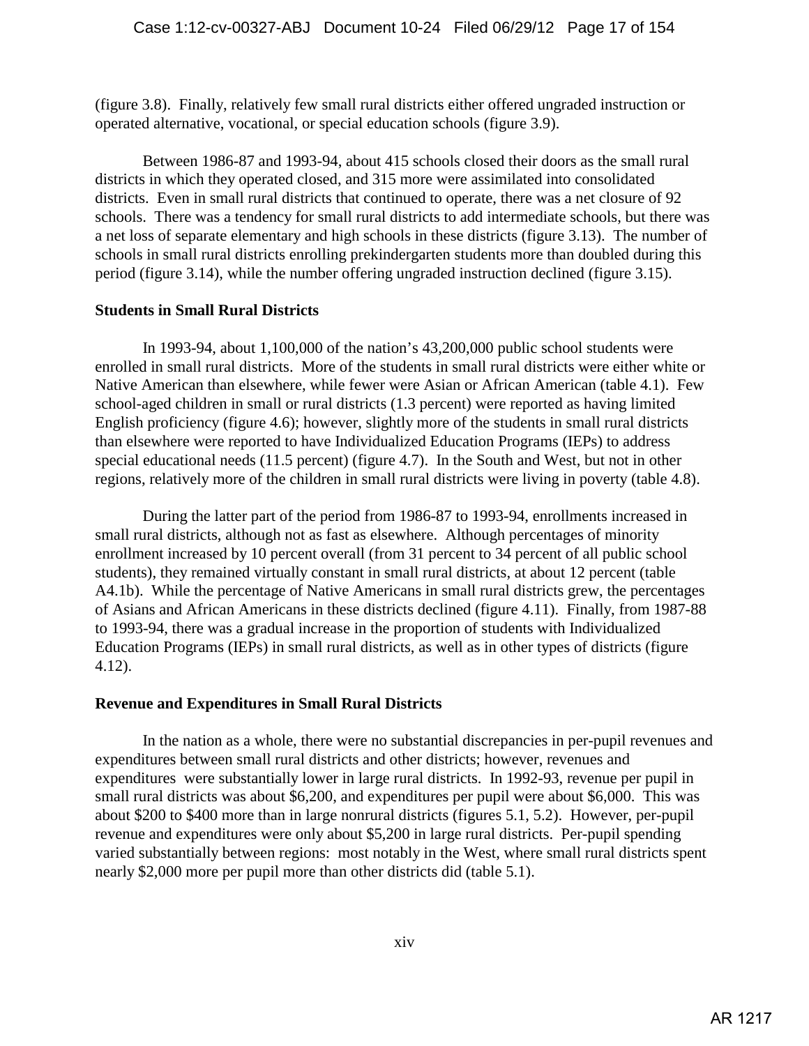(figure 3.8). Finally, relatively few small rural districts either offered ungraded instruction or operated alternative, vocational, or special education schools (figure 3.9).

Between 1986-87 and 1993-94, about 415 schools closed their doors as the small rural districts in which they operated closed, and 315 more were assimilated into consolidated districts. Even in small rural districts that continued to operate, there was a net closure of 92 schools. There was a tendency for small rural districts to add intermediate schools, but there was a net loss of separate elementary and high schools in these districts (figure 3.13). The number of schools in small rural districts enrolling prekindergarten students more than doubled during this period (figure 3.14), while the number offering ungraded instruction declined (figure 3.15).

**Students in Small Rural Districts**

In 1993-94, about 1,100,000 of the nation's 43,200,000 public school students were enrolled in small rural districts. More of the students in small rural districts were either white or Native American than elsewhere, while fewer were Asian or African American (table 4.1). Few school-aged children in small or rural districts (1.3 percent) were reported as having limited English proficiency (figure 4.6); however, slightly more of the students in small rural districts than elsewhere were reported to have Individualized Education Programs (IEPs) to address special educational needs (11.5 percent) (figure 4.7). In the South and West, but not in other regions, relatively more of the children in small rural districts were living in poverty (table 4.8).

During the latter part of the period from 1986-87 to 1993-94, enrollments increased in small rural districts, although not as fast as elsewhere. Although percentages of minority enrollment increased by 10 percent overall (from 31 percent to 34 percent of all public school students), they remained virtually constant in small rural districts, at about 12 percent (table A4.1b). While the percentage of Native Americans in small rural districts grew, the percentages of Asians and African Americans in these districts declined (figure 4.11). Finally, from 1987-88 to 1993-94, there was a gradual increase in the proportion of students with Individualized Education Programs (IEPs) in small rural districts, as well as in other types of districts (figure 4.12).

**Revenue and Expenditures in Small Rural Districts**

In the nation as a whole, there were no substantial discrepancies in per-pupil revenues and expenditures between small rural districts and other districts; however, revenues and expenditures were substantially lower in large rural districts. In 1992-93, revenue per pupil in small rural districts was about $6,200, and expenditures per pupil were about $6,000. This was about $200 to $400 more than in large nonrural districts (figures 5.1, 5.2). However, per-pupil revenue and expenditures were only about $5,200 in large rural districts. Per-pupil spending varied substantially between regions: most notably in the West, where small rural districts spent nearly $2,000 more per pupil more than other districts did (table 5.1).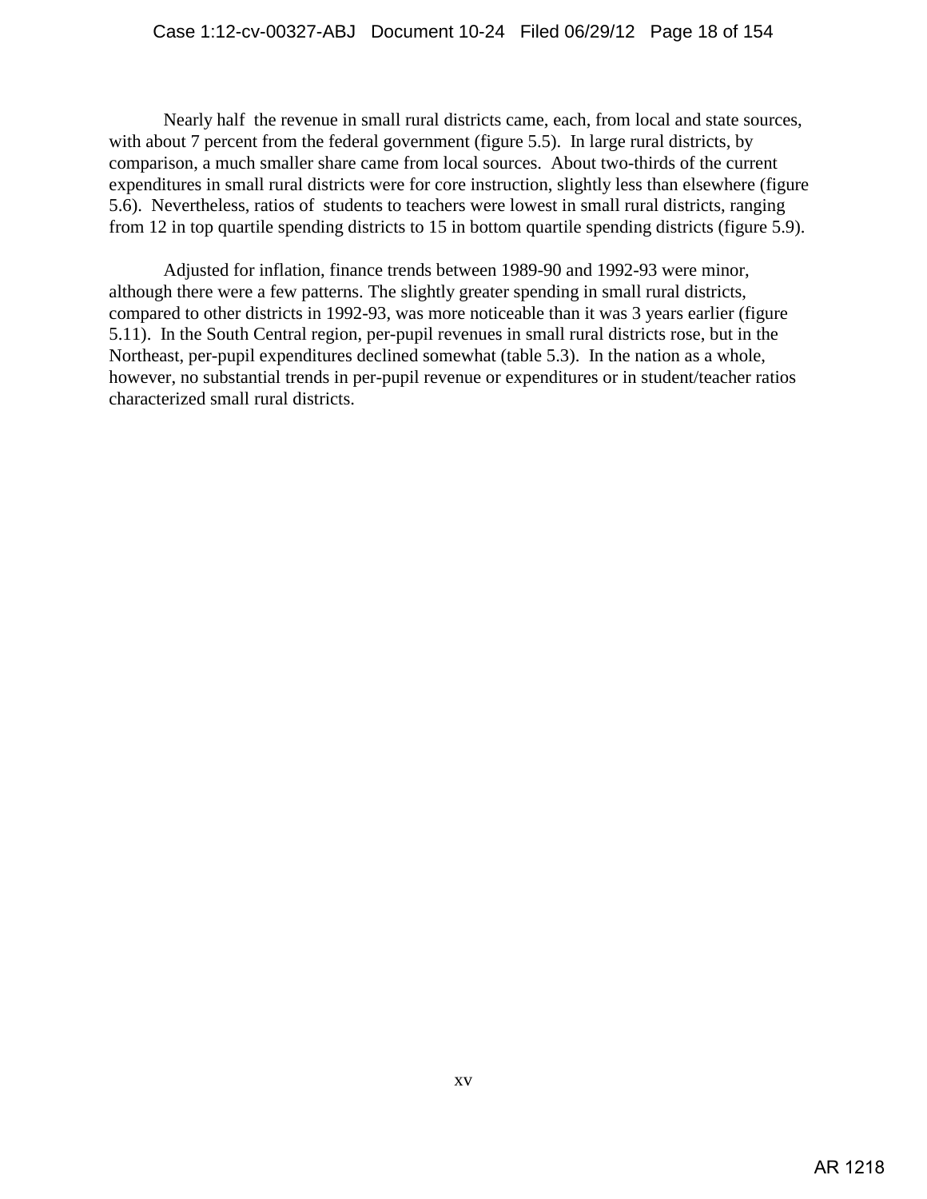Nearly half the revenue in small rural districts came, each, from local and state sources, with about 7 percent from the federal government (figure 5.5). In large rural districts, by comparison, a much smaller share came from local sources. About two-thirds of the current expenditures in small rural districts were for core instruction, slightly less than elsewhere (figure 5.6). Nevertheless, ratios of students to teachers were lowest in small rural districts, ranging from 12 in top quartile spending districts to 15 in bottom quartile spending districts (figure 5.9).

Adjusted for inflation, finance trends between 1989-90 and 1992-93 were minor, although there were a few patterns. The slightly greater spending in small rural districts, compared to other districts in 1992-93, was more noticeable than it was 3 years earlier (figure 5.11). In the South Central region, per-pupil revenues in small rural districts rose, but in the Northeast, per-pupil expenditures declined somewhat (table 5.3). In the nation as a whole, however, no substantial trends in per-pupil revenue or expenditures or in student/teacher ratios characterized small rural districts.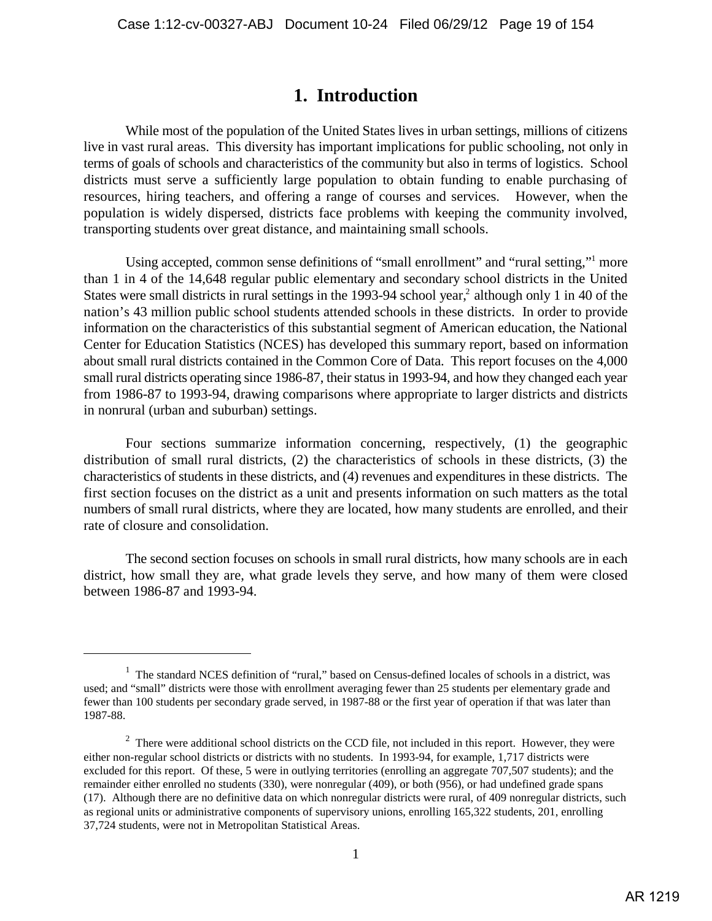# 1. Introduction

While most of the population of the United States lives in urban settings, millions of citizens live in vast rural areas. This diversity has important implications for public schooling, not only in terms of goals of schools and characteristics of the community but also in terms of logistics. School districts must serve a sufficiently large population to obtain funding to enable purchasing of resources, hiring teachers, and offering a range of courses and services. However, when the population is widely dispersed, districts face problems with keeping the community involved, transporting students over great distance, and maintaining small schools.

Using accepted, common sense definitions of "small enrollment" and "rural setting,"[1] more than 1 in 4 of the 14,648 regular public elementary and secondary school districts in the United States were small districts in rural settings in the 1993-94 school year,[2] although only 1 in 40 of the nation's 43 million public school students attended schools in these districts. In order to provide information on the characteristics of this substantial segment of American education, the National Center for Education Statistics (NCES) has developed this summary report, based on information about small rural districts contained in the Common Core of Data. This report focuses on the 4,000 small rural districts operating since 1986-87, their status in 1993-94, and how they changed each year from 1986-87 to 1993-94, drawing comparisons where appropriate to larger districts and districts in nonrural (urban and suburban) settings.

Four sections summarize information concerning, respectively, (1) the geographic distribution of small rural districts, (2) the characteristics of schools in these districts, (3) the characteristics of students in these districts, and (4) revenues and expenditures in these districts. The first section focuses on the district as a unit and presents information on such matters as the total numbers of small rural districts, where they are located, how many students are enrolled, and their rate of closure and consolidation.

The second section focuses on schools in small rural districts, how many schools are in each district, how small they are, what grade levels they serve, and how many of them were closed between 1986-87 and 1993-94.

---

[1] The standard NCES definition of "rural," based on Census-defined locales of schools in a district, was used; and "small" districts were those with enrollment averaging fewer than 25 students per elementary grade and fewer than 100 students per secondary grade served, in 1987-88 or the first year of operation if that was later than 1987-88.

[2] There were additional school districts on the CCD file, not included in this report. However, they were either non-regular school districts or districts with no students. In 1993-94, for example, 1,717 districts were excluded for this report. Of these, 5 were in outlying territories (enrolling an aggregate 707,507 students); and the remainder either enrolled no students (330), were nonregular (409), or both (956), or had undefined grade spans (17). Although there are no definitive data on which nonregular districts were rural, of 409 nonregular districts, such as regional units or administrative components of supervisory unions, enrolling 165,322 students, 201, enrolling 37,724 students, were not in Metropolitan Statistical Areas.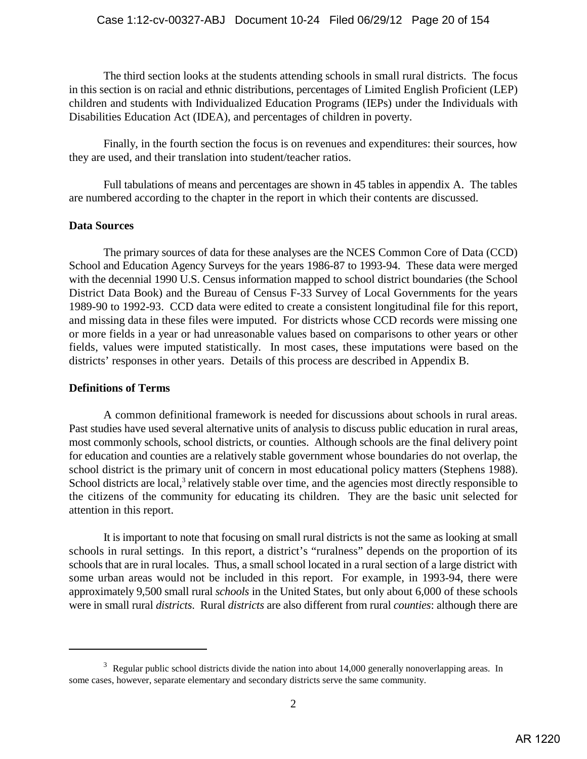The third section looks at the students attending schools in small rural districts. The focus in this section is on racial and ethnic distributions, percentages of Limited English Proficient (LEP) children and students with Individualized Education Programs (IEPs) under the Individuals with Disabilities Education Act (IDEA), and percentages of children in poverty.

Finally, in the fourth section the focus is on revenues and expenditures: their sources, how they are used, and their translation into student/teacher ratios.

Full tabulations of means and percentages are shown in 45 tables in appendix A. The tables are numbered according to the chapter in the report in which their contents are discussed.

**Data Sources**

The primary sources of data for these analyses are the NCES Common Core of Data (CCD) School and Education Agency Surveys for the years 1986-87 to 1993-94. These data were merged with the decennial 1990 U.S. Census information mapped to school district boundaries (the School District Data Book) and the Bureau of Census F-33 Survey of Local Governments for the years 1989-90 to 1992-93. CCD data were edited to create a consistent longitudinal file for this report, and missing data in these files were imputed. For districts whose CCD records were missing one or more fields in a year or had unreasonable values based on comparisons to other years or other fields, values were imputed statistically. In most cases, these imputations were based on the districts' responses in other years. Details of this process are described in Appendix B.

**Definitions of Terms**

A common definitional framework is needed for discussions about schools in rural areas. Past studies have used several alternative units of analysis to discuss public education in rural areas, most commonly schools, school districts, or counties. Although schools are the final delivery point for education and counties are a relatively stable government whose boundaries do not overlap, the school district is the primary unit of concern in most educational policy matters (Stephens 1988). School districts are local,[3] relatively stable over time, and the agencies most directly responsible to the citizens of the community for educating its children. They are the basic unit selected for attention in this report.

It is important to note that focusing on small rural districts is not the same as looking at small schools in rural settings. In this report, a district's "ruralness" depends on the proportion of its schools that are in rural locales. Thus, a small school located in a rural section of a large district with some urban areas would not be included in this report. For example, in 1993-94, there were approximately 9,500 small rural *schools* in the United States, but only about 6,000 of these schools were in small rural *districts*. Rural *districts* are also different from rural *counties*: although there are

---

[3] Regular public school districts divide the nation into about 14,000 generally nonoverlapping areas. In some cases, however, separate elementary and secondary districts serve the same community.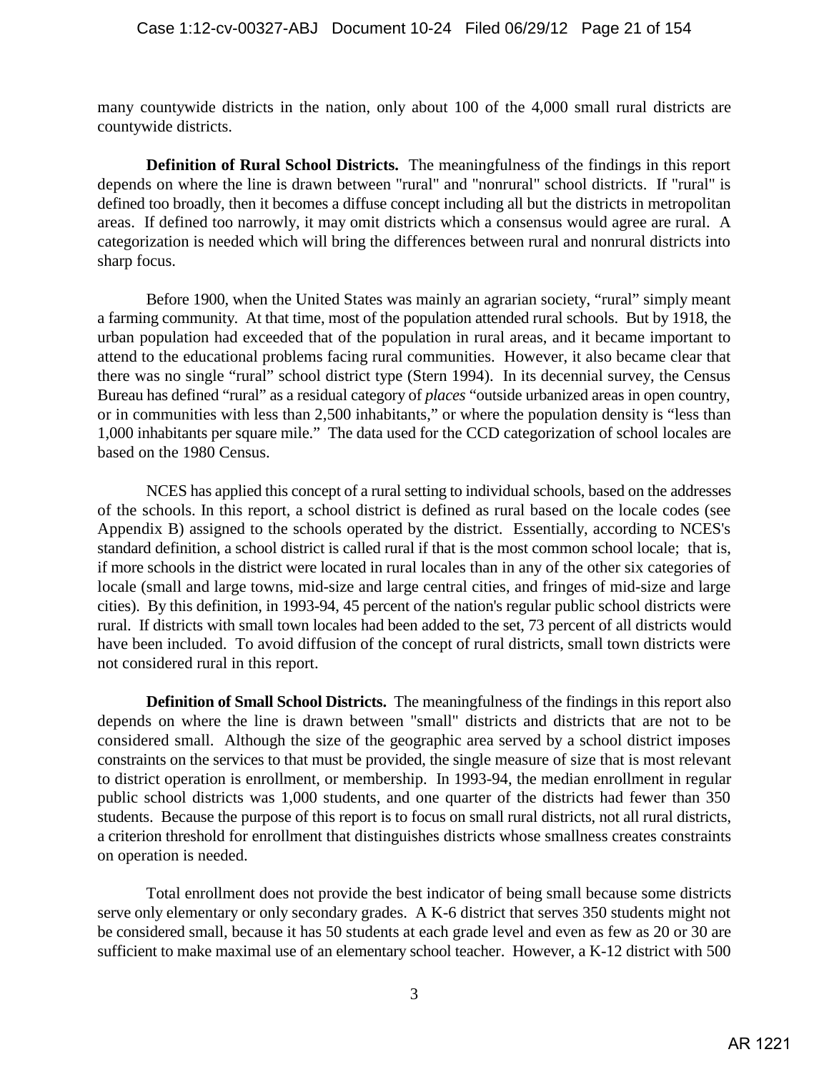many countywide districts in the nation, only about 100 of the 4,000 small rural districts are countywide districts.

**Definition of Rural School Districts.** The meaningfulness of the findings in this report depends on where the line is drawn between "rural" and "nonrural" school districts. If "rural" is defined too broadly, then it becomes a diffuse concept including all but the districts in metropolitan areas. If defined too narrowly, it may omit districts which a consensus would agree are rural. A categorization is needed which will bring the differences between rural and nonrural districts into sharp focus.

Before 1900, when the United States was mainly an agrarian society, “rural” simply meant a farming community. At that time, most of the population attended rural schools. But by 1918, the urban population had exceeded that of the population in rural areas, and it became important to attend to the educational problems facing rural communities. However, it also became clear that there was no single “rural” school district type (Stern 1994). In its decennial survey, the Census Bureau has defined “rural” as a residual category of *places* “outside urbanized areas in open country, or in communities with less than 2,500 inhabitants,” or where the population density is “less than 1,000 inhabitants per square mile.” The data used for the CCD categorization of school locales are based on the 1980 Census.

NCES has applied this concept of a rural setting to individual schools, based on the addresses of the schools. In this report, a school district is defined as rural based on the locale codes (see Appendix B) assigned to the schools operated by the district. Essentially, according to NCES's standard definition, a school district is called rural if that is the most common school locale; that is, if more schools in the district were located in rural locales than in any of the other six categories of locale (small and large towns, mid-size and large central cities, and fringes of mid-size and large cities). By this definition, in 1993-94, 45 percent of the nation's regular public school districts were rural. If districts with small town locales had been added to the set, 73 percent of all districts would have been included. To avoid diffusion of the concept of rural districts, small town districts were not considered rural in this report.

**Definition of Small School Districts.** The meaningfulness of the findings in this report also depends on where the line is drawn between "small" districts and districts that are not to be considered small. Although the size of the geographic area served by a school district imposes constraints on the services to that must be provided, the single measure of size that is most relevant to district operation is enrollment, or membership. In 1993-94, the median enrollment in regular public school districts was 1,000 students, and one quarter of the districts had fewer than 350 students. Because the purpose of this report is to focus on small rural districts, not all rural districts, a criterion threshold for enrollment that distinguishes districts whose smallness creates constraints on operation is needed.

Total enrollment does not provide the best indicator of being small because some districts serve only elementary or only secondary grades. A K-6 district that serves 350 students might not be considered small, because it has 50 students at each grade level and even as few as 20 or 30 are sufficient to make maximal use of an elementary school teacher. However, a K-12 district with 500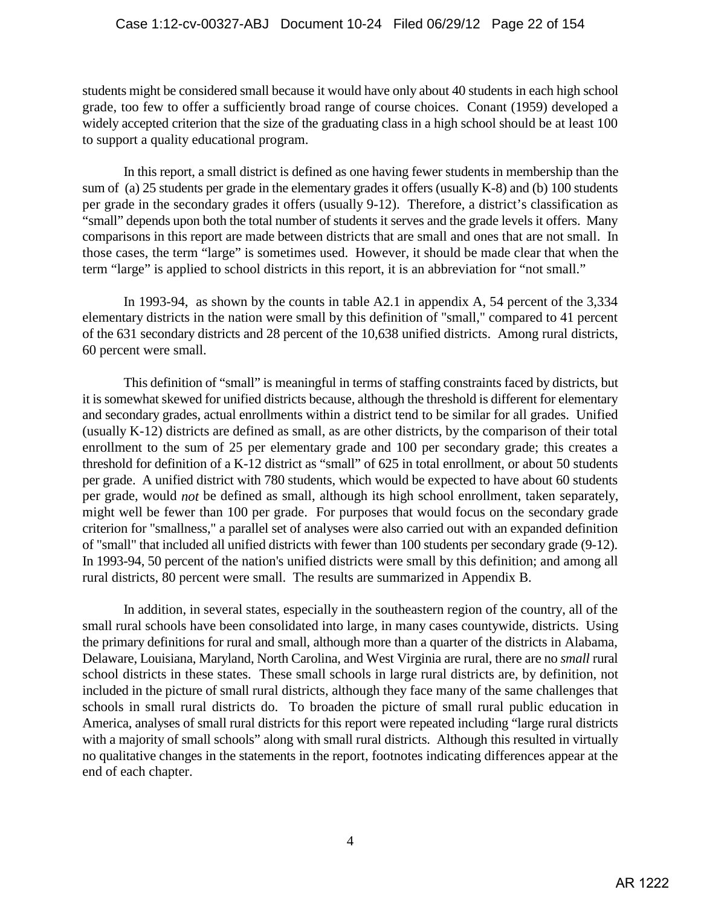students might be considered small because it would have only about 40 students in each high school grade, too few to offer a sufficiently broad range of course choices. Conant (1959) developed a widely accepted criterion that the size of the graduating class in a high school should be at least 100 to support a quality educational program.

In this report, a small district is defined as one having fewer students in membership than the sum of (a) 25 students per grade in the elementary grades it offers (usually K-8) and (b) 100 students per grade in the secondary grades it offers (usually 9-12). Therefore, a district's classification as "small" depends upon both the total number of students it serves and the grade levels it offers. Many comparisons in this report are made between districts that are small and ones that are not small. In those cases, the term "large" is sometimes used. However, it should be made clear that when the term "large" is applied to school districts in this report, it is an abbreviation for "not small."

In 1993-94, as shown by the counts in table A2.1 in appendix A, 54 percent of the 3,334 elementary districts in the nation were small by this definition of "small," compared to 41 percent of the 631 secondary districts and 28 percent of the 10,638 unified districts. Among rural districts, 60 percent were small.

This definition of "small" is meaningful in terms of staffing constraints faced by districts, but it is somewhat skewed for unified districts because, although the threshold is different for elementary and secondary grades, actual enrollments within a district tend to be similar for all grades. Unified (usually K-12) districts are defined as small, as are other districts, by the comparison of their total enrollment to the sum of 25 per elementary grade and 100 per secondary grade; this creates a threshold for definition of a K-12 district as "small" of 625 in total enrollment, or about 50 students per grade. A unified district with 780 students, which would be expected to have about 60 students per grade, would *not* be defined as small, although its high school enrollment, taken separately, might well be fewer than 100 per grade. For purposes that would focus on the secondary grade criterion for "smallness," a parallel set of analyses were also carried out with an expanded definition of "small" that included all unified districts with fewer than 100 students per secondary grade (9-12). In 1993-94, 50 percent of the nation's unified districts were small by this definition; and among all rural districts, 80 percent were small. The results are summarized in Appendix B.

In addition, in several states, especially in the southeastern region of the country, all of the small rural schools have been consolidated into large, in many cases countywide, districts. Using the primary definitions for rural and small, although more than a quarter of the districts in Alabama, Delaware, Louisiana, Maryland, North Carolina, and West Virginia are rural, there are no *small* rural school districts in these states. These small schools in large rural districts are, by definition, not included in the picture of small rural districts, although they face many of the same challenges that schools in small rural districts do. To broaden the picture of small rural public education in America, analyses of small rural districts for this report were repeated including "large rural districts with a majority of small schools" along with small rural districts. Although this resulted in virtually no qualitative changes in the statements in the report, footnotes indicating differences appear at the end of each chapter.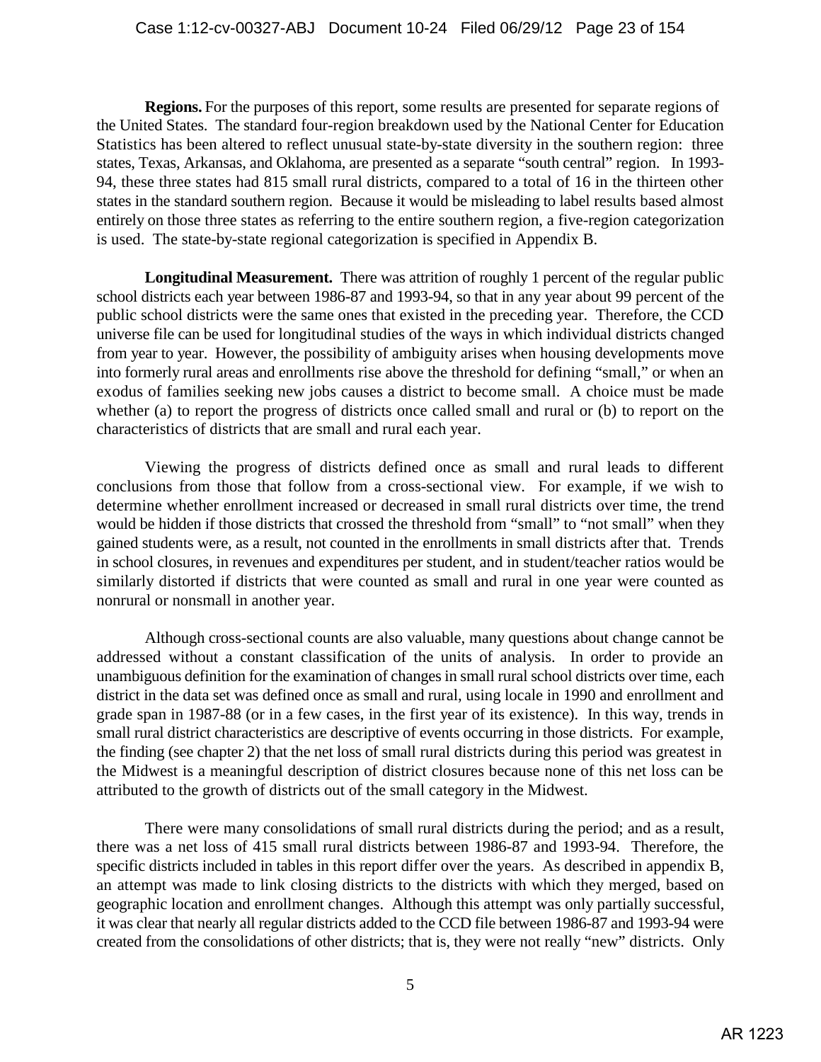**Regions.** For the purposes of this report, some results are presented for separate regions of the United States. The standard four-region breakdown used by the National Center for Education Statistics has been altered to reflect unusual state-by-state diversity in the southern region: three states, Texas, Arkansas, and Oklahoma, are presented as a separate "south central" region. In 1993-94, these three states had 815 small rural districts, compared to a total of 16 in the thirteen other states in the standard southern region. Because it would be misleading to label results based almost entirely on those three states as referring to the entire southern region, a five-region categorization is used. The state-by-state regional categorization is specified in Appendix B.

**Longitudinal Measurement.** There was attrition of roughly 1 percent of the regular public school districts each year between 1986-87 and 1993-94, so that in any year about 99 percent of the public school districts were the same ones that existed in the preceding year. Therefore, the CCD universe file can be used for longitudinal studies of the ways in which individual districts changed from year to year. However, the possibility of ambiguity arises when housing developments move into formerly rural areas and enrollments rise above the threshold for defining "small," or when an exodus of families seeking new jobs causes a district to become small. A choice must be made whether (a) to report the progress of districts once called small and rural or (b) to report on the characteristics of districts that are small and rural each year.

Viewing the progress of districts defined once as small and rural leads to different conclusions from those that follow from a cross-sectional view. For example, if we wish to determine whether enrollment increased or decreased in small rural districts over time, the trend would be hidden if those districts that crossed the threshold from "small" to "not small" when they gained students were, as a result, not counted in the enrollments in small districts after that. Trends in school closures, in revenues and expenditures per student, and in student/teacher ratios would be similarly distorted if districts that were counted as small and rural in one year were counted as nonrural or nonsmall in another year.

Although cross-sectional counts are also valuable, many questions about change cannot be addressed without a constant classification of the units of analysis. In order to provide an unambiguous definition for the examination of changes in small rural school districts over time, each district in the data set was defined once as small and rural, using locale in 1990 and enrollment and grade span in 1987-88 (or in a few cases, in the first year of its existence). In this way, trends in small rural district characteristics are descriptive of events occurring in those districts. For example, the finding (see chapter 2) that the net loss of small rural districts during this period was greatest in the Midwest is a meaningful description of district closures because none of this net loss can be attributed to the growth of districts out of the small category in the Midwest.

There were many consolidations of small rural districts during the period; and as a result, there was a net loss of 415 small rural districts between 1986-87 and 1993-94. Therefore, the specific districts included in tables in this report differ over the years. As described in appendix B, an attempt was made to link closing districts to the districts with which they merged, based on geographic location and enrollment changes. Although this attempt was only partially successful, it was clear that nearly all regular districts added to the CCD file between 1986-87 and 1993-94 were created from the consolidations of other districts; that is, they were not really "new" districts. Only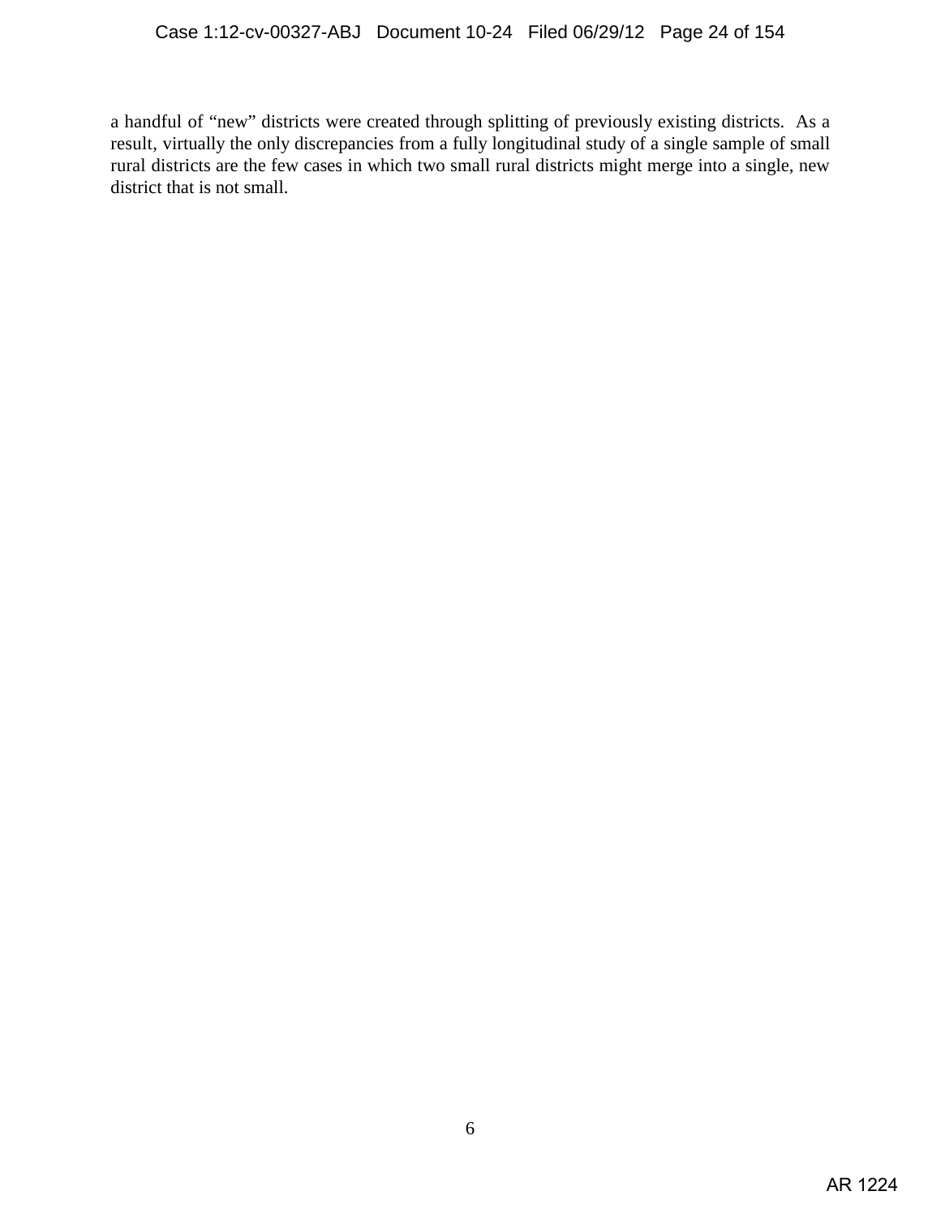a handful of "new" districts were created through splitting of previously existing districts. As a result, virtually the only discrepancies from a fully longitudinal study of a single sample of small rural districts are the few cases in which two small rural districts might merge into a single, new district that is not small.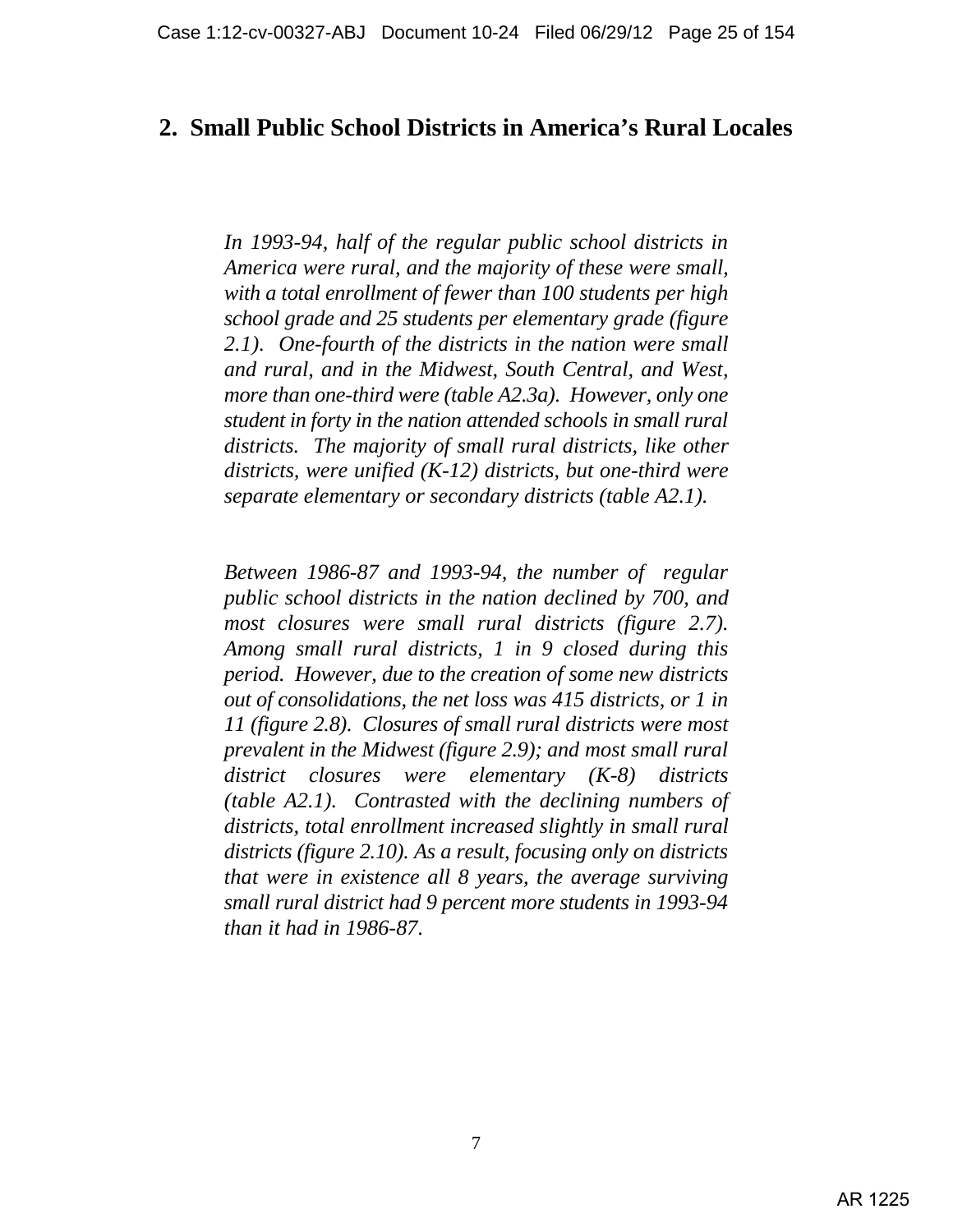## 2. Small Public School Districts in America's Rural Locales

*In 1993-94, half of the regular public school districts in America were rural, and the majority of these were small, with a total enrollment of fewer than 100 students per high school grade and 25 students per elementary grade (figure 2.1). One-fourth of the districts in the nation were small and rural, and in the Midwest, South Central, and West, more than one-third were (table A2.3a). However, only one student in forty in the nation attended schools in small rural districts. The majority of small rural districts, like other districts, were unified (K-12) districts, but one-third were separate elementary or secondary districts (table A2.1).*

*Between 1986-87 and 1993-94, the number of regular public school districts in the nation declined by 700, and most closures were small rural districts (figure 2.7). Among small rural districts, 1 in 9 closed during this period. However, due to the creation of some new districts out of consolidations, the net loss was 415 districts, or 1 in 11 (figure 2.8). Closures of small rural districts were most prevalent in the Midwest (figure 2.9); and most small rural district closures were elementary (K-8) districts (table A2.1). Contrasted with the declining numbers of districts, total enrollment increased slightly in small rural districts (figure 2.10). As a result, focusing only on districts that were in existence all 8 years, the average surviving small rural district had 9 percent more students in 1993-94 than it had in 1986-87.*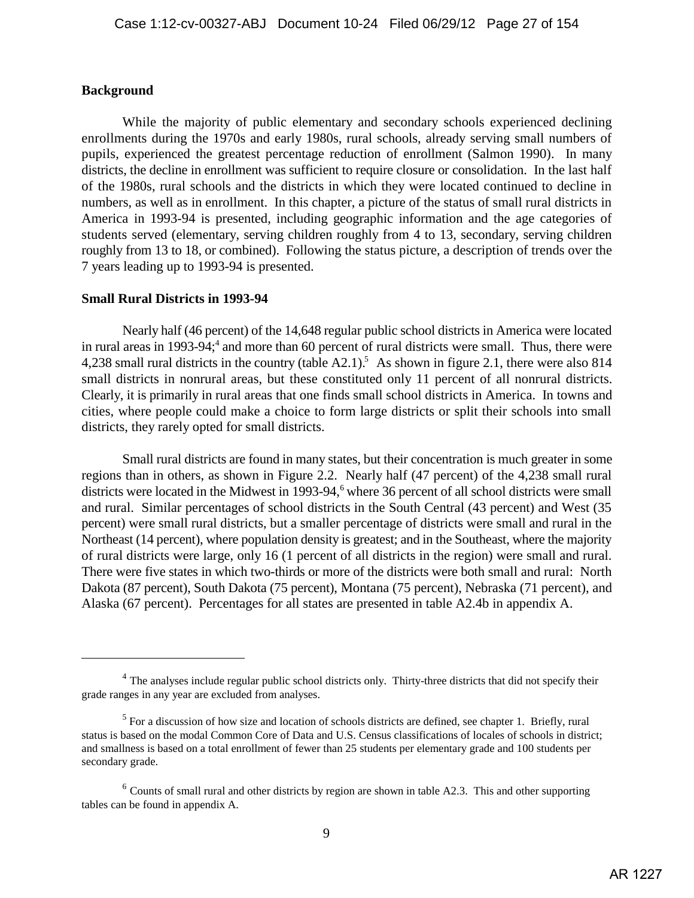## Background

While the majority of public elementary and secondary schools experienced declining enrollments during the 1970s and early 1980s, rural schools, already serving small numbers of pupils, experienced the greatest percentage reduction of enrollment (Salmon 1990). In many districts, the decline in enrollment was sufficient to require closure or consolidation. In the last half of the 1980s, rural schools and the districts in which they were located continued to decline in numbers, as well as in enrollment. In this chapter, a picture of the status of small rural districts in America in 1993-94 is presented, including geographic information and the age categories of students served (elementary, serving children roughly from 4 to 13, secondary, serving children roughly from 13 to 18, or combined). Following the status picture, a description of trends over the 7 years leading up to 1993-94 is presented.

## Small Rural Districts in 1993-94

Nearly half (46 percent) of the 14,648 regular public school districts in America were located in rural areas in 1993-94;[4] and more than 60 percent of rural districts were small. Thus, there were 4,238 small rural districts in the country (table A2.1).[5] As shown in figure 2.1, there were also 814 small districts in nonrural areas, but these constituted only 11 percent of all nonrural districts. Clearly, it is primarily in rural areas that one finds small school districts in America. In towns and cities, where people could make a choice to form large districts or split their schools into small districts, they rarely opted for small districts.

Small rural districts are found in many states, but their concentration is much greater in some regions than in others, as shown in Figure 2.2. Nearly half (47 percent) of the 4,238 small rural districts were located in the Midwest in 1993-94,[6] where 36 percent of all school districts were small and rural. Similar percentages of school districts in the South Central (43 percent) and West (35 percent) were small rural districts, but a smaller percentage of districts were small and rural in the Northeast (14 percent), where population density is greatest; and in the Southeast, where the majority of rural districts were large, only 16 (1 percent of all districts in the region) were small and rural. There were five states in which two-thirds or more of the districts were both small and rural: North Dakota (87 percent), South Dakota (75 percent), Montana (75 percent), Nebraska (71 percent), and Alaska (67 percent). Percentages for all states are presented in table A2.4b in appendix A.

---

[4] The analyses include regular public school districts only. Thirty-three districts that did not specify their grade ranges in any year are excluded from analyses.

[5] For a discussion of how size and location of schools districts are defined, see chapter 1. Briefly, rural status is based on the modal Common Core of Data and U.S. Census classifications of locales of schools in district; and smallness is based on a total enrollment of fewer than 25 students per elementary grade and 100 students per secondary grade.

[6] Counts of small rural and other districts by region are shown in table A2.3. This and other supporting tables can be found in appendix A.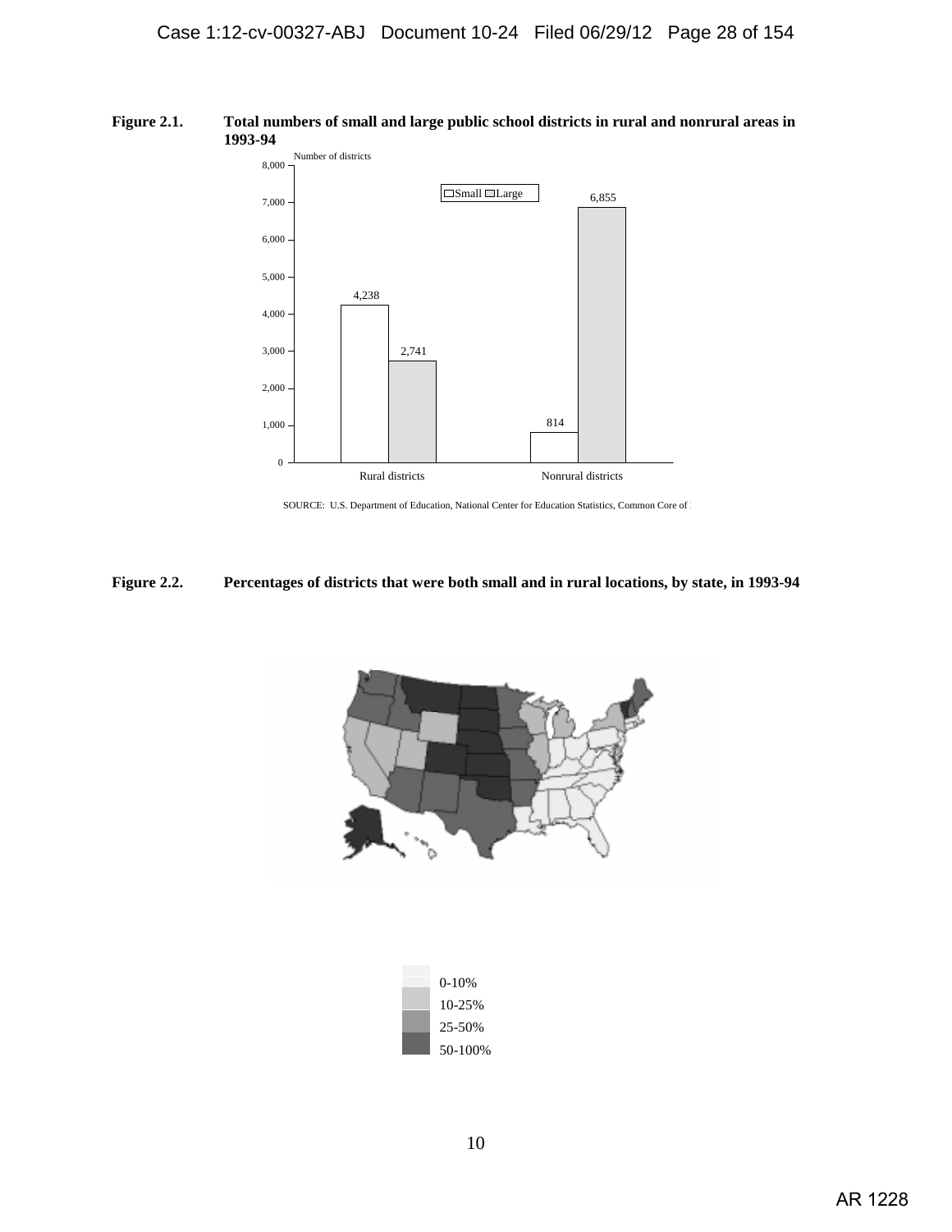**Figure 2.1.** **Total numbers of small and large public school districts in rural and nonrural areas in 1993-94**

Number of districts

| | Small | Large |
|---|---|---|
| Rural districts | 4,238 | 2,741 |
| Nonrural districts | 814 | 6,855 |

SOURCE: U.S. Department of Education, National Center for Education Statistics, Common Core of 

**Figure 2.2.** **Percentages of districts that were both small and in rural locations, by state, in 1993-94**

0-10%
10-25%
25-50%
50-100%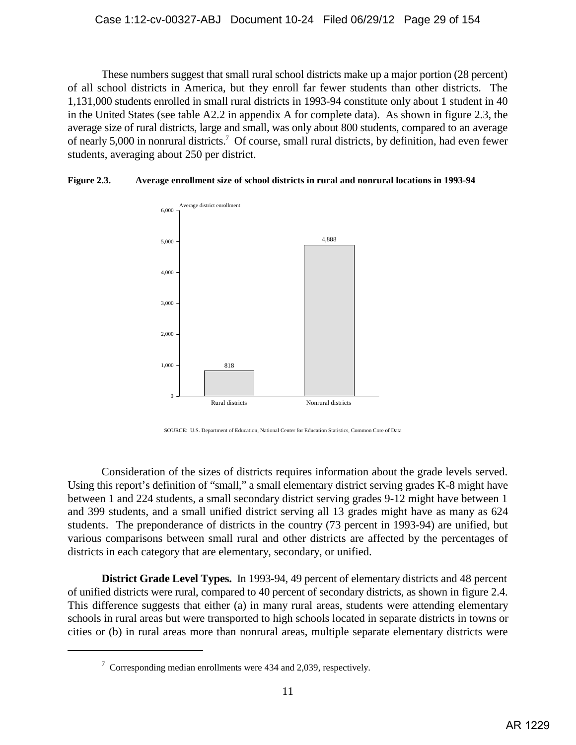These numbers suggest that small rural school districts make up a major portion (28 percent) of all school districts in America, but they enroll far fewer students than other districts. The 1,131,000 students enrolled in small rural districts in 1993-94 constitute only about 1 student in 40 in the United States (see table A2.2 in appendix A for complete data). As shown in figure 2.3, the average size of rural districts, large and small, was only about 800 students, compared to an average of nearly 5,000 in nonrural districts.[7] Of course, small rural districts, by definition, had even fewer students, averaging about 250 per district.

**Figure 2.3. Average enrollment size of school districts in rural and nonrural locations in 1993-94**

| | Average district enrollment |
|---|---|
| Rural districts | 818 |
| Nonrural districts | 4,888 |

SOURCE: U.S. Department of Education, National Center for Education Statistics, Common Core of Data

Consideration of the sizes of districts requires information about the grade levels served. Using this report's definition of "small," a small elementary district serving grades K-8 might have between 1 and 224 students, a small secondary district serving grades 9-12 might have between 1 and 399 students, and a small unified district serving all 13 grades might have as many as 624 students. The preponderance of districts in the country (73 percent in 1993-94) are unified, but various comparisons between small rural and other districts are affected by the percentages of districts in each category that are elementary, secondary, or unified.

**District Grade Level Types.** In 1993-94, 49 percent of elementary districts and 48 percent of unified districts were rural, compared to 40 percent of secondary districts, as shown in figure 2.4. This difference suggests that either (a) in many rural areas, students were attending elementary schools in rural areas but were transported to high schools located in separate districts in towns or cities or (b) in rural areas more than nonrural areas, multiple separate elementary districts were

[7] Corresponding median enrollments were 434 and 2,039, respectively.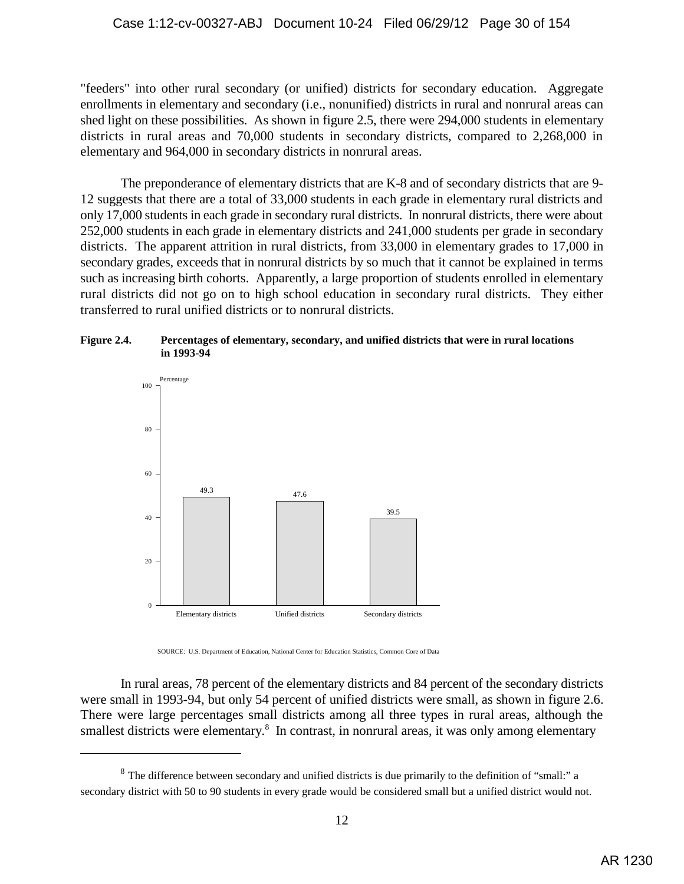"feeders" into other rural secondary (or unified) districts for secondary education. Aggregate enrollments in elementary and secondary (i.e., nonunified) districts in rural and nonrural areas can shed light on these possibilities. As shown in figure 2.5, there were 294,000 students in elementary districts in rural areas and 70,000 students in secondary districts, compared to 2,268,000 in elementary and 964,000 in secondary districts in nonrural areas.

The preponderance of elementary districts that are K-8 and of secondary districts that are 9-12 suggests that there are a total of 33,000 students in each grade in elementary rural districts and only 17,000 students in each grade in secondary rural districts. In nonrural districts, there were about 252,000 students in each grade in elementary districts and 241,000 students per grade in secondary districts. The apparent attrition in rural districts, from 33,000 in elementary grades to 17,000 in secondary grades, exceeds that in nonrural districts by so much that it cannot be explained in terms such as increasing birth cohorts. Apparently, a large proportion of students enrolled in elementary rural districts did not go on to high school education in secondary rural districts. They either transferred to rural unified districts or to nonrural districts.

**Figure 2.4. Percentages of elementary, secondary, and unified districts that were in rural locations in 1993-94**

| | Percentage |
|---|---|
| Elementary districts | 49.3 |
| Unified districts | 47.6 |
| Secondary districts | 39.5 |

SOURCE: U.S. Department of Education, National Center for Education Statistics, Common Core of Data

In rural areas, 78 percent of the elementary districts and 84 percent of the secondary districts were small in 1993-94, but only 54 percent of unified districts were small, as shown in figure 2.6. There were large percentages small districts among all three types in rural areas, although the smallest districts were elementary.[8] In contrast, in nonrural areas, it was only among elementary

[8] The difference between secondary and unified districts is due primarily to the definition of "small:" a secondary district with 50 to 90 students in every grade would be considered small but a unified district would not.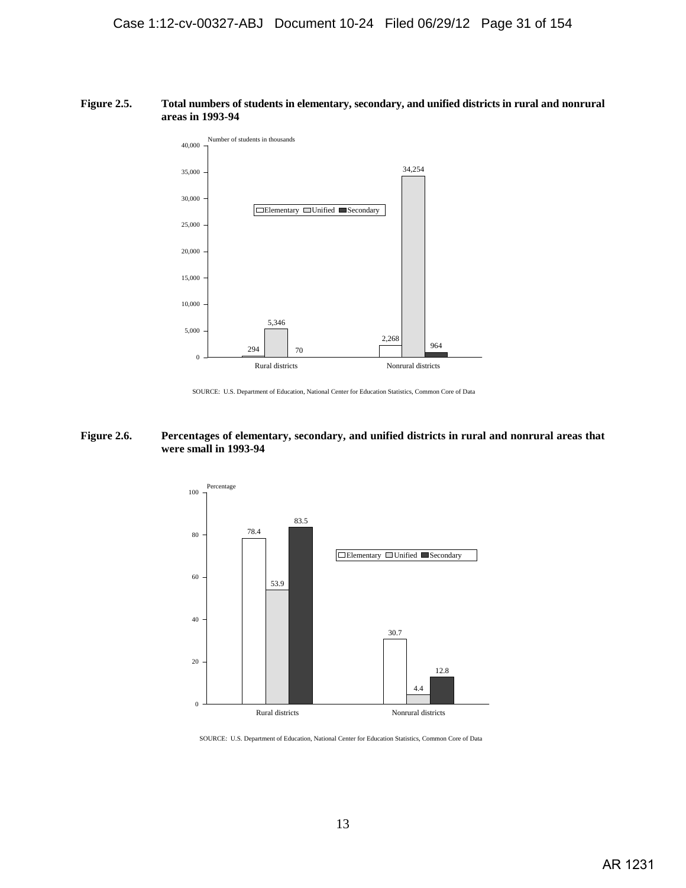**Figure 2.5. Total numbers of students in elementary, secondary, and unified districts in rural and nonrural areas in 1993-94**

Number of students in thousands

| | Elementary | Unified | Secondary |
|---|---|---|---|
| Rural districts | 294 | 5,346 | 70 |
| Nonrural districts | 2,268 | 34,254 | 964 |

SOURCE: U.S. Department of Education, National Center for Education Statistics, Common Core of Data

**Figure 2.6. Percentages of elementary, secondary, and unified districts in rural and nonrural areas that were small in 1993-94**

Percentage

| | Elementary | Unified | Secondary |
|---|---|---|---|
| Rural districts | 78.4 | 53.9 | 83.5 |
| Nonrural districts | 30.7 | 4.4 | 12.8 |

SOURCE: U.S. Department of Education, National Center for Education Statistics, Common Core of Data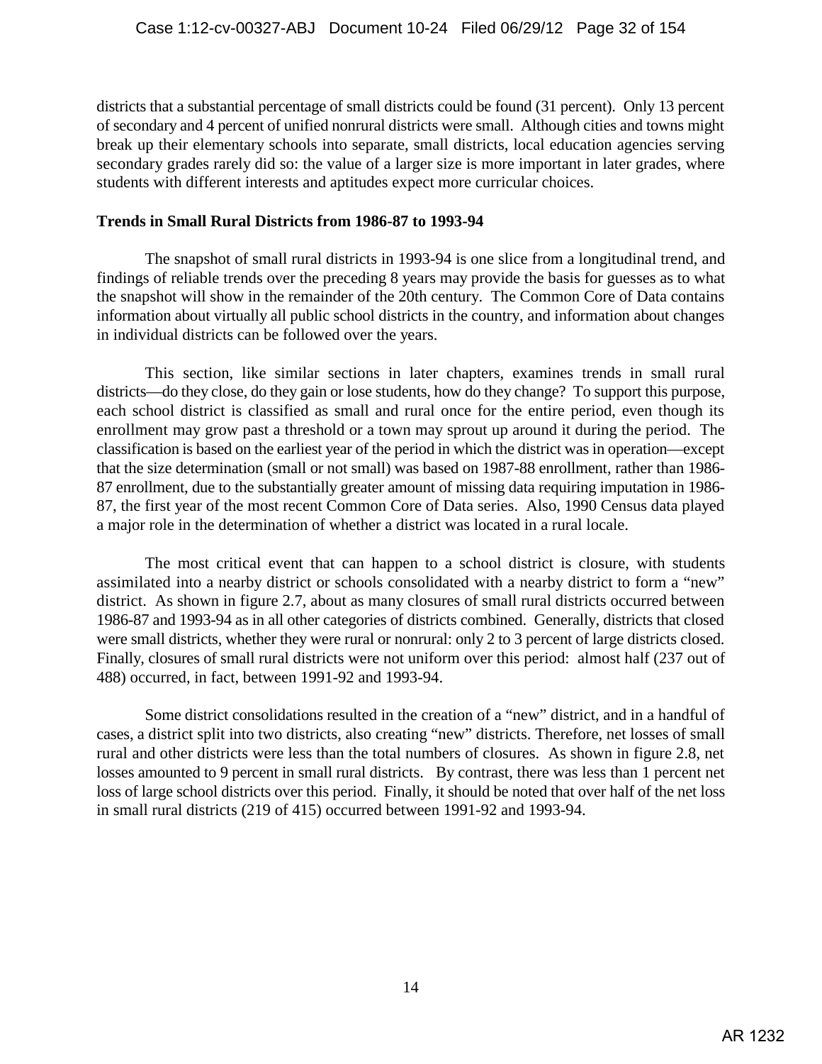districts that a substantial percentage of small districts could be found (31 percent). Only 13 percent of secondary and 4 percent of unified nonrural districts were small. Although cities and towns might break up their elementary schools into separate, small districts, local education agencies serving secondary grades rarely did so: the value of a larger size is more important in later grades, where students with different interests and aptitudes expect more curricular choices.

**Trends in Small Rural Districts from 1986-87 to 1993-94**

The snapshot of small rural districts in 1993-94 is one slice from a longitudinal trend, and findings of reliable trends over the preceding 8 years may provide the basis for guesses as to what the snapshot will show in the remainder of the 20th century. The Common Core of Data contains information about virtually all public school districts in the country, and information about changes in individual districts can be followed over the years.

This section, like similar sections in later chapters, examines trends in small rural districts—do they close, do they gain or lose students, how do they change? To support this purpose, each school district is classified as small and rural once for the entire period, even though its enrollment may grow past a threshold or a town may sprout up around it during the period. The classification is based on the earliest year of the period in which the district was in operation—except that the size determination (small or not small) was based on 1987-88 enrollment, rather than 1986-87 enrollment, due to the substantially greater amount of missing data requiring imputation in 1986-87, the first year of the most recent Common Core of Data series. Also, 1990 Census data played a major role in the determination of whether a district was located in a rural locale.

The most critical event that can happen to a school district is closure, with students assimilated into a nearby district or schools consolidated with a nearby district to form a "new" district. As shown in figure 2.7, about as many closures of small rural districts occurred between 1986-87 and 1993-94 as in all other categories of districts combined. Generally, districts that closed were small districts, whether they were rural or nonrural: only 2 to 3 percent of large districts closed. Finally, closures of small rural districts were not uniform over this period: almost half (237 out of 488) occurred, in fact, between 1991-92 and 1993-94.

Some district consolidations resulted in the creation of a "new" district, and in a handful of cases, a district split into two districts, also creating "new" districts. Therefore, net losses of small rural and other districts were less than the total numbers of closures. As shown in figure 2.8, net losses amounted to 9 percent in small rural districts. By contrast, there was less than 1 percent net loss of large school districts over this period. Finally, it should be noted that over half of the net loss in small rural districts (219 of 415) occurred between 1991-92 and 1993-94.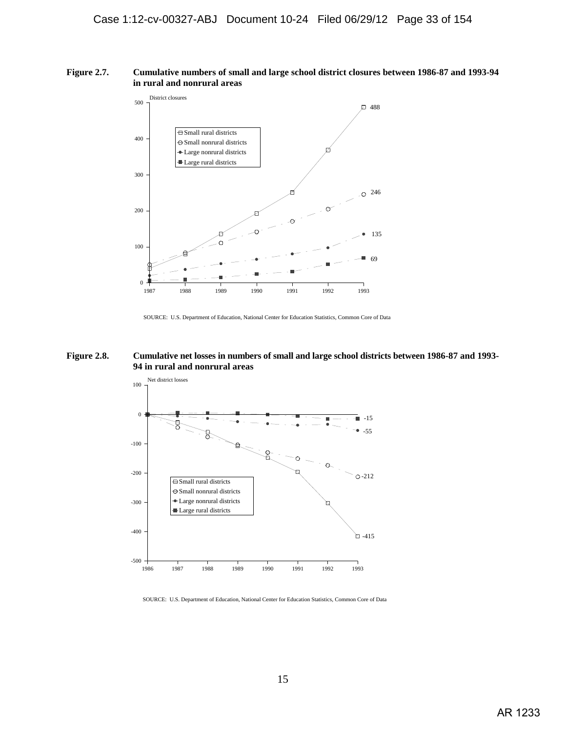**Figure 2.7.** **Cumulative numbers of small and large school district closures between 1986-87 and 1993-94 in rural and nonrural areas**

SOURCE: U.S. Department of Education, National Center for Education Statistics, Common Core of Data

**Figure 2.8.** **Cumulative net losses in numbers of small and large school districts between 1986-87 and 1993-94 in rural and nonrural areas**

SOURCE: U.S. Department of Education, National Center for Education Statistics, Common Core of Data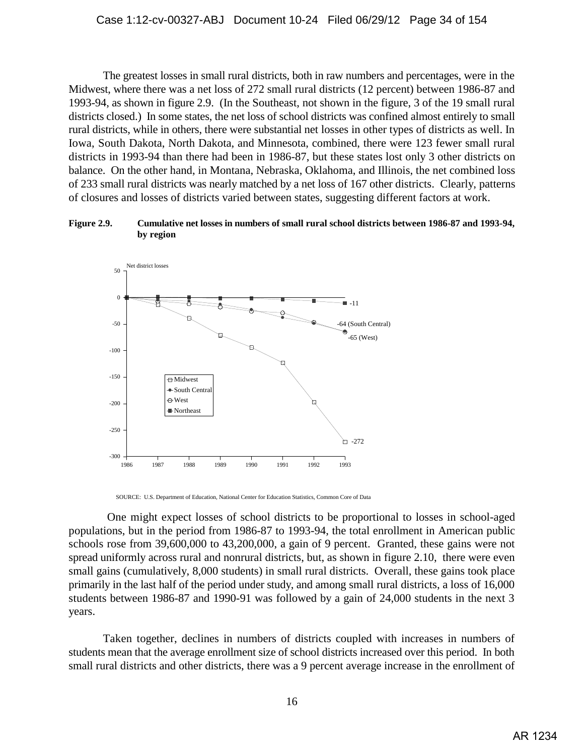The greatest losses in small rural districts, both in raw numbers and percentages, were in the Midwest, where there was a net loss of 272 small rural districts (12 percent) between 1986-87 and 1993-94, as shown in figure 2.9. (In the Southeast, not shown in the figure, 3 of the 19 small rural districts closed.) In some states, the net loss of school districts was confined almost entirely to small rural districts, while in others, there were substantial net losses in other types of districts as well. In Iowa, South Dakota, North Dakota, and Minnesota, combined, there were 123 fewer small rural districts in 1993-94 than there had been in 1986-87, but these states lost only 3 other districts on balance. On the other hand, in Montana, Nebraska, Oklahoma, and Illinois, the net combined loss of 233 small rural districts was nearly matched by a net loss of 167 other districts. Clearly, patterns of closures and losses of districts varied between states, suggesting different factors at work.

**Figure 2.9. Cumulative net losses in numbers of small rural school districts between 1986-87 and 1993-94, by region**

SOURCE: U.S. Department of Education, National Center for Education Statistics, Common Core of Data

One might expect losses of school districts to be proportional to losses in school-aged populations, but in the period from 1986-87 to 1993-94, the total enrollment in American public schools rose from 39,600,000 to 43,200,000, a gain of 9 percent. Granted, these gains were not spread uniformly across rural and nonrural districts, but, as shown in figure 2.10, there were even small gains (cumulatively, 8,000 students) in small rural districts. Overall, these gains took place primarily in the last half of the period under study, and among small rural districts, a loss of 16,000 students between 1986-87 and 1990-91 was followed by a gain of 24,000 students in the next 3 years.

Taken together, declines in numbers of districts coupled with increases in numbers of students mean that the average enrollment size of school districts increased over this period. In both small rural districts and other districts, there was a 9 percent average increase in the enrollment of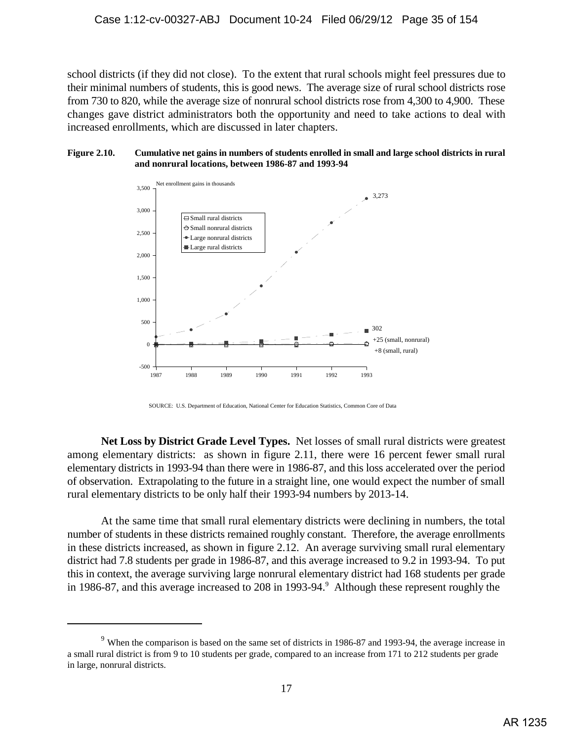school districts (if they did not close). To the extent that rural schools might feel pressures due to their minimal numbers of students, this is good news. The average size of rural school districts rose from 730 to 820, while the average size of nonrural school districts rose from 4,300 to 4,900. These changes gave district administrators both the opportunity and need to take actions to deal with increased enrollments, which are discussed in later chapters.

**Figure 2.10. Cumulative net gains in numbers of students enrolled in small and large school districts in rural and nonrural locations, between 1986-87 and 1993-94**

Net enrollment gains in thousands

- Small rural districts
- Small nonrural districts
- Large nonrural districts
- Large rural districts

3,273

302

+25 (small, nonrural)

+8 (small, rural)

SOURCE: U.S. Department of Education, National Center for Education Statistics, Common Core of Data

**Net Loss by District Grade Level Types.** Net losses of small rural districts were greatest among elementary districts: as shown in figure 2.11, there were 16 percent fewer small rural elementary districts in 1993-94 than there were in 1986-87, and this loss accelerated over the period of observation. Extrapolating to the future in a straight line, one would expect the number of small rural elementary districts to be only half their 1993-94 numbers by 2013-14.

At the same time that small rural elementary districts were declining in numbers, the total number of students in these districts remained roughly constant. Therefore, the average enrollments in these districts increased, as shown in figure 2.12. An average surviving small rural elementary district had 7.8 students per grade in 1986-87, and this average increased to 9.2 in 1993-94. To put this in context, the average surviving large nonrural elementary district had 168 students per grade in 1986-87, and this average increased to 208 in 1993-94.[9] Although these represent roughly the

[9] When the comparison is based on the same set of districts in 1986-87 and 1993-94, the average increase in a small rural district is from 9 to 10 students per grade, compared to an increase from 171 to 212 students per grade in large, nonrural districts.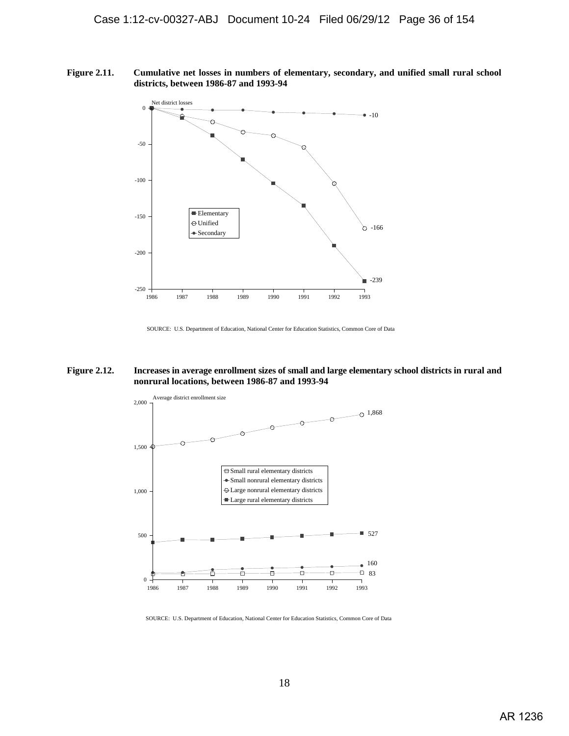**Figure 2.11. Cumulative net losses in numbers of elementary, secondary, and unified small rural school districts, between 1986-87 and 1993-94**

SOURCE: U.S. Department of Education, National Center for Education Statistics, Common Core of Data

**Figure 2.12. Increases in average enrollment sizes of small and large elementary school districts in rural and nonrural locations, between 1986-87 and 1993-94**

SOURCE: U.S. Department of Education, National Center for Education Statistics, Common Core of Data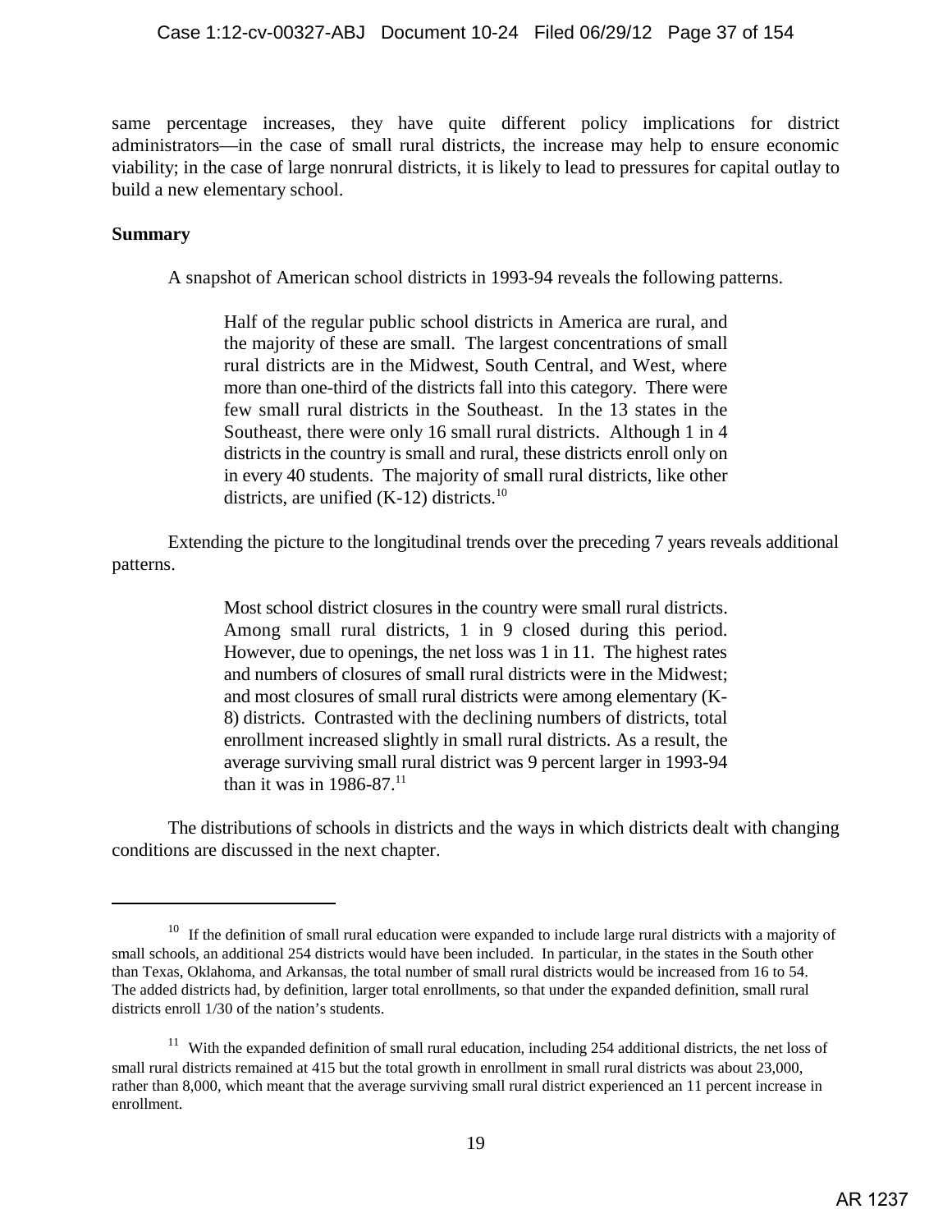same percentage increases, they have quite different policy implications for district administrators—in the case of small rural districts, the increase may help to ensure economic viability; in the case of large nonrural districts, it is likely to lead to pressures for capital outlay to build a new elementary school.

**Summary**

A snapshot of American school districts in 1993-94 reveals the following patterns.

> Half of the regular public school districts in America are rural, and the majority of these are small. The largest concentrations of small rural districts are in the Midwest, South Central, and West, where more than one-third of the districts fall into this category. There were few small rural districts in the Southeast. In the 13 states in the Southeast, there were only 16 small rural districts. Although 1 in 4 districts in the country is small and rural, these districts enroll only on in every 40 students. The majority of small rural districts, like other districts, are unified (K-12) districts.[10]

Extending the picture to the longitudinal trends over the preceding 7 years reveals additional patterns.

> Most school district closures in the country were small rural districts. Among small rural districts, 1 in 9 closed during this period. However, due to openings, the net loss was 1 in 11. The highest rates and numbers of closures of small rural districts were in the Midwest; and most closures of small rural districts were among elementary (K-8) districts. Contrasted with the declining numbers of districts, total enrollment increased slightly in small rural districts. As a result, the average surviving small rural district was 9 percent larger in 1993-94 than it was in 1986-87.[11]

The distributions of schools in districts and the ways in which districts dealt with changing conditions are discussed in the next chapter.

---

[10] If the definition of small rural education were expanded to include large rural districts with a majority of small schools, an additional 254 districts would have been included. In particular, in the states in the South other than Texas, Oklahoma, and Arkansas, the total number of small rural districts would be increased from 16 to 54. The added districts had, by definition, larger total enrollments, so that under the expanded definition, small rural districts enroll 1/30 of the nation's students.

[11] With the expanded definition of small rural education, including 254 additional districts, the net loss of small rural districts remained at 415 but the total growth in enrollment in small rural districts was about 23,000, rather than 8,000, which meant that the average surviving small rural district experienced an 11 percent increase in enrollment.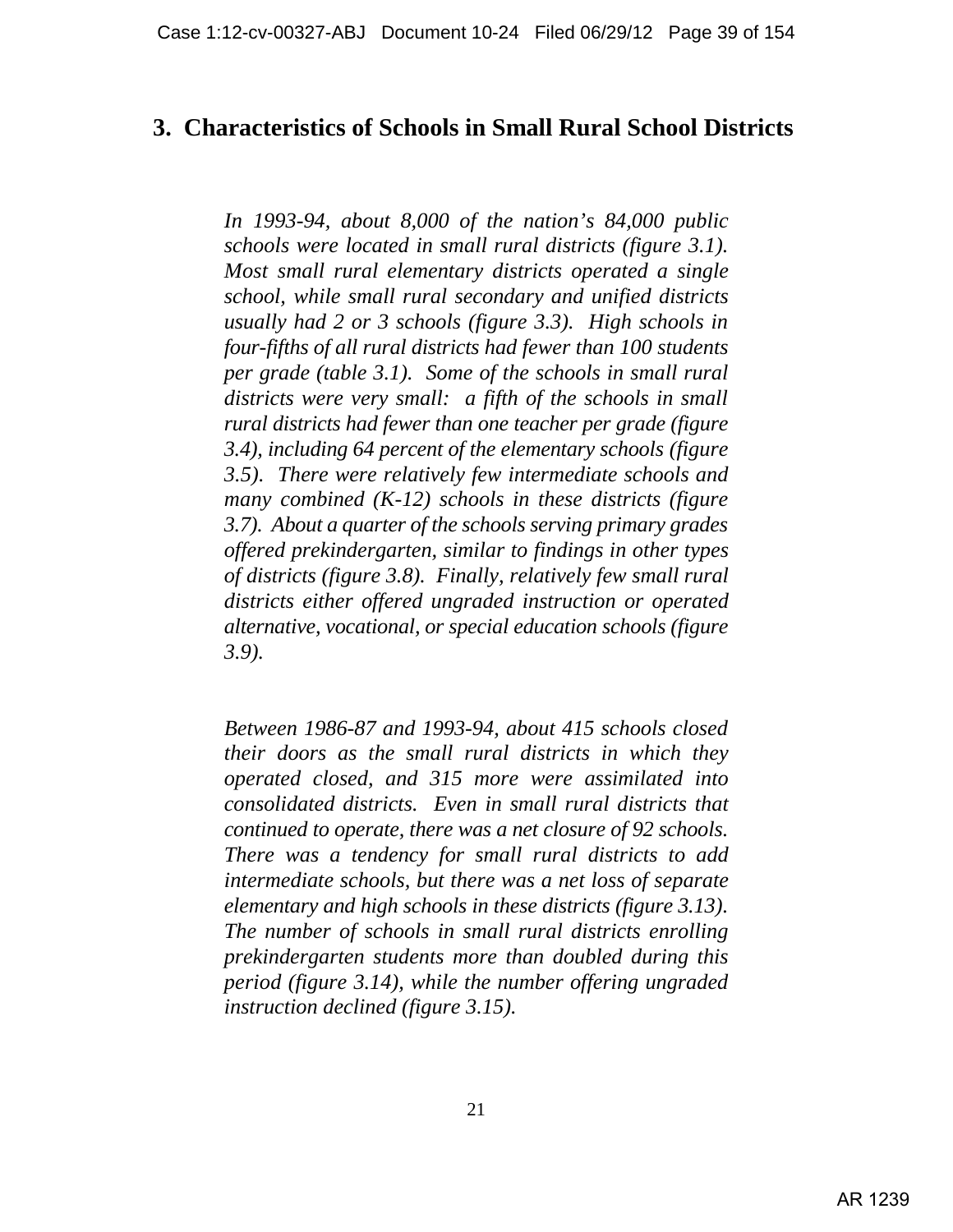## 3. Characteristics of Schools in Small Rural School Districts

*In 1993-94, about 8,000 of the nation's 84,000 public schools were located in small rural districts (figure 3.1). Most small rural elementary districts operated a single school, while small rural secondary and unified districts usually had 2 or 3 schools (figure 3.3). High schools in four-fifths of all rural districts had fewer than 100 students per grade (table 3.1). Some of the schools in small rural districts were very small: a fifth of the schools in small rural districts had fewer than one teacher per grade (figure 3.4), including 64 percent of the elementary schools (figure 3.5). There were relatively few intermediate schools and many combined (K-12) schools in these districts (figure 3.7). About a quarter of the schools serving primary grades offered prekindergarten, similar to findings in other types of districts (figure 3.8). Finally, relatively few small rural districts either offered ungraded instruction or operated alternative, vocational, or special education schools (figure 3.9).*

*Between 1986-87 and 1993-94, about 415 schools closed their doors as the small rural districts in which they operated closed, and 315 more were assimilated into consolidated districts. Even in small rural districts that continued to operate, there was a net closure of 92 schools. There was a tendency for small rural districts to add intermediate schools, but there was a net loss of separate elementary and high schools in these districts (figure 3.13). The number of schools in small rural districts enrolling prekindergarten students more than doubled during this period (figure 3.14), while the number offering ungraded instruction declined (figure 3.15).*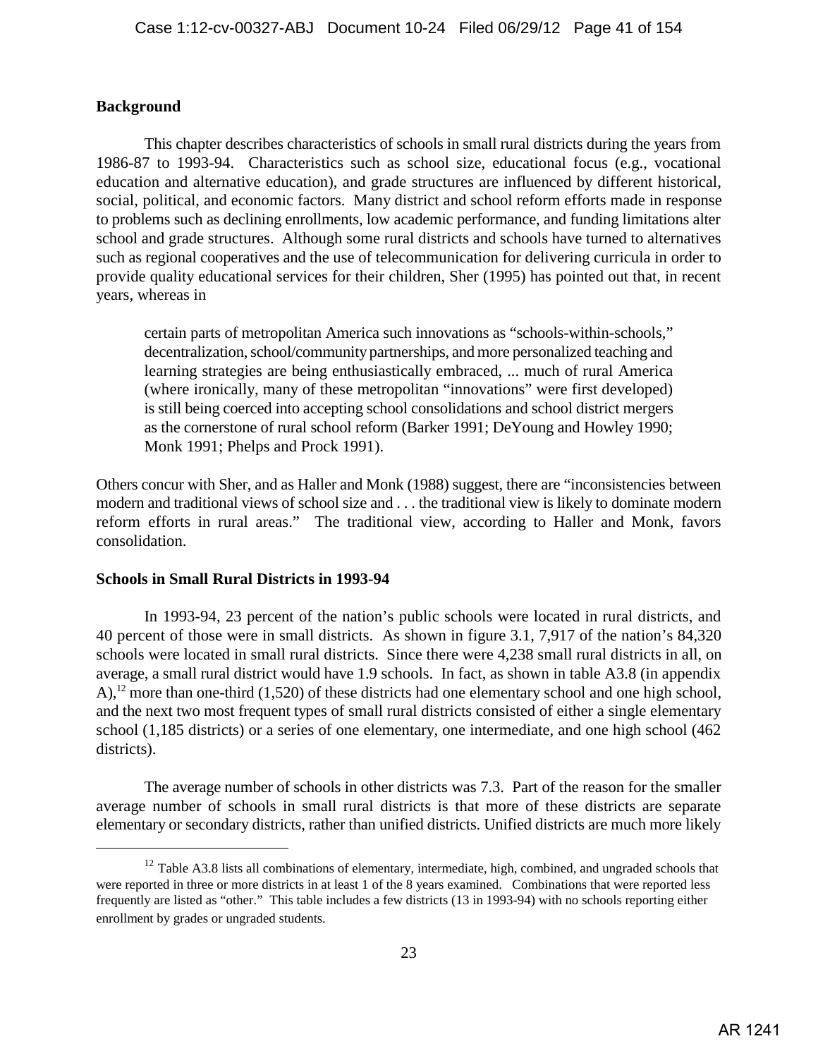## Background

This chapter describes characteristics of schools in small rural districts during the years from 1986-87 to 1993-94. Characteristics such as school size, educational focus (e.g., vocational education and alternative education), and grade structures are influenced by different historical, social, political, and economic factors. Many district and school reform efforts made in response to problems such as declining enrollments, low academic performance, and funding limitations alter school and grade structures. Although some rural districts and schools have turned to alternatives such as regional cooperatives and the use of telecommunication for delivering curricula in order to provide quality educational services for their children, Sher (1995) has pointed out that, in recent years, whereas in

> certain parts of metropolitan America such innovations as "schools-within-schools," decentralization, school/community partnerships, and more personalized teaching and learning strategies are being enthusiastically embraced, ... much of rural America (where ironically, many of these metropolitan "innovations" were first developed) is still being coerced into accepting school consolidations and school district mergers as the cornerstone of rural school reform (Barker 1991; DeYoung and Howley 1990; Monk 1991; Phelps and Prock 1991).

Others concur with Sher, and as Haller and Monk (1988) suggest, there are "inconsistencies between modern and traditional views of school size and . . . the traditional view is likely to dominate modern reform efforts in rural areas." The traditional view, according to Haller and Monk, favors consolidation.

## Schools in Small Rural Districts in 1993-94

In 1993-94, 23 percent of the nation's public schools were located in rural districts, and 40 percent of those were in small districts. As shown in figure 3.1, 7,917 of the nation's 84,320 schools were located in small rural districts. Since there were 4,238 small rural districts in all, on average, a small rural district would have 1.9 schools. In fact, as shown in table A3.8 (in appendix A),[12] more than one-third (1,520) of these districts had one elementary school and one high school, and the next two most frequent types of small rural districts consisted of either a single elementary school (1,185 districts) or a series of one elementary, one intermediate, and one high school (462 districts).

The average number of schools in other districts was 7.3. Part of the reason for the smaller average number of schools in small rural districts is that more of these districts are separate elementary or secondary districts, rather than unified districts. Unified districts are much more likely

---

[12] Table A3.8 lists all combinations of elementary, intermediate, high, combined, and ungraded schools that were reported in three or more districts in at least 1 of the 8 years examined. Combinations that were reported less frequently are listed as "other." This table includes a few districts (13 in 1993-94) with no schools reporting either enrollment by grades or ungraded students.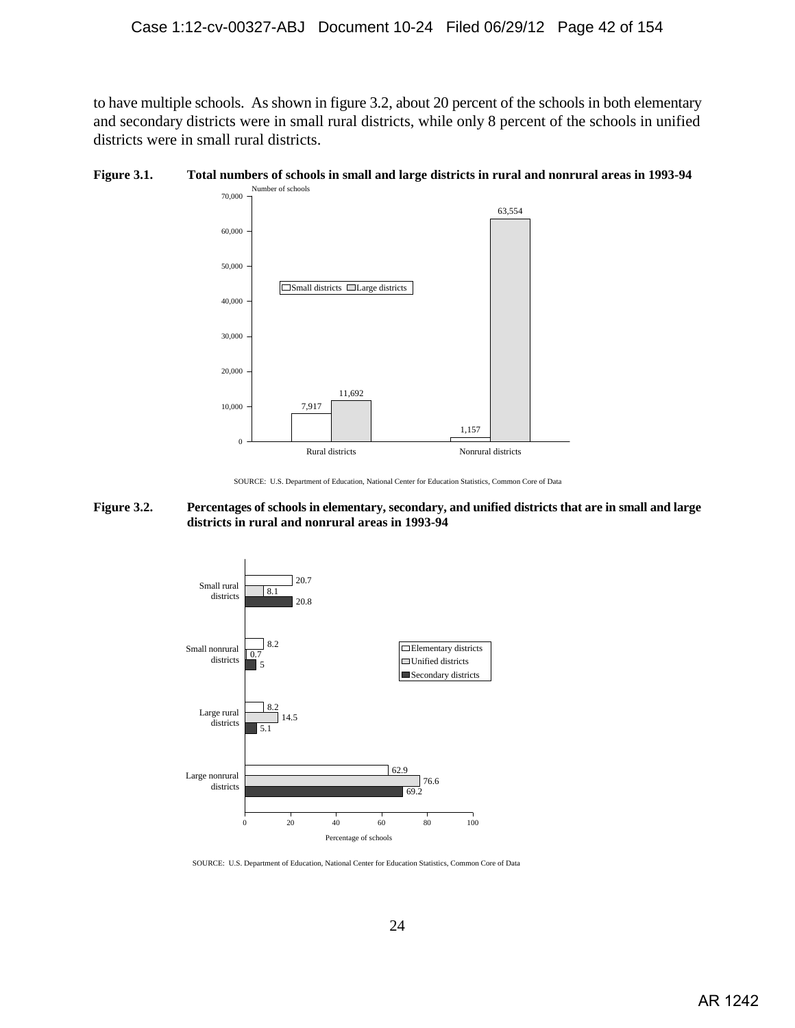to have multiple schools. As shown in figure 3.2, about 20 percent of the schools in both elementary and secondary districts were in small rural districts, while only 8 percent of the schools in unified districts were in small rural districts.

**Figure 3.1. Total numbers of schools in small and large districts in rural and nonrural areas in 1993-94**

| Number of schools | Small districts | Large districts |
|---|---|---|
| Rural districts | 7,917 | 11,692 |
| Nonrural districts | 1,157 | 63,554 |

SOURCE: U.S. Department of Education, National Center for Education Statistics, Common Core of Data

**Figure 3.2. Percentages of schools in elementary, secondary, and unified districts that are in small and large districts in rural and nonrural areas in 1993-94**

| Percentage of schools | Elementary districts | Unified districts | Secondary districts |
|---|---|---|---|
| Small rural districts | 20.7 | 8.1 | 20.8 |
| Small nonrural districts | 8.2 | 0.7 | 5 |
| Large rural districts | 8.2 | 14.5 | 5.1 |
| Large nonrural districts | 62.9 | 76.6 | 69.2 |

SOURCE: U.S. Department of Education, National Center for Education Statistics, Common Core of Data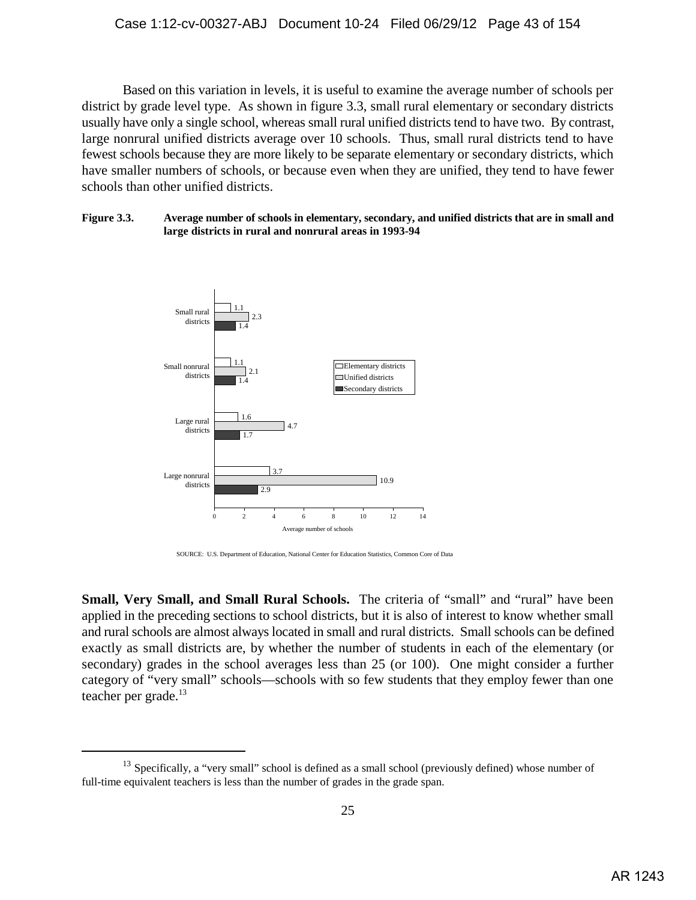Based on this variation in levels, it is useful to examine the average number of schools per district by grade level type. As shown in figure 3.3, small rural elementary or secondary districts usually have only a single school, whereas small rural unified districts tend to have two. By contrast, large nonrural unified districts average over 10 schools. Thus, small rural districts tend to have fewest schools because they are more likely to be separate elementary or secondary districts, which have smaller numbers of schools, or because even when they are unified, they tend to have fewer schools than other unified districts.

**Figure 3.3. Average number of schools in elementary, secondary, and unified districts that are in small and large districts in rural and nonrural areas in 1993-94**

| | Elementary districts | Unified districts | Secondary districts |
|---|---|---|---|
| Small rural districts | 1.1 | 2.3 | 1.4 |
| Small nonrural districts | 1.1 | 2.1 | 1.4 |
| Large rural districts | 1.6 | 4.7 | 1.7 |
| Large nonrural districts | 3.7 | 10.9 | 2.9 |

Average number of schools

SOURCE: U.S. Department of Education, National Center for Education Statistics, Common Core of Data

**Small, Very Small, and Small Rural Schools.** The criteria of "small" and "rural" have been applied in the preceding sections to school districts, but it is also of interest to know whether small and rural schools are almost always located in small and rural districts. Small schools can be defined exactly as small districts are, by whether the number of students in each of the elementary (or secondary) grades in the school averages less than 25 (or 100). One might consider a further category of "very small" schools—schools with so few students that they employ fewer than one teacher per grade.[13]

---

[13] Specifically, a "very small" school is defined as a small school (previously defined) whose number of full-time equivalent teachers is less than the number of grades in the grade span.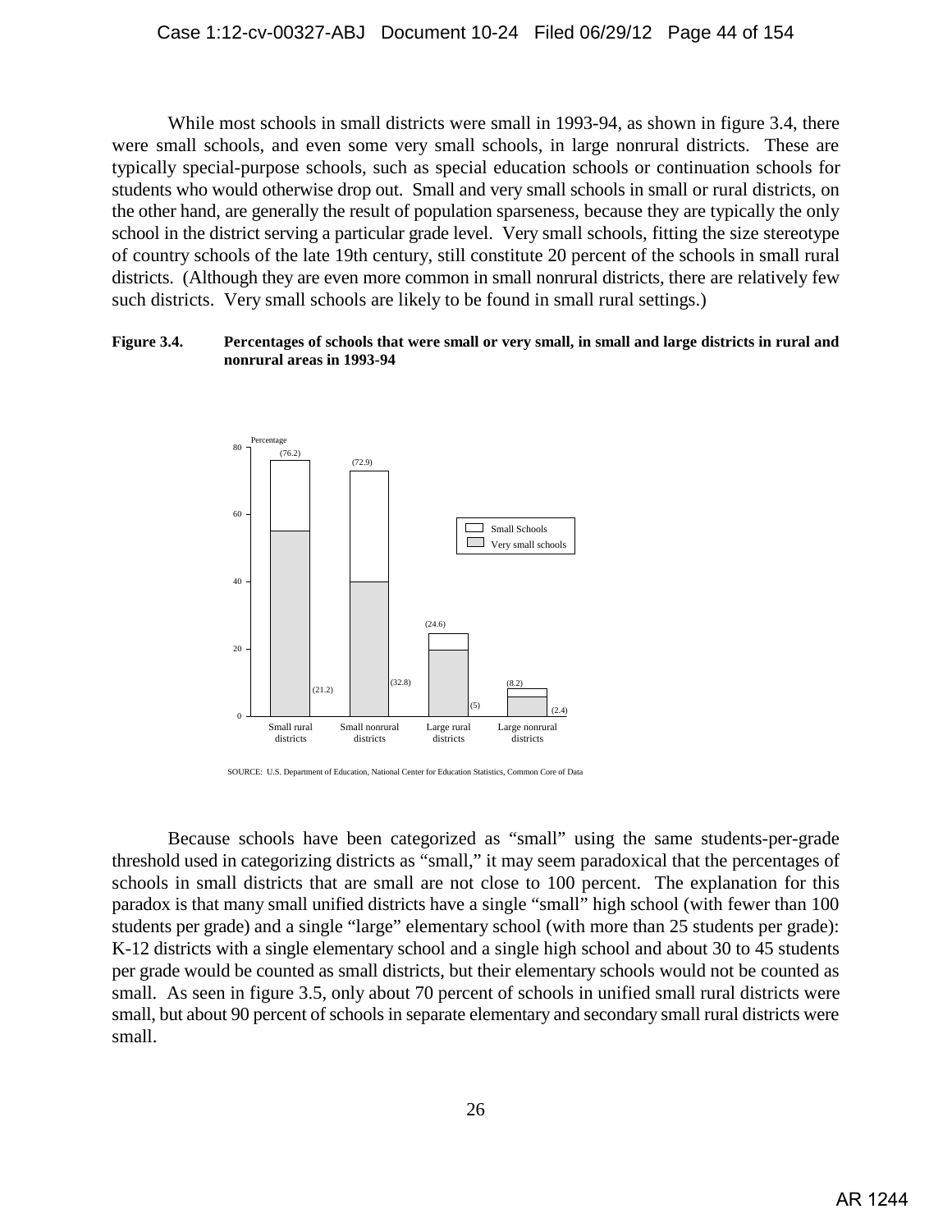While most schools in small districts were small in 1993-94, as shown in figure 3.4, there were small schools, and even some very small schools, in large nonrural districts. These are typically special-purpose schools, such as special education schools or continuation schools for students who would otherwise drop out. Small and very small schools in small or rural districts, on the other hand, are generally the result of population sparseness, because they are typically the only school in the district serving a particular grade level. Very small schools, fitting the size stereotype of country schools of the late 19th century, still constitute 20 percent of the schools in small rural districts. (Although they are even more common in small nonrural districts, there are relatively few such districts. Very small schools are likely to be found in small rural settings.)

**Figure 3.4. Percentages of schools that were small or very small, in small and large districts in rural and nonrural areas in 1993-94**

| District type | Small schools | Very small schools |
|---|---|---|
| Small rural districts | (76.2) | (21.2) |
| Small nonrural districts | (72.9) | (32.8) |
| Large rural districts | (24.6) | (5) |
| Large nonrural districts | (8.2) | (2.4) |

SOURCE: U.S. Department of Education, National Center for Education Statistics, Common Core of Data

Because schools have been categorized as "small" using the same students-per-grade threshold used in categorizing districts as "small," it may seem paradoxical that the percentages of schools in small districts that are small are not close to 100 percent. The explanation for this paradox is that many small unified districts have a single "small" high school (with fewer than 100 students per grade) and a single "large" elementary school (with more than 25 students per grade): K-12 districts with a single elementary school and a single high school and about 30 to 45 students per grade would be counted as small districts, but their elementary schools would not be counted as small. As seen in figure 3.5, only about 70 percent of schools in unified small rural districts were small, but about 90 percent of schools in separate elementary and secondary small rural districts were small.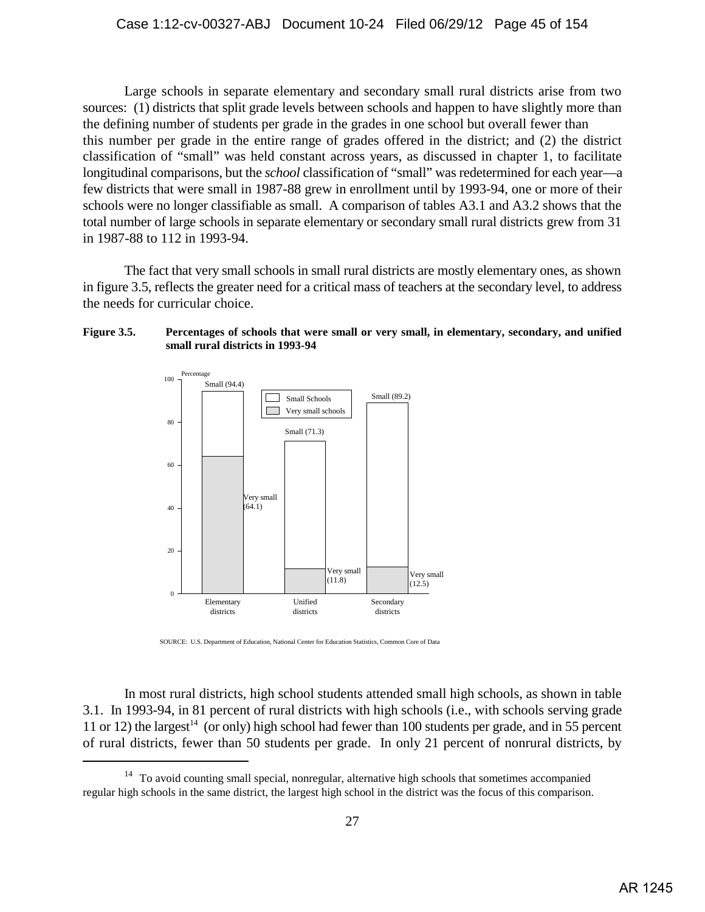Large schools in separate elementary and secondary small rural districts arise from two sources: (1) districts that split grade levels between schools and happen to have slightly more than the defining number of students per grade in the grades in one school but overall fewer than this number per grade in the entire range of grades offered in the district; and (2) the district classification of "small" was held constant across years, as discussed in chapter 1, to facilitate longitudinal comparisons, but the *school* classification of "small" was redetermined for each year—a few districts that were small in 1987-88 grew in enrollment until by 1993-94, one or more of their schools were no longer classifiable as small. A comparison of tables A3.1 and A3.2 shows that the total number of large schools in separate elementary or secondary small rural districts grew from 31 in 1987-88 to 112 in 1993-94.

The fact that very small schools in small rural districts are mostly elementary ones, as shown in figure 3.5, reflects the greater need for a critical mass of teachers at the secondary level, to address the needs for curricular choice.

**Figure 3.5. Percentages of schools that were small or very small, in elementary, secondary, and unified small rural districts in 1993-94**

| | Small schools | Very small schools |
|---|---|---|
| Elementary districts | 94.4 | 64.1 |
| Unified districts | 71.3 | 11.8 |
| Secondary districts | 89.2 | 12.5 |

SOURCE: U.S. Department of Education, National Center for Education Statistics, Common Core of Data

In most rural districts, high school students attended small high schools, as shown in table 3.1. In 1993-94, in 81 percent of rural districts with high schools (i.e., with schools serving grade 11 or 12) the largest[14] (or only) high school had fewer than 100 students per grade, and in 55 percent of rural districts, fewer than 50 students per grade. In only 21 percent of nonrural districts, by

[14] To avoid counting small special, nonregular, alternative high schools that sometimes accompanied regular high schools in the same district, the largest high school in the district was the focus of this comparison.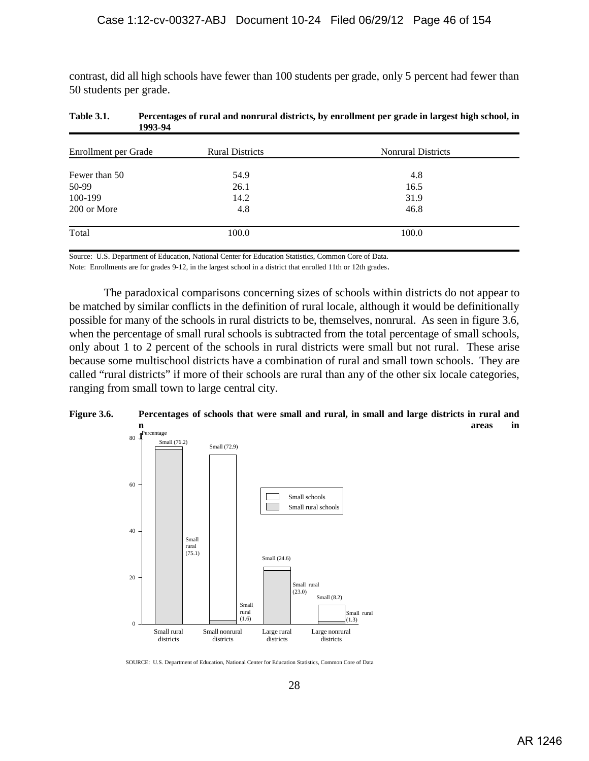contrast, did all high schools have fewer than 100 students per grade, only 5 percent had fewer than 50 students per grade.

**Table 3.1. Percentages of rural and nonrural districts, by enrollment per grade in largest high school, in 1993-94**

| Enrollment per Grade | Rural Districts | Nonrural Districts |
|---|---|---|
| Fewer than 50 | 54.9 | 4.8 |
| 50-99 | 26.1 | 16.5 |
| 100-199 | 14.2 | 31.9 |
| 200 or More | 4.8 | 46.8 |
| Total | 100.0 | 100.0 |

Source: U.S. Department of Education, National Center for Education Statistics, Common Core of Data.

Note: Enrollments are for grades 9-12, in the largest school in a district that enrolled 11th or 12th grades.

The paradoxical comparisons concerning sizes of schools within districts do not appear to be matched by similar conflicts in the definition of rural locale, although it would be definitionally possible for many of the schools in rural districts to be, themselves, nonrural. As seen in figure 3.6, when the percentage of small rural schools is subtracted from the total percentage of small schools, only about 1 to 2 percent of the schools in rural districts were small but not rural. These arise because some multischool districts have a combination of rural and small town schools. They are called "rural districts" if more of their schools are rural than any of the other six locale categories, ranging from small town to large central city.

**Figure 3.6. Percentages of schools that were small and rural, in small and large districts in rural and nonrural areas in 1993-94**

| District type | Small schools | Small rural schools |
|---|---|---|
| Small rural districts | 76.2 | 75.1 |
| Small nonrural districts | 72.9 | 1.6 |
| Large rural districts | 24.6 | 23.0 |
| Large nonrural districts | 8.2 | 1.3 |

SOURCE: U.S. Department of Education, National Center for Education Statistics, Common Core of Data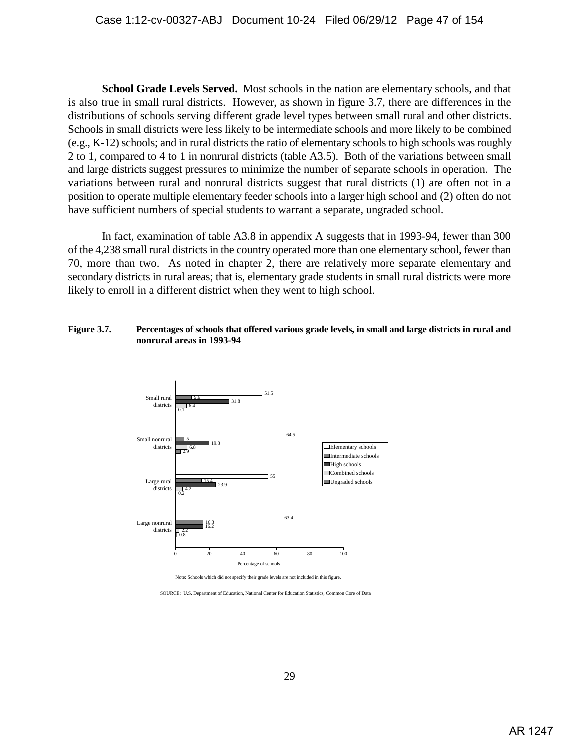**School Grade Levels Served.** Most schools in the nation are elementary schools, and that is also true in small rural districts. However, as shown in figure 3.7, there are differences in the distributions of schools serving different grade level types between small rural and other districts. Schools in small districts were less likely to be intermediate schools and more likely to be combined (e.g., K-12) schools; and in rural districts the ratio of elementary schools to high schools was roughly 2 to 1, compared to 4 to 1 in nonrural districts (table A3.5). Both of the variations between small and large districts suggest pressures to minimize the number of separate schools in operation. The variations between rural and nonrural districts suggest that rural districts (1) are often not in a position to operate multiple elementary feeder schools into a larger high school and (2) often do not have sufficient numbers of special students to warrant a separate, ungraded school.

In fact, examination of table A3.8 in appendix A suggests that in 1993-94, fewer than 300 of the 4,238 small rural districts in the country operated more than one elementary school, fewer than 70, more than two. As noted in chapter 2, there are relatively more separate elementary and secondary districts in rural areas; that is, elementary grade students in small rural districts were more likely to enroll in a different district when they went to high school.

**Figure 3.7. Percentages of schools that offered various grade levels, in small and large districts in rural and nonrural areas in 1993-94**

| | Elementary schools | Intermediate schools | High schools | Combined schools | Ungraded schools |
|---|---|---|---|---|---|
| Small rural districts | 51.5 | 9.6 | 31.8 | 6.4 | 0.1 |
| Small nonrural districts | 64.5 | 5 | 19.8 | 6.8 | 2.9 |
| Large rural districts | 55 | 15.4 | 23.9 | 4.2 | 0.2 |
| Large nonrural districts | 63.4 | 16.3 | 16.2 | 2.2 | 0.8 |

Percentage of schools

Note: Schools which did not specify their grade levels are not included in this figure.

SOURCE: U.S. Department of Education, National Center for Education Statistics, Common Core of Data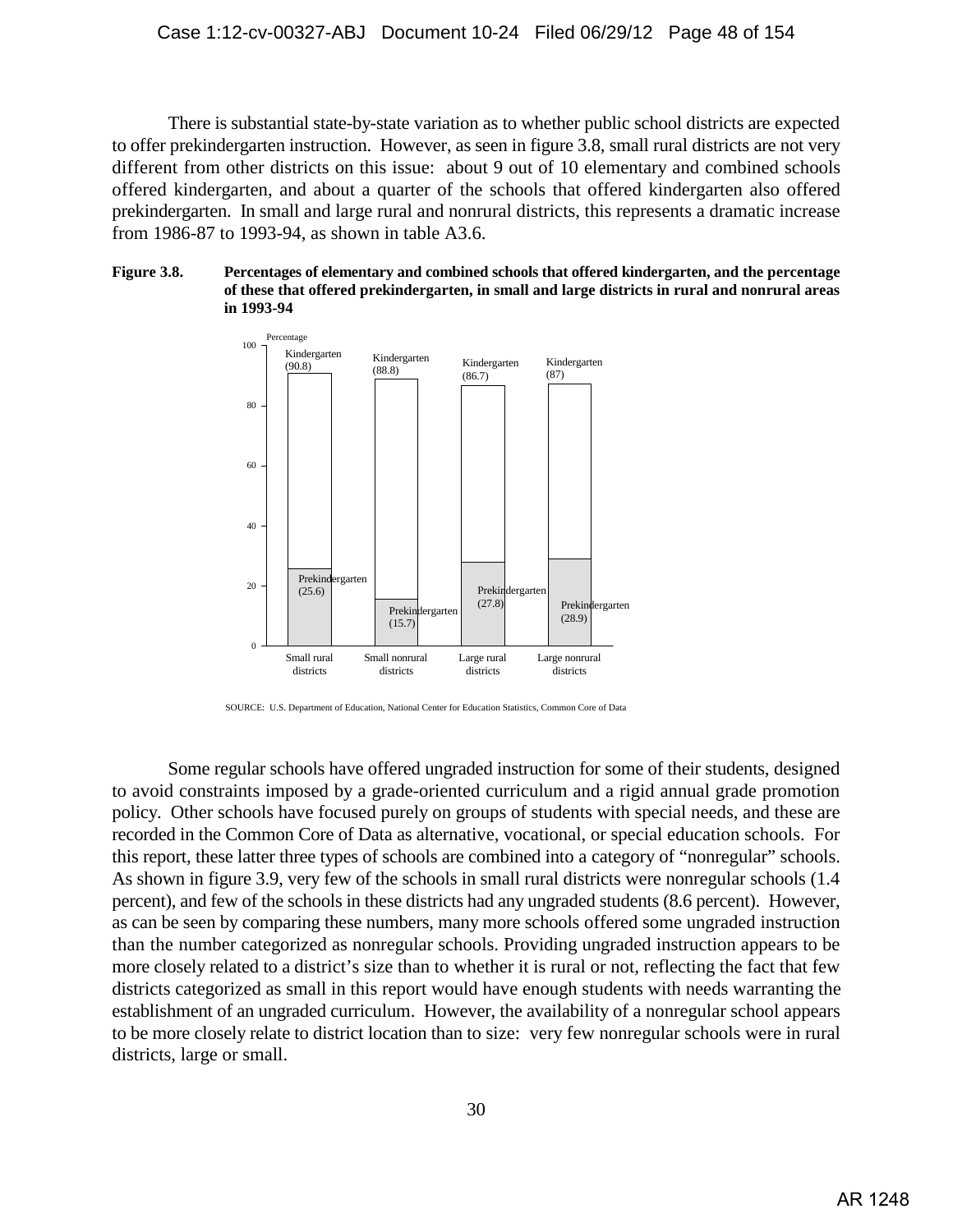There is substantial state-by-state variation as to whether public school districts are expected to offer prekindergarten instruction. However, as seen in figure 3.8, small rural districts are not very different from other districts on this issue: about 9 out of 10 elementary and combined schools offered kindergarten, and about a quarter of the schools that offered kindergarten also offered prekindergarten. In small and large rural and nonrural districts, this represents a dramatic increase from 1986-87 to 1993-94, as shown in table A3.6.

**Figure 3.8. Percentages of elementary and combined schools that offered kindergarten, and the percentage of these that offered prekindergarten, in small and large districts in rural and nonrural areas in 1993-94**

| | Kindergarten | Prekindergarten |
|---|---|---|
| Small rural districts | 90.8 | 25.6 |
| Small nonrural districts | 88.8 | 15.7 |
| Large rural districts | 86.7 | 27.8 |
| Large nonrural districts | 87 | 28.9 |

SOURCE: U.S. Department of Education, National Center for Education Statistics, Common Core of Data

Some regular schools have offered ungraded instruction for some of their students, designed to avoid constraints imposed by a grade-oriented curriculum and a rigid annual grade promotion policy. Other schools have focused purely on groups of students with special needs, and these are recorded in the Common Core of Data as alternative, vocational, or special education schools. For this report, these latter three types of schools are combined into a category of "nonregular" schools. As shown in figure 3.9, very few of the schools in small rural districts were nonregular schools (1.4 percent), and few of the schools in these districts had any ungraded students (8.6 percent). However, as can be seen by comparing these numbers, many more schools offered some ungraded instruction than the number categorized as nonregular schools. Providing ungraded instruction appears to be more closely related to a district's size than to whether it is rural or not, reflecting the fact that few districts categorized as small in this report would have enough students with needs warranting the establishment of an ungraded curriculum. However, the availability of a nonregular school appears to be more closely relate to district location than to size: very few nonregular schools were in rural districts, large or small.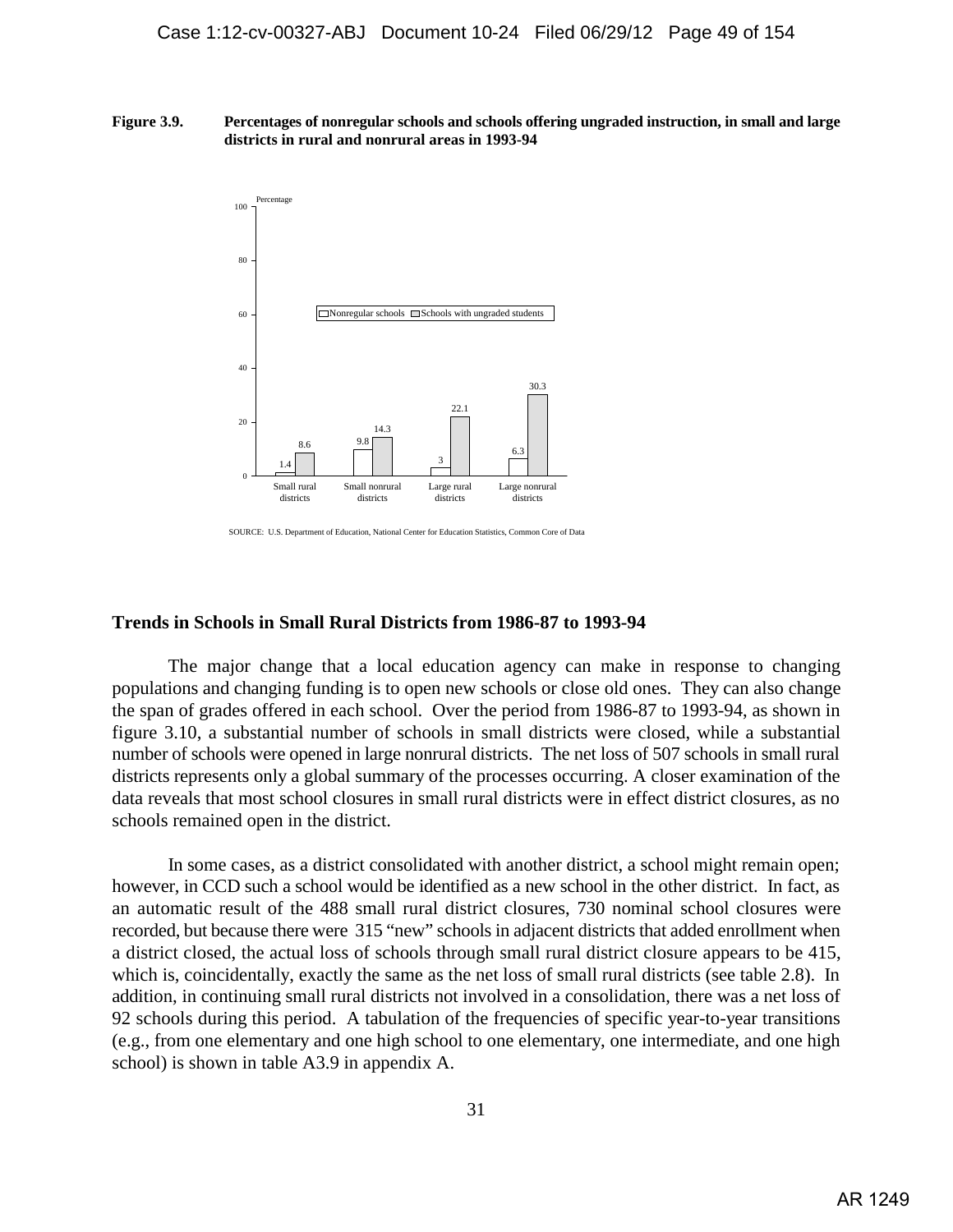**Figure 3.9.** **Percentages of nonregular schools and schools offering ungraded instruction, in small and large districts in rural and nonrural areas in 1993-94**

| | Nonregular schools | Schools with ungraded students |
|---|---|---|
| Small rural districts | 1.4 | 8.6 |
| Small nonrural districts | 9.8 | 14.3 |
| Large rural districts | 3 | 22.1 |
| Large nonrural districts | 6.3 | 30.3 |

SOURCE: U.S. Department of Education, National Center for Education Statistics, Common Core of Data

### Trends in Schools in Small Rural Districts from 1986-87 to 1993-94

The major change that a local education agency can make in response to changing populations and changing funding is to open new schools or close old ones. They can also change the span of grades offered in each school. Over the period from 1986-87 to 1993-94, as shown in figure 3.10, a substantial number of schools in small districts were closed, while a substantial number of schools were opened in large nonrural districts. The net loss of 507 schools in small rural districts represents only a global summary of the processes occurring. A closer examination of the data reveals that most school closures in small rural districts were in effect district closures, as no schools remained open in the district.

In some cases, as a district consolidated with another district, a school might remain open; however, in CCD such a school would be identified as a new school in the other district. In fact, as an automatic result of the 488 small rural district closures, 730 nominal school closures were recorded, but because there were 315 "new" schools in adjacent districts that added enrollment when a district closed, the actual loss of schools through small rural district closure appears to be 415, which is, coincidentally, exactly the same as the net loss of small rural districts (see table 2.8). In addition, in continuing small rural districts not involved in a consolidation, there was a net loss of 92 schools during this period. A tabulation of the frequencies of specific year-to-year transitions (e.g., from one elementary and one high school to one elementary, one intermediate, and one high school) is shown in table A3.9 in appendix A.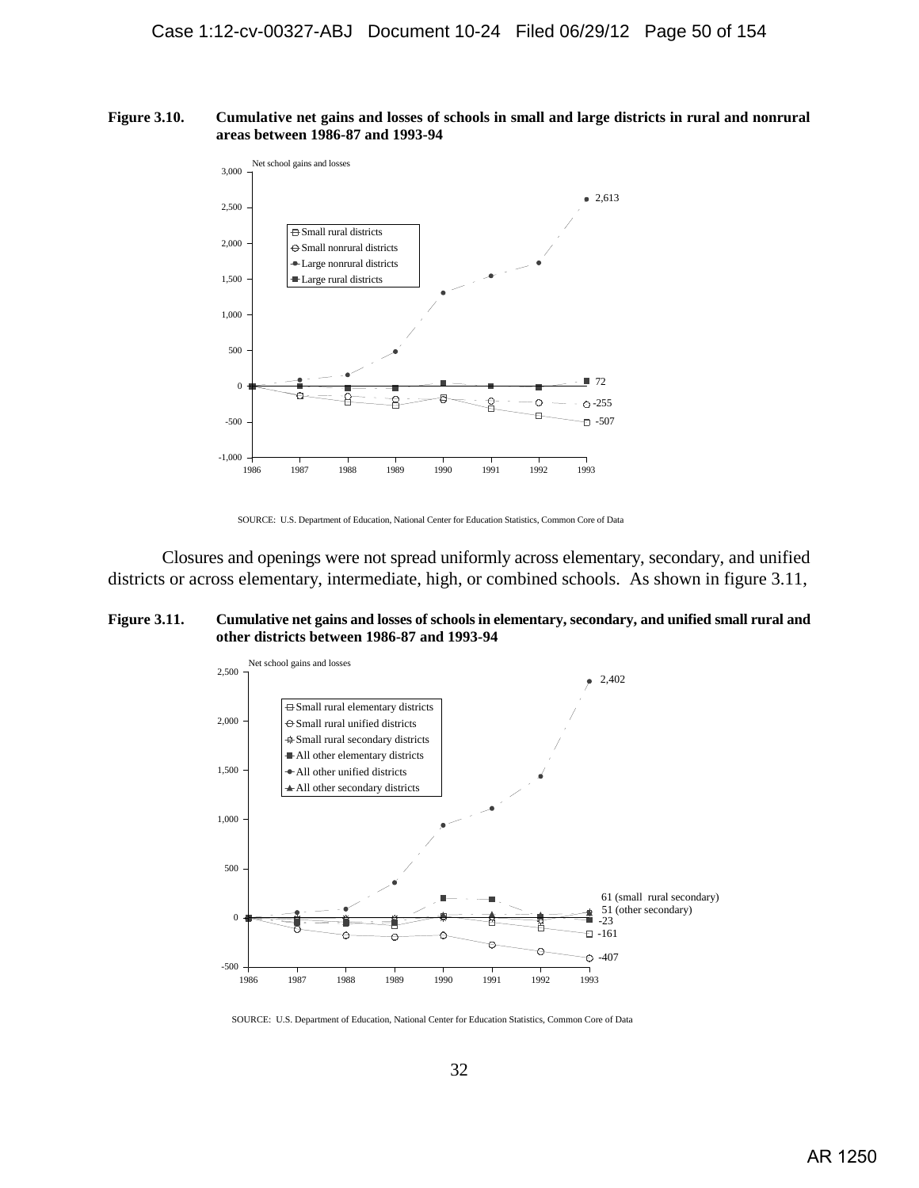**Figure 3.10. Cumulative net gains and losses of schools in small and large districts in rural and nonrural areas between 1986-87 and 1993-94**

SOURCE: U.S. Department of Education, National Center for Education Statistics, Common Core of Data

Closures and openings were not spread uniformly across elementary, secondary, and unified districts or across elementary, intermediate, high, or combined schools. As shown in figure 3.11,

**Figure 3.11. Cumulative net gains and losses of schools in elementary, secondary, and unified small rural and other districts between 1986-87 and 1993-94**

SOURCE: U.S. Department of Education, National Center for Education Statistics, Common Core of Data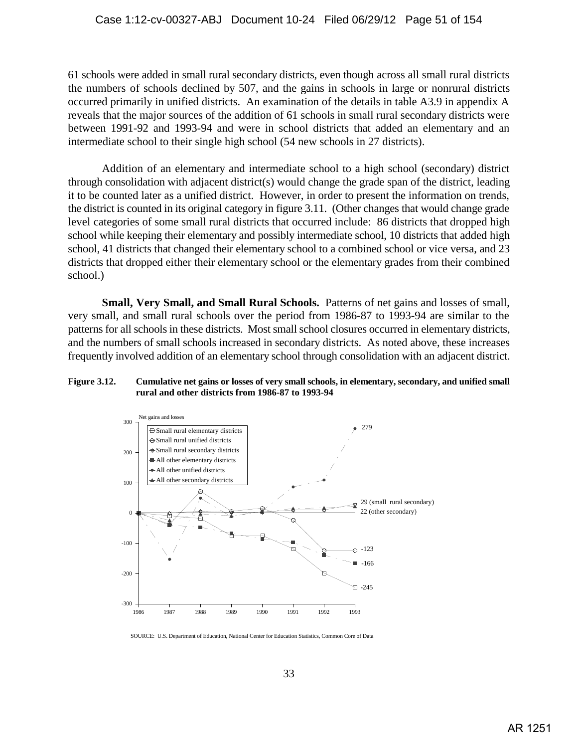61 schools were added in small rural secondary districts, even though across all small rural districts the numbers of schools declined by 507, and the gains in schools in large or nonrural districts occurred primarily in unified districts. An examination of the details in table A3.9 in appendix A reveals that the major sources of the addition of 61 schools in small rural secondary districts were between 1991-92 and 1993-94 and were in school districts that added an elementary and an intermediate school to their single high school (54 new schools in 27 districts).

Addition of an elementary and intermediate school to a high school (secondary) district through consolidation with adjacent district(s) would change the grade span of the district, leading it to be counted later as a unified district. However, in order to present the information on trends, the district is counted in its original category in figure 3.11. (Other changes that would change grade level categories of some small rural districts that occurred include: 86 districts that dropped high school while keeping their elementary and possibly intermediate school, 10 districts that added high school, 41 districts that changed their elementary school to a combined school or vice versa, and 23 districts that dropped either their elementary school or the elementary grades from their combined school.)

**Small, Very Small, and Small Rural Schools.** Patterns of net gains and losses of small, very small, and small rural schools over the period from 1986-87 to 1993-94 are similar to the patterns for all schools in these districts. Most small school closures occurred in elementary districts, and the numbers of small schools increased in secondary districts. As noted above, these increases frequently involved addition of an elementary school through consolidation with an adjacent district.

**Figure 3.12. Cumulative net gains or losses of very small schools, in elementary, secondary, and unified small rural and other districts from 1986-87 to 1993-94**

Net gains and losses

- Small rural elementary districts
- Small rural unified districts
- Small rural secondary districts
- All other elementary districts
- All other unified districts
- All other secondary districts

279

29 (small rural secondary)

22 (other secondary)

-123

-166

-245

1986 1987 1988 1989 1990 1991 1992 1993

SOURCE: U.S. Department of Education, National Center for Education Statistics, Common Core of Data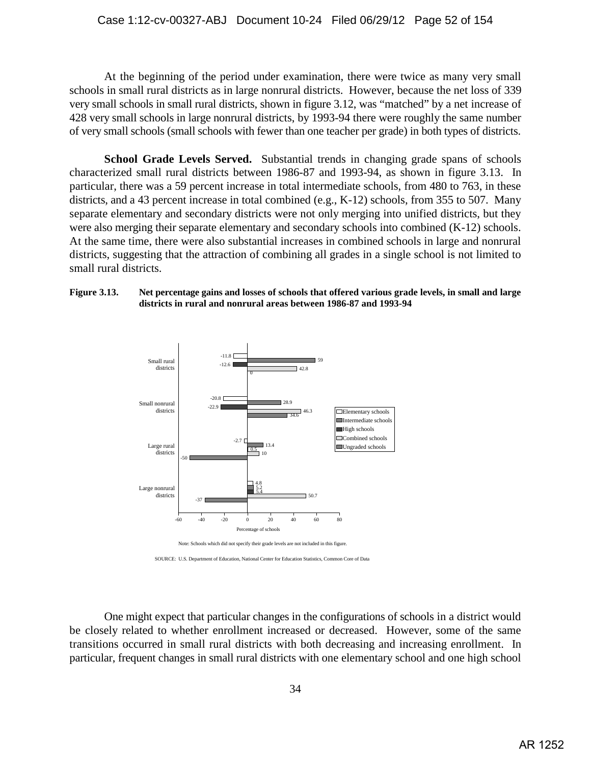At the beginning of the period under examination, there were twice as many very small schools in small rural districts as in large nonrural districts. However, because the net loss of 339 very small schools in small rural districts, shown in figure 3.12, was "matched" by a net increase of 428 very small schools in large nonrural districts, by 1993-94 there were roughly the same number of very small schools (small schools with fewer than one teacher per grade) in both types of districts.

**School Grade Levels Served.** Substantial trends in changing grade spans of schools characterized small rural districts between 1986-87 and 1993-94, as shown in figure 3.13. In particular, there was a 59 percent increase in total intermediate schools, from 480 to 763, in these districts, and a 43 percent increase in total combined (e.g., K-12) schools, from 355 to 507. Many separate elementary and secondary districts were not only merging into unified districts, but they were also merging their separate elementary and secondary schools into combined (K-12) schools. At the same time, there were also substantial increases in combined schools in large and nonrural districts, suggesting that the attraction of combining all grades in a single school is not limited to small rural districts.

**Figure 3.13. Net percentage gains and losses of schools that offered various grade levels, in small and large districts in rural and nonrural areas between 1986-87 and 1993-94**

| | Elementary schools | Intermediate schools | High schools | Combined schools | Ungraded schools |
|---|---|---|---|---|---|
| Small rural districts | -11.8 | 59 | -12.6 | 42.8 | 0 |
| Small nonrural districts | -20.8 | 28.9 | -22.9 | 46.3 | 34.6 |
| Large rural districts | -2.7 | 13.4 | 0.5 | 10 | -50 |
| Large nonrural districts | 4.8 | 5.2 | 5.4 | 50.7 | -37 |

Percentage of schools

Note: Schools which did not specify their grade levels are not included in this figure.

SOURCE: U.S. Department of Education, National Center for Education Statistics, Common Core of Data

One might expect that particular changes in the configurations of schools in a district would be closely related to whether enrollment increased or decreased. However, some of the same transitions occurred in small rural districts with both decreasing and increasing enrollment. In particular, frequent changes in small rural districts with one elementary school and one high school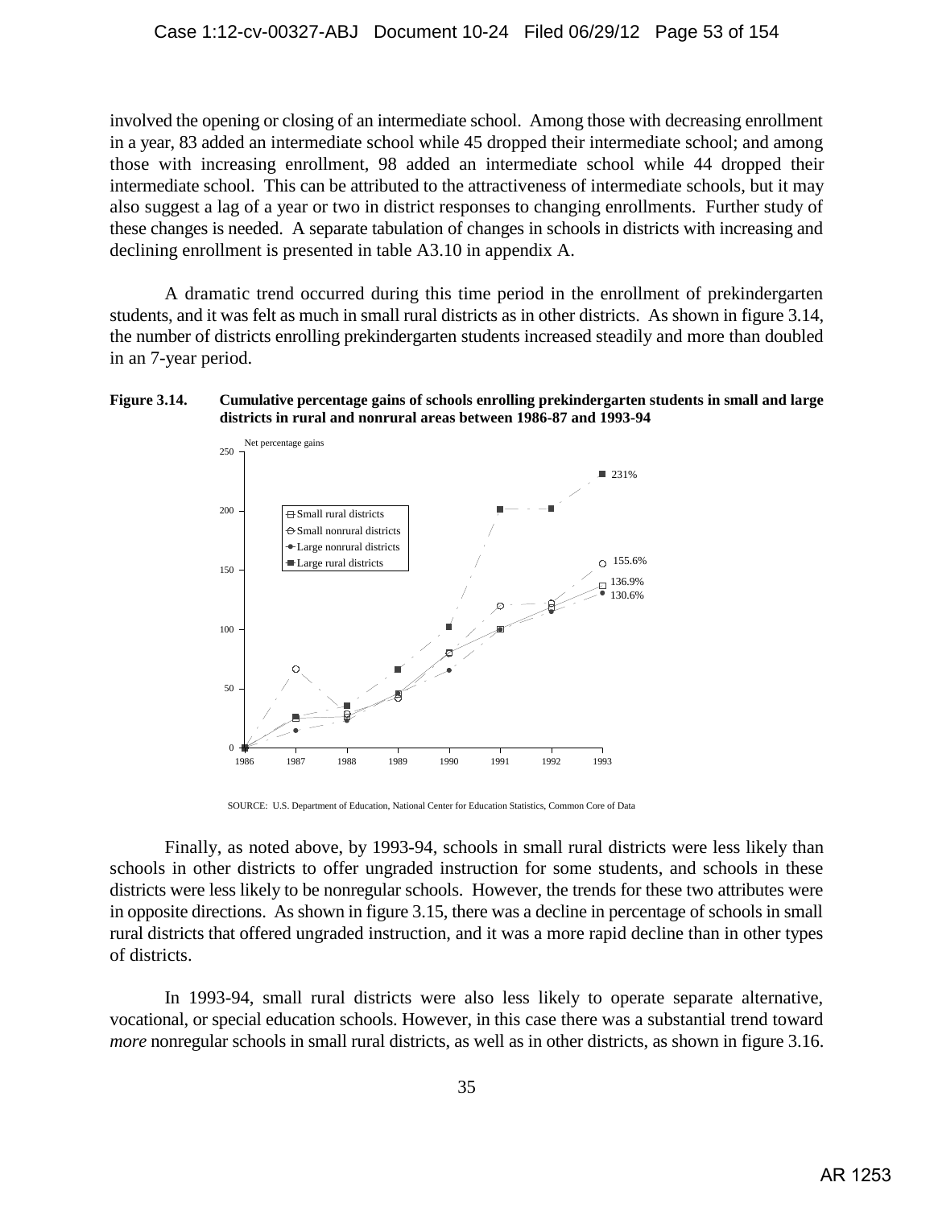involved the opening or closing of an intermediate school. Among those with decreasing enrollment in a year, 83 added an intermediate school while 45 dropped their intermediate school; and among those with increasing enrollment, 98 added an intermediate school while 44 dropped their intermediate school. This can be attributed to the attractiveness of intermediate schools, but it may also suggest a lag of a year or two in district responses to changing enrollments. Further study of these changes is needed. A separate tabulation of changes in schools in districts with increasing and declining enrollment is presented in table A3.10 in appendix A.

A dramatic trend occurred during this time period in the enrollment of prekindergarten students, and it was felt as much in small rural districts as in other districts. As shown in figure 3.14, the number of districts enrolling prekindergarten students increased steadily and more than doubled in an 7-year period.

**Figure 3.14. Cumulative percentage gains of schools enrolling prekindergarten students in small and large districts in rural and nonrural areas between 1986-87 and 1993-94**

SOURCE: U.S. Department of Education, National Center for Education Statistics, Common Core of Data

Finally, as noted above, by 1993-94, schools in small rural districts were less likely than schools in other districts to offer ungraded instruction for some students, and schools in these districts were less likely to be nonregular schools. However, the trends for these two attributes were in opposite directions. As shown in figure 3.15, there was a decline in percentage of schools in small rural districts that offered ungraded instruction, and it was a more rapid decline than in other types of districts.

In 1993-94, small rural districts were also less likely to operate separate alternative, vocational, or special education schools. However, in this case there was a substantial trend toward *more* nonregular schools in small rural districts, as well as in other districts, as shown in figure 3.16.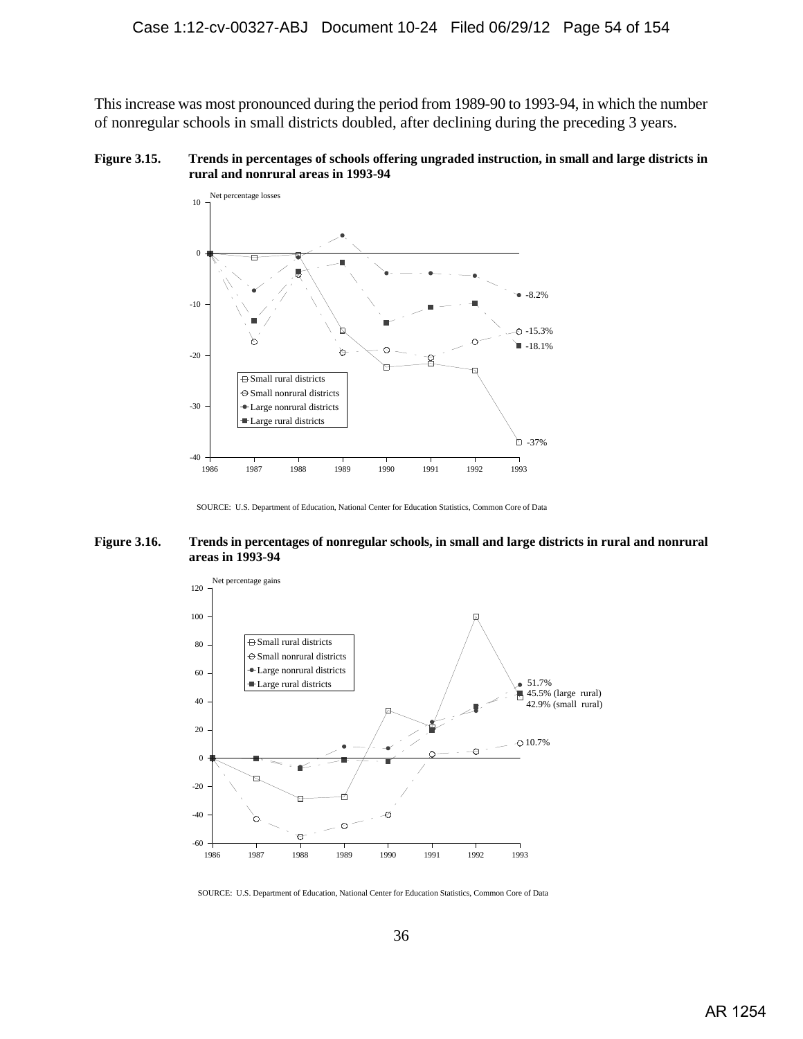This increase was most pronounced during the period from 1989-90 to 1993-94, in which the number of nonregular schools in small districts doubled, after declining during the preceding 3 years.

**Figure 3.15. Trends in percentages of schools offering ungraded instruction, in small and large districts in rural and nonrural areas in 1993-94**

SOURCE: U.S. Department of Education, National Center for Education Statistics, Common Core of Data

**Figure 3.16. Trends in percentages of nonregular schools, in small and large districts in rural and nonrural areas in 1993-94**

SOURCE: U.S. Department of Education, National Center for Education Statistics, Common Core of Data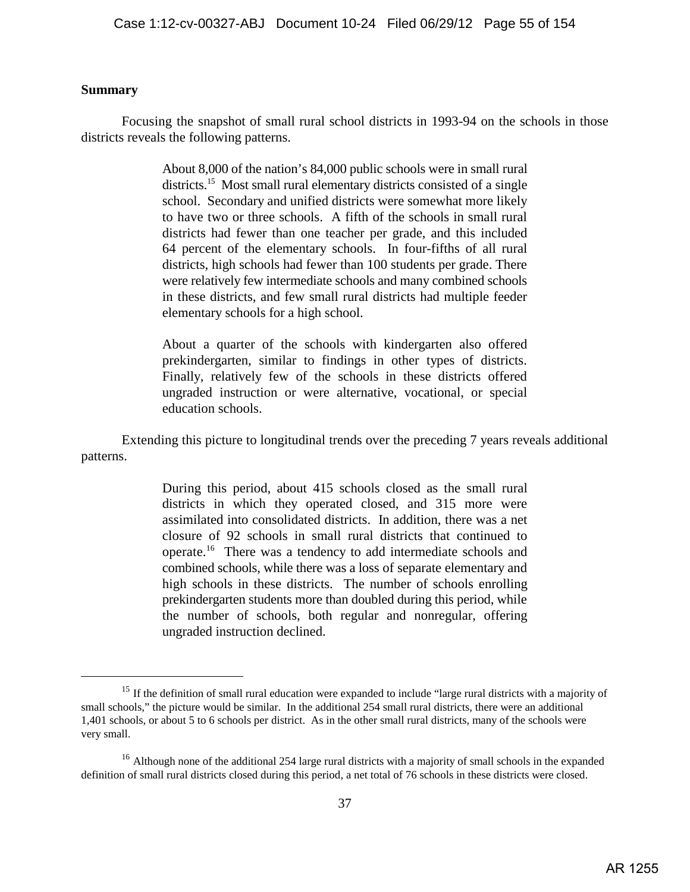**Summary**

Focusing the snapshot of small rural school districts in 1993-94 on the schools in those districts reveals the following patterns.

> About 8,000 of the nation's 84,000 public schools were in small rural districts.[15] Most small rural elementary districts consisted of a single school. Secondary and unified districts were somewhat more likely to have two or three schools. A fifth of the schools in small rural districts had fewer than one teacher per grade, and this included 64 percent of the elementary schools. In four-fifths of all rural districts, high schools had fewer than 100 students per grade. There were relatively few intermediate schools and many combined schools in these districts, and few small rural districts had multiple feeder elementary schools for a high school.
>
> About a quarter of the schools with kindergarten also offered prekindergarten, similar to findings in other types of districts. Finally, relatively few of the schools in these districts offered ungraded instruction or were alternative, vocational, or special education schools.

Extending this picture to longitudinal trends over the preceding 7 years reveals additional patterns.

> During this period, about 415 schools closed as the small rural districts in which they operated closed, and 315 more were assimilated into consolidated districts. In addition, there was a net closure of 92 schools in small rural districts that continued to operate.[16] There was a tendency to add intermediate schools and combined schools, while there was a loss of separate elementary and high schools in these districts. The number of schools enrolling prekindergarten students more than doubled during this period, while the number of schools, both regular and nonregular, offering ungraded instruction declined.

---

[15] If the definition of small rural education were expanded to include "large rural districts with a majority of small schools," the picture would be similar. In the additional 254 small rural districts, there were an additional 1,401 schools, or about 5 to 6 schools per district. As in the other small rural districts, many of the schools were very small.

[16] Although none of the additional 254 large rural districts with a majority of small schools in the expanded definition of small rural districts closed during this period, a net total of 76 schools in these districts were closed.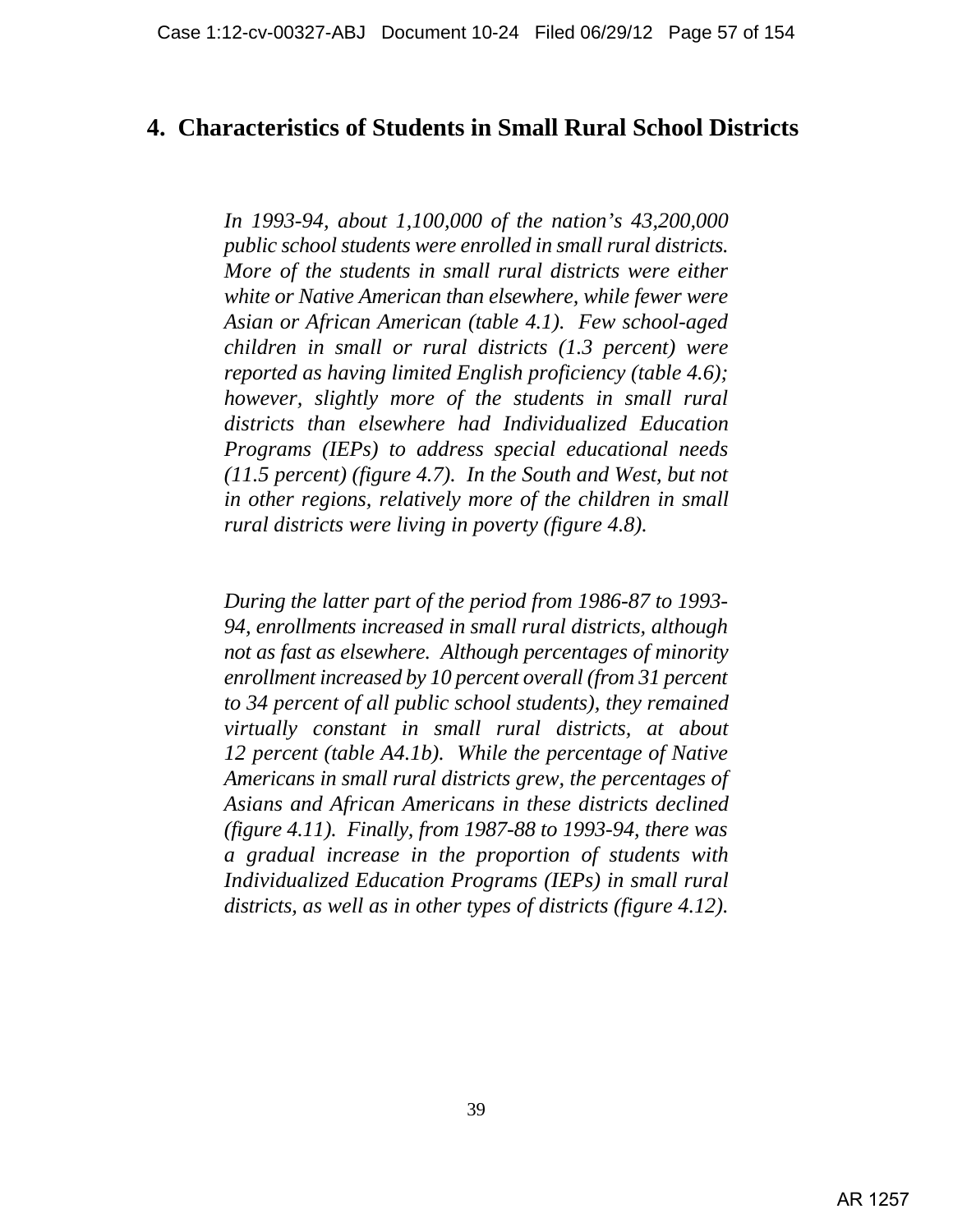# 4. Characteristics of Students in Small Rural School Districts

*In 1993-94, about 1,100,000 of the nation's 43,200,000 public school students were enrolled in small rural districts. More of the students in small rural districts were either white or Native American than elsewhere, while fewer were Asian or African American (table 4.1). Few school-aged children in small or rural districts (1.3 percent) were reported as having limited English proficiency (table 4.6); however, slightly more of the students in small rural districts than elsewhere had Individualized Education Programs (IEPs) to address special educational needs (11.5 percent) (figure 4.7). In the South and West, but not in other regions, relatively more of the children in small rural districts were living in poverty (figure 4.8).*

*During the latter part of the period from 1986-87 to 1993-94, enrollments increased in small rural districts, although not as fast as elsewhere. Although percentages of minority enrollment increased by 10 percent overall (from 31 percent to 34 percent of all public school students), they remained virtually constant in small rural districts, at about 12 percent (table A4.1b). While the percentage of Native Americans in small rural districts grew, the percentages of Asians and African Americans in these districts declined (figure 4.11). Finally, from 1987-88 to 1993-94, there was a gradual increase in the proportion of students with Individualized Education Programs (IEPs) in small rural districts, as well as in other types of districts (figure 4.12).*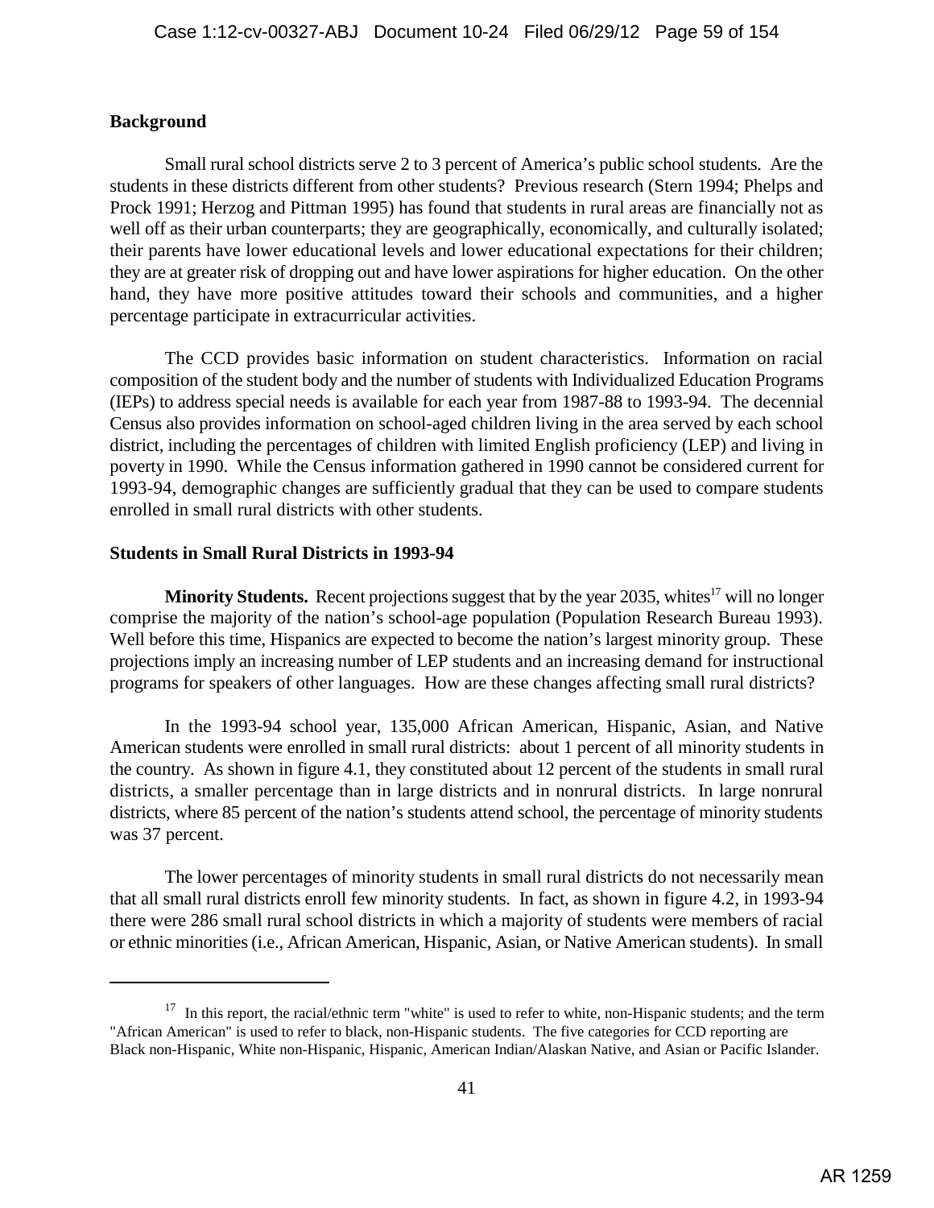**Background**

Small rural school districts serve 2 to 3 percent of America's public school students. Are the students in these districts different from other students? Previous research (Stern 1994; Phelps and Prock 1991; Herzog and Pittman 1995) has found that students in rural areas are financially not as well off as their urban counterparts; they are geographically, economically, and culturally isolated; their parents have lower educational levels and lower educational expectations for their children; they are at greater risk of dropping out and have lower aspirations for higher education. On the other hand, they have more positive attitudes toward their schools and communities, and a higher percentage participate in extracurricular activities.

The CCD provides basic information on student characteristics. Information on racial composition of the student body and the number of students with Individualized Education Programs (IEPs) to address special needs is available for each year from 1987-88 to 1993-94. The decennial Census also provides information on school-aged children living in the area served by each school district, including the percentages of children with limited English proficiency (LEP) and living in poverty in 1990. While the Census information gathered in 1990 cannot be considered current for 1993-94, demographic changes are sufficiently gradual that they can be used to compare students enrolled in small rural districts with other students.

**Students in Small Rural Districts in 1993-94**

**Minority Students.** Recent projections suggest that by the year 2035, whites[17] will no longer comprise the majority of the nation's school-age population (Population Research Bureau 1993). Well before this time, Hispanics are expected to become the nation's largest minority group. These projections imply an increasing number of LEP students and an increasing demand for instructional programs for speakers of other languages. How are these changes affecting small rural districts?

In the 1993-94 school year, 135,000 African American, Hispanic, Asian, and Native American students were enrolled in small rural districts: about 1 percent of all minority students in the country. As shown in figure 4.1, they constituted about 12 percent of the students in small rural districts, a smaller percentage than in large districts and in nonrural districts. In large nonrural districts, where 85 percent of the nation's students attend school, the percentage of minority students was 37 percent.

The lower percentages of minority students in small rural districts do not necessarily mean that all small rural districts enroll few minority students. In fact, as shown in figure 4.2, in 1993-94 there were 286 small rural school districts in which a majority of students were members of racial or ethnic minorities (i.e., African American, Hispanic, Asian, or Native American students). In small

---

[17] In this report, the racial/ethnic term "white" is used to refer to white, non-Hispanic students; and the term "African American" is used to refer to black, non-Hispanic students. The five categories for CCD reporting are Black non-Hispanic, White non-Hispanic, Hispanic, American Indian/Alaskan Native, and Asian or Pacific Islander.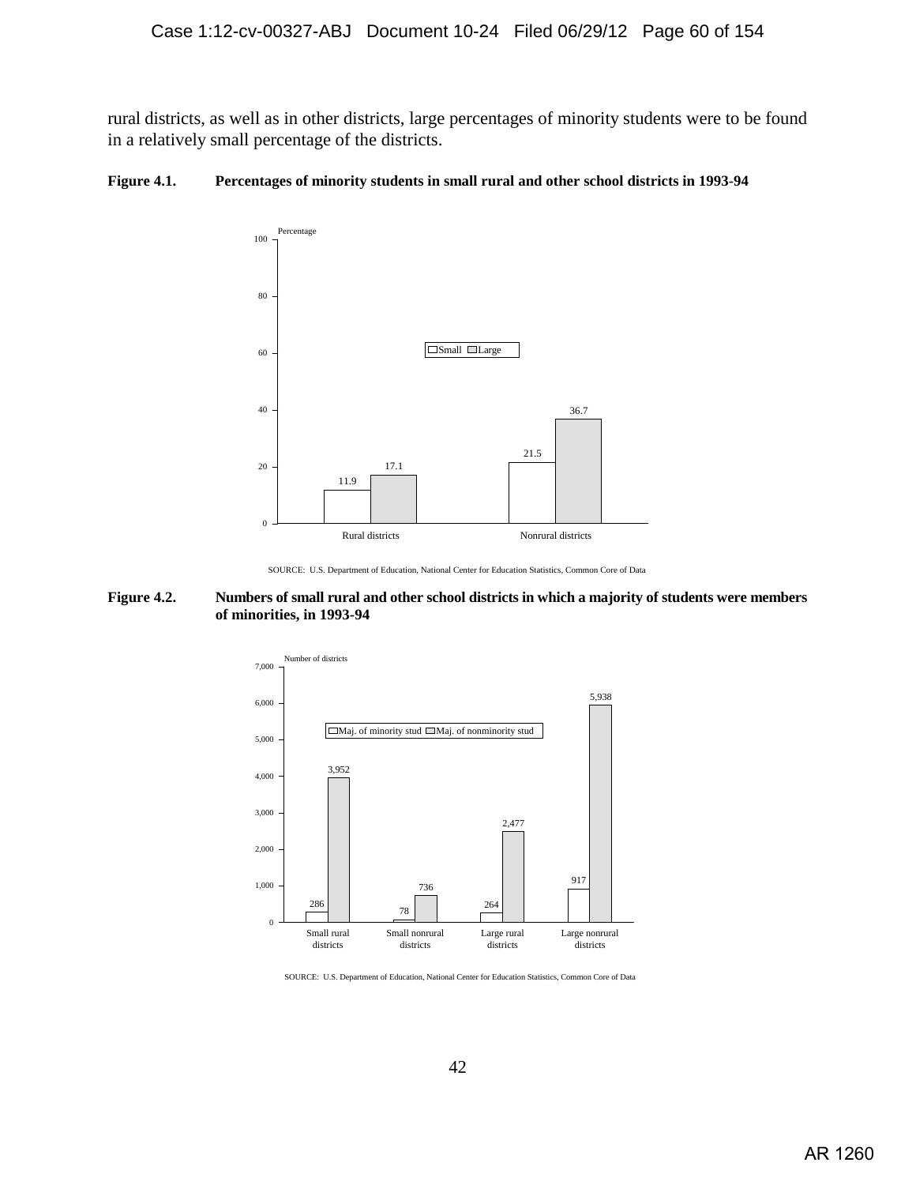rural districts, as well as in other districts, large percentages of minority students were to be found in a relatively small percentage of the districts.

**Figure 4.1. Percentages of minority students in small rural and other school districts in 1993-94**

| Percentage | Small | Large |
| --- | --- | --- |
| Rural districts | 11.9 | 17.1 |
| Nonrural districts | 21.5 | 36.7 |

SOURCE: U.S. Department of Education, National Center for Education Statistics, Common Core of Data

**Figure 4.2. Numbers of small rural and other school districts in which a majority of students were members of minorities, in 1993-94**

| Number of districts | Maj. of minority stud | Maj. of nonminority stud |
| --- | --- | --- |
| Small rural districts | 286 | 3,952 |
| Small nonrural districts | 78 | 736 |
| Large rural districts | 264 | 2,477 |
| Large nonrural districts | 917 | 5,938 |

SOURCE: U.S. Department of Education, National Center for Education Statistics, Common Core of Data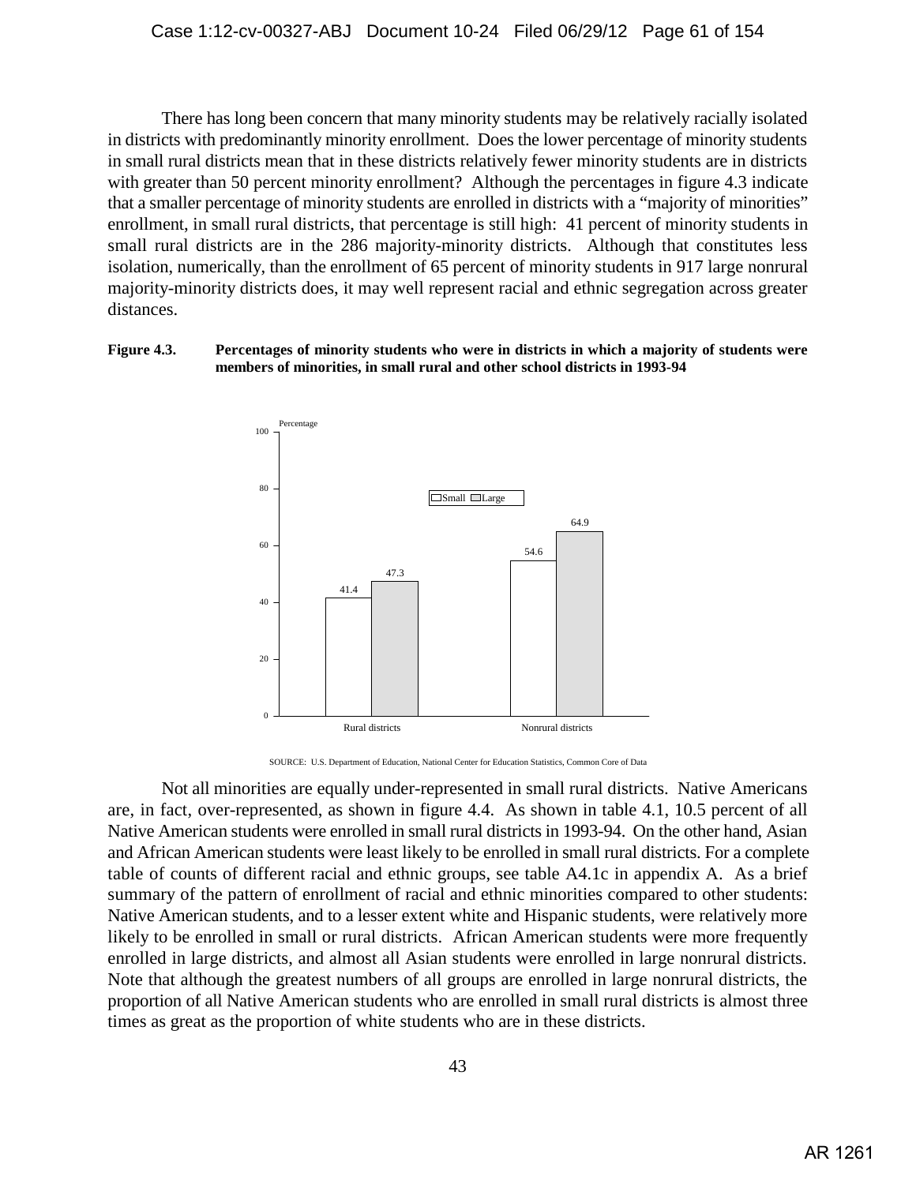There has long been concern that many minority students may be relatively racially isolated in districts with predominantly minority enrollment. Does the lower percentage of minority students in small rural districts mean that in these districts relatively fewer minority students are in districts with greater than 50 percent minority enrollment? Although the percentages in figure 4.3 indicate that a smaller percentage of minority students are enrolled in districts with a "majority of minorities" enrollment, in small rural districts, that percentage is still high: 41 percent of minority students in small rural districts are in the 286 majority-minority districts. Although that constitutes less isolation, numerically, than the enrollment of 65 percent of minority students in 917 large nonrural majority-minority districts does, it may well represent racial and ethnic segregation across greater distances.

**Figure 4.3. Percentages of minority students who were in districts in which a majority of students were members of minorities, in small rural and other school districts in 1993-94**

| | Small | Large |
|---|---|---|
| Rural districts | 41.4 | 47.3 |
| Nonrural districts | 54.6 | 64.9 |

SOURCE: U.S. Department of Education, National Center for Education Statistics, Common Core of Data

Not all minorities are equally under-represented in small rural districts. Native Americans are, in fact, over-represented, as shown in figure 4.4. As shown in table 4.1, 10.5 percent of all Native American students were enrolled in small rural districts in 1993-94. On the other hand, Asian and African American students were least likely to be enrolled in small rural districts. For a complete table of counts of different racial and ethnic groups, see table A4.1c in appendix A. As a brief summary of the pattern of enrollment of racial and ethnic minorities compared to other students: Native American students, and to a lesser extent white and Hispanic students, were relatively more likely to be enrolled in small or rural districts. African American students were more frequently enrolled in large districts, and almost all Asian students were enrolled in large nonrural districts. Note that although the greatest numbers of all groups are enrolled in large nonrural districts, the proportion of all Native American students who are enrolled in small rural districts is almost three times as great as the proportion of white students who are in these districts.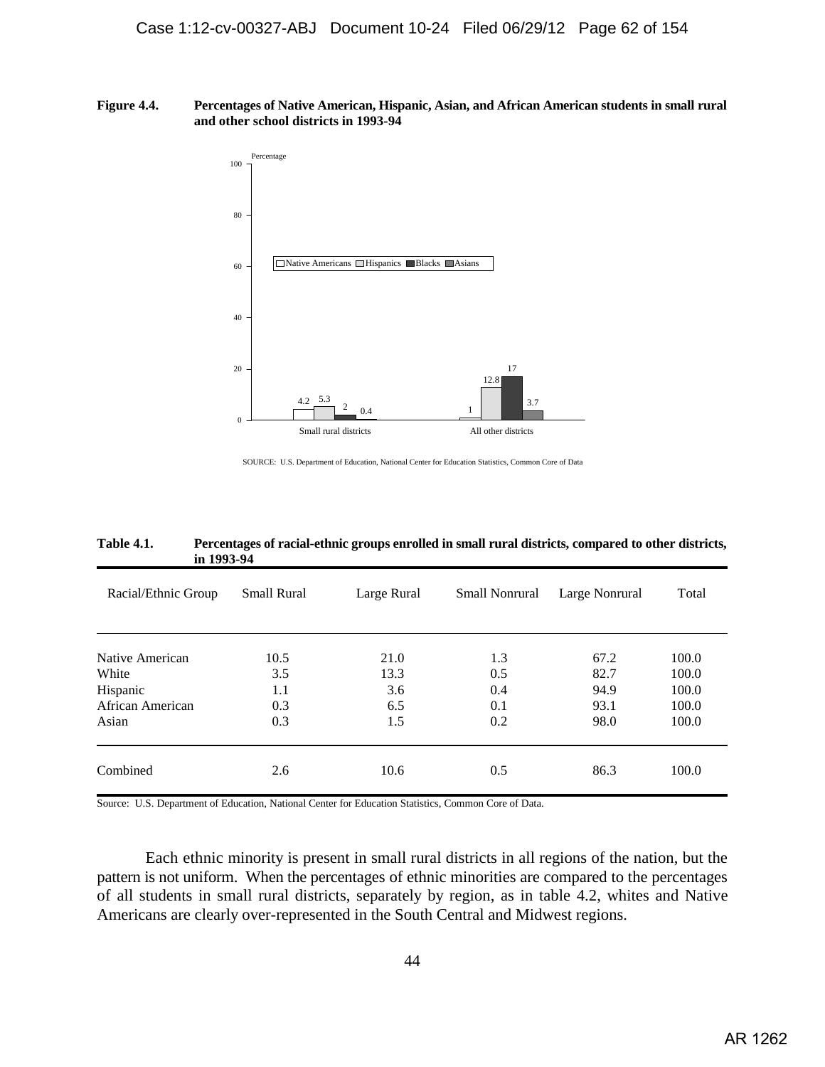**Figure 4.4. Percentages of Native American, Hispanic, Asian, and African American students in small rural and other school districts in 1993-94**

| | Native Americans | Hispanics | Blacks | Asians |
|---|---|---|---|---|
| Small rural districts | 4.2 | 5.3 | 2 | 0.4 |
| All other districts | 1 | 12.8 | 17 | 3.7 |

SOURCE: U.S. Department of Education, National Center for Education Statistics, Common Core of Data

**Table 4.1. Percentages of racial-ethnic groups enrolled in small rural districts, compared to other districts, in 1993-94**

| Racial/Ethnic Group | Small Rural | Large Rural | Small Nonrural | Large Nonrural | Total |
|---|---|---|---|---|---|
| Native American | 10.5 | 21.0 | 1.3 | 67.2 | 100.0 |
| White | 3.5 | 13.3 | 0.5 | 82.7 | 100.0 |
| Hispanic | 1.1 | 3.6 | 0.4 | 94.9 | 100.0 |
| African American | 0.3 | 6.5 | 0.1 | 93.1 | 100.0 |
| Asian | 0.3 | 1.5 | 0.2 | 98.0 | 100.0 |
| Combined | 2.6 | 10.6 | 0.5 | 86.3 | 100.0 |

Source: U.S. Department of Education, National Center for Education Statistics, Common Core of Data.

Each ethnic minority is present in small rural districts in all regions of the nation, but the pattern is not uniform. When the percentages of ethnic minorities are compared to the percentages of all students in small rural districts, separately by region, as in table 4.2, whites and Native Americans are clearly over-represented in the South Central and Midwest regions.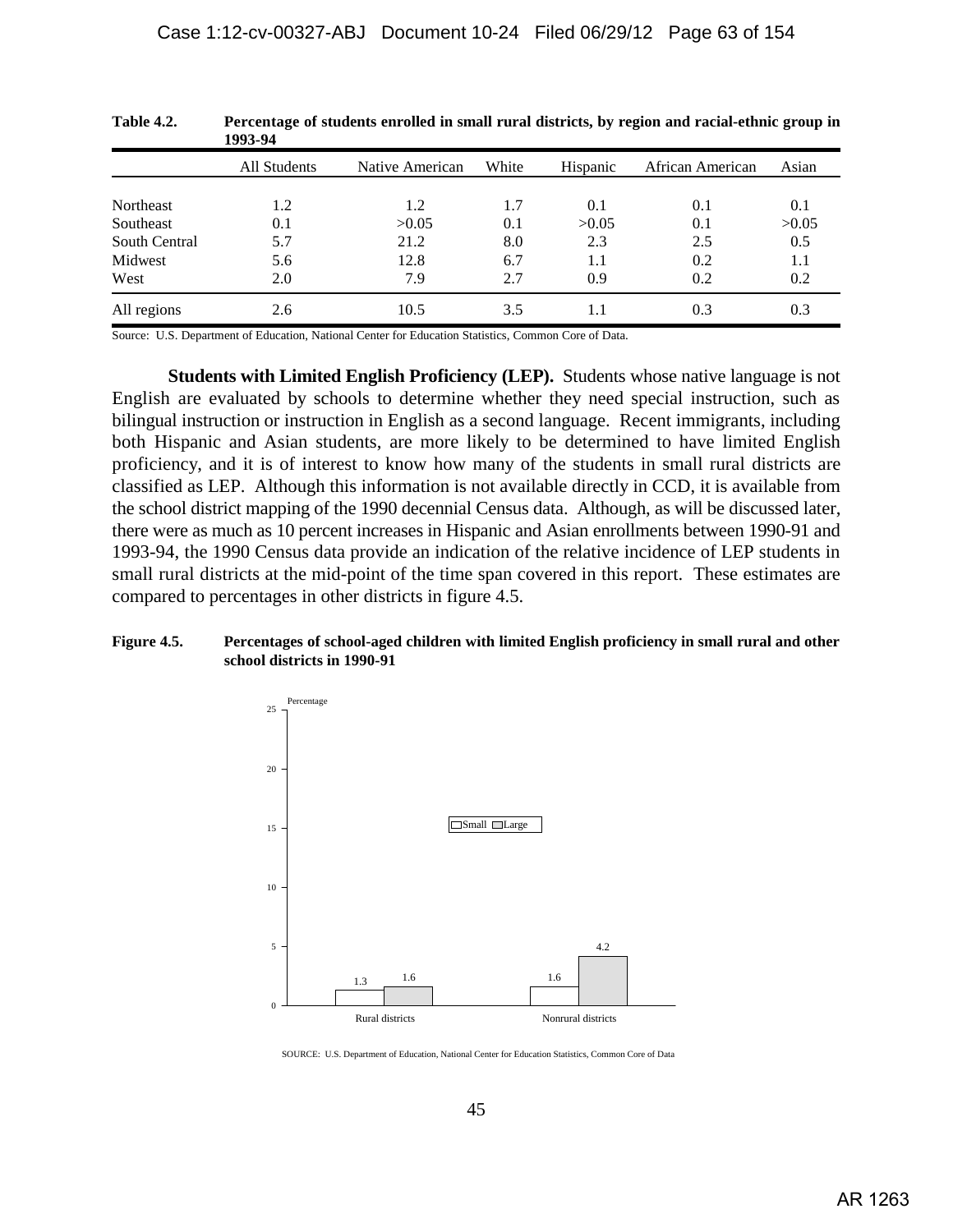**Table 4.2. Percentage of students enrolled in small rural districts, by region and racial-ethnic group in 1993-94**

| | All Students | Native American | White | Hispanic | African American | Asian |
|---|---|---|---|---|---|---|
| Northeast | 1.2 | 1.2 | 1.7 | 0.1 | 0.1 | 0.1 |
| Southeast | 0.1 | >0.05 | 0.1 | >0.05 | 0.1 | >0.05 |
| South Central | 5.7 | 21.2 | 8.0 | 2.3 | 2.5 | 0.5 |
| Midwest | 5.6 | 12.8 | 6.7 | 1.1 | 0.2 | 1.1 |
| West | 2.0 | 7.9 | 2.7 | 0.9 | 0.2 | 0.2 |
| All regions | 2.6 | 10.5 | 3.5 | 1.1 | 0.3 | 0.3 |

Source: U.S. Department of Education, National Center for Education Statistics, Common Core of Data.

**Students with Limited English Proficiency (LEP).** Students whose native language is not English are evaluated by schools to determine whether they need special instruction, such as bilingual instruction or instruction in English as a second language. Recent immigrants, including both Hispanic and Asian students, are more likely to be determined to have limited English proficiency, and it is of interest to know how many of the students in small rural districts are classified as LEP. Although this information is not available directly in CCD, it is available from the school district mapping of the 1990 decennial Census data. Although, as will be discussed later, there were as much as 10 percent increases in Hispanic and Asian enrollments between 1990-91 and 1993-94, the 1990 Census data provide an indication of the relative incidence of LEP students in small rural districts at the mid-point of the time span covered in this report. These estimates are compared to percentages in other districts in figure 4.5.

**Figure 4.5. Percentages of school-aged children with limited English proficiency in small rural and other school districts in 1990-91**

| | Small | Large |
|---|---|---|
| Rural districts | 1.3 | 1.6 |
| Nonrural districts | 1.6 | 4.2 |

SOURCE: U.S. Department of Education, National Center for Education Statistics, Common Core of Data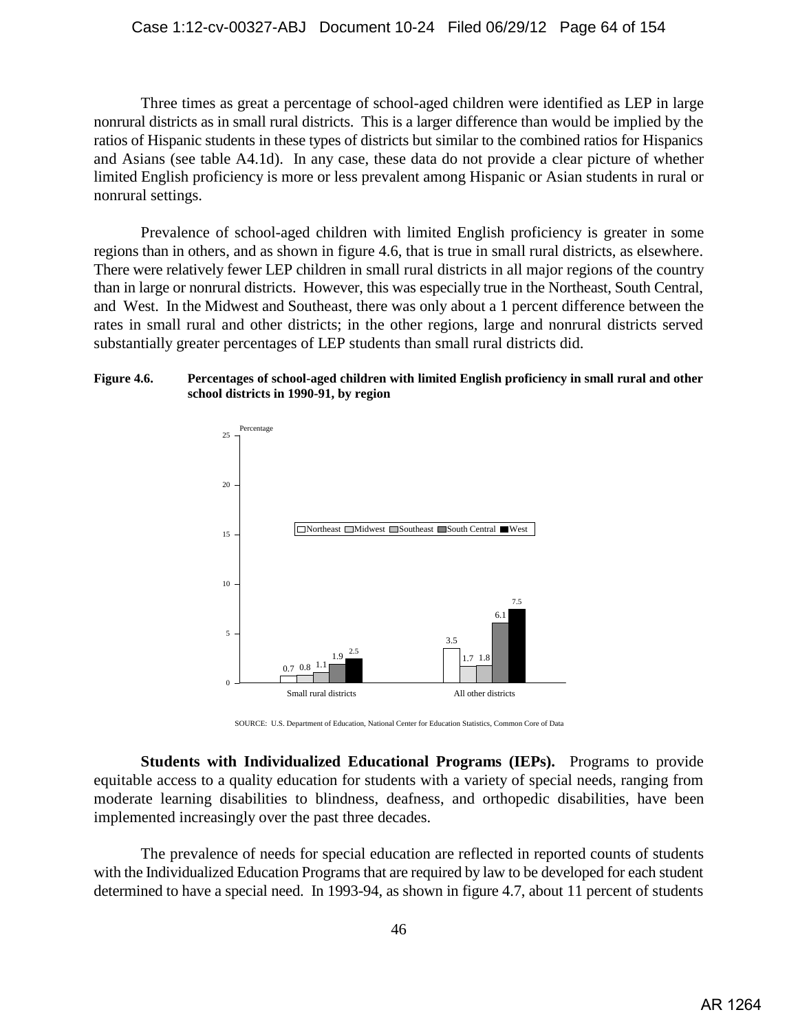Three times as great a percentage of school-aged children were identified as LEP in large nonrural districts as in small rural districts. This is a larger difference than would be implied by the ratios of Hispanic students in these types of districts but similar to the combined ratios for Hispanics and Asians (see table A4.1d). In any case, these data do not provide a clear picture of whether limited English proficiency is more or less prevalent among Hispanic or Asian students in rural or nonrural settings.

Prevalence of school-aged children with limited English proficiency is greater in some regions than in others, and as shown in figure 4.6, that is true in small rural districts, as elsewhere. There were relatively fewer LEP children in small rural districts in all major regions of the country than in large or nonrural districts. However, this was especially true in the Northeast, South Central, and West. In the Midwest and Southeast, there was only about a 1 percent difference between the rates in small rural and other districts; in the other regions, large and nonrural districts served substantially greater percentages of LEP students than small rural districts did.

**Figure 4.6. Percentages of school-aged children with limited English proficiency in small rural and other school districts in 1990-91, by region**

| Percentage | Northeast | Midwest | Southeast | South Central | West |
|---|---|---|---|---|---|
| Small rural districts | 0.7 | 0.8 | 1.1 | 1.9 | 2.5 |
| All other districts | 3.5 | 1.7 | 1.8 | 6.1 | 7.5 |

SOURCE: U.S. Department of Education, National Center for Education Statistics, Common Core of Data

**Students with Individualized Educational Programs (IEPs).** Programs to provide equitable access to a quality education for students with a variety of special needs, ranging from moderate learning disabilities to blindness, deafness, and orthopedic disabilities, have been implemented increasingly over the past three decades.

The prevalence of needs for special education are reflected in reported counts of students with the Individualized Education Programs that are required by law to be developed for each student determined to have a special need. In 1993-94, as shown in figure 4.7, about 11 percent of students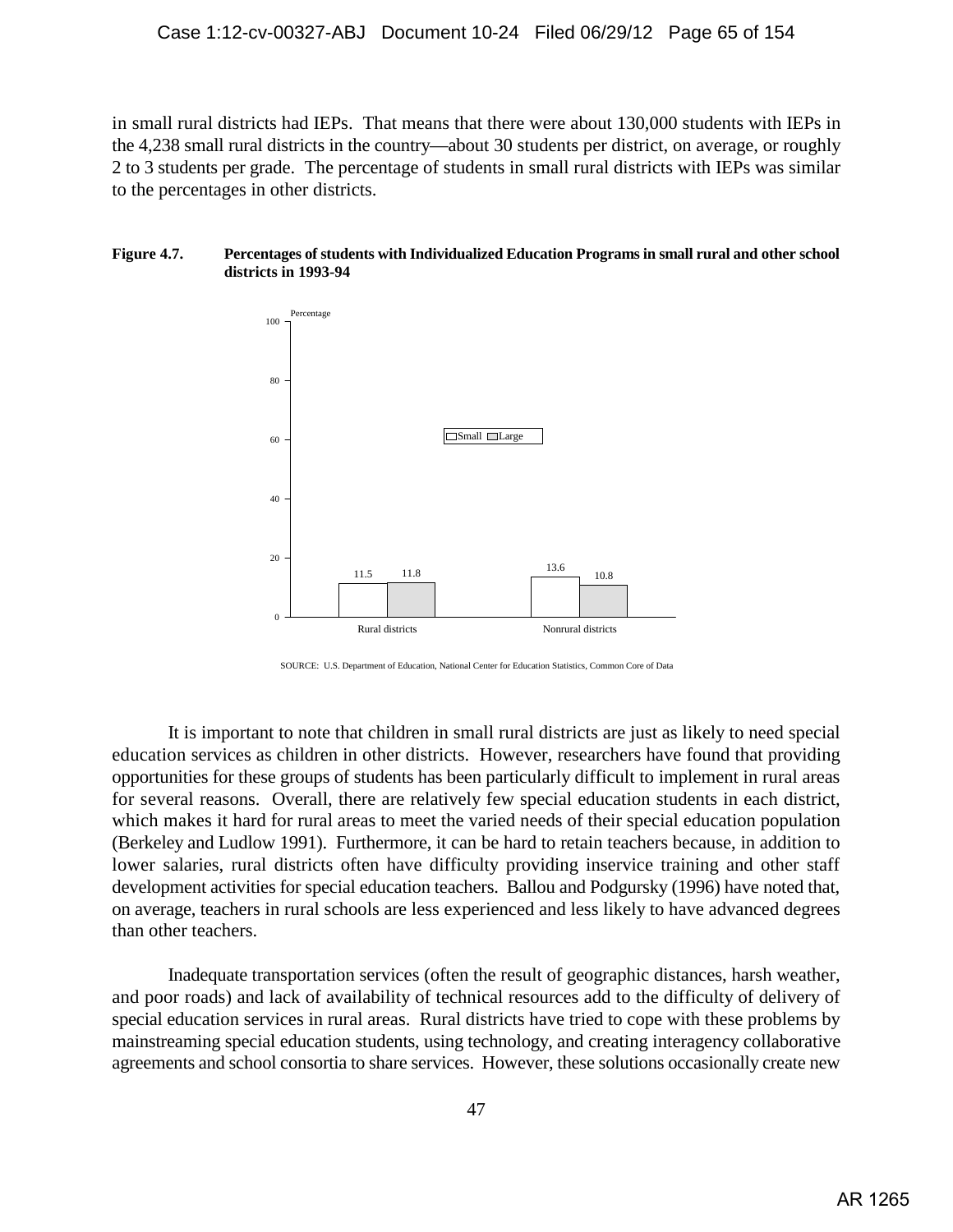in small rural districts had IEPs. That means that there were about 130,000 students with IEPs in the 4,238 small rural districts in the country—about 30 students per district, on average, or roughly 2 to 3 students per grade. The percentage of students in small rural districts with IEPs was similar to the percentages in other districts.

**Figure 4.7. Percentages of students with Individualized Education Programs in small rural and other school districts in 1993-94**

| | Small | Large |
|---|---|---|
| Rural districts | 11.5 | 11.8 |
| Nonrural districts | 13.6 | 10.8 |

SOURCE: U.S. Department of Education, National Center for Education Statistics, Common Core of Data

It is important to note that children in small rural districts are just as likely to need special education services as children in other districts. However, researchers have found that providing opportunities for these groups of students has been particularly difficult to implement in rural areas for several reasons. Overall, there are relatively few special education students in each district, which makes it hard for rural areas to meet the varied needs of their special education population (Berkeley and Ludlow 1991). Furthermore, it can be hard to retain teachers because, in addition to lower salaries, rural districts often have difficulty providing inservice training and other staff development activities for special education teachers. Ballou and Podgursky (1996) have noted that, on average, teachers in rural schools are less experienced and less likely to have advanced degrees than other teachers.

Inadequate transportation services (often the result of geographic distances, harsh weather, and poor roads) and lack of availability of technical resources add to the difficulty of delivery of special education services in rural areas. Rural districts have tried to cope with these problems by mainstreaming special education students, using technology, and creating interagency collaborative agreements and school consortia to share services. However, these solutions occasionally create new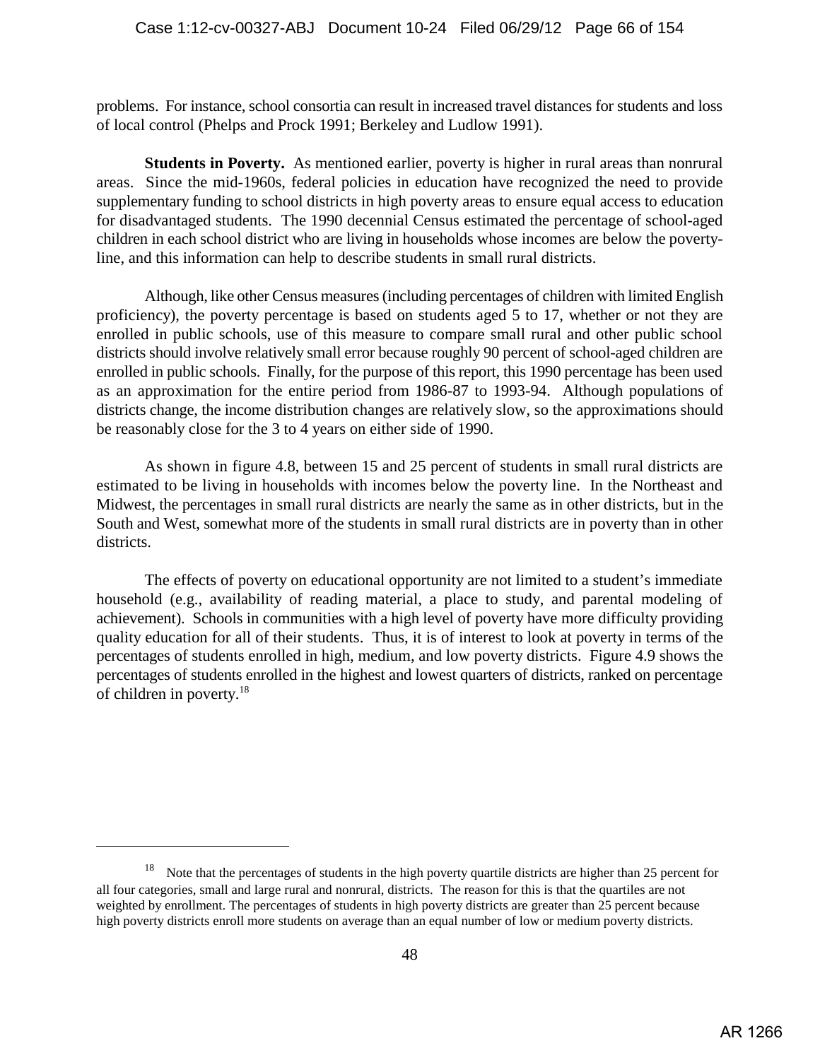problems. For instance, school consortia can result in increased travel distances for students and loss of local control (Phelps and Prock 1991; Berkeley and Ludlow 1991).

**Students in Poverty.** As mentioned earlier, poverty is higher in rural areas than nonrural areas. Since the mid-1960s, federal policies in education have recognized the need to provide supplementary funding to school districts in high poverty areas to ensure equal access to education for disadvantaged students. The 1990 decennial Census estimated the percentage of school-aged children in each school district who are living in households whose incomes are below the poverty-line, and this information can help to describe students in small rural districts.

Although, like other Census measures (including percentages of children with limited English proficiency), the poverty percentage is based on students aged 5 to 17, whether or not they are enrolled in public schools, use of this measure to compare small rural and other public school districts should involve relatively small error because roughly 90 percent of school-aged children are enrolled in public schools. Finally, for the purpose of this report, this 1990 percentage has been used as an approximation for the entire period from 1986-87 to 1993-94. Although populations of districts change, the income distribution changes are relatively slow, so the approximations should be reasonably close for the 3 to 4 years on either side of 1990.

As shown in figure 4.8, between 15 and 25 percent of students in small rural districts are estimated to be living in households with incomes below the poverty line. In the Northeast and Midwest, the percentages in small rural districts are nearly the same as in other districts, but in the South and West, somewhat more of the students in small rural districts are in poverty than in other districts.

The effects of poverty on educational opportunity are not limited to a student's immediate household (e.g., availability of reading material, a place to study, and parental modeling of achievement). Schools in communities with a high level of poverty have more difficulty providing quality education for all of their students. Thus, it is of interest to look at poverty in terms of the percentages of students enrolled in high, medium, and low poverty districts. Figure 4.9 shows the percentages of students enrolled in the highest and lowest quarters of districts, ranked on percentage of children in poverty.[18]

[18] Note that the percentages of students in the high poverty quartile districts are higher than 25 percent for all four categories, small and large rural and nonrural, districts. The reason for this is that the quartiles are not weighted by enrollment. The percentages of students in high poverty districts are greater than 25 percent because high poverty districts enroll more students on average than an equal number of low or medium poverty districts.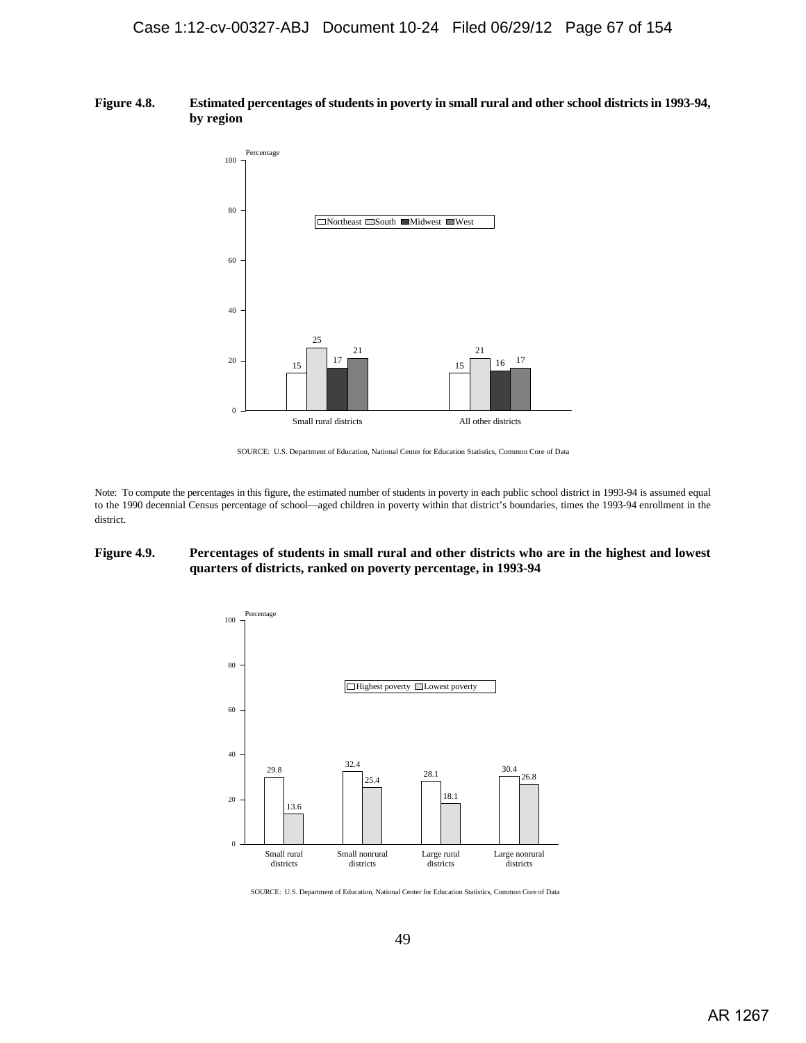**Figure 4.8. Estimated percentages of students in poverty in small rural and other school districts in 1993-94, by region**

| | Northeast | South | Midwest | West |
|---|---|---|---|---|
| Small rural districts | 15 | 25 | 17 | 21 |
| All other districts | 15 | 21 | 16 | 17 |

SOURCE: U.S. Department of Education, National Center for Education Statistics, Common Core of Data

Note: To compute the percentages in this figure, the estimated number of students in poverty in each public school district in 1993-94 is assumed equal to the 1990 decennial Census percentage of school—aged children in poverty within that district's boundaries, times the 1993-94 enrollment in the district.

**Figure 4.9. Percentages of students in small rural and other districts who are in the highest and lowest quarters of districts, ranked on poverty percentage, in 1993-94**

| | Highest poverty | Lowest poverty |
|---|---|---|
| Small rural districts | 29.8 | 13.6 |
| Small nonrural districts | 32.4 | 25.4 |
| Large rural districts | 28.1 | 18.1 |
| Large nonrural districts | 30.4 | 26.8 |

SOURCE: U.S. Department of Education, National Center for Education Statistics, Common Core of Data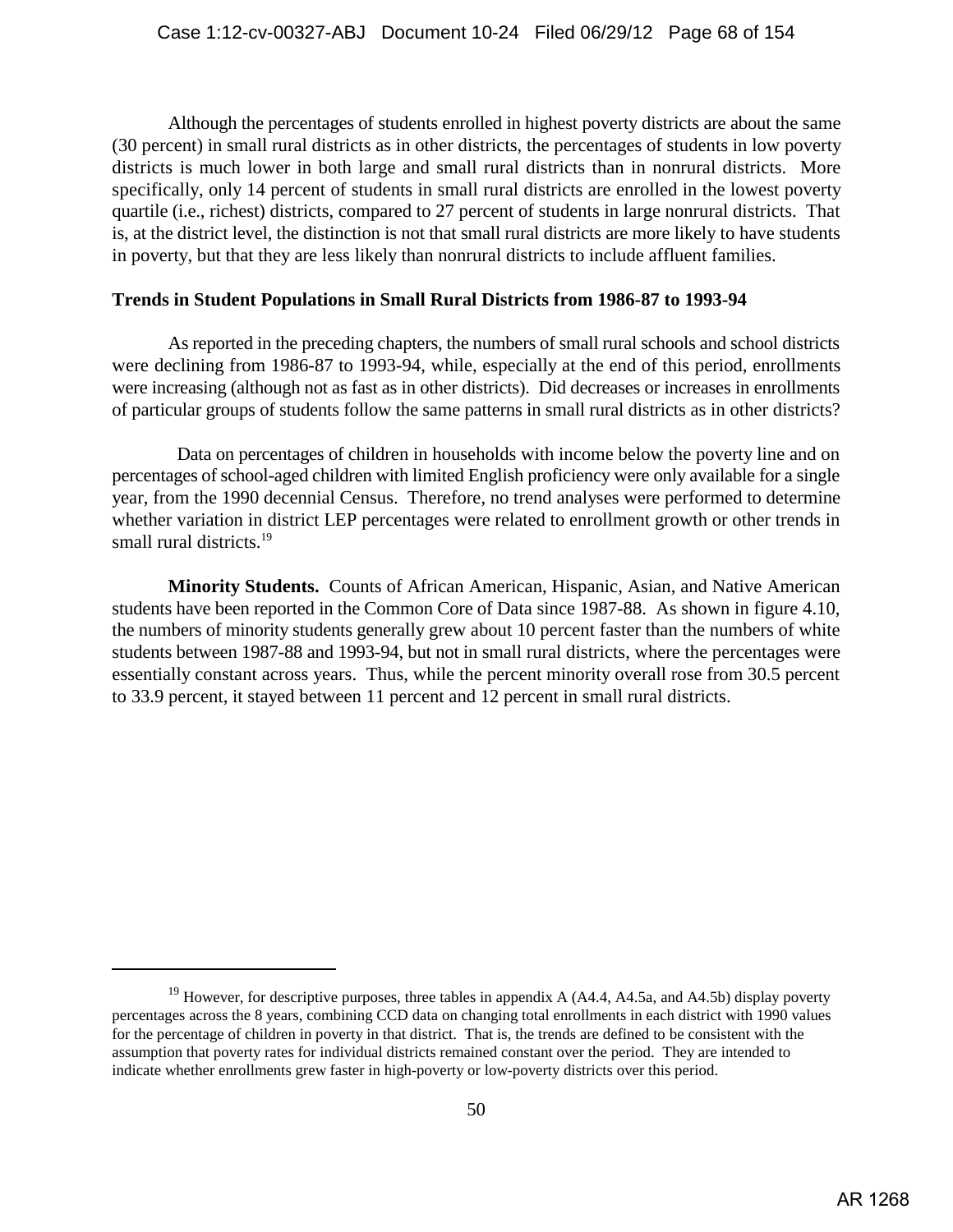Although the percentages of students enrolled in highest poverty districts are about the same (30 percent) in small rural districts as in other districts, the percentages of students in low poverty districts is much lower in both large and small rural districts than in nonrural districts. More specifically, only 14 percent of students in small rural districts are enrolled in the lowest poverty quartile (i.e., richest) districts, compared to 27 percent of students in large nonrural districts. That is, at the district level, the distinction is not that small rural districts are more likely to have students in poverty, but that they are less likely than nonrural districts to include affluent families.

### Trends in Student Populations in Small Rural Districts from 1986-87 to 1993-94

As reported in the preceding chapters, the numbers of small rural schools and school districts were declining from 1986-87 to 1993-94, while, especially at the end of this period, enrollments were increasing (although not as fast as in other districts). Did decreases or increases in enrollments of particular groups of students follow the same patterns in small rural districts as in other districts?

Data on percentages of children in households with income below the poverty line and on percentages of school-aged children with limited English proficiency were only available for a single year, from the 1990 decennial Census. Therefore, no trend analyses were performed to determine whether variation in district LEP percentages were related to enrollment growth or other trends in small rural districts.[19]

**Minority Students.** Counts of African American, Hispanic, Asian, and Native American students have been reported in the Common Core of Data since 1987-88. As shown in figure 4.10, the numbers of minority students generally grew about 10 percent faster than the numbers of white students between 1987-88 and 1993-94, but not in small rural districts, where the percentages were essentially constant across years. Thus, while the percent minority overall rose from 30.5 percent to 33.9 percent, it stayed between 11 percent and 12 percent in small rural districts.

---

[19] However, for descriptive purposes, three tables in appendix A (A4.4, A4.5a, and A4.5b) display poverty percentages across the 8 years, combining CCD data on changing total enrollments in each district with 1990 values for the percentage of children in poverty in that district. That is, the trends are defined to be consistent with the assumption that poverty rates for individual districts remained constant over the period. They are intended to indicate whether enrollments grew faster in high-poverty or low-poverty districts over this period.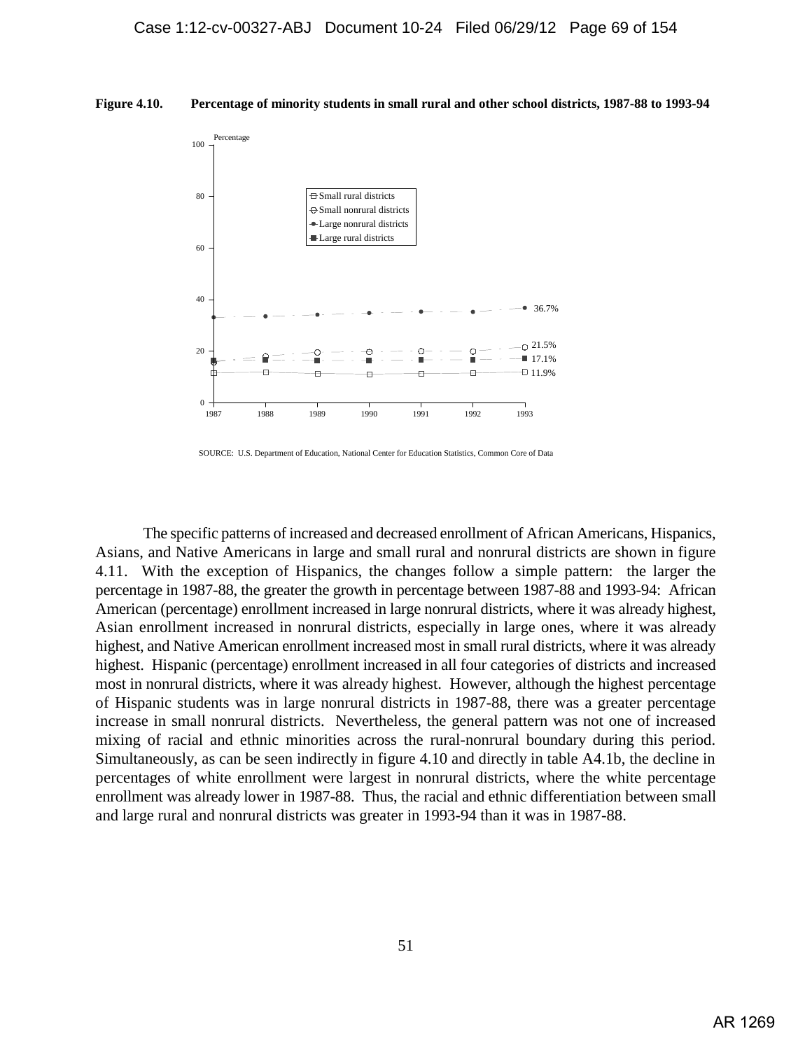**Figure 4.10. Percentage of minority students in small rural and other school districts, 1987-88 to 1993-94**

SOURCE: U.S. Department of Education, National Center for Education Statistics, Common Core of Data

The specific patterns of increased and decreased enrollment of African Americans, Hispanics, Asians, and Native Americans in large and small rural and nonrural districts are shown in figure 4.11. With the exception of Hispanics, the changes follow a simple pattern: the larger the percentage in 1987-88, the greater the growth in percentage between 1987-88 and 1993-94: African American (percentage) enrollment increased in large nonrural districts, where it was already highest, Asian enrollment increased in nonrural districts, especially in large ones, where it was already highest, and Native American enrollment increased most in small rural districts, where it was already highest. Hispanic (percentage) enrollment increased in all four categories of districts and increased most in nonrural districts, where it was already highest. However, although the highest percentage of Hispanic students was in large nonrural districts in 1987-88, there was a greater percentage increase in small nonrural districts. Nevertheless, the general pattern was not one of increased mixing of racial and ethnic minorities across the rural-nonrural boundary during this period. Simultaneously, as can be seen indirectly in figure 4.10 and directly in table A4.1b, the decline in percentages of white enrollment were largest in nonrural districts, where the white percentage enrollment was already lower in 1987-88. Thus, the racial and ethnic differentiation between small and large rural and nonrural districts was greater in 1993-94 than it was in 1987-88.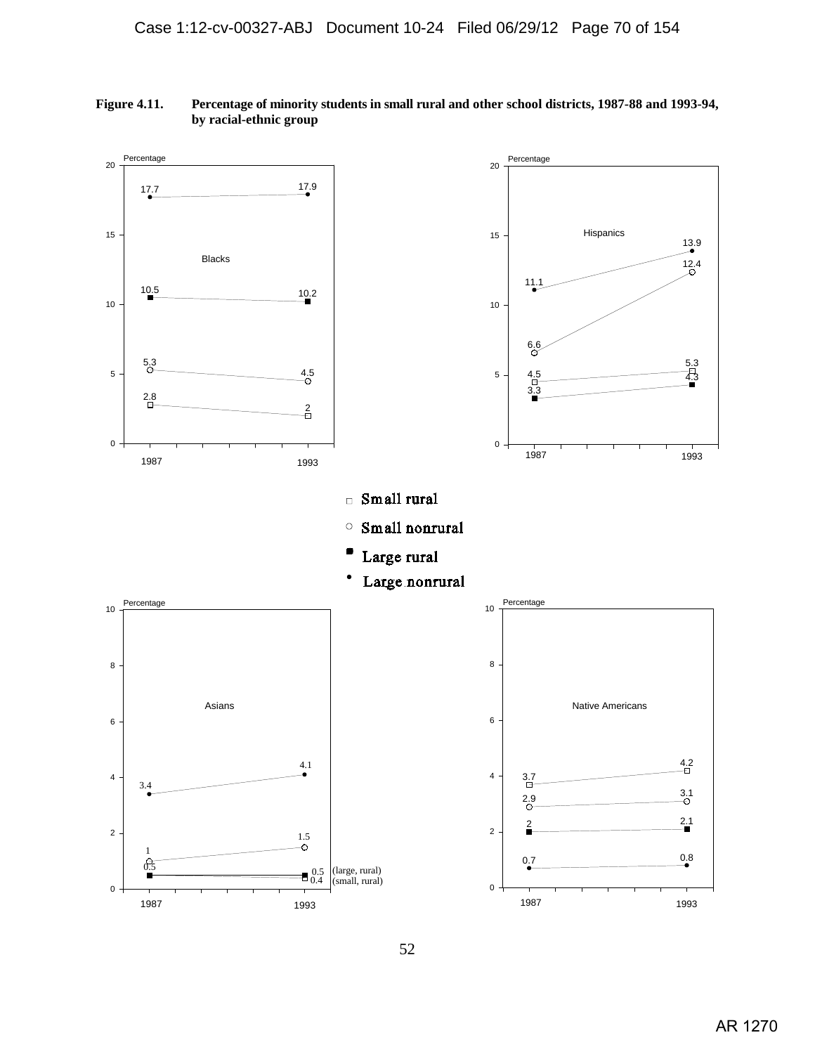**Figure 4.11. Percentage of minority students in small rural and other school districts, 1987-88 and 1993-94, by racial-ethnic group**

**Blacks**

| District type | 1987 | 1993 |
|---|---|---|
| Large nonrural | 17.7 | 17.9 |
| Large rural | 10.5 | 10.2 |
| Small nonrural | 5.3 | 4.5 |
| Small rural | 2.8 | 2 |

**Hispanics**

| District type | 1987 | 1993 |
|---|---|---|
| Large nonrural | 11.1 | 13.9 |
| Small nonrural | 6.6 | 12.4 |
| Small rural | 4.5 | 5.3 |
| Large rural | 3.3 | 4.3 |

**Asians**

| District type | 1987 | 1993 |
|---|---|---|
| Large nonrural | 3.4 | 4.1 |
| Small nonrural | 1 | 1.5 |
| Large rural | 0.5 | 0.5 |
| Small rural | 0.5 | 0.4 |

**Native Americans**

| District type | 1987 | 1993 |
|---|---|---|
| Small rural | 3.7 | 4.2 |
| Small nonrural | 2.9 | 3.1 |
| Large rural | 2 | 2.1 |
| Large nonrural | 0.7 | 0.8 |

Legend: □ Small rural; ○ Small nonrural; ■ Large rural; • Large nonrural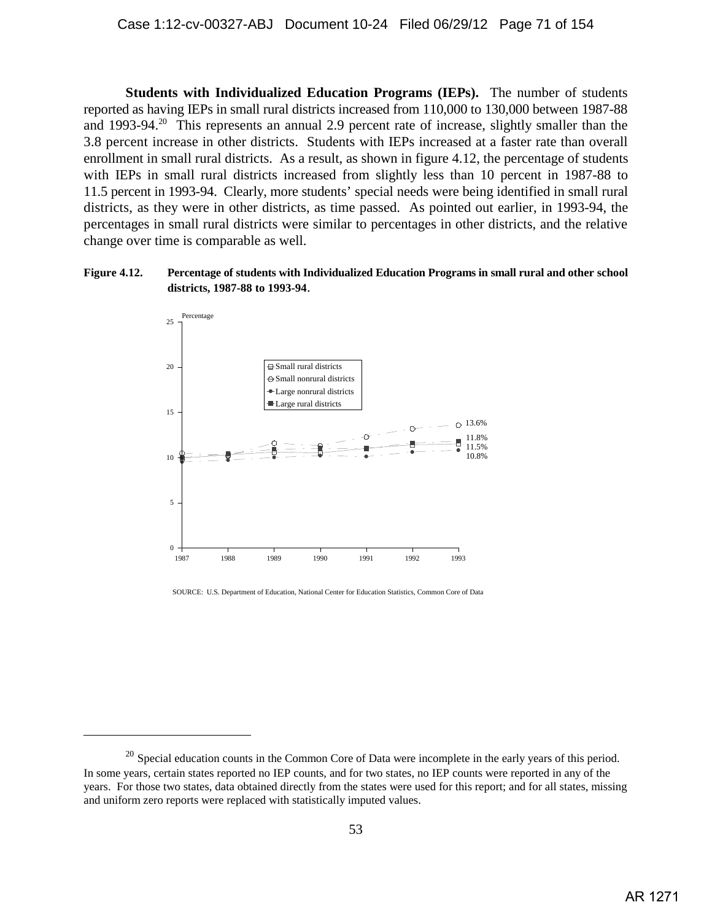**Students with Individualized Education Programs (IEPs).** The number of students reported as having IEPs in small rural districts increased from 110,000 to 130,000 between 1987-88 and 1993-94.[20] This represents an annual 2.9 percent rate of increase, slightly smaller than the 3.8 percent increase in other districts. Students with IEPs increased at a faster rate than overall enrollment in small rural districts. As a result, as shown in figure 4.12, the percentage of students with IEPs in small rural districts increased from slightly less than 10 percent in 1987-88 to 11.5 percent in 1993-94. Clearly, more students' special needs were being identified in small rural districts, as they were in other districts, as time passed. As pointed out earlier, in 1993-94, the percentages in small rural districts were similar to percentages in other districts, and the relative change over time is comparable as well.

**Figure 4.12. Percentage of students with Individualized Education Programs in small rural and other school districts, 1987-88 to 1993-94.**

Percentage

Legend: Small rural districts; Small nonrural districts; Large nonrural districts; Large rural districts

Values in 1993: 13.6%, 11.8%, 11.5%, 10.8%

Years: 1987, 1988, 1989, 1990, 1991, 1992, 1993

SOURCE: U.S. Department of Education, National Center for Education Statistics, Common Core of Data

---

[20] Special education counts in the Common Core of Data were incomplete in the early years of this period. In some years, certain states reported no IEP counts, and for two states, no IEP counts were reported in any of the years. For those two states, data obtained directly from the states were used for this report; and for all states, missing and uniform zero reports were replaced with statistically imputed values.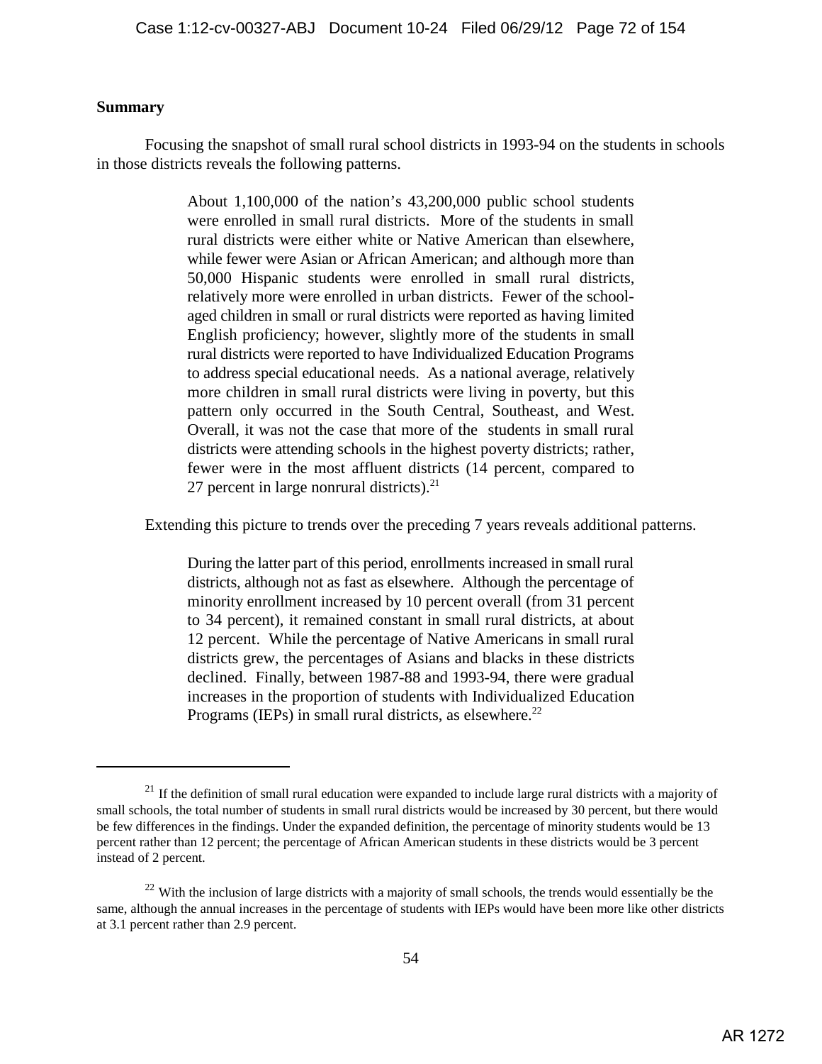**Summary**

Focusing the snapshot of small rural school districts in 1993-94 on the students in schools in those districts reveals the following patterns.

> About 1,100,000 of the nation's 43,200,000 public school students were enrolled in small rural districts. More of the students in small rural districts were either white or Native American than elsewhere, while fewer were Asian or African American; and although more than 50,000 Hispanic students were enrolled in small rural districts, relatively more were enrolled in urban districts. Fewer of the school-aged children in small or rural districts were reported as having limited English proficiency; however, slightly more of the students in small rural districts were reported to have Individualized Education Programs to address special educational needs. As a national average, relatively more children in small rural districts were living in poverty, but this pattern only occurred in the South Central, Southeast, and West. Overall, it was not the case that more of the students in small rural districts were attending schools in the highest poverty districts; rather, fewer were in the most affluent districts (14 percent, compared to 27 percent in large nonrural districts).[21]

Extending this picture to trends over the preceding 7 years reveals additional patterns.

> During the latter part of this period, enrollments increased in small rural districts, although not as fast as elsewhere. Although the percentage of minority enrollment increased by 10 percent overall (from 31 percent to 34 percent), it remained constant in small rural districts, at about 12 percent. While the percentage of Native Americans in small rural districts grew, the percentages of Asians and blacks in these districts declined. Finally, between 1987-88 and 1993-94, there were gradual increases in the proportion of students with Individualized Education Programs (IEPs) in small rural districts, as elsewhere.[22]

---

[21] If the definition of small rural education were expanded to include large rural districts with a majority of small schools, the total number of students in small rural districts would be increased by 30 percent, but there would be few differences in the findings. Under the expanded definition, the percentage of minority students would be 13 percent rather than 12 percent; the percentage of African American students in these districts would be 3 percent instead of 2 percent.

[22] With the inclusion of large districts with a majority of small schools, the trends would essentially be the same, although the annual increases in the percentage of students with IEPs would have been more like other districts at 3.1 percent rather than 2.9 percent.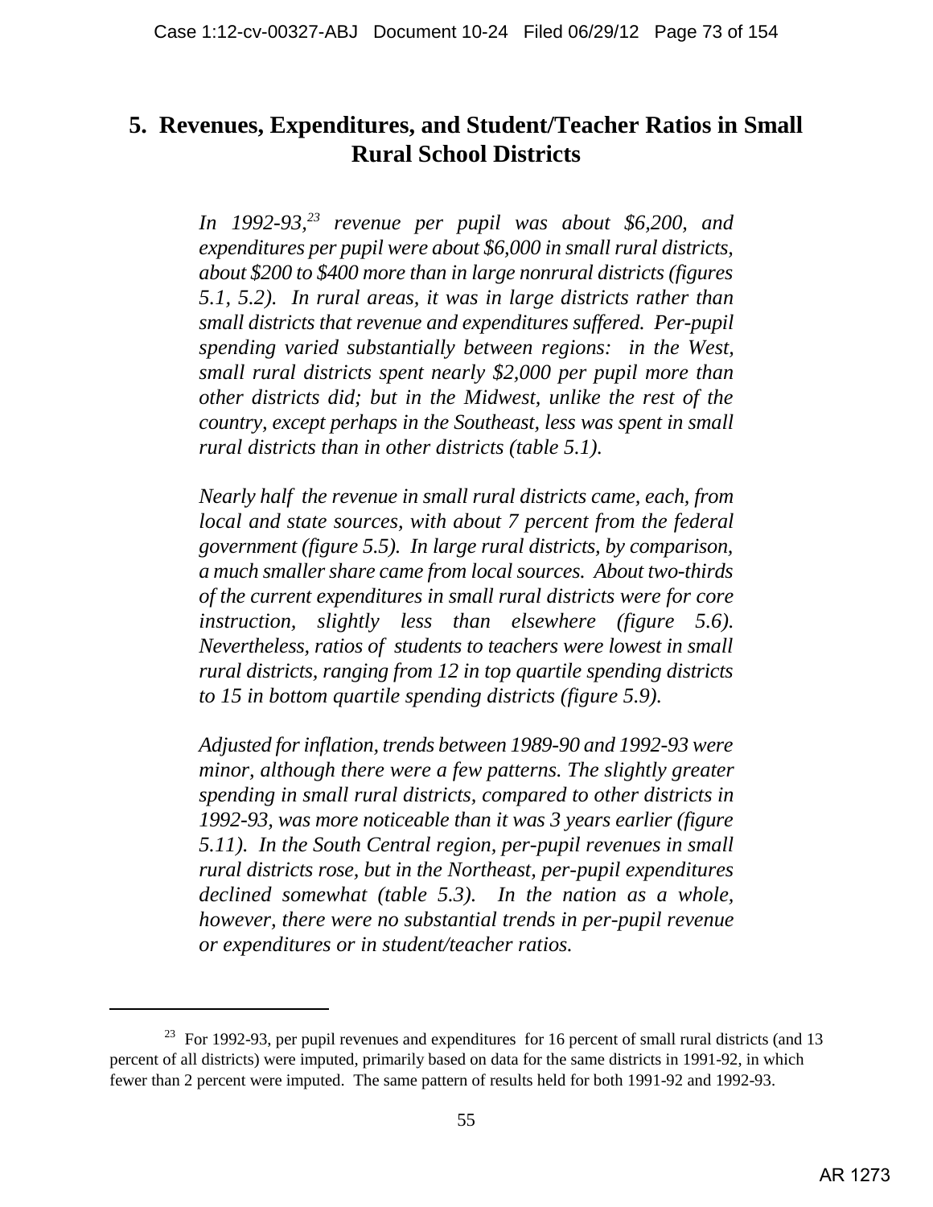## 5. Revenues, Expenditures, and Student/Teacher Ratios in Small Rural School Districts

*In 1992-93,[23] revenue per pupil was about $6,200, and expenditures per pupil were about $6,000 in small rural districts, about $200 to $400 more than in large nonrural districts (figures 5.1, 5.2). In rural areas, it was in large districts rather than small districts that revenue and expenditures suffered. Per-pupil spending varied substantially between regions: in the West, small rural districts spent nearly $2,000 per pupil more than other districts did; but in the Midwest, unlike the rest of the country, except perhaps in the Southeast, less was spent in small rural districts than in other districts (table 5.1).*

*Nearly half the revenue in small rural districts came, each, from local and state sources, with about 7 percent from the federal government (figure 5.5). In large rural districts, by comparison, a much smaller share came from local sources. About two-thirds of the current expenditures in small rural districts were for core instruction, slightly less than elsewhere (figure 5.6). Nevertheless, ratios of students to teachers were lowest in small rural districts, ranging from 12 in top quartile spending districts to 15 in bottom quartile spending districts (figure 5.9).*

*Adjusted for inflation, trends between 1989-90 and 1992-93 were minor, although there were a few patterns. The slightly greater spending in small rural districts, compared to other districts in 1992-93, was more noticeable than it was 3 years earlier (figure 5.11). In the South Central region, per-pupil revenues in small rural districts rose, but in the Northeast, per-pupil expenditures declined somewhat (table 5.3). In the nation as a whole, however, there were no substantial trends in per-pupil revenue or expenditures or in student/teacher ratios.*

---

[23] For 1992-93, per pupil revenues and expenditures for 16 percent of small rural districts (and 13 percent of all districts) were imputed, primarily based on data for the same districts in 1991-92, in which fewer than 2 percent were imputed. The same pattern of results held for both 1991-92 and 1992-93.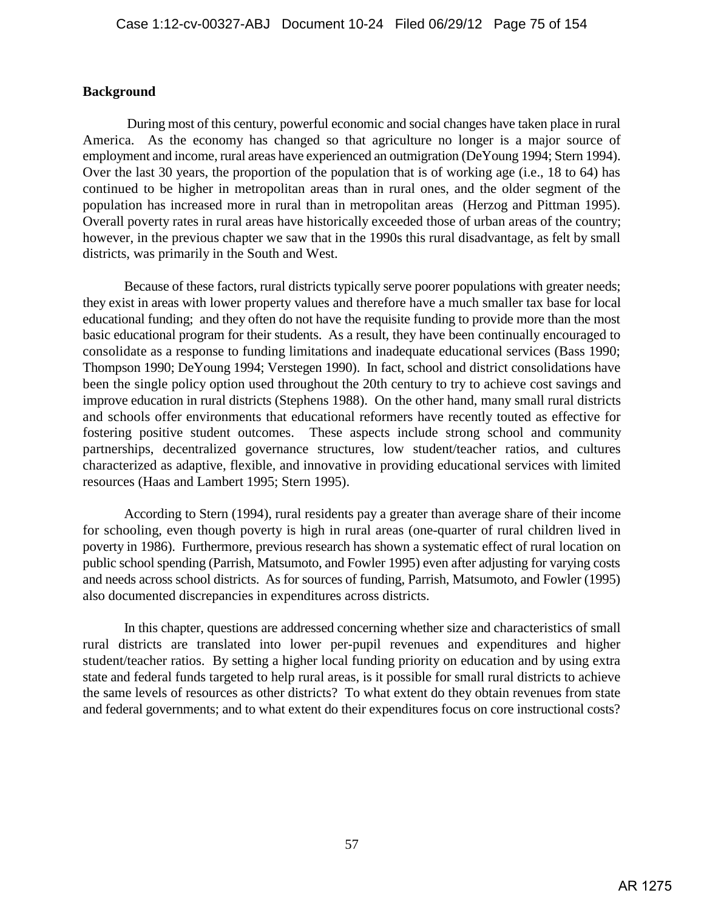**Background**

During most of this century, powerful economic and social changes have taken place in rural America. As the economy has changed so that agriculture no longer is a major source of employment and income, rural areas have experienced an outmigration (DeYoung 1994; Stern 1994). Over the last 30 years, the proportion of the population that is of working age (i.e., 18 to 64) has continued to be higher in metropolitan areas than in rural ones, and the older segment of the population has increased more in rural than in metropolitan areas (Herzog and Pittman 1995). Overall poverty rates in rural areas have historically exceeded those of urban areas of the country; however, in the previous chapter we saw that in the 1990s this rural disadvantage, as felt by small districts, was primarily in the South and West.

Because of these factors, rural districts typically serve poorer populations with greater needs; they exist in areas with lower property values and therefore have a much smaller tax base for local educational funding; and they often do not have the requisite funding to provide more than the most basic educational program for their students. As a result, they have been continually encouraged to consolidate as a response to funding limitations and inadequate educational services (Bass 1990; Thompson 1990; DeYoung 1994; Verstegen 1990). In fact, school and district consolidations have been the single policy option used throughout the 20th century to try to achieve cost savings and improve education in rural districts (Stephens 1988). On the other hand, many small rural districts and schools offer environments that educational reformers have recently touted as effective for fostering positive student outcomes. These aspects include strong school and community partnerships, decentralized governance structures, low student/teacher ratios, and cultures characterized as adaptive, flexible, and innovative in providing educational services with limited resources (Haas and Lambert 1995; Stern 1995).

According to Stern (1994), rural residents pay a greater than average share of their income for schooling, even though poverty is high in rural areas (one-quarter of rural children lived in poverty in 1986). Furthermore, previous research has shown a systematic effect of rural location on public school spending (Parrish, Matsumoto, and Fowler 1995) even after adjusting for varying costs and needs across school districts. As for sources of funding, Parrish, Matsumoto, and Fowler (1995) also documented discrepancies in expenditures across districts.

In this chapter, questions are addressed concerning whether size and characteristics of small rural districts are translated into lower per-pupil revenues and expenditures and higher student/teacher ratios. By setting a higher local funding priority on education and by using extra state and federal funds targeted to help rural areas, is it possible for small rural districts to achieve the same levels of resources as other districts? To what extent do they obtain revenues from state and federal governments; and to what extent do their expenditures focus on core instructional costs?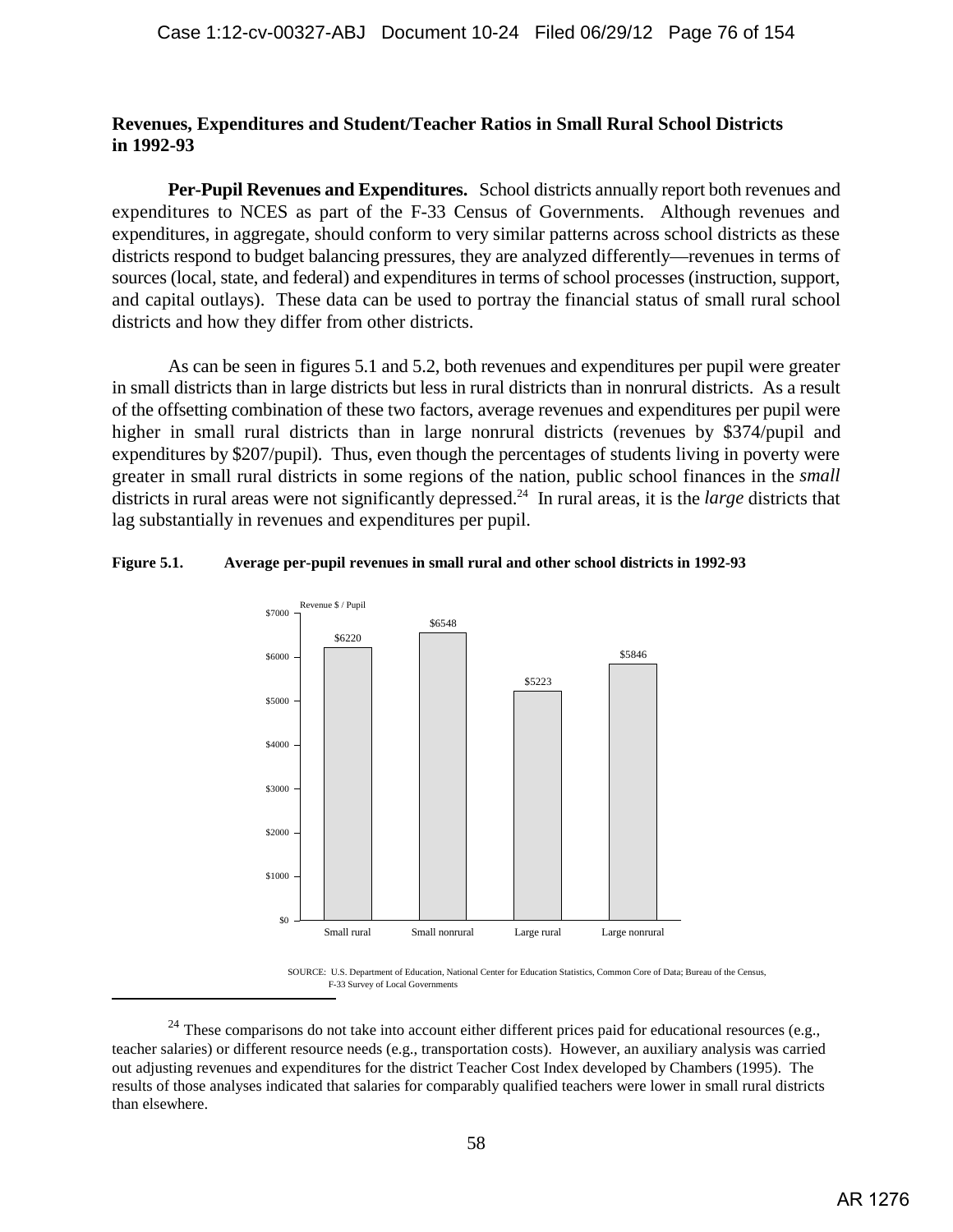## Revenues, Expenditures and Student/Teacher Ratios in Small Rural School Districts in 1992-93

**Per-Pupil Revenues and Expenditures.** School districts annually report both revenues and expenditures to NCES as part of the F-33 Census of Governments. Although revenues and expenditures, in aggregate, should conform to very similar patterns across school districts as these districts respond to budget balancing pressures, they are analyzed differently—revenues in terms of sources (local, state, and federal) and expenditures in terms of school processes (instruction, support, and capital outlays). These data can be used to portray the financial status of small rural school districts and how they differ from other districts.

As can be seen in figures 5.1 and 5.2, both revenues and expenditures per pupil were greater in small districts than in large districts but less in rural districts than in nonrural districts. As a result of the offsetting combination of these two factors, average revenues and expenditures per pupil were higher in small rural districts than in large nonrural districts (revenues by $374/pupil and expenditures by $207/pupil). Thus, even though the percentages of students living in poverty were greater in small rural districts in some regions of the nation, public school finances in the *small* districts in rural areas were not significantly depressed.[24] In rural areas, it is the *large* districts that lag substantially in revenues and expenditures per pupil.

**Figure 5.1. Average per-pupil revenues in small rural and other school districts in 1992-93**

| | Revenue $ / Pupil |
|---|---|
| Small rural | $6220 |
| Small nonrural | $6548 |
| Large rural | $5223 |
| Large nonrural | $5846 |

SOURCE: U.S. Department of Education, National Center for Education Statistics, Common Core of Data; Bureau of the Census, F-33 Survey of Local Governments

[24] These comparisons do not take into account either different prices paid for educational resources (e.g., teacher salaries) or different resource needs (e.g., transportation costs). However, an auxiliary analysis was carried out adjusting revenues and expenditures for the district Teacher Cost Index developed by Chambers (1995). The results of those analyses indicated that salaries for comparably qualified teachers were lower in small rural districts than elsewhere.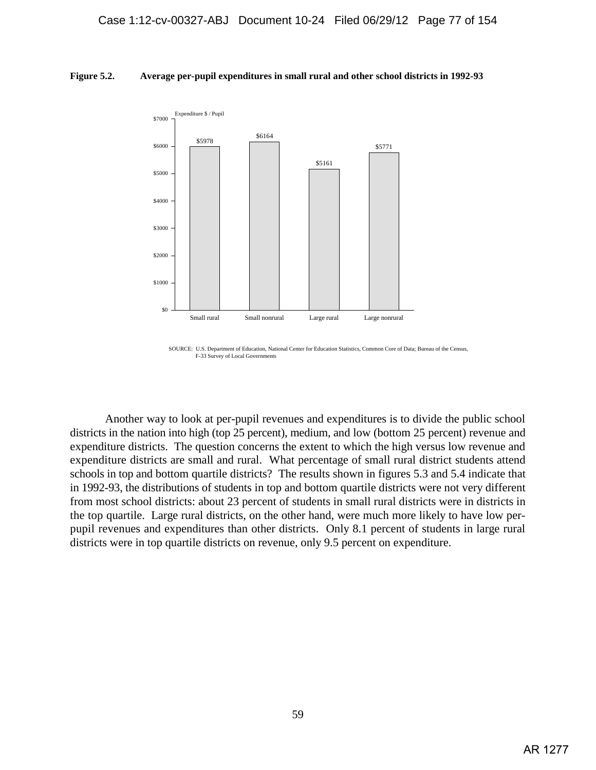**Figure 5.2. Average per-pupil expenditures in small rural and other school districts in 1992-93**

| | Expenditure $ / Pupil |
|---|---|
| Small rural | $5978 |
| Small nonrural | $6164 |
| Large rural | $5161 |
| Large nonrural | $5771 |

SOURCE: U.S. Department of Education, National Center for Education Statistics, Common Core of Data; Bureau of the Census, F-33 Survey of Local Governments

Another way to look at per-pupil revenues and expenditures is to divide the public school districts in the nation into high (top 25 percent), medium, and low (bottom 25 percent) revenue and expenditure districts. The question concerns the extent to which the high versus low revenue and expenditure districts are small and rural. What percentage of small rural district students attend schools in top and bottom quartile districts? The results shown in figures 5.3 and 5.4 indicate that in 1992-93, the distributions of students in top and bottom quartile districts were not very different from most school districts: about 23 percent of students in small rural districts were in districts in the top quartile. Large rural districts, on the other hand, were much more likely to have low per-pupil revenues and expenditures than other districts. Only 8.1 percent of students in large rural districts were in top quartile districts on revenue, only 9.5 percent on expenditure.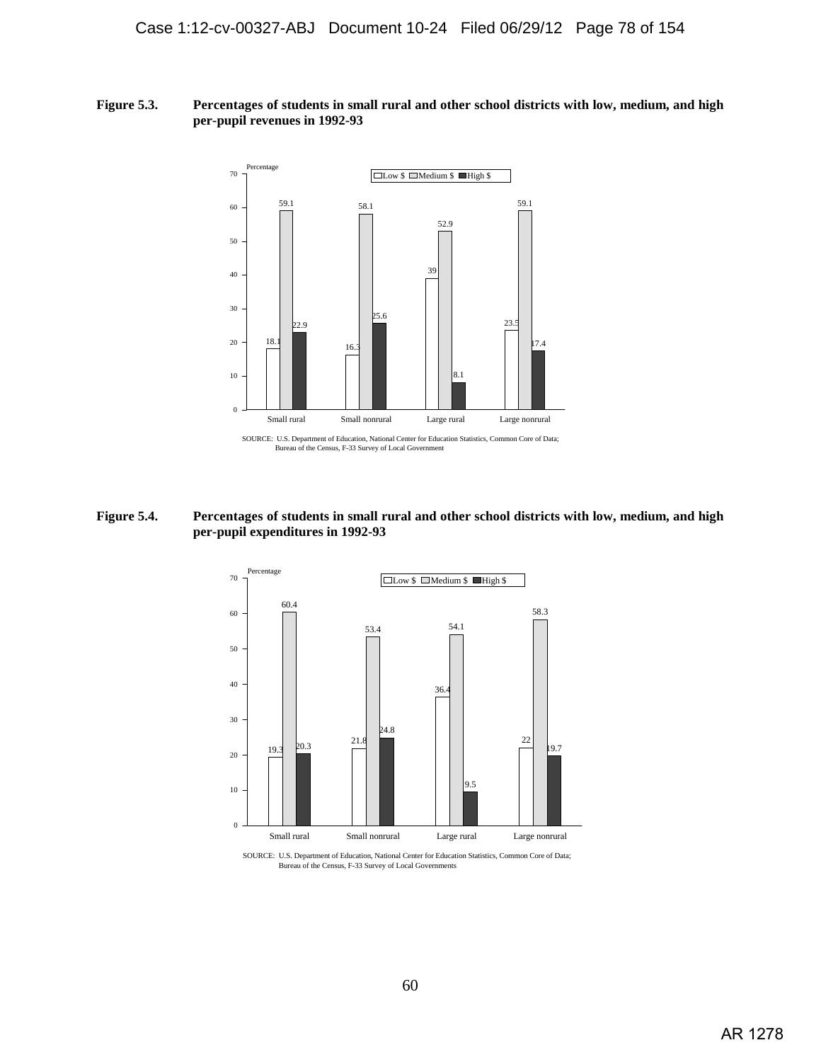**Figure 5.3.** **Percentages of students in small rural and other school districts with low, medium, and high per-pupil revenues in 1992-93**

| | Low $ | Medium $ | High $ |
|---|---|---|---|
| Small rural | 18.1 | 59.1 | 22.9 |
| Small nonrural | 16.3 | 58.1 | 25.6 |
| Large rural | 39 | 52.9 | 8.1 |
| Large nonrural | 23.5 | 59.1 | 17.4 |

SOURCE: U.S. Department of Education, National Center for Education Statistics, Common Core of Data; Bureau of the Census, F-33 Survey of Local Government

**Figure 5.4.** **Percentages of students in small rural and other school districts with low, medium, and high per-pupil expenditures in 1992-93**

| | Low $ | Medium $ | High $ |
|---|---|---|---|
| Small rural | 19.3 | 60.4 | 20.3 |
| Small nonrural | 21.8 | 53.4 | 24.8 |
| Large rural | 36.4 | 54.1 | 9.5 |
| Large nonrural | 22 | 58.3 | 19.7 |

SOURCE: U.S. Department of Education, National Center for Education Statistics, Common Core of Data; Bureau of the Census, F-33 Survey of Local Governments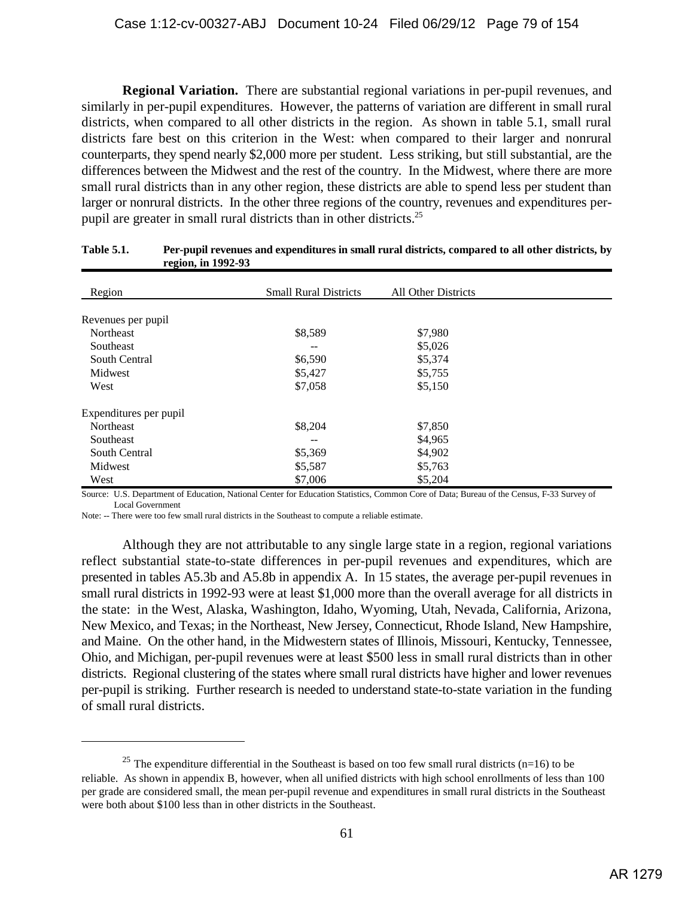**Regional Variation.** There are substantial regional variations in per-pupil revenues, and similarly in per-pupil expenditures. However, the patterns of variation are different in small rural districts, when compared to all other districts in the region. As shown in table 5.1, small rural districts fare best on this criterion in the West: when compared to their larger and nonrural counterparts, they spend nearly $2,000 more per student. Less striking, but still substantial, are the differences between the Midwest and the rest of the country. In the Midwest, where there are more small rural districts than in any other region, these districts are able to spend less per student than larger or nonrural districts. In the other three regions of the country, revenues and expenditures per-pupil are greater in small rural districts than in other districts.[25]

**Table 5.1. Per-pupil revenues and expenditures in small rural districts, compared to all other districts, by region, in 1992-93**

| Region | Small Rural Districts | All Other Districts |
|---|---|---|
| Revenues per pupil | | |
| Northeast | $8,589 | $7,980 |
| Southeast | -- | $5,026 |
| South Central | $6,590 | $5,374 |
| Midwest | $5,427 | $5,755 |
| West | $7,058 | $5,150 |
| Expenditures per pupil | | |
| Northeast | $8,204 | $7,850 |
| Southeast | -- | $4,965 |
| South Central | $5,369 | $4,902 |
| Midwest | $5,587 | $5,763 |
| West | $7,006 | $5,204 |

Source: U.S. Department of Education, National Center for Education Statistics, Common Core of Data; Bureau of the Census, F-33 Survey of Local Government

Note: -- There were too few small rural districts in the Southeast to compute a reliable estimate.

Although they are not attributable to any single large state in a region, regional variations reflect substantial state-to-state differences in per-pupil revenues and expenditures, which are presented in tables A5.3b and A5.8b in appendix A. In 15 states, the average per-pupil revenues in small rural districts in 1992-93 were at least $1,000 more than the overall average for all districts in the state: in the West, Alaska, Washington, Idaho, Wyoming, Utah, Nevada, California, Arizona, New Mexico, and Texas; in the Northeast, New Jersey, Connecticut, Rhode Island, New Hampshire, and Maine. On the other hand, in the Midwestern states of Illinois, Missouri, Kentucky, Tennessee, Ohio, and Michigan, per-pupil revenues were at least $500 less in small rural districts than in other districts. Regional clustering of the states where small rural districts have higher and lower revenues per-pupil is striking. Further research is needed to understand state-to-state variation in the funding of small rural districts.

---

[25] The expenditure differential in the Southeast is based on too few small rural districts (n=16) to be reliable. As shown in appendix B, however, when all unified districts with high school enrollments of less than 100 per grade are considered small, the mean per-pupil revenue and expenditures in small rural districts in the Southeast were both about $100 less than in other districts in the Southeast.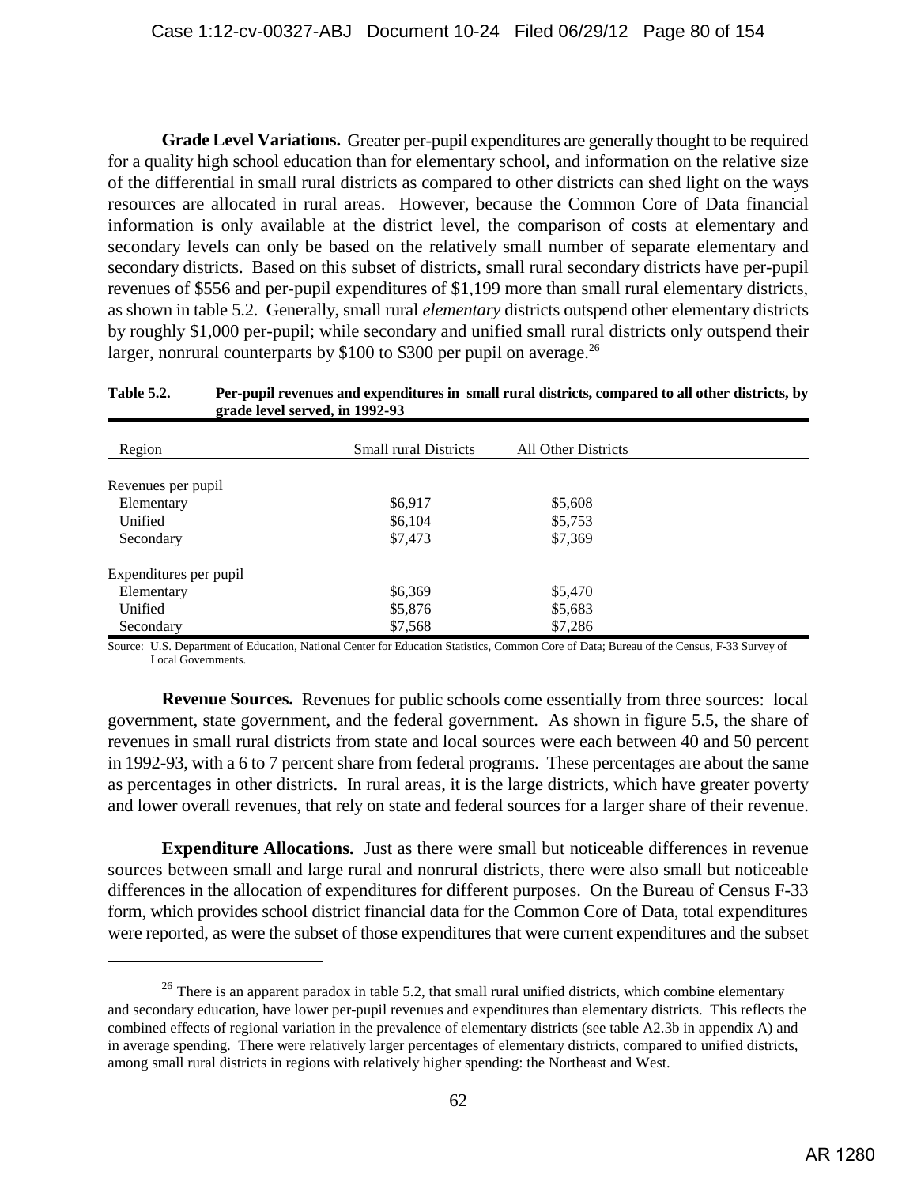**Grade Level Variations.** Greater per-pupil expenditures are generally thought to be required for a quality high school education than for elementary school, and information on the relative size of the differential in small rural districts as compared to other districts can shed light on the ways resources are allocated in rural areas. However, because the Common Core of Data financial information is only available at the district level, the comparison of costs at elementary and secondary levels can only be based on the relatively small number of separate elementary and secondary districts. Based on this subset of districts, small rural secondary districts have per-pupil revenues of \$556 and per-pupil expenditures of \$1,199 more than small rural elementary districts, as shown in table 5.2. Generally, small rural *elementary* districts outspend other elementary districts by roughly \$1,000 per-pupil; while secondary and unified small rural districts only outspend their larger, nonrural counterparts by \$100 to \$300 per pupil on average.[26]

**Table 5.2. Per-pupil revenues and expenditures in small rural districts, compared to all other districts, by grade level served, in 1992-93**

| Region | Small rural Districts | All Other Districts |
|---|---|---|
| Revenues per pupil | | |
| Elementary | \$6,917 | \$5,608 |
| Unified | \$6,104 | \$5,753 |
| Secondary | \$7,473 | \$7,369 |
| Expenditures per pupil | | |
| Elementary | \$6,369 | \$5,470 |
| Unified | \$5,876 | \$5,683 |
| Secondary | \$7,568 | \$7,286 |

Source: U.S. Department of Education, National Center for Education Statistics, Common Core of Data; Bureau of the Census, F-33 Survey of Local Governments.

**Revenue Sources.** Revenues for public schools come essentially from three sources: local government, state government, and the federal government. As shown in figure 5.5, the share of revenues in small rural districts from state and local sources were each between 40 and 50 percent in 1992-93, with a 6 to 7 percent share from federal programs. These percentages are about the same as percentages in other districts. In rural areas, it is the large districts, which have greater poverty and lower overall revenues, that rely on state and federal sources for a larger share of their revenue.

**Expenditure Allocations.** Just as there were small but noticeable differences in revenue sources between small and large rural and nonrural districts, there were also small but noticeable differences in the allocation of expenditures for different purposes. On the Bureau of Census F-33 form, which provides school district financial data for the Common Core of Data, total expenditures were reported, as were the subset of those expenditures that were current expenditures and the subset

[26] There is an apparent paradox in table 5.2, that small rural unified districts, which combine elementary and secondary education, have lower per-pupil revenues and expenditures than elementary districts. This reflects the combined effects of regional variation in the prevalence of elementary districts (see table A2.3b in appendix A) and in average spending. There were relatively larger percentages of elementary districts, compared to unified districts, among small rural districts in regions with relatively higher spending: the Northeast and West.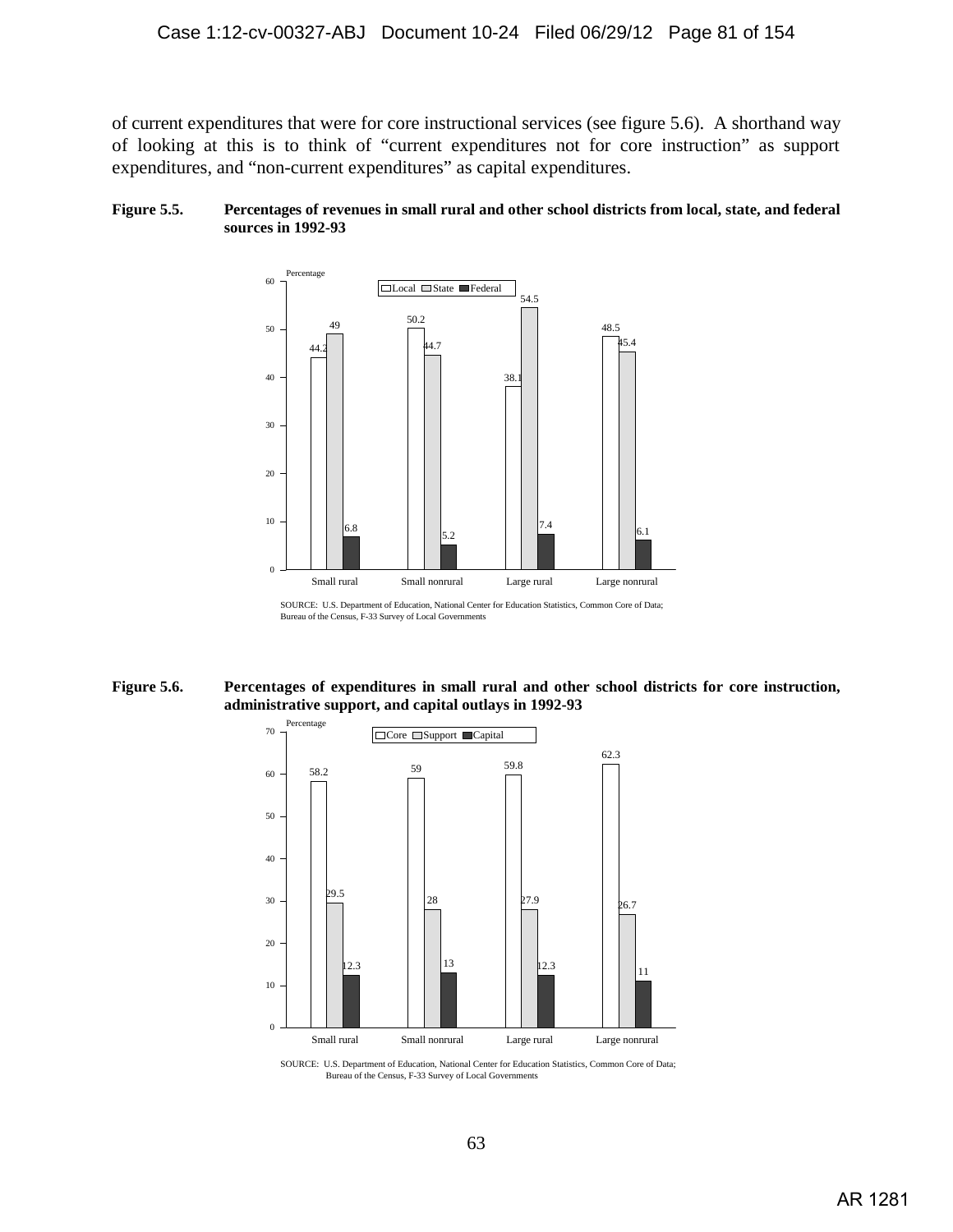of current expenditures that were for core instructional services (see figure 5.6). A shorthand way of looking at this is to think of "current expenditures not for core instruction" as support expenditures, and "non-current expenditures" as capital expenditures.

**Figure 5.5. Percentages of revenues in small rural and other school districts from local, state, and federal sources in 1992-93**

| | Local | State | Federal |
|---|---|---|---|
| Small rural | 44.2 | 49 | 6.8 |
| Small nonrural | 50.2 | 44.7 | 5.2 |
| Large rural | 38.1 | 54.5 | 7.4 |
| Large nonrural | 48.5 | 45.4 | 6.1 |

SOURCE: U.S. Department of Education, National Center for Education Statistics, Common Core of Data; Bureau of the Census, F-33 Survey of Local Governments

**Figure 5.6. Percentages of expenditures in small rural and other school districts for core instruction, administrative support, and capital outlays in 1992-93**

| | Core | Support | Capital |
|---|---|---|---|
| Small rural | 58.2 | 29.5 | 12.3 |
| Small nonrural | 59 | 28 | 13 |
| Large rural | 59.8 | 27.9 | 12.3 |
| Large nonrural | 62.3 | 26.7 | 11 |

SOURCE: U.S. Department of Education, National Center for Education Statistics, Common Core of Data; Bureau of the Census, F-33 Survey of Local Governments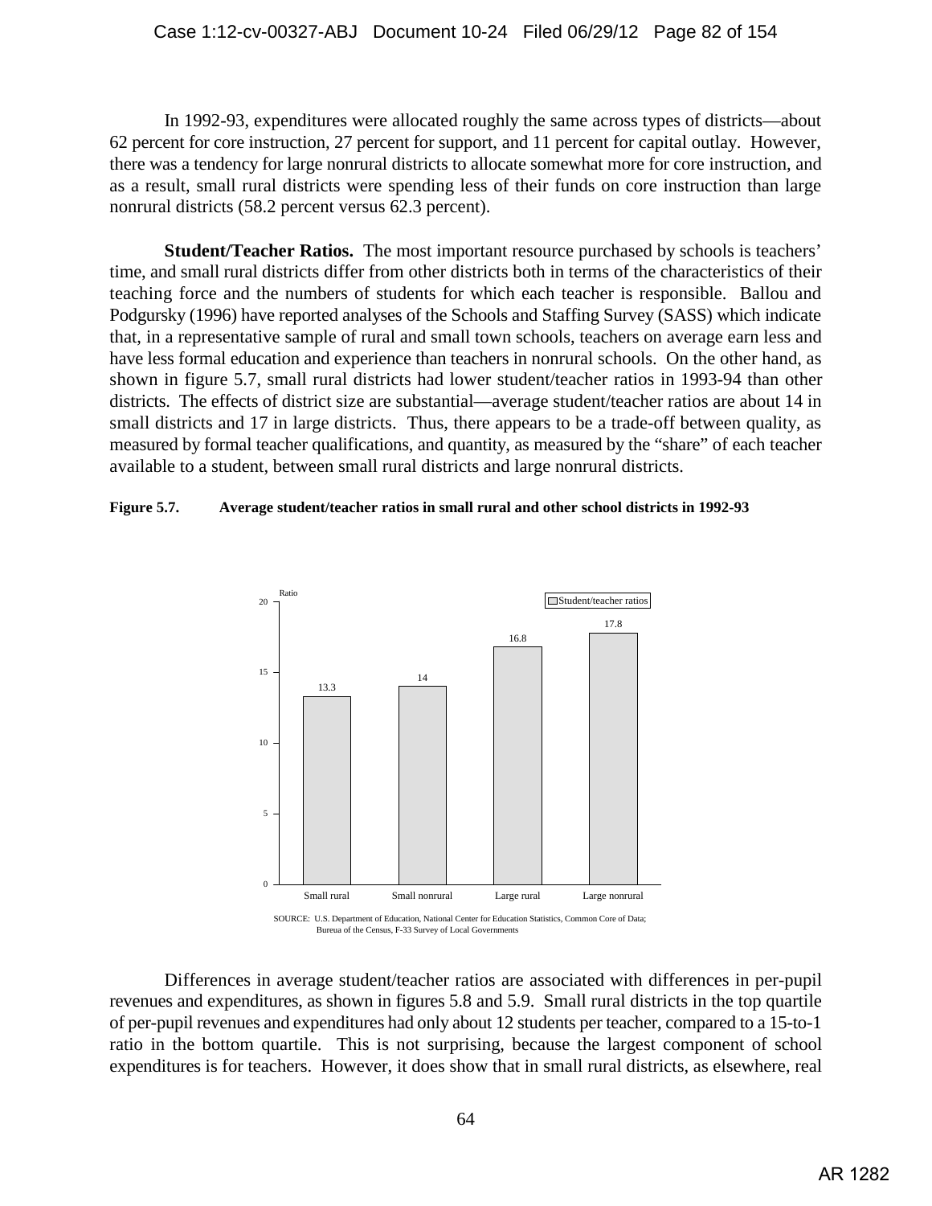In 1992-93, expenditures were allocated roughly the same across types of districts—about 62 percent for core instruction, 27 percent for support, and 11 percent for capital outlay. However, there was a tendency for large nonrural districts to allocate somewhat more for core instruction, and as a result, small rural districts were spending less of their funds on core instruction than large nonrural districts (58.2 percent versus 62.3 percent).

**Student/Teacher Ratios.** The most important resource purchased by schools is teachers' time, and small rural districts differ from other districts both in terms of the characteristics of their teaching force and the numbers of students for which each teacher is responsible. Ballou and Podgursky (1996) have reported analyses of the Schools and Staffing Survey (SASS) which indicate that, in a representative sample of rural and small town schools, teachers on average earn less and have less formal education and experience than teachers in nonrural schools. On the other hand, as shown in figure 5.7, small rural districts had lower student/teacher ratios in 1993-94 than other districts. The effects of district size are substantial—average student/teacher ratios are about 14 in small districts and 17 in large districts. Thus, there appears to be a trade-off between quality, as measured by formal teacher qualifications, and quantity, as measured by the "share" of each teacher available to a student, between small rural districts and large nonrural districts.

**Figure 5.7. Average student/teacher ratios in small rural and other school districts in 1992-93**

| | Student/teacher ratios |
|---|---|
| Small rural | 13.3 |
| Small nonrural | 14 |
| Large rural | 16.8 |
| Large nonrural | 17.8 |

SOURCE: U.S. Department of Education, National Center for Education Statistics, Common Core of Data; Bureua of the Census, F-33 Survey of Local Governments

Differences in average student/teacher ratios are associated with differences in per-pupil revenues and expenditures, as shown in figures 5.8 and 5.9. Small rural districts in the top quartile of per-pupil revenues and expenditures had only about 12 students per teacher, compared to a 15-to-1 ratio in the bottom quartile. This is not surprising, because the largest component of school expenditures is for teachers. However, it does show that in small rural districts, as elsewhere, real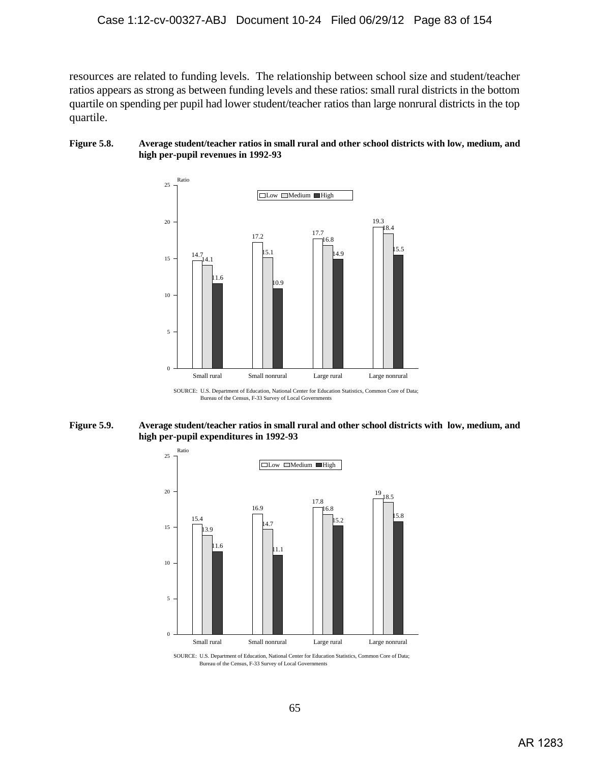resources are related to funding levels. The relationship between school size and student/teacher ratios appears as strong as between funding levels and these ratios: small rural districts in the bottom quartile on spending per pupil had lower student/teacher ratios than large nonrural districts in the top quartile.

**Figure 5.8. Average student/teacher ratios in small rural and other school districts with low, medium, and high per-pupil revenues in 1992-93**

| Ratio | Low | Medium | High |
|---|---|---|---|
| Small rural | 14.7 | 14.1 | 11.6 |
| Small nonrural | 17.2 | 15.1 | 10.9 |
| Large rural | 17.7 | 16.8 | 14.9 |
| Large nonrural | 19.3 | 18.4 | 15.5 |

SOURCE: U.S. Department of Education, National Center for Education Statistics, Common Core of Data; Bureau of the Census, F-33 Survey of Local Governments

**Figure 5.9. Average student/teacher ratios in small rural and other school districts with low, medium, and high per-pupil expenditures in 1992-93**

| Ratio | Low | Medium | High |
|---|---|---|---|
| Small rural | 15.4 | 13.9 | 11.6 |
| Small nonrural | 16.9 | 14.7 | 11.1 |
| Large rural | 17.8 | 16.8 | 15.2 |
| Large nonrural | 19 | 18.5 | 15.8 |

SOURCE: U.S. Department of Education, National Center for Education Statistics, Common Core of Data; Bureau of the Census, F-33 Survey of Local Governments

AR 1283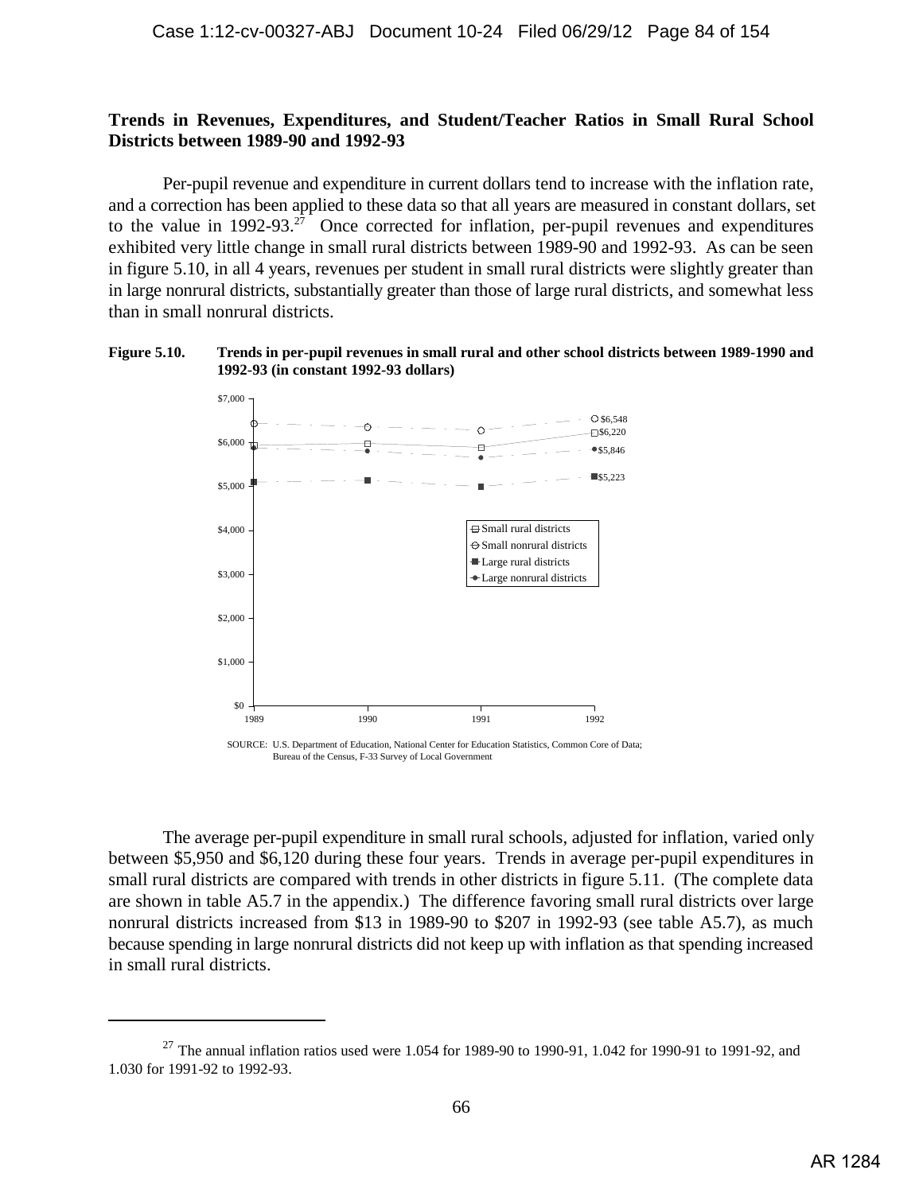**Trends in Revenues, Expenditures, and Student/Teacher Ratios in Small Rural School Districts between 1989-90 and 1992-93**

Per-pupil revenue and expenditure in current dollars tend to increase with the inflation rate, and a correction has been applied to these data so that all years are measured in constant dollars, set to the value in 1992-93.[27] Once corrected for inflation, per-pupil revenues and expenditures exhibited very little change in small rural districts between 1989-90 and 1992-93. As can be seen in figure 5.10, in all 4 years, revenues per student in small rural districts were slightly greater than in large nonrural districts, substantially greater than those of large rural districts, and somewhat less than in small nonrural districts.

**Figure 5.10. Trends in per-pupil revenues in small rural and other school districts between 1989-1990 and 1992-93 (in constant 1992-93 dollars)**

SOURCE: U.S. Department of Education, National Center for Education Statistics, Common Core of Data; Bureau of the Census, F-33 Survey of Local Government

The average per-pupil expenditure in small rural schools, adjusted for inflation, varied only between $5,950 and $6,120 during these four years. Trends in average per-pupil expenditures in small rural districts are compared with trends in other districts in figure 5.11. (The complete data are shown in table A5.7 in the appendix.) The difference favoring small rural districts over large nonrural districts increased from $13 in 1989-90 to $207 in 1992-93 (see table A5.7), as much because spending in large nonrural districts did not keep up with inflation as that spending increased in small rural districts.

---

[27] The annual inflation ratios used were 1.054 for 1989-90 to 1990-91, 1.042 for 1990-91 to 1991-92, and 1.030 for 1991-92 to 1992-93.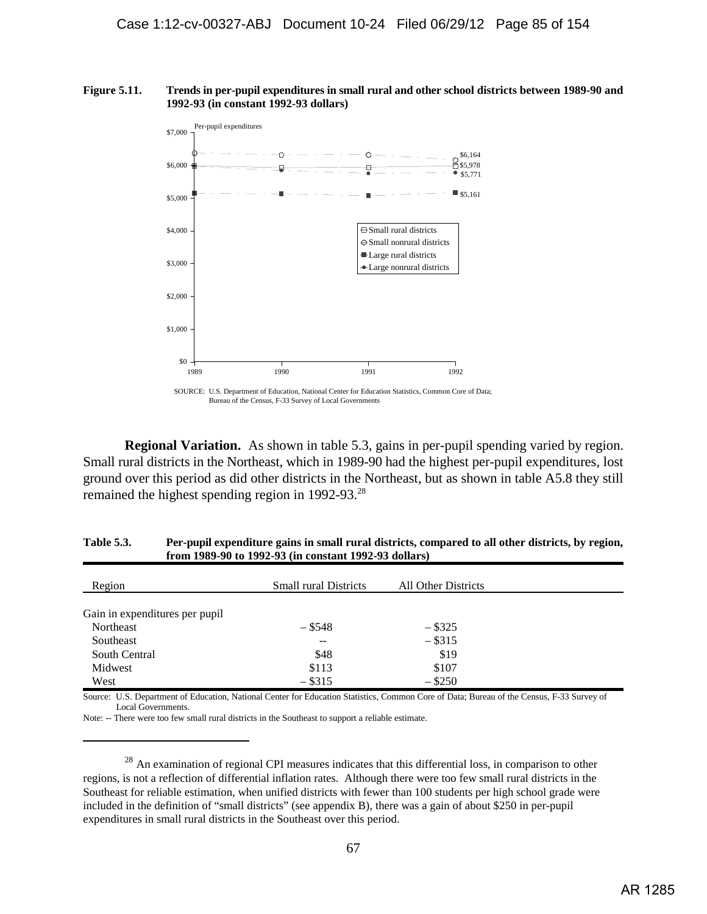**Figure 5.11. Trends in per-pupil expenditures in small rural and other school districts between 1989-90 and 1992-93 (in constant 1992-93 dollars)**

SOURCE: U.S. Department of Education, National Center for Education Statistics, Common Core of Data; Bureau of the Census, F-33 Survey of Local Governments

**Regional Variation.** As shown in table 5.3, gains in per-pupil spending varied by region. Small rural districts in the Northeast, which in 1989-90 had the highest per-pupil expenditures, lost ground over this period as did other districts in the Northeast, but as shown in table A5.8 they still remained the highest spending region in 1992-93.[28]

**Table 5.3. Per-pupil expenditure gains in small rural districts, compared to all other districts, by region, from 1989-90 to 1992-93 (in constant 1992-93 dollars)**

| Region | Small rural Districts | All Other Districts |
|---|---|---|
| Gain in expenditures per pupil | | |
| Northeast | – $548 | – $325 |
| Southeast | -- | – $315 |
| South Central | $48 | $19 |
| Midwest | $113 | $107 |
| West | – $315 | – $250 |

Source: U.S. Department of Education, National Center for Education Statistics, Common Core of Data; Bureau of the Census, F-33 Survey of Local Governments.

Note: -- There were too few small rural districts in the Southeast to support a reliable estimate.

[28] An examination of regional CPI measures indicates that this differential loss, in comparison to other regions, is not a reflection of differential inflation rates. Although there were too few small rural districts in the Southeast for reliable estimation, when unified districts with fewer than 100 students per high school grade were included in the definition of "small districts" (see appendix B), there was a gain of about $250 in per-pupil expenditures in small rural districts in the Southeast over this period.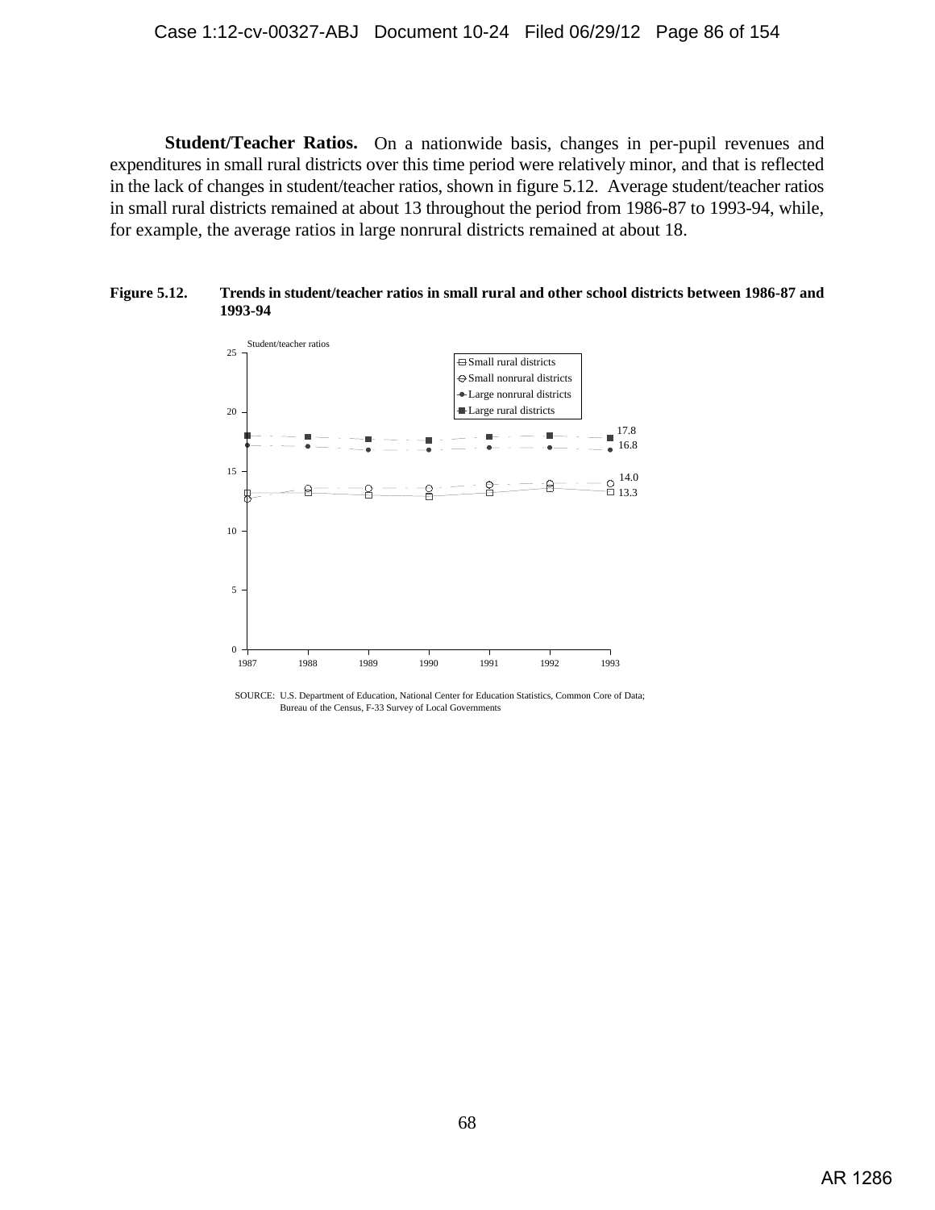**Student/Teacher Ratios.** On a nationwide basis, changes in per-pupil revenues and expenditures in small rural districts over this time period were relatively minor, and that is reflected in the lack of changes in student/teacher ratios, shown in figure 5.12. Average student/teacher ratios in small rural districts remained at about 13 throughout the period from 1986-87 to 1993-94, while, for example, the average ratios in large nonrural districts remained at about 18.

**Figure 5.12. Trends in student/teacher ratios in small rural and other school districts between 1986-87 and 1993-94**

SOURCE: U.S. Department of Education, National Center for Education Statistics, Common Core of Data; Bureau of the Census, F-33 Survey of Local Governments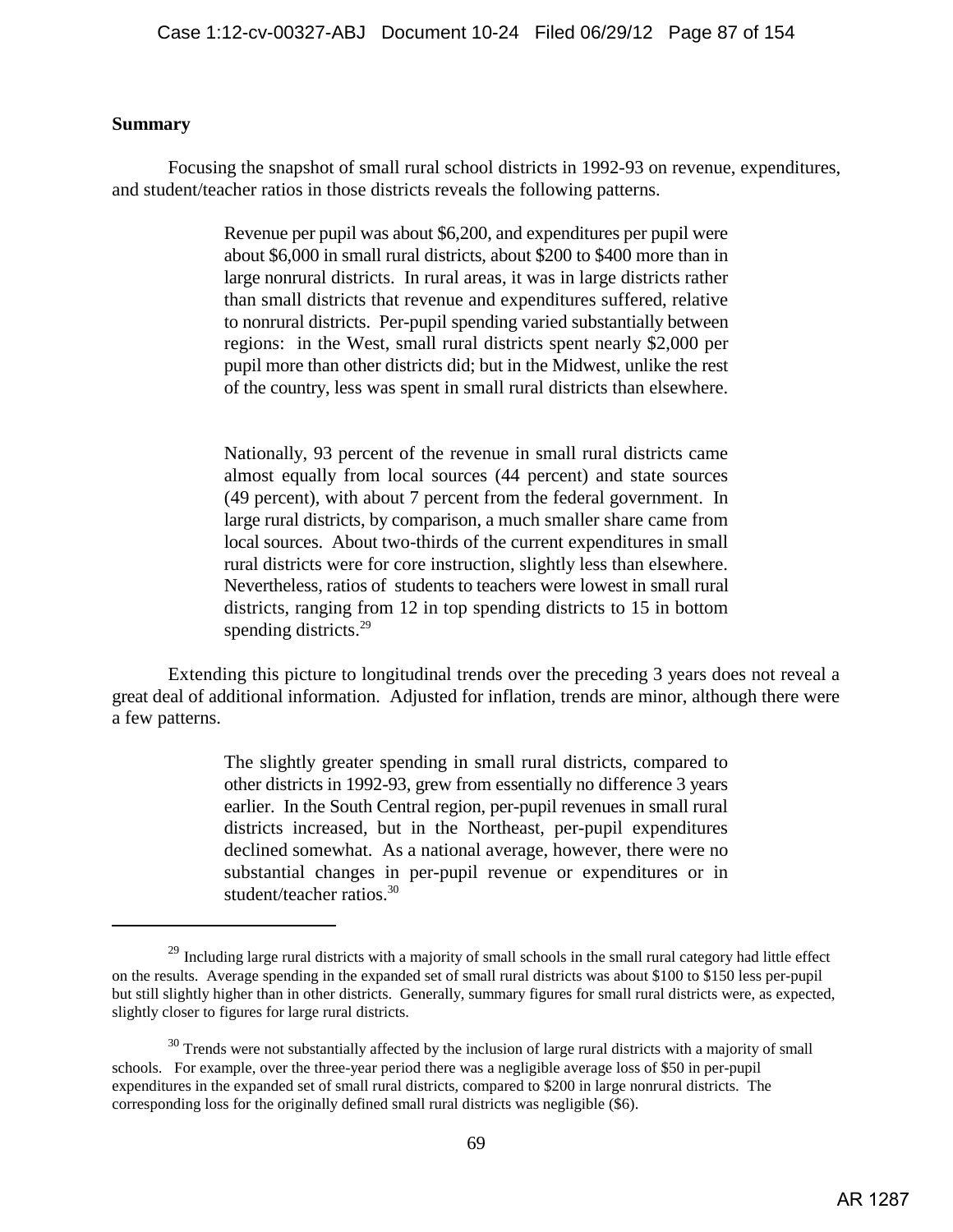**Summary**

Focusing the snapshot of small rural school districts in 1992-93 on revenue, expenditures, and student/teacher ratios in those districts reveals the following patterns.

> Revenue per pupil was about $6,200, and expenditures per pupil were about $6,000 in small rural districts, about $200 to $400 more than in large nonrural districts. In rural areas, it was in large districts rather than small districts that revenue and expenditures suffered, relative to nonrural districts. Per-pupil spending varied substantially between regions: in the West, small rural districts spent nearly $2,000 per pupil more than other districts did; but in the Midwest, unlike the rest of the country, less was spent in small rural districts than elsewhere.
>
> Nationally, 93 percent of the revenue in small rural districts came almost equally from local sources (44 percent) and state sources (49 percent), with about 7 percent from the federal government. In large rural districts, by comparison, a much smaller share came from local sources. About two-thirds of the current expenditures in small rural districts were for core instruction, slightly less than elsewhere. Nevertheless, ratios of students to teachers were lowest in small rural districts, ranging from 12 in top spending districts to 15 in bottom spending districts.[29]

Extending this picture to longitudinal trends over the preceding 3 years does not reveal a great deal of additional information. Adjusted for inflation, trends are minor, although there were a few patterns.

> The slightly greater spending in small rural districts, compared to other districts in 1992-93, grew from essentially no difference 3 years earlier. In the South Central region, per-pupil revenues in small rural districts increased, but in the Northeast, per-pupil expenditures declined somewhat. As a national average, however, there were no substantial changes in per-pupil revenue or expenditures or in student/teacher ratios.[30]

---

[29] Including large rural districts with a majority of small schools in the small rural category had little effect on the results. Average spending in the expanded set of small rural districts was about $100 to $150 less per-pupil but still slightly higher than in other districts. Generally, summary figures for small rural districts were, as expected, slightly closer to figures for large rural districts.

[30] Trends were not substantially affected by the inclusion of large rural districts with a majority of small schools. For example, over the three-year period there was a negligible average loss of $50 in per-pupil expenditures in the expanded set of small rural districts, compared to $200 in large nonrural districts. The corresponding loss for the originally defined small rural districts was negligible ($6).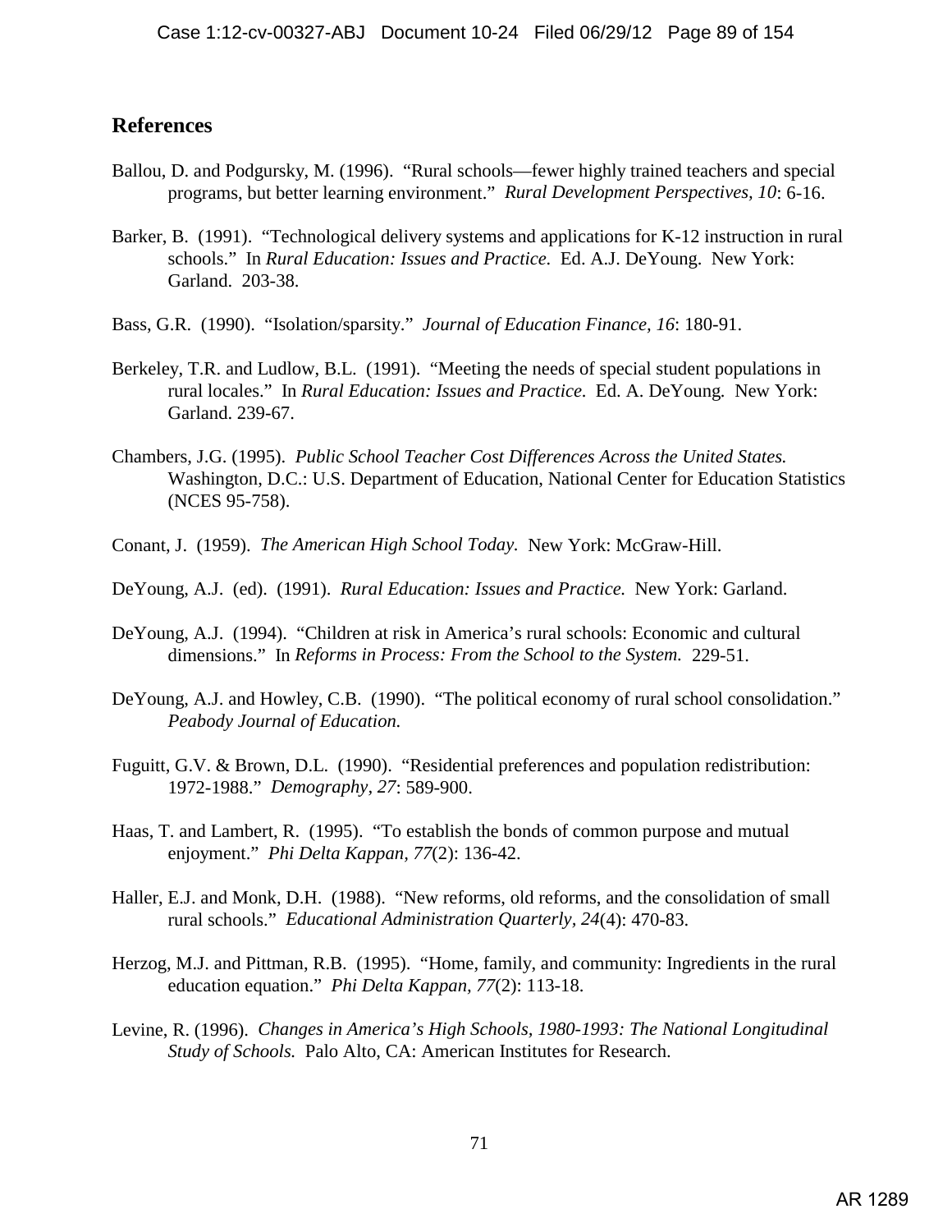## References

Ballou, D. and Podgursky, M. (1996). "Rural schools—fewer highly trained teachers and special programs, but better learning environment." *Rural Development Perspectives, 10*: 6-16.

Barker, B. (1991). "Technological delivery systems and applications for K-12 instruction in rural schools." In *Rural Education: Issues and Practice*. Ed. A.J. DeYoung. New York: Garland. 203-38.

Bass, G.R. (1990). "Isolation/sparsity." *Journal of Education Finance, 16*: 180-91.

Berkeley, T.R. and Ludlow, B.L. (1991). "Meeting the needs of special student populations in rural locales." In *Rural Education: Issues and Practice*. Ed. A. DeYoung. New York: Garland. 239-67.

Chambers, J.G. (1995). *Public School Teacher Cost Differences Across the United States.* Washington, D.C.: U.S. Department of Education, National Center for Education Statistics (NCES 95-758).

Conant, J. (1959). *The American High School Today.* New York: McGraw-Hill.

DeYoung, A.J. (ed). (1991). *Rural Education: Issues and Practice.* New York: Garland.

DeYoung, A.J. (1994). "Children at risk in America's rural schools: Economic and cultural dimensions." In *Reforms in Process: From the School to the System.* 229-51.

DeYoung, A.J. and Howley, C.B. (1990). "The political economy of rural school consolidation." *Peabody Journal of Education.*

Fuguitt, G.V. & Brown, D.L. (1990). "Residential preferences and population redistribution: 1972-1988." *Demography, 27*: 589-900.

Haas, T. and Lambert, R. (1995). "To establish the bonds of common purpose and mutual enjoyment." *Phi Delta Kappan, 77*(2): 136-42.

Haller, E.J. and Monk, D.H. (1988). "New reforms, old reforms, and the consolidation of small rural schools." *Educational Administration Quarterly, 24*(4): 470-83.

Herzog, M.J. and Pittman, R.B. (1995). "Home, family, and community: Ingredients in the rural education equation." *Phi Delta Kappan, 77*(2): 113-18.

Levine, R. (1996). *Changes in America's High Schools, 1980-1993: The National Longitudinal Study of Schools.* Palo Alto, CA: American Institutes for Research.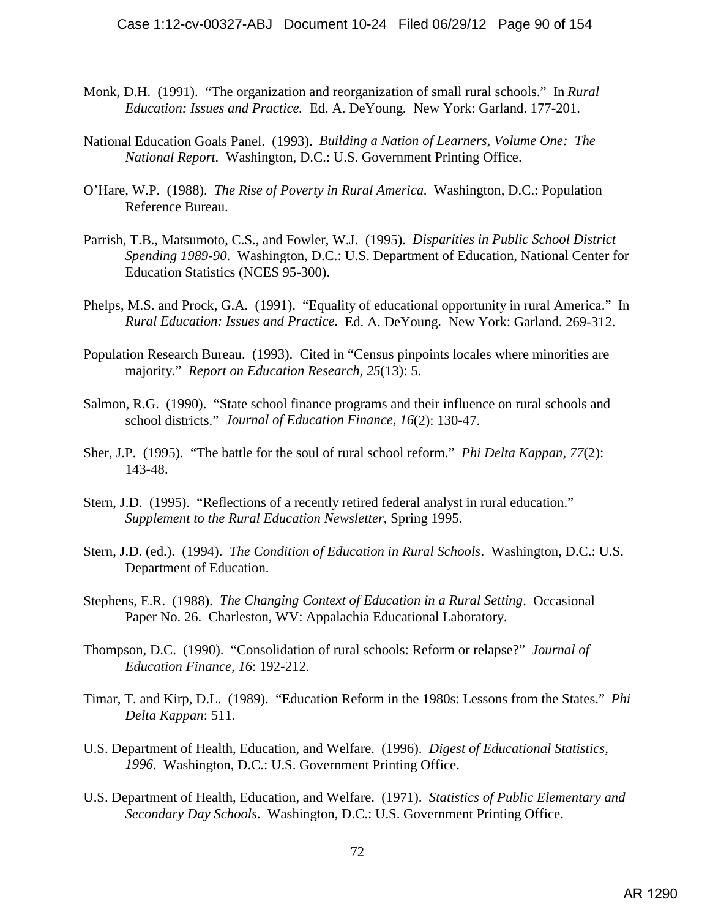Monk, D.H. (1991). "The organization and reorganization of small rural schools." In *Rural Education: Issues and Practice.* Ed. A. DeYoung. New York: Garland. 177-201.

National Education Goals Panel. (1993). *Building a Nation of Learners, Volume One: The National Report.* Washington, D.C.: U.S. Government Printing Office.

O'Hare, W.P. (1988). *The Rise of Poverty in Rural America.* Washington, D.C.: Population Reference Bureau.

Parrish, T.B., Matsumoto, C.S., and Fowler, W.J. (1995). *Disparities in Public School District Spending 1989-90*. Washington, D.C.: U.S. Department of Education, National Center for Education Statistics (NCES 95-300).

Phelps, M.S. and Prock, G.A. (1991). "Equality of educational opportunity in rural America." In *Rural Education: Issues and Practice.* Ed. A. DeYoung. New York: Garland. 269-312.

Population Research Bureau. (1993). Cited in "Census pinpoints locales where minorities are majority." *Report on Education Research, 25*(13): 5.

Salmon, R.G. (1990). "State school finance programs and their influence on rural schools and school districts." *Journal of Education Finance, 16*(2): 130-47.

Sher, J.P. (1995). "The battle for the soul of rural school reform." *Phi Delta Kappan, 77*(2): 143-48.

Stern, J.D. (1995). "Reflections of a recently retired federal analyst in rural education." *Supplement to the Rural Education Newsletter*, Spring 1995.

Stern, J.D. (ed.). (1994). *The Condition of Education in Rural Schools*. Washington, D.C.: U.S. Department of Education.

Stephens, E.R. (1988). *The Changing Context of Education in a Rural Setting*. Occasional Paper No. 26. Charleston, WV: Appalachia Educational Laboratory.

Thompson, D.C. (1990). "Consolidation of rural schools: Reform or relapse?" *Journal of Education Finance, 16*: 192-212.

Timar, T. and Kirp, D.L. (1989). "Education Reform in the 1980s: Lessons from the States." *Phi Delta Kappan*: 511.

U.S. Department of Health, Education, and Welfare. (1996). *Digest of Educational Statistics, 1996*. Washington, D.C.: U.S. Government Printing Office.

U.S. Department of Health, Education, and Welfare. (1971). *Statistics of Public Elementary and Secondary Day Schools*. Washington, D.C.: U.S. Government Printing Office.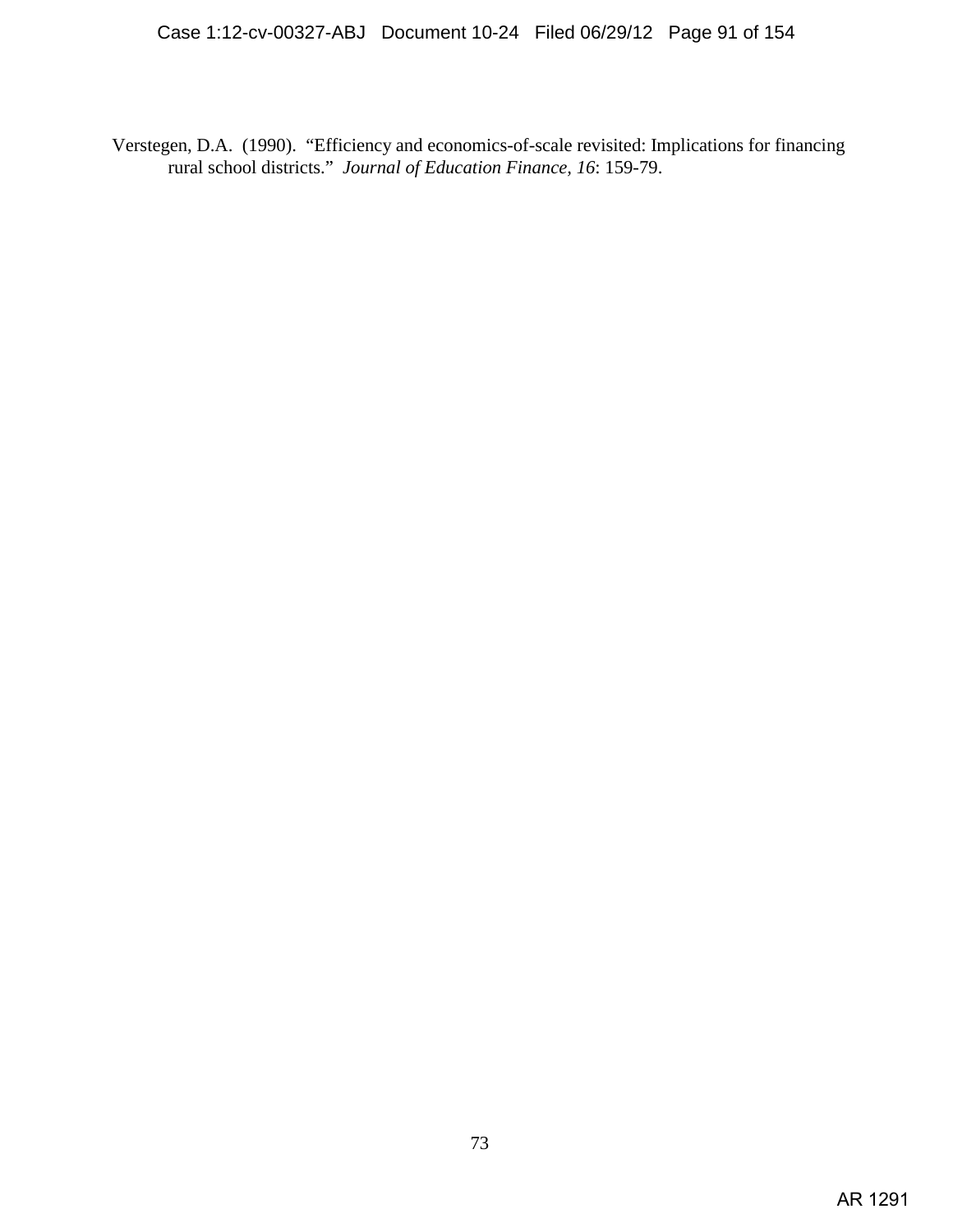Verstegen, D.A. (1990). "Efficiency and economics-of-scale revisited: Implications for financing rural school districts." *Journal of Education Finance, 16*: 159-79.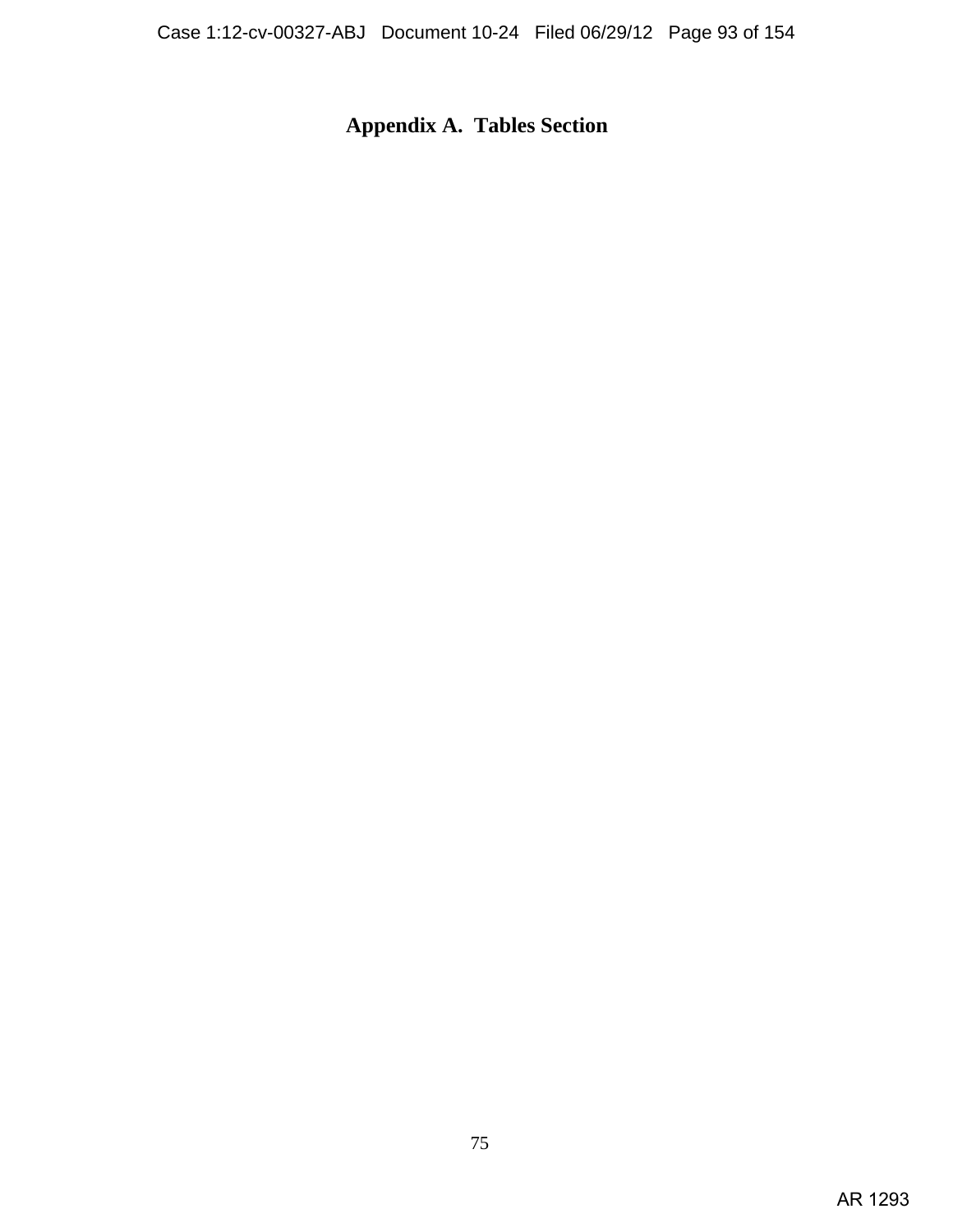# Appendix A. Tables Section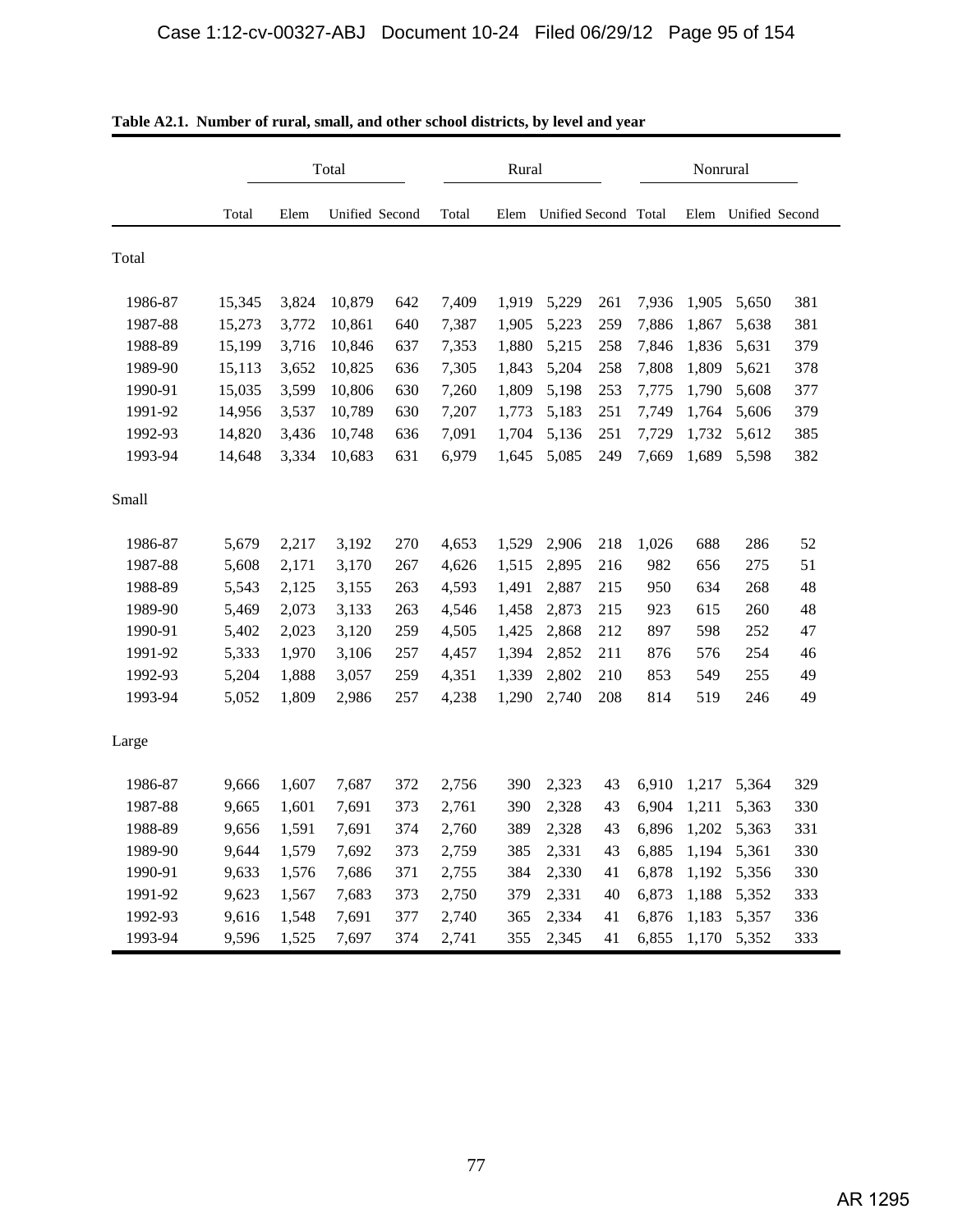**Table A2.1. Number of rural, small, and other school districts, by level and year**

| | Total | | | | Rural | | | | Nonrural | | | |
|---|---|---|---|---|---|---|---|---|---|---|---|---|
| | Total | Elem | Unified | Second | Total | Elem | Unified | Second | Total | Elem | Unified | Second |
| **Total** | | | | | | | | | | | | |
| 1986-87 | 15,345 | 3,824 | 10,879 | 642 | 7,409 | 1,919 | 5,229 | 261 | 7,936 | 1,905 | 5,650 | 381 |
| 1987-88 | 15,273 | 3,772 | 10,861 | 640 | 7,387 | 1,905 | 5,223 | 259 | 7,886 | 1,867 | 5,638 | 381 |
| 1988-89 | 15,199 | 3,716 | 10,846 | 637 | 7,353 | 1,880 | 5,215 | 258 | 7,846 | 1,836 | 5,631 | 379 |
| 1989-90 | 15,113 | 3,652 | 10,825 | 636 | 7,305 | 1,843 | 5,204 | 258 | 7,808 | 1,809 | 5,621 | 378 |
| 1990-91 | 15,035 | 3,599 | 10,806 | 630 | 7,260 | 1,809 | 5,198 | 253 | 7,775 | 1,790 | 5,608 | 377 |
| 1991-92 | 14,956 | 3,537 | 10,789 | 630 | 7,207 | 1,773 | 5,183 | 251 | 7,749 | 1,764 | 5,606 | 379 |
| 1992-93 | 14,820 | 3,436 | 10,748 | 636 | 7,091 | 1,704 | 5,136 | 251 | 7,729 | 1,732 | 5,612 | 385 |
| 1993-94 | 14,648 | 3,334 | 10,683 | 631 | 6,979 | 1,645 | 5,085 | 249 | 7,669 | 1,689 | 5,598 | 382 |
| **Small** | | | | | | | | | | | | |
| 1986-87 | 5,679 | 2,217 | 3,192 | 270 | 4,653 | 1,529 | 2,906 | 218 | 1,026 | 688 | 286 | 52 |
| 1987-88 | 5,608 | 2,171 | 3,170 | 267 | 4,626 | 1,515 | 2,895 | 216 | 982 | 656 | 275 | 51 |
| 1988-89 | 5,543 | 2,125 | 3,155 | 263 | 4,593 | 1,491 | 2,887 | 215 | 950 | 634 | 268 | 48 |
| 1989-90 | 5,469 | 2,073 | 3,133 | 263 | 4,546 | 1,458 | 2,873 | 215 | 923 | 615 | 260 | 48 |
| 1990-91 | 5,402 | 2,023 | 3,120 | 259 | 4,505 | 1,425 | 2,868 | 212 | 897 | 598 | 252 | 47 |
| 1991-92 | 5,333 | 1,970 | 3,106 | 257 | 4,457 | 1,394 | 2,852 | 211 | 876 | 576 | 254 | 46 |
| 1992-93 | 5,204 | 1,888 | 3,057 | 259 | 4,351 | 1,339 | 2,802 | 210 | 853 | 549 | 255 | 49 |
| 1993-94 | 5,052 | 1,809 | 2,986 | 257 | 4,238 | 1,290 | 2,740 | 208 | 814 | 519 | 246 | 49 |
| **Large** | | | | | | | | | | | | |
| 1986-87 | 9,666 | 1,607 | 7,687 | 372 | 2,756 | 390 | 2,323 | 43 | 6,910 | 1,217 | 5,364 | 329 |
| 1987-88 | 9,665 | 1,601 | 7,691 | 373 | 2,761 | 390 | 2,328 | 43 | 6,904 | 1,211 | 5,363 | 330 |
| 1988-89 | 9,656 | 1,591 | 7,691 | 374 | 2,760 | 389 | 2,328 | 43 | 6,896 | 1,202 | 5,363 | 331 |
| 1989-90 | 9,644 | 1,579 | 7,692 | 373 | 2,759 | 385 | 2,331 | 43 | 6,885 | 1,194 | 5,361 | 330 |
| 1990-91 | 9,633 | 1,576 | 7,686 | 371 | 2,755 | 384 | 2,330 | 41 | 6,878 | 1,192 | 5,356 | 330 |
| 1991-92 | 9,623 | 1,567 | 7,683 | 373 | 2,750 | 379 | 2,331 | 40 | 6,873 | 1,188 | 5,352 | 333 |
| 1992-93 | 9,616 | 1,548 | 7,691 | 377 | 2,740 | 365 | 2,334 | 41 | 6,876 | 1,183 | 5,357 | 336 |
| 1993-94 | 9,596 | 1,525 | 7,697 | 374 | 2,741 | 355 | 2,345 | 41 | 6,855 | 1,170 | 5,352 | 333 |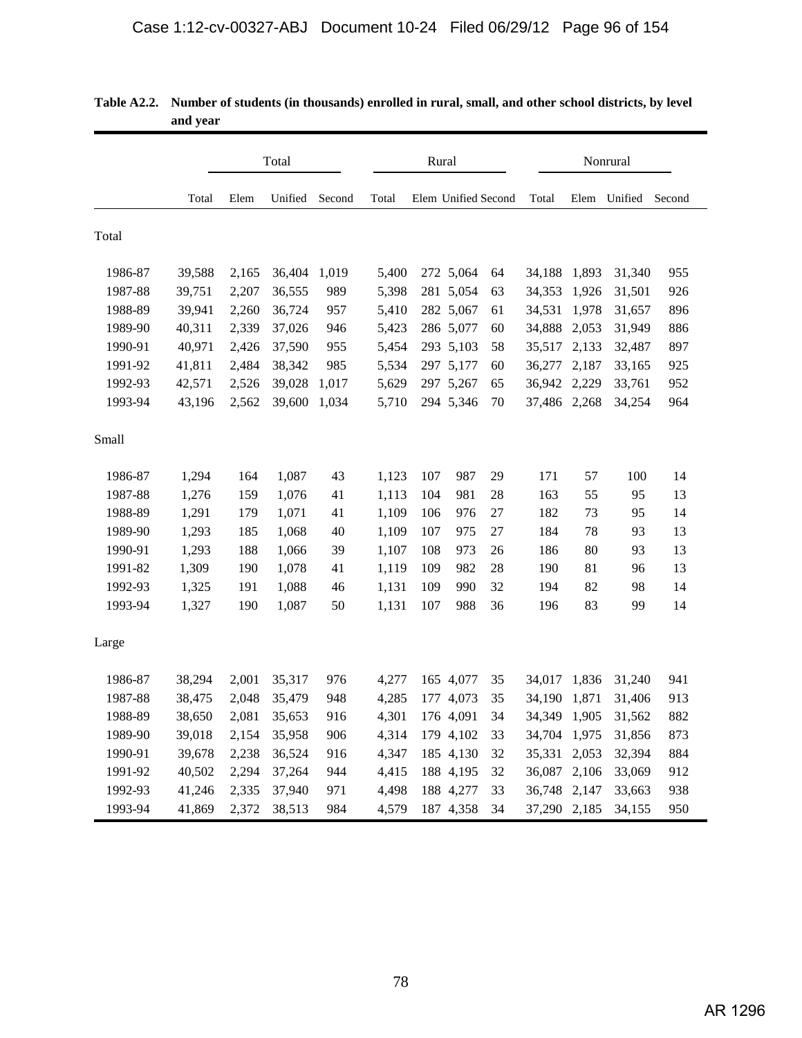**Table A2.2. Number of students (in thousands) enrolled in rural, small, and other school districts, by level and year**

| | Total | | | | Rural | | | | Nonrural | | | |
|---|---|---|---|---|---|---|---|---|---|---|---|---|
| | Total | Elem | Unified | Second | Total | Elem | Unified | Second | Total | Elem | Unified | Second |
| **Total** | | | | | | | | | | | | |
| 1986-87 | 39,588 | 2,165 | 36,404 | 1,019 | 5,400 | 272 | 5,064 | 64 | 34,188 | 1,893 | 31,340 | 955 |
| 1987-88 | 39,751 | 2,207 | 36,555 | 989 | 5,398 | 281 | 5,054 | 63 | 34,353 | 1,926 | 31,501 | 926 |
| 1988-89 | 39,941 | 2,260 | 36,724 | 957 | 5,410 | 282 | 5,067 | 61 | 34,531 | 1,978 | 31,657 | 896 |
| 1989-90 | 40,311 | 2,339 | 37,026 | 946 | 5,423 | 286 | 5,077 | 60 | 34,888 | 2,053 | 31,949 | 886 |
| 1990-91 | 40,971 | 2,426 | 37,590 | 955 | 5,454 | 293 | 5,103 | 58 | 35,517 | 2,133 | 32,487 | 897 |
| 1991-92 | 41,811 | 2,484 | 38,342 | 985 | 5,534 | 297 | 5,177 | 60 | 36,277 | 2,187 | 33,165 | 925 |
| 1992-93 | 42,571 | 2,526 | 39,028 | 1,017 | 5,629 | 297 | 5,267 | 65 | 36,942 | 2,229 | 33,761 | 952 |
| 1993-94 | 43,196 | 2,562 | 39,600 | 1,034 | 5,710 | 294 | 5,346 | 70 | 37,486 | 2,268 | 34,254 | 964 |
| **Small** | | | | | | | | | | | | |
| 1986-87 | 1,294 | 164 | 1,087 | 43 | 1,123 | 107 | 987 | 29 | 171 | 57 | 100 | 14 |
| 1987-88 | 1,276 | 159 | 1,076 | 41 | 1,113 | 104 | 981 | 28 | 163 | 55 | 95 | 13 |
| 1988-89 | 1,291 | 179 | 1,071 | 41 | 1,109 | 106 | 976 | 27 | 182 | 73 | 95 | 14 |
| 1989-90 | 1,293 | 185 | 1,068 | 40 | 1,109 | 107 | 975 | 27 | 184 | 78 | 93 | 13 |
| 1990-91 | 1,293 | 188 | 1,066 | 39 | 1,107 | 108 | 973 | 26 | 186 | 80 | 93 | 13 |
| 1991-82 | 1,309 | 190 | 1,078 | 41 | 1,119 | 109 | 982 | 28 | 190 | 81 | 96 | 13 |
| 1992-93 | 1,325 | 191 | 1,088 | 46 | 1,131 | 109 | 990 | 32 | 194 | 82 | 98 | 14 |
| 1993-94 | 1,327 | 190 | 1,087 | 50 | 1,131 | 107 | 988 | 36 | 196 | 83 | 99 | 14 |
| **Large** | | | | | | | | | | | | |
| 1986-87 | 38,294 | 2,001 | 35,317 | 976 | 4,277 | 165 | 4,077 | 35 | 34,017 | 1,836 | 31,240 | 941 |
| 1987-88 | 38,475 | 2,048 | 35,479 | 948 | 4,285 | 177 | 4,073 | 35 | 34,190 | 1,871 | 31,406 | 913 |
| 1988-89 | 38,650 | 2,081 | 35,653 | 916 | 4,301 | 176 | 4,091 | 34 | 34,349 | 1,905 | 31,562 | 882 |
| 1989-90 | 39,018 | 2,154 | 35,958 | 906 | 4,314 | 179 | 4,102 | 33 | 34,704 | 1,975 | 31,856 | 873 |
| 1990-91 | 39,678 | 2,238 | 36,524 | 916 | 4,347 | 185 | 4,130 | 32 | 35,331 | 2,053 | 32,394 | 884 |
| 1991-92 | 40,502 | 2,294 | 37,264 | 944 | 4,415 | 188 | 4,195 | 32 | 36,087 | 2,106 | 33,069 | 912 |
| 1992-93 | 41,246 | 2,335 | 37,940 | 971 | 4,498 | 188 | 4,277 | 33 | 36,748 | 2,147 | 33,663 | 938 |
| 1993-94 | 41,869 | 2,372 | 38,513 | 984 | 4,579 | 187 | 4,358 | 34 | 37,290 | 2,185 | 34,155 | 950 |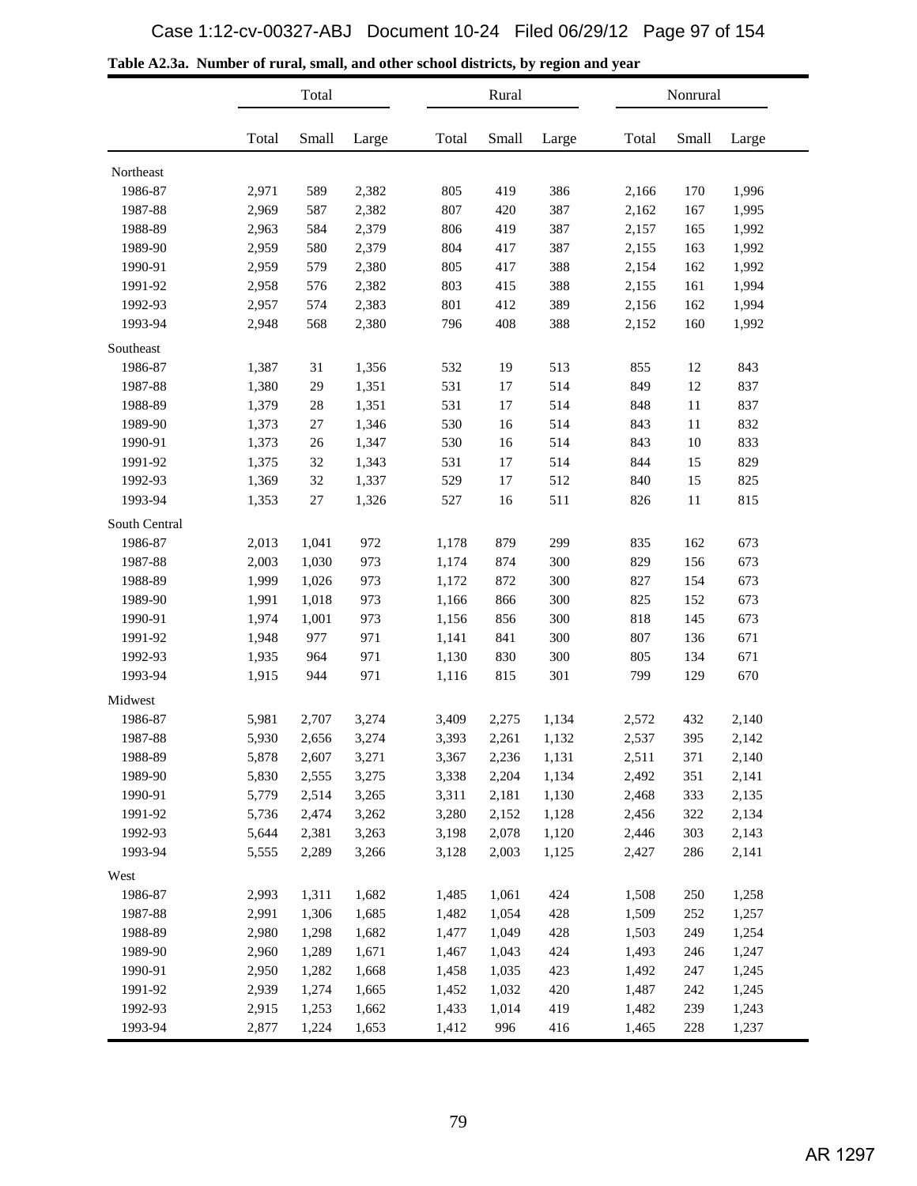**Table A2.3a. Number of rural, small, and other school districts, by region and year**

| | Total | | | Rural | | | Nonrural | | |
|---|---|---|---|---|---|---|---|---|---|
| | Total | Small | Large | Total | Small | Large | Total | Small | Large |
| Northeast | | | | | | | | | |
| 1986-87 | 2,971 | 589 | 2,382 | 805 | 419 | 386 | 2,166 | 170 | 1,996 |
| 1987-88 | 2,969 | 587 | 2,382 | 807 | 420 | 387 | 2,162 | 167 | 1,995 |
| 1988-89 | 2,963 | 584 | 2,379 | 806 | 419 | 387 | 2,157 | 165 | 1,992 |
| 1989-90 | 2,959 | 580 | 2,379 | 804 | 417 | 387 | 2,155 | 163 | 1,992 |
| 1990-91 | 2,959 | 579 | 2,380 | 805 | 417 | 388 | 2,154 | 162 | 1,992 |
| 1991-92 | 2,958 | 576 | 2,382 | 803 | 415 | 388 | 2,155 | 161 | 1,994 |
| 1992-93 | 2,957 | 574 | 2,383 | 801 | 412 | 389 | 2,156 | 162 | 1,994 |
| 1993-94 | 2,948 | 568 | 2,380 | 796 | 408 | 388 | 2,152 | 160 | 1,992 |
| Southeast | | | | | | | | | |
| 1986-87 | 1,387 | 31 | 1,356 | 532 | 19 | 513 | 855 | 12 | 843 |
| 1987-88 | 1,380 | 29 | 1,351 | 531 | 17 | 514 | 849 | 12 | 837 |
| 1988-89 | 1,379 | 28 | 1,351 | 531 | 17 | 514 | 848 | 11 | 837 |
| 1989-90 | 1,373 | 27 | 1,346 | 530 | 16 | 514 | 843 | 11 | 832 |
| 1990-91 | 1,373 | 26 | 1,347 | 530 | 16 | 514 | 843 | 10 | 833 |
| 1991-92 | 1,375 | 32 | 1,343 | 531 | 17 | 514 | 844 | 15 | 829 |
| 1992-93 | 1,369 | 32 | 1,337 | 529 | 17 | 512 | 840 | 15 | 825 |
| 1993-94 | 1,353 | 27 | 1,326 | 527 | 16 | 511 | 826 | 11 | 815 |
| South Central | | | | | | | | | |
| 1986-87 | 2,013 | 1,041 | 972 | 1,178 | 879 | 299 | 835 | 162 | 673 |
| 1987-88 | 2,003 | 1,030 | 973 | 1,174 | 874 | 300 | 829 | 156 | 673 |
| 1988-89 | 1,999 | 1,026 | 973 | 1,172 | 872 | 300 | 827 | 154 | 673 |
| 1989-90 | 1,991 | 1,018 | 973 | 1,166 | 866 | 300 | 825 | 152 | 673 |
| 1990-91 | 1,974 | 1,001 | 973 | 1,156 | 856 | 300 | 818 | 145 | 673 |
| 1991-92 | 1,948 | 977 | 971 | 1,141 | 841 | 300 | 807 | 136 | 671 |
| 1992-93 | 1,935 | 964 | 971 | 1,130 | 830 | 300 | 805 | 134 | 671 |
| 1993-94 | 1,915 | 944 | 971 | 1,116 | 815 | 301 | 799 | 129 | 670 |
| Midwest | | | | | | | | | |
| 1986-87 | 5,981 | 2,707 | 3,274 | 3,409 | 2,275 | 1,134 | 2,572 | 432 | 2,140 |
| 1987-88 | 5,930 | 2,656 | 3,274 | 3,393 | 2,261 | 1,132 | 2,537 | 395 | 2,142 |
| 1988-89 | 5,878 | 2,607 | 3,271 | 3,367 | 2,236 | 1,131 | 2,511 | 371 | 2,140 |
| 1989-90 | 5,830 | 2,555 | 3,275 | 3,338 | 2,204 | 1,134 | 2,492 | 351 | 2,141 |
| 1990-91 | 5,779 | 2,514 | 3,265 | 3,311 | 2,181 | 1,130 | 2,468 | 333 | 2,135 |
| 1991-92 | 5,736 | 2,474 | 3,262 | 3,280 | 2,152 | 1,128 | 2,456 | 322 | 2,134 |
| 1992-93 | 5,644 | 2,381 | 3,263 | 3,198 | 2,078 | 1,120 | 2,446 | 303 | 2,143 |
| 1993-94 | 5,555 | 2,289 | 3,266 | 3,128 | 2,003 | 1,125 | 2,427 | 286 | 2,141 |
| West | | | | | | | | | |
| 1986-87 | 2,993 | 1,311 | 1,682 | 1,485 | 1,061 | 424 | 1,508 | 250 | 1,258 |
| 1987-88 | 2,991 | 1,306 | 1,685 | 1,482 | 1,054 | 428 | 1,509 | 252 | 1,257 |
| 1988-89 | 2,980 | 1,298 | 1,682 | 1,477 | 1,049 | 428 | 1,503 | 249 | 1,254 |
| 1989-90 | 2,960 | 1,289 | 1,671 | 1,467 | 1,043 | 424 | 1,493 | 246 | 1,247 |
| 1990-91 | 2,950 | 1,282 | 1,668 | 1,458 | 1,035 | 423 | 1,492 | 247 | 1,245 |
| 1991-92 | 2,939 | 1,274 | 1,665 | 1,452 | 1,032 | 420 | 1,487 | 242 | 1,245 |
| 1992-93 | 2,915 | 1,253 | 1,662 | 1,433 | 1,014 | 419 | 1,482 | 239 | 1,243 |
| 1993-94 | 2,877 | 1,224 | 1,653 | 1,412 | 996 | 416 | 1,465 | 228 | 1,237 |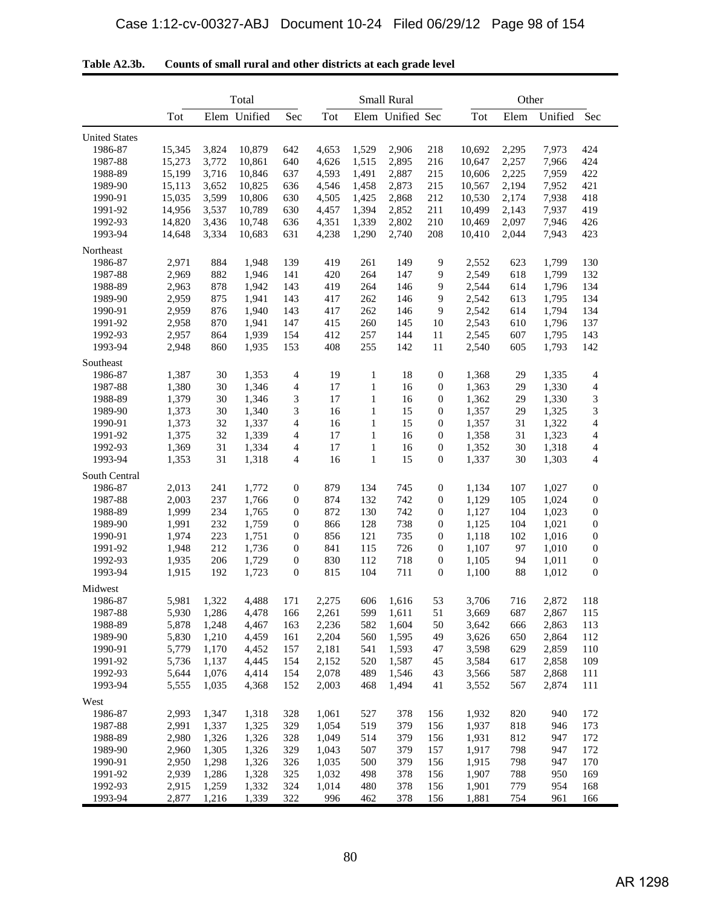**Table A2.3b. Counts of small rural and other districts at each grade level**

| | Tot | Total | | | Tot | Small Rural | | | Tot | Other | | |
|---|---|---|---|---|---|---|---|---|---|---|---|---|
| | | Elem | Unified | Sec | | Elem | Unified | Sec | | Elem | Unified | Sec |
| **United States** | | | | | | | | | | | | |
| 1986-87 | 15,345 | 3,824 | 10,879 | 642 | 4,653 | 1,529 | 2,906 | 218 | 10,692 | 2,295 | 7,973 | 424 |
| 1987-88 | 15,273 | 3,772 | 10,861 | 640 | 4,626 | 1,515 | 2,895 | 216 | 10,647 | 2,257 | 7,966 | 424 |
| 1988-89 | 15,199 | 3,716 | 10,846 | 637 | 4,593 | 1,491 | 2,887 | 215 | 10,606 | 2,225 | 7,959 | 422 |
| 1989-90 | 15,113 | 3,652 | 10,825 | 636 | 4,546 | 1,458 | 2,873 | 215 | 10,567 | 2,194 | 7,952 | 421 |
| 1990-91 | 15,035 | 3,599 | 10,806 | 630 | 4,505 | 1,425 | 2,868 | 212 | 10,530 | 2,174 | 7,938 | 418 |
| 1991-92 | 14,956 | 3,537 | 10,789 | 630 | 4,457 | 1,394 | 2,852 | 211 | 10,499 | 2,143 | 7,937 | 419 |
| 1992-93 | 14,820 | 3,436 | 10,748 | 636 | 4,351 | 1,339 | 2,802 | 210 | 10,469 | 2,097 | 7,946 | 426 |
| 1993-94 | 14,648 | 3,334 | 10,683 | 631 | 4,238 | 1,290 | 2,740 | 208 | 10,410 | 2,044 | 7,943 | 423 |
| **Northeast** | | | | | | | | | | | | |
| 1986-87 | 2,971 | 884 | 1,948 | 139 | 419 | 261 | 149 | 9 | 2,552 | 623 | 1,799 | 130 |
| 1987-88 | 2,969 | 882 | 1,946 | 141 | 420 | 264 | 147 | 9 | 2,549 | 618 | 1,799 | 132 |
| 1988-89 | 2,963 | 878 | 1,942 | 143 | 419 | 264 | 146 | 9 | 2,544 | 614 | 1,796 | 134 |
| 1989-90 | 2,959 | 875 | 1,941 | 143 | 417 | 262 | 146 | 9 | 2,542 | 613 | 1,795 | 134 |
| 1990-91 | 2,959 | 876 | 1,940 | 143 | 417 | 262 | 146 | 9 | 2,542 | 614 | 1,794 | 134 |
| 1991-92 | 2,958 | 870 | 1,941 | 147 | 415 | 260 | 145 | 10 | 2,543 | 610 | 1,796 | 137 |
| 1992-93 | 2,957 | 864 | 1,939 | 154 | 412 | 257 | 144 | 11 | 2,545 | 607 | 1,795 | 143 |
| 1993-94 | 2,948 | 860 | 1,935 | 153 | 408 | 255 | 142 | 11 | 2,540 | 605 | 1,793 | 142 |
| **Southeast** | | | | | | | | | | | | |
| 1986-87 | 1,387 | 30 | 1,353 | 4 | 19 | 1 | 18 | 0 | 1,368 | 29 | 1,335 | 4 |
| 1987-88 | 1,380 | 30 | 1,346 | 4 | 17 | 1 | 16 | 0 | 1,363 | 29 | 1,330 | 4 |
| 1988-89 | 1,379 | 30 | 1,346 | 3 | 17 | 1 | 16 | 0 | 1,362 | 29 | 1,330 | 3 |
| 1989-90 | 1,373 | 30 | 1,340 | 3 | 16 | 1 | 15 | 0 | 1,357 | 29 | 1,325 | 3 |
| 1990-91 | 1,373 | 32 | 1,337 | 4 | 16 | 1 | 15 | 0 | 1,357 | 31 | 1,322 | 4 |
| 1991-92 | 1,375 | 32 | 1,339 | 4 | 17 | 1 | 16 | 0 | 1,358 | 31 | 1,323 | 4 |
| 1992-93 | 1,369 | 31 | 1,334 | 4 | 17 | 1 | 16 | 0 | 1,352 | 30 | 1,318 | 4 |
| 1993-94 | 1,353 | 31 | 1,318 | 4 | 16 | 1 | 15 | 0 | 1,337 | 30 | 1,303 | 4 |
| **South Central** | | | | | | | | | | | | |
| 1986-87 | 2,013 | 241 | 1,772 | 0 | 879 | 134 | 745 | 0 | 1,134 | 107 | 1,027 | 0 |
| 1987-88 | 2,003 | 237 | 1,766 | 0 | 874 | 132 | 742 | 0 | 1,129 | 105 | 1,024 | 0 |
| 1988-89 | 1,999 | 234 | 1,765 | 0 | 872 | 130 | 742 | 0 | 1,127 | 104 | 1,023 | 0 |
| 1989-90 | 1,991 | 232 | 1,759 | 0 | 866 | 128 | 738 | 0 | 1,125 | 104 | 1,021 | 0 |
| 1990-91 | 1,974 | 223 | 1,751 | 0 | 856 | 121 | 735 | 0 | 1,118 | 102 | 1,016 | 0 |
| 1991-92 | 1,948 | 212 | 1,736 | 0 | 841 | 115 | 726 | 0 | 1,107 | 97 | 1,010 | 0 |
| 1992-93 | 1,935 | 206 | 1,729 | 0 | 830 | 112 | 718 | 0 | 1,105 | 94 | 1,011 | 0 |
| 1993-94 | 1,915 | 192 | 1,723 | 0 | 815 | 104 | 711 | 0 | 1,100 | 88 | 1,012 | 0 |
| **Midwest** | | | | | | | | | | | | |
| 1986-87 | 5,981 | 1,322 | 4,488 | 171 | 2,275 | 606 | 1,616 | 53 | 3,706 | 716 | 2,872 | 118 |
| 1987-88 | 5,930 | 1,286 | 4,478 | 166 | 2,261 | 599 | 1,611 | 51 | 3,669 | 687 | 2,867 | 115 |
| 1988-89 | 5,878 | 1,248 | 4,467 | 163 | 2,236 | 582 | 1,604 | 50 | 3,642 | 666 | 2,863 | 113 |
| 1989-90 | 5,830 | 1,210 | 4,459 | 161 | 2,204 | 560 | 1,595 | 49 | 3,626 | 650 | 2,864 | 112 |
| 1990-91 | 5,779 | 1,170 | 4,452 | 157 | 2,181 | 541 | 1,593 | 47 | 3,598 | 629 | 2,859 | 110 |
| 1991-92 | 5,736 | 1,137 | 4,445 | 154 | 2,152 | 520 | 1,587 | 45 | 3,584 | 617 | 2,858 | 109 |
| 1992-93 | 5,644 | 1,076 | 4,414 | 154 | 2,078 | 489 | 1,546 | 43 | 3,566 | 587 | 2,868 | 111 |
| 1993-94 | 5,555 | 1,035 | 4,368 | 152 | 2,003 | 468 | 1,494 | 41 | 3,552 | 567 | 2,874 | 111 |
| **West** | | | | | | | | | | | | |
| 1986-87 | 2,993 | 1,347 | 1,318 | 328 | 1,061 | 527 | 378 | 156 | 1,932 | 820 | 940 | 172 |
| 1987-88 | 2,991 | 1,337 | 1,325 | 329 | 1,054 | 519 | 379 | 156 | 1,937 | 818 | 946 | 173 |
| 1988-89 | 2,980 | 1,326 | 1,326 | 328 | 1,049 | 514 | 379 | 156 | 1,931 | 812 | 947 | 172 |
| 1989-90 | 2,960 | 1,305 | 1,326 | 329 | 1,043 | 507 | 379 | 157 | 1,917 | 798 | 947 | 172 |
| 1990-91 | 2,950 | 1,298 | 1,326 | 326 | 1,035 | 500 | 379 | 156 | 1,915 | 798 | 947 | 170 |
| 1991-92 | 2,939 | 1,286 | 1,328 | 325 | 1,032 | 498 | 378 | 156 | 1,907 | 788 | 950 | 169 |
| 1992-93 | 2,915 | 1,259 | 1,332 | 324 | 1,014 | 480 | 378 | 156 | 1,901 | 779 | 954 | 168 |
| 1993-94 | 2,877 | 1,216 | 1,339 | 322 | 996 | 462 | 378 | 156 | 1,881 | 754 | 961 | 166 |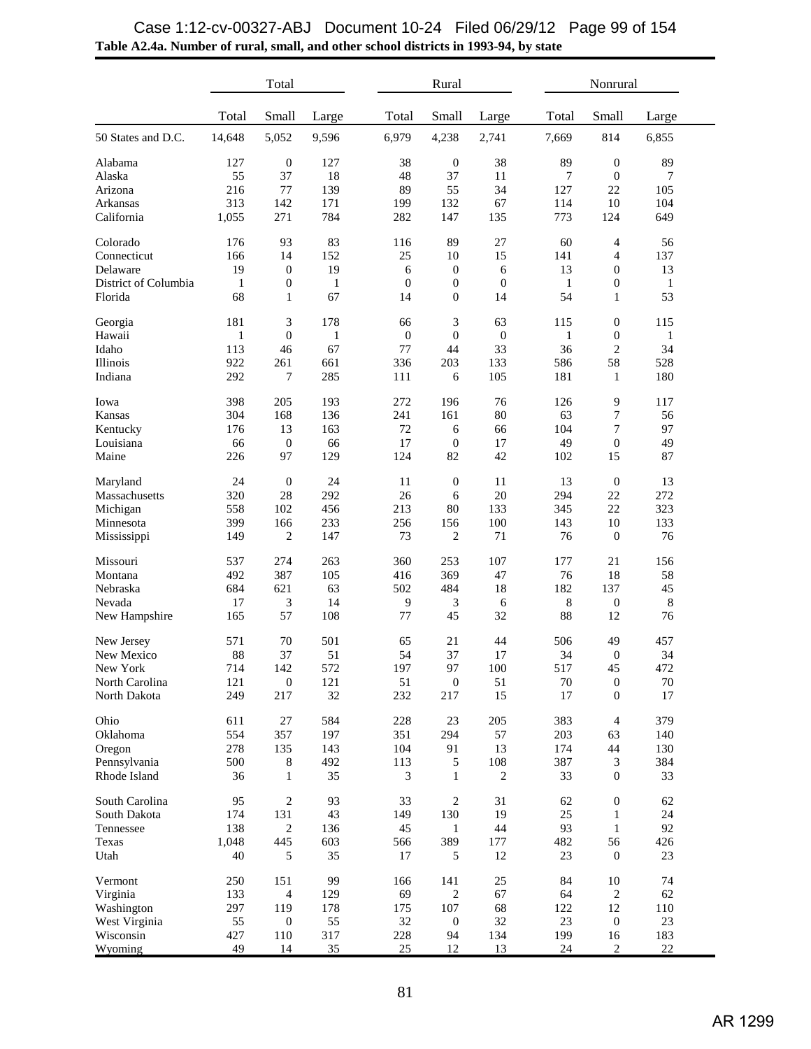**Table A2.4a. Number of rural, small, and other school districts in 1993-94, by state**

| | Total | | | Rural | | | Nonrural | | |
|---|---|---|---|---|---|---|---|---|---|
| | Total | Small | Large | Total | Small | Large | Total | Small | Large |
| 50 States and D.C. | 14,648 | 5,052 | 9,596 | 6,979 | 4,238 | 2,741 | 7,669 | 814 | 6,855 |
| Alabama | 127 | 0 | 127 | 38 | 0 | 38 | 89 | 0 | 89 |
| Alaska | 55 | 37 | 18 | 48 | 37 | 11 | 7 | 0 | 7 |
| Arizona | 216 | 77 | 139 | 89 | 55 | 34 | 127 | 22 | 105 |
| Arkansas | 313 | 142 | 171 | 199 | 132 | 67 | 114 | 10 | 104 |
| California | 1,055 | 271 | 784 | 282 | 147 | 135 | 773 | 124 | 649 |
| Colorado | 176 | 93 | 83 | 116 | 89 | 27 | 60 | 4 | 56 |
| Connecticut | 166 | 14 | 152 | 25 | 10 | 15 | 141 | 4 | 137 |
| Delaware | 19 | 0 | 19 | 6 | 0 | 6 | 13 | 0 | 13 |
| District of Columbia | 1 | 0 | 1 | 0 | 0 | 0 | 1 | 0 | 1 |
| Florida | 68 | 1 | 67 | 14 | 0 | 14 | 54 | 1 | 53 |
| Georgia | 181 | 3 | 178 | 66 | 3 | 63 | 115 | 0 | 115 |
| Hawaii | 1 | 0 | 1 | 0 | 0 | 0 | 1 | 0 | 1 |
| Idaho | 113 | 46 | 67 | 77 | 44 | 33 | 36 | 2 | 34 |
| Illinois | 922 | 261 | 661 | 336 | 203 | 133 | 586 | 58 | 528 |
| Indiana | 292 | 7 | 285 | 111 | 6 | 105 | 181 | 1 | 180 |
| Iowa | 398 | 205 | 193 | 272 | 196 | 76 | 126 | 9 | 117 |
| Kansas | 304 | 168 | 136 | 241 | 161 | 80 | 63 | 7 | 56 |
| Kentucky | 176 | 13 | 163 | 72 | 6 | 66 | 104 | 7 | 97 |
| Louisiana | 66 | 0 | 66 | 17 | 0 | 17 | 49 | 0 | 49 |
| Maine | 226 | 97 | 129 | 124 | 82 | 42 | 102 | 15 | 87 |
| Maryland | 24 | 0 | 24 | 11 | 0 | 11 | 13 | 0 | 13 |
| Massachusetts | 320 | 28 | 292 | 26 | 6 | 20 | 294 | 22 | 272 |
| Michigan | 558 | 102 | 456 | 213 | 80 | 133 | 345 | 22 | 323 |
| Minnesota | 399 | 166 | 233 | 256 | 156 | 100 | 143 | 10 | 133 |
| Mississippi | 149 | 2 | 147 | 73 | 2 | 71 | 76 | 0 | 76 |
| Missouri | 537 | 274 | 263 | 360 | 253 | 107 | 177 | 21 | 156 |
| Montana | 492 | 387 | 105 | 416 | 369 | 47 | 76 | 18 | 58 |
| Nebraska | 684 | 621 | 63 | 502 | 484 | 18 | 182 | 137 | 45 |
| Nevada | 17 | 3 | 14 | 9 | 3 | 6 | 8 | 0 | 8 |
| New Hampshire | 165 | 57 | 108 | 77 | 45 | 32 | 88 | 12 | 76 |
| New Jersey | 571 | 70 | 501 | 65 | 21 | 44 | 506 | 49 | 457 |
| New Mexico | 88 | 37 | 51 | 54 | 37 | 17 | 34 | 0 | 34 |
| New York | 714 | 142 | 572 | 197 | 97 | 100 | 517 | 45 | 472 |
| North Carolina | 121 | 0 | 121 | 51 | 0 | 51 | 70 | 0 | 70 |
| North Dakota | 249 | 217 | 32 | 232 | 217 | 15 | 17 | 0 | 17 |
| Ohio | 611 | 27 | 584 | 228 | 23 | 205 | 383 | 4 | 379 |
| Oklahoma | 554 | 357 | 197 | 351 | 294 | 57 | 203 | 63 | 140 |
| Oregon | 278 | 135 | 143 | 104 | 91 | 13 | 174 | 44 | 130 |
| Pennsylvania | 500 | 8 | 492 | 113 | 5 | 108 | 387 | 3 | 384 |
| Rhode Island | 36 | 1 | 35 | 3 | 1 | 2 | 33 | 0 | 33 |
| South Carolina | 95 | 2 | 93 | 33 | 2 | 31 | 62 | 0 | 62 |
| South Dakota | 174 | 131 | 43 | 149 | 130 | 19 | 25 | 1 | 24 |
| Tennessee | 138 | 2 | 136 | 45 | 1 | 44 | 93 | 1 | 92 |
| Texas | 1,048 | 445 | 603 | 566 | 389 | 177 | 482 | 56 | 426 |
| Utah | 40 | 5 | 35 | 17 | 5 | 12 | 23 | 0 | 23 |
| Vermont | 250 | 151 | 99 | 166 | 141 | 25 | 84 | 10 | 74 |
| Virginia | 133 | 4 | 129 | 69 | 2 | 67 | 64 | 2 | 62 |
| Washington | 297 | 119 | 178 | 175 | 107 | 68 | 122 | 12 | 110 |
| West Virginia | 55 | 0 | 55 | 32 | 0 | 32 | 23 | 0 | 23 |
| Wisconsin | 427 | 110 | 317 | 228 | 94 | 134 | 199 | 16 | 183 |
| Wyoming | 49 | 14 | 35 | 25 | 12 | 13 | 24 | 2 | 22 |

AR 1299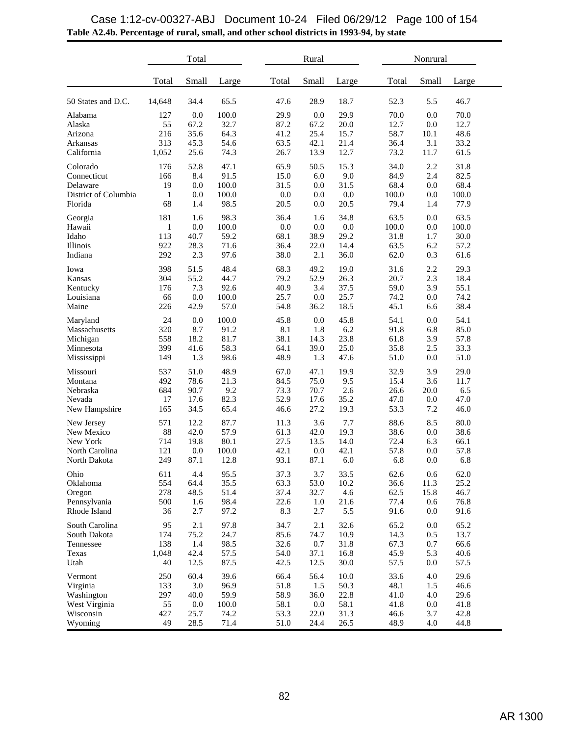**Table A2.4b. Percentage of rural, small, and other school districts in 1993-94, by state**

| | Total | | | Rural | | | Nonrural | | |
|---|---|---|---|---|---|---|---|---|---|
| | Total | Small | Large | Total | Small | Large | Total | Small | Large |
| 50 States and D.C. | 14,648 | 34.4 | 65.5 | 47.6 | 28.9 | 18.7 | 52.3 | 5.5 | 46.7 |
| Alabama | 127 | 0.0 | 100.0 | 29.9 | 0.0 | 29.9 | 70.0 | 0.0 | 70.0 |
| Alaska | 55 | 67.2 | 32.7 | 87.2 | 67.2 | 20.0 | 12.7 | 0.0 | 12.7 |
| Arizona | 216 | 35.6 | 64.3 | 41.2 | 25.4 | 15.7 | 58.7 | 10.1 | 48.6 |
| Arkansas | 313 | 45.3 | 54.6 | 63.5 | 42.1 | 21.4 | 36.4 | 3.1 | 33.2 |
| California | 1,052 | 25.6 | 74.3 | 26.7 | 13.9 | 12.7 | 73.2 | 11.7 | 61.5 |
| Colorado | 176 | 52.8 | 47.1 | 65.9 | 50.5 | 15.3 | 34.0 | 2.2 | 31.8 |
| Connecticut | 166 | 8.4 | 91.5 | 15.0 | 6.0 | 9.0 | 84.9 | 2.4 | 82.5 |
| Delaware | 19 | 0.0 | 100.0 | 31.5 | 0.0 | 31.5 | 68.4 | 0.0 | 68.4 |
| District of Columbia | 1 | 0.0 | 100.0 | 0.0 | 0.0 | 0.0 | 100.0 | 0.0 | 100.0 |
| Florida | 68 | 1.4 | 98.5 | 20.5 | 0.0 | 20.5 | 79.4 | 1.4 | 77.9 |
| Georgia | 181 | 1.6 | 98.3 | 36.4 | 1.6 | 34.8 | 63.5 | 0.0 | 63.5 |
| Hawaii | 1 | 0.0 | 100.0 | 0.0 | 0.0 | 0.0 | 100.0 | 0.0 | 100.0 |
| Idaho | 113 | 40.7 | 59.2 | 68.1 | 38.9 | 29.2 | 31.8 | 1.7 | 30.0 |
| Illinois | 922 | 28.3 | 71.6 | 36.4 | 22.0 | 14.4 | 63.5 | 6.2 | 57.2 |
| Indiana | 292 | 2.3 | 97.6 | 38.0 | 2.1 | 36.0 | 62.0 | 0.3 | 61.6 |
| Iowa | 398 | 51.5 | 48.4 | 68.3 | 49.2 | 19.0 | 31.6 | 2.2 | 29.3 |
| Kansas | 304 | 55.2 | 44.7 | 79.2 | 52.9 | 26.3 | 20.7 | 2.3 | 18.4 |
| Kentucky | 176 | 7.3 | 92.6 | 40.9 | 3.4 | 37.5 | 59.0 | 3.9 | 55.1 |
| Louisiana | 66 | 0.0 | 100.0 | 25.7 | 0.0 | 25.7 | 74.2 | 0.0 | 74.2 |
| Maine | 226 | 42.9 | 57.0 | 54.8 | 36.2 | 18.5 | 45.1 | 6.6 | 38.4 |
| Maryland | 24 | 0.0 | 100.0 | 45.8 | 0.0 | 45.8 | 54.1 | 0.0 | 54.1 |
| Massachusetts | 320 | 8.7 | 91.2 | 8.1 | 1.8 | 6.2 | 91.8 | 6.8 | 85.0 |
| Michigan | 558 | 18.2 | 81.7 | 38.1 | 14.3 | 23.8 | 61.8 | 3.9 | 57.8 |
| Minnesota | 399 | 41.6 | 58.3 | 64.1 | 39.0 | 25.0 | 35.8 | 2.5 | 33.3 |
| Mississippi | 149 | 1.3 | 98.6 | 48.9 | 1.3 | 47.6 | 51.0 | 0.0 | 51.0 |
| Missouri | 537 | 51.0 | 48.9 | 67.0 | 47.1 | 19.9 | 32.9 | 3.9 | 29.0 |
| Montana | 492 | 78.6 | 21.3 | 84.5 | 75.0 | 9.5 | 15.4 | 3.6 | 11.7 |
| Nebraska | 684 | 90.7 | 9.2 | 73.3 | 70.7 | 2.6 | 26.6 | 20.0 | 6.5 |
| Nevada | 17 | 17.6 | 82.3 | 52.9 | 17.6 | 35.2 | 47.0 | 0.0 | 47.0 |
| New Hampshire | 165 | 34.5 | 65.4 | 46.6 | 27.2 | 19.3 | 53.3 | 7.2 | 46.0 |
| New Jersey | 571 | 12.2 | 87.7 | 11.3 | 3.6 | 7.7 | 88.6 | 8.5 | 80.0 |
| New Mexico | 88 | 42.0 | 57.9 | 61.3 | 42.0 | 19.3 | 38.6 | 0.0 | 38.6 |
| New York | 714 | 19.8 | 80.1 | 27.5 | 13.5 | 14.0 | 72.4 | 6.3 | 66.1 |
| North Carolina | 121 | 0.0 | 100.0 | 42.1 | 0.0 | 42.1 | 57.8 | 0.0 | 57.8 |
| North Dakota | 249 | 87.1 | 12.8 | 93.1 | 87.1 | 6.0 | 6.8 | 0.0 | 6.8 |
| Ohio | 611 | 4.4 | 95.5 | 37.3 | 3.7 | 33.5 | 62.6 | 0.6 | 62.0 |
| Oklahoma | 554 | 64.4 | 35.5 | 63.3 | 53.0 | 10.2 | 36.6 | 11.3 | 25.2 |
| Oregon | 278 | 48.5 | 51.4 | 37.4 | 32.7 | 4.6 | 62.5 | 15.8 | 46.7 |
| Pennsylvania | 500 | 1.6 | 98.4 | 22.6 | 1.0 | 21.6 | 77.4 | 0.6 | 76.8 |
| Rhode Island | 36 | 2.7 | 97.2 | 8.3 | 2.7 | 5.5 | 91.6 | 0.0 | 91.6 |
| South Carolina | 95 | 2.1 | 97.8 | 34.7 | 2.1 | 32.6 | 65.2 | 0.0 | 65.2 |
| South Dakota | 174 | 75.2 | 24.7 | 85.6 | 74.7 | 10.9 | 14.3 | 0.5 | 13.7 |
| Tennessee | 138 | 1.4 | 98.5 | 32.6 | 0.7 | 31.8 | 67.3 | 0.7 | 66.6 |
| Texas | 1,048 | 42.4 | 57.5 | 54.0 | 37.1 | 16.8 | 45.9 | 5.3 | 40.6 |
| Utah | 40 | 12.5 | 87.5 | 42.5 | 12.5 | 30.0 | 57.5 | 0.0 | 57.5 |
| Vermont | 250 | 60.4 | 39.6 | 66.4 | 56.4 | 10.0 | 33.6 | 4.0 | 29.6 |
| Virginia | 133 | 3.0 | 96.9 | 51.8 | 1.5 | 50.3 | 48.1 | 1.5 | 46.6 |
| Washington | 297 | 40.0 | 59.9 | 58.9 | 36.0 | 22.8 | 41.0 | 4.0 | 29.6 |
| West Virginia | 55 | 0.0 | 100.0 | 58.1 | 0.0 | 58.1 | 41.8 | 0.0 | 41.8 |
| Wisconsin | 427 | 25.7 | 74.2 | 53.3 | 22.0 | 31.3 | 46.6 | 3.7 | 42.8 |
| Wyoming | 49 | 28.5 | 71.4 | 51.0 | 24.4 | 26.5 | 48.9 | 4.0 | 44.8 |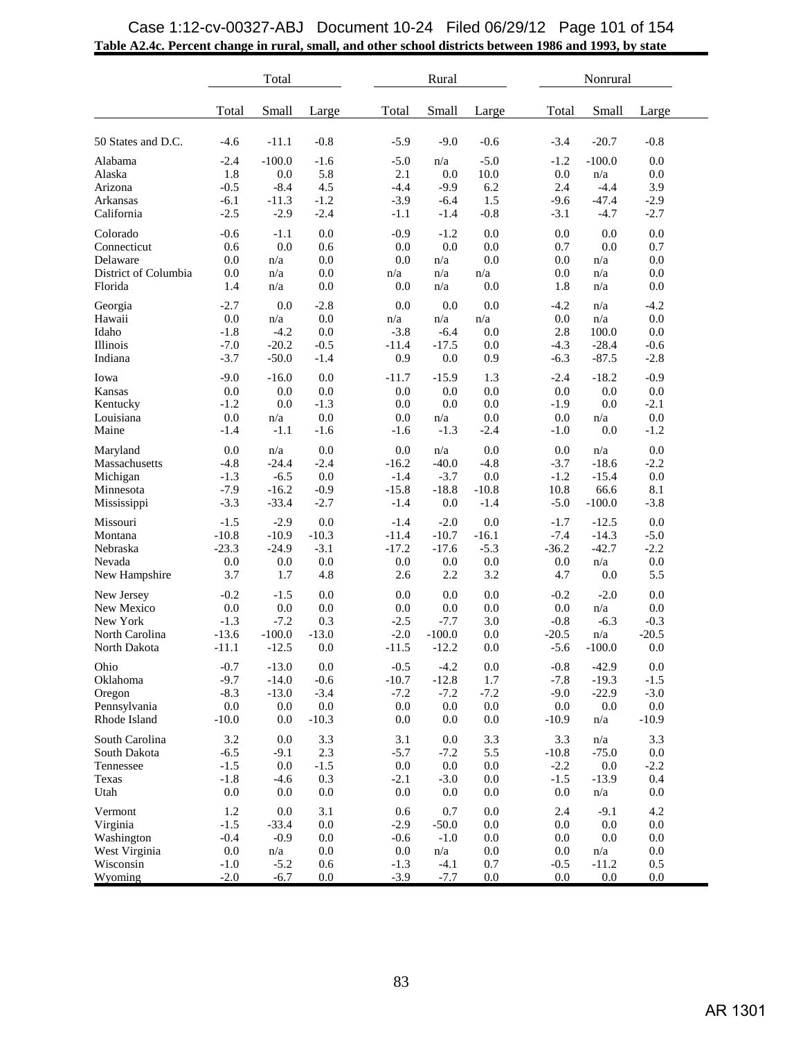**Table A2.4c. Percent change in rural, small, and other school districts between 1986 and 1993, by state**

| | Total | | | Rural | | | Nonrural | | |
|---|---|---|---|---|---|---|---|---|---|
| | Total | Small | Large | Total | Small | Large | Total | Small | Large |
| 50 States and D.C. | -4.6 | -11.1 | -0.8 | -5.9 | -9.0 | -0.6 | -3.4 | -20.7 | -0.8 |
| Alabama | -2.4 | -100.0 | -1.6 | -5.0 | n/a | -5.0 | -1.2 | -100.0 | 0.0 |
| Alaska | 1.8 | 0.0 | 5.8 | 2.1 | 0.0 | 10.0 | 0.0 | n/a | 0.0 |
| Arizona | -0.5 | -8.4 | 4.5 | -4.4 | -9.9 | 6.2 | 2.4 | -4.4 | 3.9 |
| Arkansas | -6.1 | -11.3 | -1.2 | -3.9 | -6.4 | 1.5 | -9.6 | -47.4 | -2.9 |
| California | -2.5 | -2.9 | -2.4 | -1.1 | -1.4 | -0.8 | -3.1 | -4.7 | -2.7 |
| Colorado | -0.6 | -1.1 | 0.0 | -0.9 | -1.2 | 0.0 | 0.0 | 0.0 | 0.0 |
| Connecticut | 0.6 | 0.0 | 0.6 | 0.0 | 0.0 | 0.0 | 0.7 | 0.0 | 0.7 |
| Delaware | 0.0 | n/a | 0.0 | 0.0 | n/a | 0.0 | 0.0 | n/a | 0.0 |
| District of Columbia | 0.0 | n/a | 0.0 | n/a | n/a | n/a | 0.0 | n/a | 0.0 |
| Florida | 1.4 | n/a | 0.0 | 0.0 | n/a | 0.0 | 1.8 | n/a | 0.0 |
| Georgia | -2.7 | 0.0 | -2.8 | 0.0 | 0.0 | 0.0 | -4.2 | n/a | -4.2 |
| Hawaii | 0.0 | n/a | 0.0 | n/a | n/a | n/a | 0.0 | n/a | 0.0 |
| Idaho | -1.8 | -4.2 | 0.0 | -3.8 | -6.4 | 0.0 | 2.8 | 100.0 | 0.0 |
| Illinois | -7.0 | -20.2 | -0.5 | -11.4 | -17.5 | 0.0 | -4.3 | -28.4 | -0.6 |
| Indiana | -3.7 | -50.0 | -1.4 | 0.9 | 0.0 | 0.9 | -6.3 | -87.5 | -2.8 |
| Iowa | -9.0 | -16.0 | 0.0 | -11.7 | -15.9 | 1.3 | -2.4 | -18.2 | -0.9 |
| Kansas | 0.0 | 0.0 | 0.0 | 0.0 | 0.0 | 0.0 | 0.0 | 0.0 | 0.0 |
| Kentucky | -1.2 | 0.0 | -1.3 | 0.0 | 0.0 | 0.0 | -1.9 | 0.0 | -2.1 |
| Louisiana | 0.0 | n/a | 0.0 | 0.0 | n/a | 0.0 | 0.0 | n/a | 0.0 |
| Maine | -1.4 | -1.1 | -1.6 | -1.6 | -1.3 | -2.4 | -1.0 | 0.0 | -1.2 |
| Maryland | 0.0 | n/a | 0.0 | 0.0 | n/a | 0.0 | 0.0 | n/a | 0.0 |
| Massachusetts | -4.8 | -24.4 | -2.4 | -16.2 | -40.0 | -4.8 | -3.7 | -18.6 | -2.2 |
| Michigan | -1.3 | -6.5 | 0.0 | -1.4 | -3.7 | 0.0 | -1.2 | -15.4 | 0.0 |
| Minnesota | -7.9 | -16.2 | -0.9 | -15.8 | -18.8 | -10.8 | 10.8 | 66.6 | 8.1 |
| Mississippi | -3.3 | -33.4 | -2.7 | -1.4 | 0.0 | -1.4 | -5.0 | -100.0 | -3.8 |
| Missouri | -1.5 | -2.9 | 0.0 | -1.4 | -2.0 | 0.0 | -1.7 | -12.5 | 0.0 |
| Montana | -10.8 | -10.9 | -10.3 | -11.4 | -10.7 | -16.1 | -7.4 | -14.3 | -5.0 |
| Nebraska | -23.3 | -24.9 | -3.1 | -17.2 | -17.6 | -5.3 | -36.2 | -42.7 | -2.2 |
| Nevada | 0.0 | 0.0 | 0.0 | 0.0 | 0.0 | 0.0 | 0.0 | n/a | 0.0 |
| New Hampshire | 3.7 | 1.7 | 4.8 | 2.6 | 2.2 | 3.2 | 4.7 | 0.0 | 5.5 |
| New Jersey | -0.2 | -1.5 | 0.0 | 0.0 | 0.0 | 0.0 | -0.2 | -2.0 | 0.0 |
| New Mexico | 0.0 | 0.0 | 0.0 | 0.0 | 0.0 | 0.0 | 0.0 | n/a | 0.0 |
| New York | -1.3 | -7.2 | 0.3 | -2.5 | -7.7 | 3.0 | -0.8 | -6.3 | -0.3 |
| North Carolina | -13.6 | -100.0 | -13.0 | -2.0 | -100.0 | 0.0 | -20.5 | n/a | -20.5 |
| North Dakota | -11.1 | -12.5 | 0.0 | -11.5 | -12.2 | 0.0 | -5.6 | -100.0 | 0.0 |
| Ohio | -0.7 | -13.0 | 0.0 | -0.5 | -4.2 | 0.0 | -0.8 | -42.9 | 0.0 |
| Oklahoma | -9.7 | -14.0 | -0.6 | -10.7 | -12.8 | 1.7 | -7.8 | -19.3 | -1.5 |
| Oregon | -8.3 | -13.0 | -3.4 | -7.2 | -7.2 | -7.2 | -9.0 | -22.9 | -3.0 |
| Pennsylvania | 0.0 | 0.0 | 0.0 | 0.0 | 0.0 | 0.0 | 0.0 | 0.0 | 0.0 |
| Rhode Island | -10.0 | 0.0 | -10.3 | 0.0 | 0.0 | 0.0 | -10.9 | n/a | -10.9 |
| South Carolina | 3.2 | 0.0 | 3.3 | 3.1 | 0.0 | 3.3 | 3.3 | n/a | 3.3 |
| South Dakota | -6.5 | -9.1 | 2.3 | -5.7 | -7.2 | 5.5 | -10.8 | -75.0 | 0.0 |
| Tennessee | -1.5 | 0.0 | -1.5 | 0.0 | 0.0 | 0.0 | -2.2 | 0.0 | -2.2 |
| Texas | -1.8 | -4.6 | 0.3 | -2.1 | -3.0 | 0.0 | -1.5 | -13.9 | 0.4 |
| Utah | 0.0 | 0.0 | 0.0 | 0.0 | 0.0 | 0.0 | 0.0 | n/a | 0.0 |
| Vermont | 1.2 | 0.0 | 3.1 | 0.6 | 0.7 | 0.0 | 2.4 | -9.1 | 4.2 |
| Virginia | -1.5 | -33.4 | 0.0 | -2.9 | -50.0 | 0.0 | 0.0 | 0.0 | 0.0 |
| Washington | -0.4 | -0.9 | 0.0 | -0.6 | -1.0 | 0.0 | 0.0 | 0.0 | 0.0 |
| West Virginia | 0.0 | n/a | 0.0 | 0.0 | n/a | 0.0 | 0.0 | n/a | 0.0 |
| Wisconsin | -1.0 | -5.2 | 0.6 | -1.3 | -4.1 | 0.7 | -0.5 | -11.2 | 0.5 |
| Wyoming | -2.0 | -6.7 | 0.0 | -3.9 | -7.7 | 0.0 | 0.0 | 0.0 | 0.0 |

AR 1301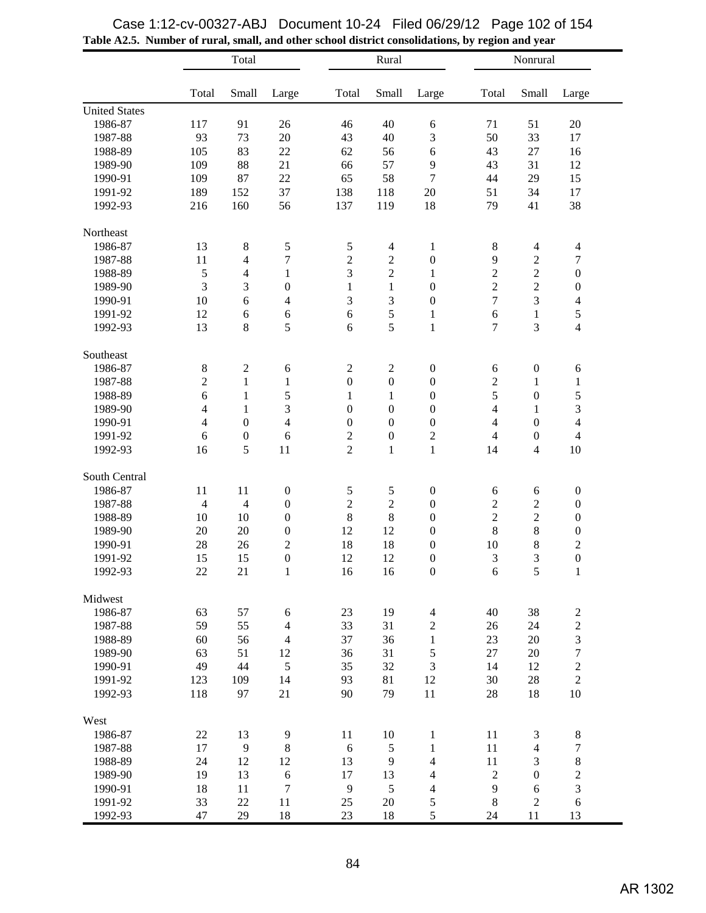**Table A2.5. Number of rural, small, and other school district consolidations, by region and year**

| | Total | | | Rural | | | Nonrural | | |
|---|---|---|---|---|---|---|---|---|---|
| | Total | Small | Large | Total | Small | Large | Total | Small | Large |
| United States | | | | | | | | | |
| 1986-87 | 117 | 91 | 26 | 46 | 40 | 6 | 71 | 51 | 20 |
| 1987-88 | 93 | 73 | 20 | 43 | 40 | 3 | 50 | 33 | 17 |
| 1988-89 | 105 | 83 | 22 | 62 | 56 | 6 | 43 | 27 | 16 |
| 1989-90 | 109 | 88 | 21 | 66 | 57 | 9 | 43 | 31 | 12 |
| 1990-91 | 109 | 87 | 22 | 65 | 58 | 7 | 44 | 29 | 15 |
| 1991-92 | 189 | 152 | 37 | 138 | 118 | 20 | 51 | 34 | 17 |
| 1992-93 | 216 | 160 | 56 | 137 | 119 | 18 | 79 | 41 | 38 |
| Northeast | | | | | | | | | |
| 1986-87 | 13 | 8 | 5 | 5 | 4 | 1 | 8 | 4 | 4 |
| 1987-88 | 11 | 4 | 7 | 2 | 2 | 0 | 9 | 2 | 7 |
| 1988-89 | 5 | 4 | 1 | 3 | 2 | 1 | 2 | 2 | 0 |
| 1989-90 | 3 | 3 | 0 | 1 | 1 | 0 | 2 | 2 | 0 |
| 1990-91 | 10 | 6 | 4 | 3 | 3 | 0 | 7 | 3 | 4 |
| 1991-92 | 12 | 6 | 6 | 6 | 5 | 1 | 6 | 1 | 5 |
| 1992-93 | 13 | 8 | 5 | 6 | 5 | 1 | 7 | 3 | 4 |
| Southeast | | | | | | | | | |
| 1986-87 | 8 | 2 | 6 | 2 | 2 | 0 | 6 | 0 | 6 |
| 1987-88 | 2 | 1 | 1 | 0 | 0 | 0 | 2 | 1 | 1 |
| 1988-89 | 6 | 1 | 5 | 1 | 1 | 0 | 5 | 0 | 5 |
| 1989-90 | 4 | 1 | 3 | 0 | 0 | 0 | 4 | 1 | 3 |
| 1990-91 | 4 | 0 | 4 | 0 | 0 | 0 | 4 | 0 | 4 |
| 1991-92 | 6 | 0 | 6 | 2 | 0 | 2 | 4 | 0 | 4 |
| 1992-93 | 16 | 5 | 11 | 2 | 1 | 1 | 14 | 4 | 10 |
| South Central | | | | | | | | | |
| 1986-87 | 11 | 11 | 0 | 5 | 5 | 0 | 6 | 6 | 0 |
| 1987-88 | 4 | 4 | 0 | 2 | 2 | 0 | 2 | 2 | 0 |
| 1988-89 | 10 | 10 | 0 | 8 | 8 | 0 | 2 | 2 | 0 |
| 1989-90 | 20 | 20 | 0 | 12 | 12 | 0 | 8 | 8 | 0 |
| 1990-91 | 28 | 26 | 2 | 18 | 18 | 0 | 10 | 8 | 2 |
| 1991-92 | 15 | 15 | 0 | 12 | 12 | 0 | 3 | 3 | 0 |
| 1992-93 | 22 | 21 | 1 | 16 | 16 | 0 | 6 | 5 | 1 |
| Midwest | | | | | | | | | |
| 1986-87 | 63 | 57 | 6 | 23 | 19 | 4 | 40 | 38 | 2 |
| 1987-88 | 59 | 55 | 4 | 33 | 31 | 2 | 26 | 24 | 2 |
| 1988-89 | 60 | 56 | 4 | 37 | 36 | 1 | 23 | 20 | 3 |
| 1989-90 | 63 | 51 | 12 | 36 | 31 | 5 | 27 | 20 | 7 |
| 1990-91 | 49 | 44 | 5 | 35 | 32 | 3 | 14 | 12 | 2 |
| 1991-92 | 123 | 109 | 14 | 93 | 81 | 12 | 30 | 28 | 2 |
| 1992-93 | 118 | 97 | 21 | 90 | 79 | 11 | 28 | 18 | 10 |
| West | | | | | | | | | |
| 1986-87 | 22 | 13 | 9 | 11 | 10 | 1 | 11 | 3 | 8 |
| 1987-88 | 17 | 9 | 8 | 6 | 5 | 1 | 11 | 4 | 7 |
| 1988-89 | 24 | 12 | 12 | 13 | 9 | 4 | 11 | 3 | 8 |
| 1989-90 | 19 | 13 | 6 | 17 | 13 | 4 | 2 | 0 | 2 |
| 1990-91 | 18 | 11 | 7 | 9 | 5 | 4 | 9 | 6 | 3 |
| 1991-92 | 33 | 22 | 11 | 25 | 20 | 5 | 8 | 2 | 6 |
| 1992-93 | 47 | 29 | 18 | 23 | 18 | 5 | 24 | 11 | 13 |

AR 1302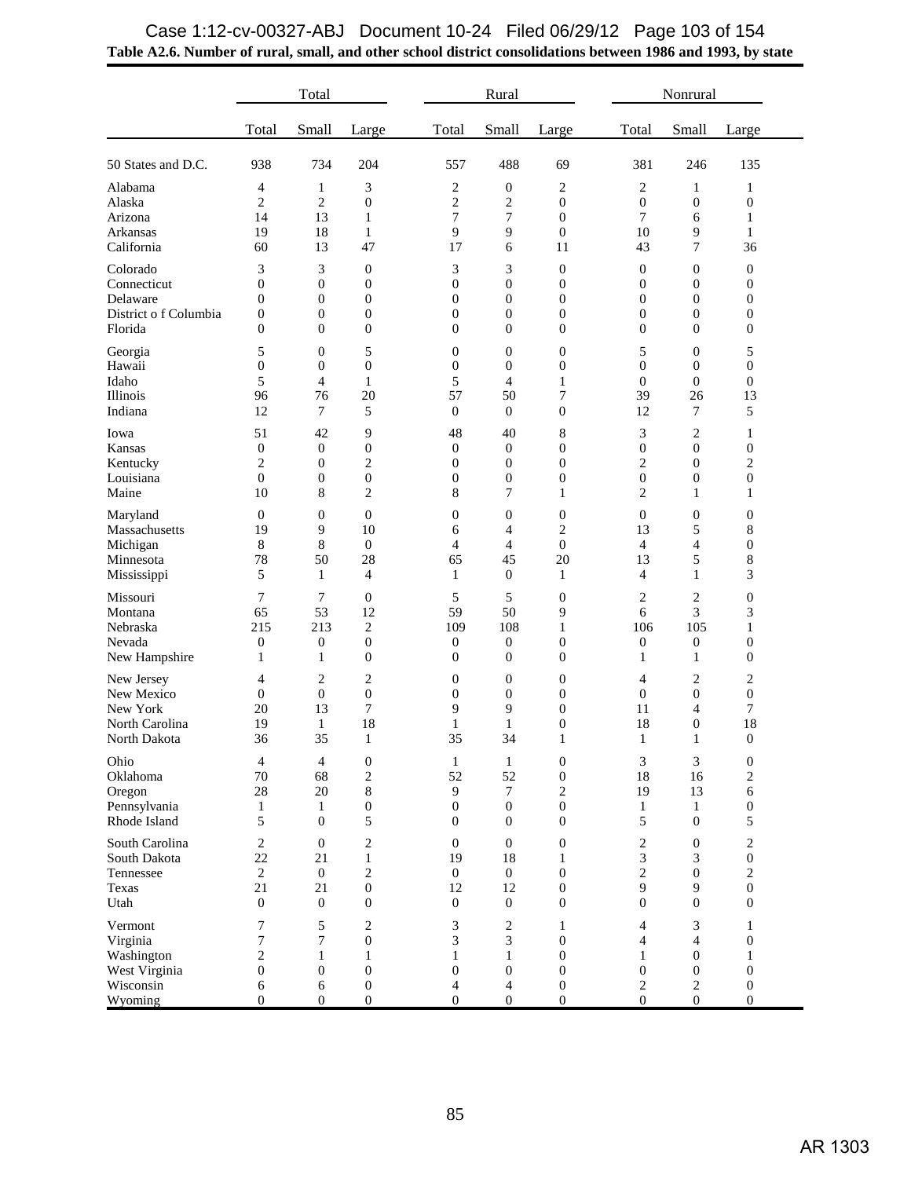**Table A2.6. Number of rural, small, and other school district consolidations between 1986 and 1993, by state**

| | Total | | | Rural | | | Nonrural | | |
|---|---|---|---|---|---|---|---|---|---|
| | Total | Small | Large | Total | Small | Large | Total | Small | Large |
| 50 States and D.C. | 938 | 734 | 204 | 557 | 488 | 69 | 381 | 246 | 135 |
| Alabama | 4 | 1 | 3 | 2 | 0 | 2 | 2 | 1 | 1 |
| Alaska | 2 | 2 | 0 | 2 | 2 | 0 | 0 | 0 | 0 |
| Arizona | 14 | 13 | 1 | 7 | 7 | 0 | 7 | 6 | 1 |
| Arkansas | 19 | 18 | 1 | 9 | 9 | 0 | 10 | 9 | 1 |
| California | 60 | 13 | 47 | 17 | 6 | 11 | 43 | 7 | 36 |
| Colorado | 3 | 3 | 0 | 3 | 3 | 0 | 0 | 0 | 0 |
| Connecticut | 0 | 0 | 0 | 0 | 0 | 0 | 0 | 0 | 0 |
| Delaware | 0 | 0 | 0 | 0 | 0 | 0 | 0 | 0 | 0 |
| District o f Columbia | 0 | 0 | 0 | 0 | 0 | 0 | 0 | 0 | 0 |
| Florida | 0 | 0 | 0 | 0 | 0 | 0 | 0 | 0 | 0 |
| Georgia | 5 | 0 | 5 | 0 | 0 | 0 | 5 | 0 | 5 |
| Hawaii | 0 | 0 | 0 | 0 | 0 | 0 | 0 | 0 | 0 |
| Idaho | 5 | 4 | 1 | 5 | 4 | 1 | 0 | 0 | 0 |
| Illinois | 96 | 76 | 20 | 57 | 50 | 7 | 39 | 26 | 13 |
| Indiana | 12 | 7 | 5 | 0 | 0 | 0 | 12 | 7 | 5 |
| Iowa | 51 | 42 | 9 | 48 | 40 | 8 | 3 | 2 | 1 |
| Kansas | 0 | 0 | 0 | 0 | 0 | 0 | 0 | 0 | 0 |
| Kentucky | 2 | 0 | 2 | 0 | 0 | 0 | 2 | 0 | 2 |
| Louisiana | 0 | 0 | 0 | 0 | 0 | 0 | 0 | 0 | 0 |
| Maine | 10 | 8 | 2 | 8 | 7 | 1 | 2 | 1 | 1 |
| Maryland | 0 | 0 | 0 | 0 | 0 | 0 | 0 | 0 | 0 |
| Massachusetts | 19 | 9 | 10 | 6 | 4 | 2 | 13 | 5 | 8 |
| Michigan | 8 | 8 | 0 | 4 | 4 | 0 | 4 | 4 | 0 |
| Minnesota | 78 | 50 | 28 | 65 | 45 | 20 | 13 | 5 | 8 |
| Mississippi | 5 | 1 | 4 | 1 | 0 | 1 | 4 | 1 | 3 |
| Missouri | 7 | 7 | 0 | 5 | 5 | 0 | 2 | 2 | 0 |
| Montana | 65 | 53 | 12 | 59 | 50 | 9 | 6 | 3 | 3 |
| Nebraska | 215 | 213 | 2 | 109 | 108 | 1 | 106 | 105 | 1 |
| Nevada | 0 | 0 | 0 | 0 | 0 | 0 | 0 | 0 | 0 |
| New Hampshire | 1 | 1 | 0 | 0 | 0 | 0 | 1 | 1 | 0 |
| New Jersey | 4 | 2 | 2 | 0 | 0 | 0 | 4 | 2 | 2 |
| New Mexico | 0 | 0 | 0 | 0 | 0 | 0 | 0 | 0 | 0 |
| New York | 20 | 13 | 7 | 9 | 9 | 0 | 11 | 4 | 7 |
| North Carolina | 19 | 1 | 18 | 1 | 1 | 0 | 18 | 0 | 18 |
| North Dakota | 36 | 35 | 1 | 35 | 34 | 1 | 1 | 1 | 0 |
| Ohio | 4 | 4 | 0 | 1 | 1 | 0 | 3 | 3 | 0 |
| Oklahoma | 70 | 68 | 2 | 52 | 52 | 0 | 18 | 16 | 2 |
| Oregon | 28 | 20 | 8 | 9 | 7 | 2 | 19 | 13 | 6 |
| Pennsylvania | 1 | 1 | 0 | 0 | 0 | 0 | 1 | 1 | 0 |
| Rhode Island | 5 | 0 | 5 | 0 | 0 | 0 | 5 | 0 | 5 |
| South Carolina | 2 | 0 | 2 | 0 | 0 | 0 | 2 | 0 | 2 |
| South Dakota | 22 | 21 | 1 | 19 | 18 | 1 | 3 | 3 | 0 |
| Tennessee | 2 | 0 | 2 | 0 | 0 | 0 | 2 | 0 | 2 |
| Texas | 21 | 21 | 0 | 12 | 12 | 0 | 9 | 9 | 0 |
| Utah | 0 | 0 | 0 | 0 | 0 | 0 | 0 | 0 | 0 |
| Vermont | 7 | 5 | 2 | 3 | 2 | 1 | 4 | 3 | 1 |
| Virginia | 7 | 7 | 0 | 3 | 3 | 0 | 4 | 4 | 0 |
| Washington | 2 | 1 | 1 | 1 | 1 | 0 | 1 | 0 | 1 |
| West Virginia | 0 | 0 | 0 | 0 | 0 | 0 | 0 | 0 | 0 |
| Wisconsin | 6 | 6 | 0 | 4 | 4 | 0 | 2 | 2 | 0 |
| Wyoming | 0 | 0 | 0 | 0 | 0 | 0 | 0 | 0 | 0 |

AR 1303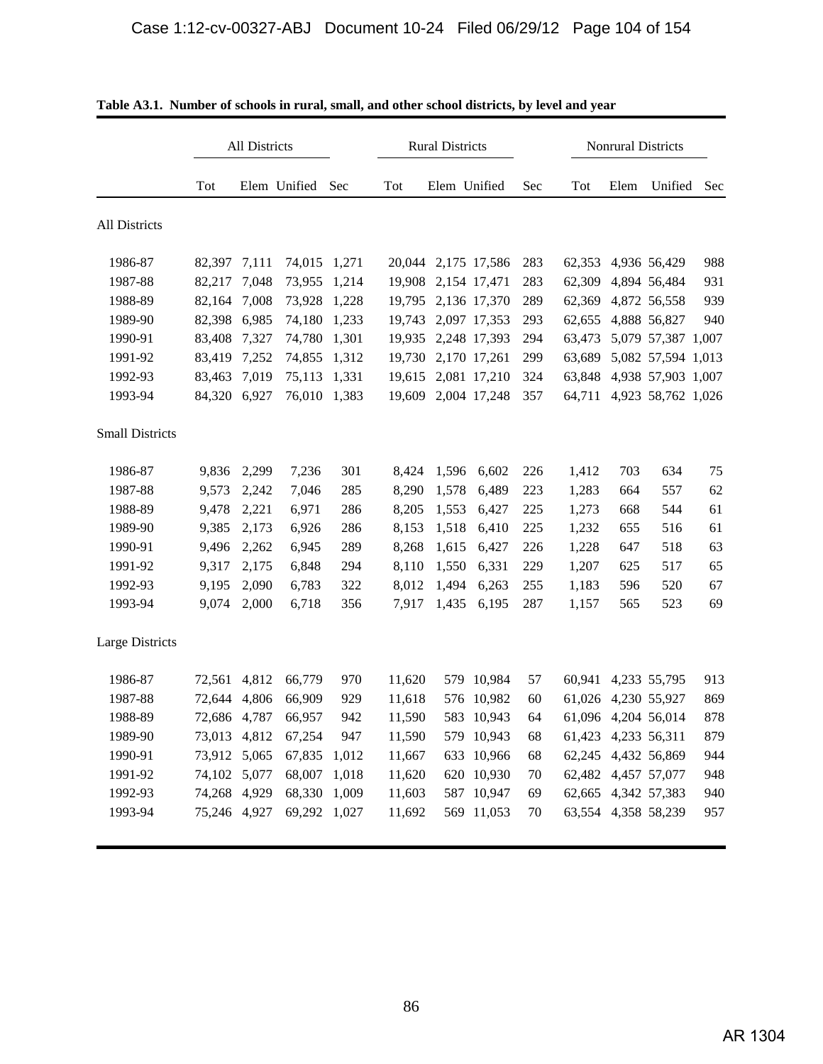**Table A3.1. Number of schools in rural, small, and other school districts, by level and year**

| | All Districts | | | | Rural Districts | | | | Nonrural Districts | | | |
|---|---|---|---|---|---|---|---|---|---|---|---|---|
| | Tot | Elem | Unified | Sec | Tot | Elem | Unified | Sec | Tot | Elem | Unified | Sec |
| **All Districts** | | | | | | | | | | | | |
| 1986-87 | 82,397 | 7,111 | 74,015 | 1,271 | 20,044 | 2,175 | 17,586 | 283 | 62,353 | 4,936 | 56,429 | 988 |
| 1987-88 | 82,217 | 7,048 | 73,955 | 1,214 | 19,908 | 2,154 | 17,471 | 283 | 62,309 | 4,894 | 56,484 | 931 |
| 1988-89 | 82,164 | 7,008 | 73,928 | 1,228 | 19,795 | 2,136 | 17,370 | 289 | 62,369 | 4,872 | 56,558 | 939 |
| 1989-90 | 82,398 | 6,985 | 74,180 | 1,233 | 19,743 | 2,097 | 17,353 | 293 | 62,655 | 4,888 | 56,827 | 940 |
| 1990-91 | 83,408 | 7,327 | 74,780 | 1,301 | 19,935 | 2,248 | 17,393 | 294 | 63,473 | 5,079 | 57,387 | 1,007 |
| 1991-92 | 83,419 | 7,252 | 74,855 | 1,312 | 19,730 | 2,170 | 17,261 | 299 | 63,689 | 5,082 | 57,594 | 1,013 |
| 1992-93 | 83,463 | 7,019 | 75,113 | 1,331 | 19,615 | 2,081 | 17,210 | 324 | 63,848 | 4,938 | 57,903 | 1,007 |
| 1993-94 | 84,320 | 6,927 | 76,010 | 1,383 | 19,609 | 2,004 | 17,248 | 357 | 64,711 | 4,923 | 58,762 | 1,026 |
| **Small Districts** | | | | | | | | | | | | |
| 1986-87 | 9,836 | 2,299 | 7,236 | 301 | 8,424 | 1,596 | 6,602 | 226 | 1,412 | 703 | 634 | 75 |
| 1987-88 | 9,573 | 2,242 | 7,046 | 285 | 8,290 | 1,578 | 6,489 | 223 | 1,283 | 664 | 557 | 62 |
| 1988-89 | 9,478 | 2,221 | 6,971 | 286 | 8,205 | 1,553 | 6,427 | 225 | 1,273 | 668 | 544 | 61 |
| 1989-90 | 9,385 | 2,173 | 6,926 | 286 | 8,153 | 1,518 | 6,410 | 225 | 1,232 | 655 | 516 | 61 |
| 1990-91 | 9,496 | 2,262 | 6,945 | 289 | 8,268 | 1,615 | 6,427 | 226 | 1,228 | 647 | 518 | 63 |
| 1991-92 | 9,317 | 2,175 | 6,848 | 294 | 8,110 | 1,550 | 6,331 | 229 | 1,207 | 625 | 517 | 65 |
| 1992-93 | 9,195 | 2,090 | 6,783 | 322 | 8,012 | 1,494 | 6,263 | 255 | 1,183 | 596 | 520 | 67 |
| 1993-94 | 9,074 | 2,000 | 6,718 | 356 | 7,917 | 1,435 | 6,195 | 287 | 1,157 | 565 | 523 | 69 |
| **Large Districts** | | | | | | | | | | | | |
| 1986-87 | 72,561 | 4,812 | 66,779 | 970 | 11,620 | 579 | 10,984 | 57 | 60,941 | 4,233 | 55,795 | 913 |
| 1987-88 | 72,644 | 4,806 | 66,909 | 929 | 11,618 | 576 | 10,982 | 60 | 61,026 | 4,230 | 55,927 | 869 |
| 1988-89 | 72,686 | 4,787 | 66,957 | 942 | 11,590 | 583 | 10,943 | 64 | 61,096 | 4,204 | 56,014 | 878 |
| 1989-90 | 73,013 | 4,812 | 67,254 | 947 | 11,590 | 579 | 10,943 | 68 | 61,423 | 4,233 | 56,311 | 879 |
| 1990-91 | 73,912 | 5,065 | 67,835 | 1,012 | 11,667 | 633 | 10,966 | 68 | 62,245 | 4,432 | 56,869 | 944 |
| 1991-92 | 74,102 | 5,077 | 68,007 | 1,018 | 11,620 | 620 | 10,930 | 70 | 62,482 | 4,457 | 57,077 | 948 |
| 1992-93 | 74,268 | 4,929 | 68,330 | 1,009 | 11,603 | 587 | 10,947 | 69 | 62,665 | 4,342 | 57,383 | 940 |
| 1993-94 | 75,246 | 4,927 | 69,292 | 1,027 | 11,692 | 569 | 11,053 | 70 | 63,554 | 4,358 | 58,239 | 957 |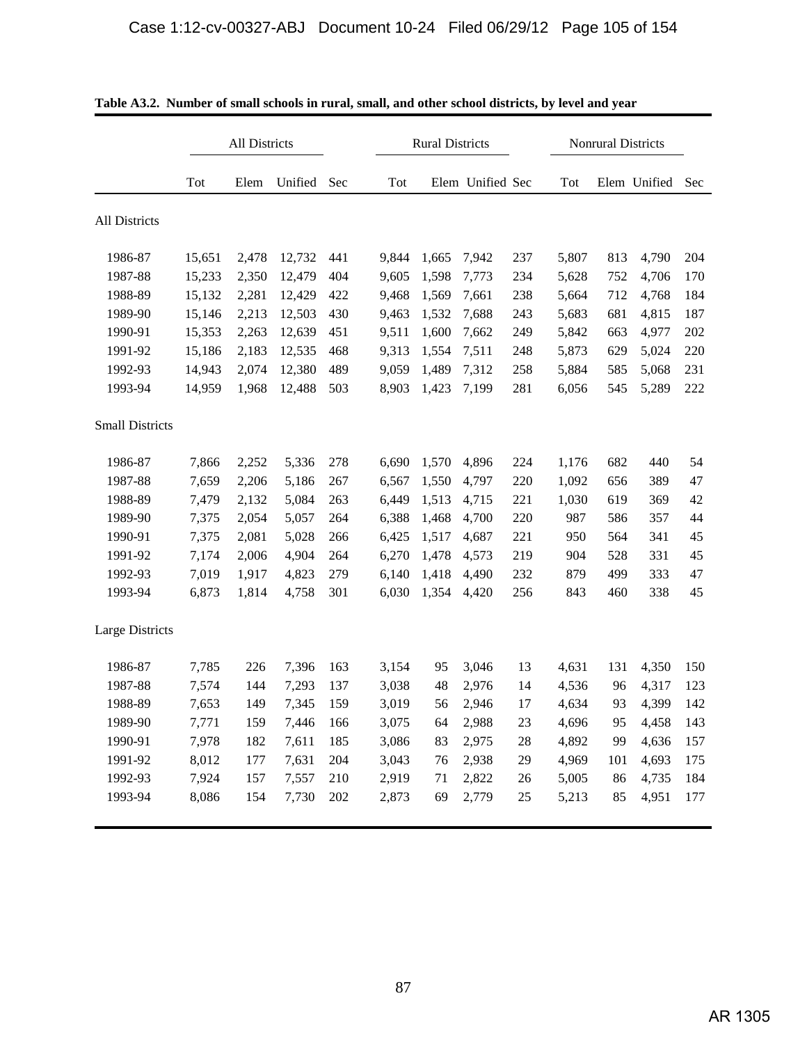**Table A3.2. Number of small schools in rural, small, and other school districts, by level and year**

| | All Districts | | | | Rural Districts | | | | Nonrural Districts | | | |
|---|---|---|---|---|---|---|---|---|---|---|---|---|
| | Tot | Elem | Unified | Sec | Tot | Elem | Unified | Sec | Tot | Elem | Unified | Sec |
| **All Districts** | | | | | | | | | | | | |
| 1986-87 | 15,651 | 2,478 | 12,732 | 441 | 9,844 | 1,665 | 7,942 | 237 | 5,807 | 813 | 4,790 | 204 |
| 1987-88 | 15,233 | 2,350 | 12,479 | 404 | 9,605 | 1,598 | 7,773 | 234 | 5,628 | 752 | 4,706 | 170 |
| 1988-89 | 15,132 | 2,281 | 12,429 | 422 | 9,468 | 1,569 | 7,661 | 238 | 5,664 | 712 | 4,768 | 184 |
| 1989-90 | 15,146 | 2,213 | 12,503 | 430 | 9,463 | 1,532 | 7,688 | 243 | 5,683 | 681 | 4,815 | 187 |
| 1990-91 | 15,353 | 2,263 | 12,639 | 451 | 9,511 | 1,600 | 7,662 | 249 | 5,842 | 663 | 4,977 | 202 |
| 1991-92 | 15,186 | 2,183 | 12,535 | 468 | 9,313 | 1,554 | 7,511 | 248 | 5,873 | 629 | 5,024 | 220 |
| 1992-93 | 14,943 | 2,074 | 12,380 | 489 | 9,059 | 1,489 | 7,312 | 258 | 5,884 | 585 | 5,068 | 231 |
| 1993-94 | 14,959 | 1,968 | 12,488 | 503 | 8,903 | 1,423 | 7,199 | 281 | 6,056 | 545 | 5,289 | 222 |
| **Small Districts** | | | | | | | | | | | | |
| 1986-87 | 7,866 | 2,252 | 5,336 | 278 | 6,690 | 1,570 | 4,896 | 224 | 1,176 | 682 | 440 | 54 |
| 1987-88 | 7,659 | 2,206 | 5,186 | 267 | 6,567 | 1,550 | 4,797 | 220 | 1,092 | 656 | 389 | 47 |
| 1988-89 | 7,479 | 2,132 | 5,084 | 263 | 6,449 | 1,513 | 4,715 | 221 | 1,030 | 619 | 369 | 42 |
| 1989-90 | 7,375 | 2,054 | 5,057 | 264 | 6,388 | 1,468 | 4,700 | 220 | 987 | 586 | 357 | 44 |
| 1990-91 | 7,375 | 2,081 | 5,028 | 266 | 6,425 | 1,517 | 4,687 | 221 | 950 | 564 | 341 | 45 |
| 1991-92 | 7,174 | 2,006 | 4,904 | 264 | 6,270 | 1,478 | 4,573 | 219 | 904 | 528 | 331 | 45 |
| 1992-93 | 7,019 | 1,917 | 4,823 | 279 | 6,140 | 1,418 | 4,490 | 232 | 879 | 499 | 333 | 47 |
| 1993-94 | 6,873 | 1,814 | 4,758 | 301 | 6,030 | 1,354 | 4,420 | 256 | 843 | 460 | 338 | 45 |
| **Large Districts** | | | | | | | | | | | | |
| 1986-87 | 7,785 | 226 | 7,396 | 163 | 3,154 | 95 | 3,046 | 13 | 4,631 | 131 | 4,350 | 150 |
| 1987-88 | 7,574 | 144 | 7,293 | 137 | 3,038 | 48 | 2,976 | 14 | 4,536 | 96 | 4,317 | 123 |
| 1988-89 | 7,653 | 149 | 7,345 | 159 | 3,019 | 56 | 2,946 | 17 | 4,634 | 93 | 4,399 | 142 |
| 1989-90 | 7,771 | 159 | 7,446 | 166 | 3,075 | 64 | 2,988 | 23 | 4,696 | 95 | 4,458 | 143 |
| 1990-91 | 7,978 | 182 | 7,611 | 185 | 3,086 | 83 | 2,975 | 28 | 4,892 | 99 | 4,636 | 157 |
| 1991-92 | 8,012 | 177 | 7,631 | 204 | 3,043 | 76 | 2,938 | 29 | 4,969 | 101 | 4,693 | 175 |
| 1992-93 | 7,924 | 157 | 7,557 | 210 | 2,919 | 71 | 2,822 | 26 | 5,005 | 86 | 4,735 | 184 |
| 1993-94 | 8,086 | 154 | 7,730 | 202 | 2,873 | 69 | 2,779 | 25 | 5,213 | 85 | 4,951 | 177 |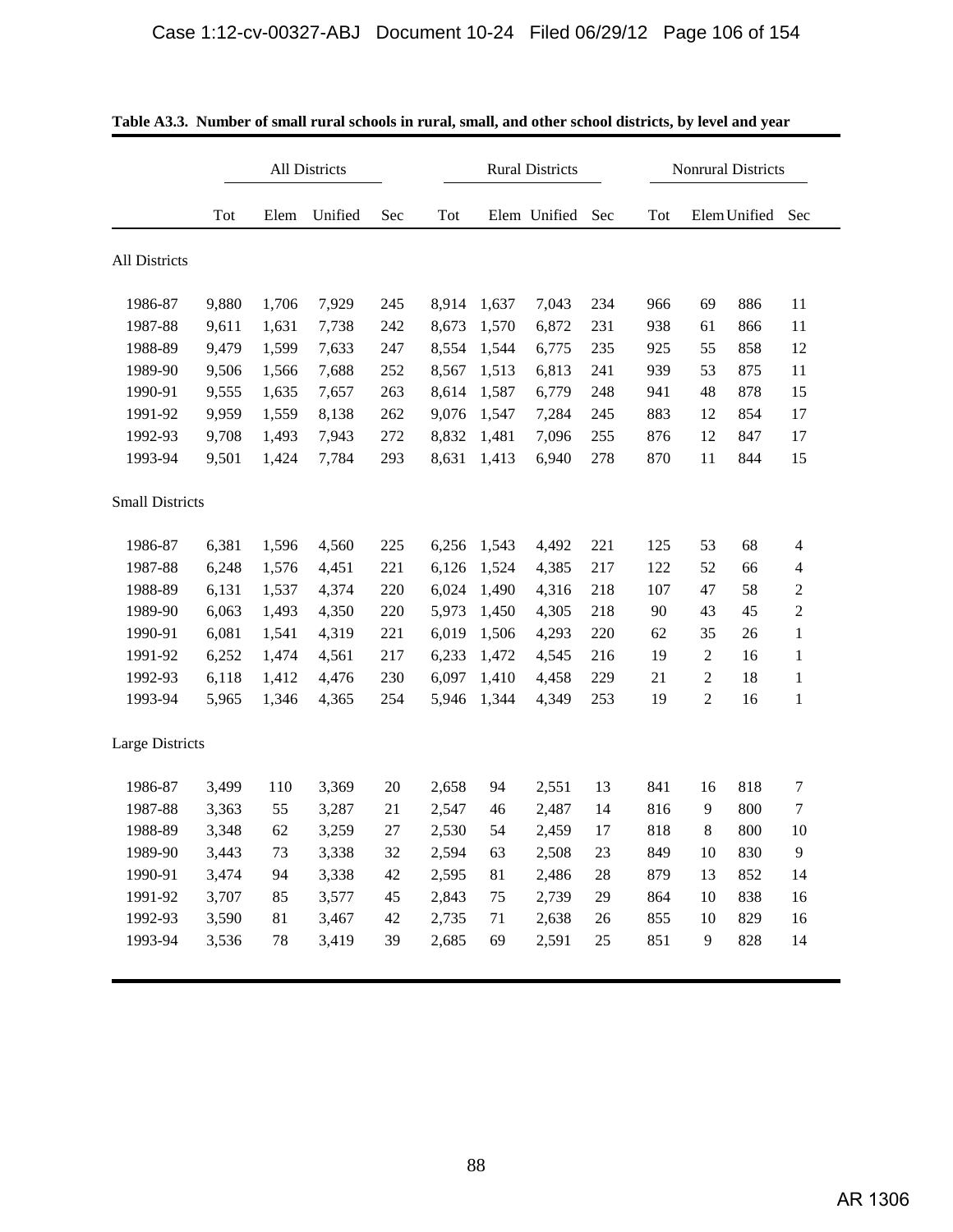**Table A3.3. Number of small rural schools in rural, small, and other school districts, by level and year**

| | All Districts | | | | Rural Districts | | | | Nonrural Districts | | | |
|---|---|---|---|---|---|---|---|---|---|---|---|---|
| | Tot | Elem | Unified | Sec | Tot | Elem | Unified | Sec | Tot | Elem | Unified | Sec |
| **All Districts** | | | | | | | | | | | | |
| 1986-87 | 9,880 | 1,706 | 7,929 | 245 | 8,914 | 1,637 | 7,043 | 234 | 966 | 69 | 886 | 11 |
| 1987-88 | 9,611 | 1,631 | 7,738 | 242 | 8,673 | 1,570 | 6,872 | 231 | 938 | 61 | 866 | 11 |
| 1988-89 | 9,479 | 1,599 | 7,633 | 247 | 8,554 | 1,544 | 6,775 | 235 | 925 | 55 | 858 | 12 |
| 1989-90 | 9,506 | 1,566 | 7,688 | 252 | 8,567 | 1,513 | 6,813 | 241 | 939 | 53 | 875 | 11 |
| 1990-91 | 9,555 | 1,635 | 7,657 | 263 | 8,614 | 1,587 | 6,779 | 248 | 941 | 48 | 878 | 15 |
| 1991-92 | 9,959 | 1,559 | 8,138 | 262 | 9,076 | 1,547 | 7,284 | 245 | 883 | 12 | 854 | 17 |
| 1992-93 | 9,708 | 1,493 | 7,943 | 272 | 8,832 | 1,481 | 7,096 | 255 | 876 | 12 | 847 | 17 |
| 1993-94 | 9,501 | 1,424 | 7,784 | 293 | 8,631 | 1,413 | 6,940 | 278 | 870 | 11 | 844 | 15 |
| **Small Districts** | | | | | | | | | | | | |
| 1986-87 | 6,381 | 1,596 | 4,560 | 225 | 6,256 | 1,543 | 4,492 | 221 | 125 | 53 | 68 | 4 |
| 1987-88 | 6,248 | 1,576 | 4,451 | 221 | 6,126 | 1,524 | 4,385 | 217 | 122 | 52 | 66 | 4 |
| 1988-89 | 6,131 | 1,537 | 4,374 | 220 | 6,024 | 1,490 | 4,316 | 218 | 107 | 47 | 58 | 2 |
| 1989-90 | 6,063 | 1,493 | 4,350 | 220 | 5,973 | 1,450 | 4,305 | 218 | 90 | 43 | 45 | 2 |
| 1990-91 | 6,081 | 1,541 | 4,319 | 221 | 6,019 | 1,506 | 4,293 | 220 | 62 | 35 | 26 | 1 |
| 1991-92 | 6,252 | 1,474 | 4,561 | 217 | 6,233 | 1,472 | 4,545 | 216 | 19 | 2 | 16 | 1 |
| 1992-93 | 6,118 | 1,412 | 4,476 | 230 | 6,097 | 1,410 | 4,458 | 229 | 21 | 2 | 18 | 1 |
| 1993-94 | 5,965 | 1,346 | 4,365 | 254 | 5,946 | 1,344 | 4,349 | 253 | 19 | 2 | 16 | 1 |
| **Large Districts** | | | | | | | | | | | | |
| 1986-87 | 3,499 | 110 | 3,369 | 20 | 2,658 | 94 | 2,551 | 13 | 841 | 16 | 818 | 7 |
| 1987-88 | 3,363 | 55 | 3,287 | 21 | 2,547 | 46 | 2,487 | 14 | 816 | 9 | 800 | 7 |
| 1988-89 | 3,348 | 62 | 3,259 | 27 | 2,530 | 54 | 2,459 | 17 | 818 | 8 | 800 | 10 |
| 1989-90 | 3,443 | 73 | 3,338 | 32 | 2,594 | 63 | 2,508 | 23 | 849 | 10 | 830 | 9 |
| 1990-91 | 3,474 | 94 | 3,338 | 42 | 2,595 | 81 | 2,486 | 28 | 879 | 13 | 852 | 14 |
| 1991-92 | 3,707 | 85 | 3,577 | 45 | 2,843 | 75 | 2,739 | 29 | 864 | 10 | 838 | 16 |
| 1992-93 | 3,590 | 81 | 3,467 | 42 | 2,735 | 71 | 2,638 | 26 | 855 | 10 | 829 | 16 |
| 1993-94 | 3,536 | 78 | 3,419 | 39 | 2,685 | 69 | 2,591 | 25 | 851 | 9 | 828 | 14 |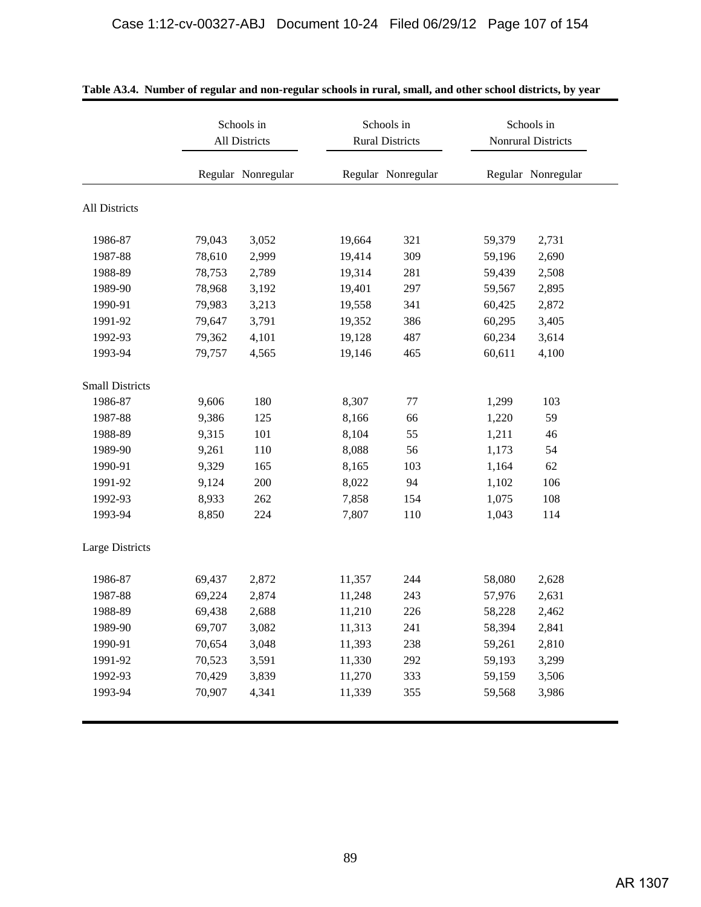**Table A3.4. Number of regular and non-regular schools in rural, small, and other school districts, by year**

| | Schools in All Districts | | Schools in Rural Districts | | Schools in Nonrural Districts | |
|---|---|---|---|---|---|---|
| | Regular | Nonregular | Regular | Nonregular | Regular | Nonregular |
| **All Districts** | | | | | | |
| 1986-87 | 79,043 | 3,052 | 19,664 | 321 | 59,379 | 2,731 |
| 1987-88 | 78,610 | 2,999 | 19,414 | 309 | 59,196 | 2,690 |
| 1988-89 | 78,753 | 2,789 | 19,314 | 281 | 59,439 | 2,508 |
| 1989-90 | 78,968 | 3,192 | 19,401 | 297 | 59,567 | 2,895 |
| 1990-91 | 79,983 | 3,213 | 19,558 | 341 | 60,425 | 2,872 |
| 1991-92 | 79,647 | 3,791 | 19,352 | 386 | 60,295 | 3,405 |
| 1992-93 | 79,362 | 4,101 | 19,128 | 487 | 60,234 | 3,614 |
| 1993-94 | 79,757 | 4,565 | 19,146 | 465 | 60,611 | 4,100 |
| **Small Districts** | | | | | | |
| 1986-87 | 9,606 | 180 | 8,307 | 77 | 1,299 | 103 |
| 1987-88 | 9,386 | 125 | 8,166 | 66 | 1,220 | 59 |
| 1988-89 | 9,315 | 101 | 8,104 | 55 | 1,211 | 46 |
| 1989-90 | 9,261 | 110 | 8,088 | 56 | 1,173 | 54 |
| 1990-91 | 9,329 | 165 | 8,165 | 103 | 1,164 | 62 |
| 1991-92 | 9,124 | 200 | 8,022 | 94 | 1,102 | 106 |
| 1992-93 | 8,933 | 262 | 7,858 | 154 | 1,075 | 108 |
| 1993-94 | 8,850 | 224 | 7,807 | 110 | 1,043 | 114 |
| **Large Districts** | | | | | | |
| 1986-87 | 69,437 | 2,872 | 11,357 | 244 | 58,080 | 2,628 |
| 1987-88 | 69,224 | 2,874 | 11,248 | 243 | 57,976 | 2,631 |
| 1988-89 | 69,438 | 2,688 | 11,210 | 226 | 58,228 | 2,462 |
| 1989-90 | 69,707 | 3,082 | 11,313 | 241 | 58,394 | 2,841 |
| 1990-91 | 70,654 | 3,048 | 11,393 | 238 | 59,261 | 2,810 |
| 1991-92 | 70,523 | 3,591 | 11,330 | 292 | 59,193 | 3,299 |
| 1992-93 | 70,429 | 3,839 | 11,270 | 333 | 59,159 | 3,506 |
| 1993-94 | 70,907 | 4,341 | 11,339 | 355 | 59,568 | 3,986 |

AR 1307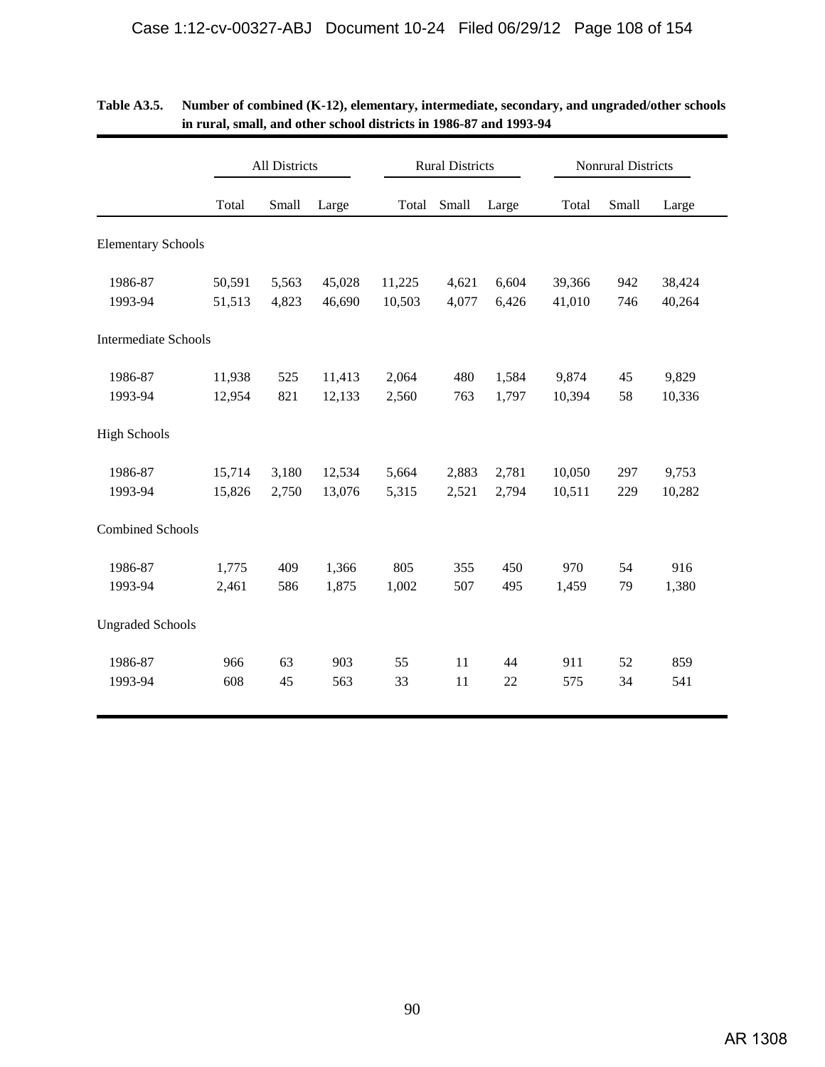**Table A3.5. Number of combined (K-12), elementary, intermediate, secondary, and ungraded/other schools in rural, small, and other school districts in 1986-87 and 1993-94**

| | All Districts | | | Rural Districts | | | Nonrural Districts | | |
|---|---|---|---|---|---|---|---|---|---|
| | Total | Small | Large | Total | Small | Large | Total | Small | Large |
| **Elementary Schools** | | | | | | | | | |
| 1986-87 | 50,591 | 5,563 | 45,028 | 11,225 | 4,621 | 6,604 | 39,366 | 942 | 38,424 |
| 1993-94 | 51,513 | 4,823 | 46,690 | 10,503 | 4,077 | 6,426 | 41,010 | 746 | 40,264 |
| **Intermediate Schools** | | | | | | | | | |
| 1986-87 | 11,938 | 525 | 11,413 | 2,064 | 480 | 1,584 | 9,874 | 45 | 9,829 |
| 1993-94 | 12,954 | 821 | 12,133 | 2,560 | 763 | 1,797 | 10,394 | 58 | 10,336 |
| **High Schools** | | | | | | | | | |
| 1986-87 | 15,714 | 3,180 | 12,534 | 5,664 | 2,883 | 2,781 | 10,050 | 297 | 9,753 |
| 1993-94 | 15,826 | 2,750 | 13,076 | 5,315 | 2,521 | 2,794 | 10,511 | 229 | 10,282 |
| **Combined Schools** | | | | | | | | | |
| 1986-87 | 1,775 | 409 | 1,366 | 805 | 355 | 450 | 970 | 54 | 916 |
| 1993-94 | 2,461 | 586 | 1,875 | 1,002 | 507 | 495 | 1,459 | 79 | 1,380 |
| **Ungraded Schools** | | | | | | | | | |
| 1986-87 | 966 | 63 | 903 | 55 | 11 | 44 | 911 | 52 | 859 |
| 1993-94 | 608 | 45 | 563 | 33 | 11 | 22 | 575 | 34 | 541 |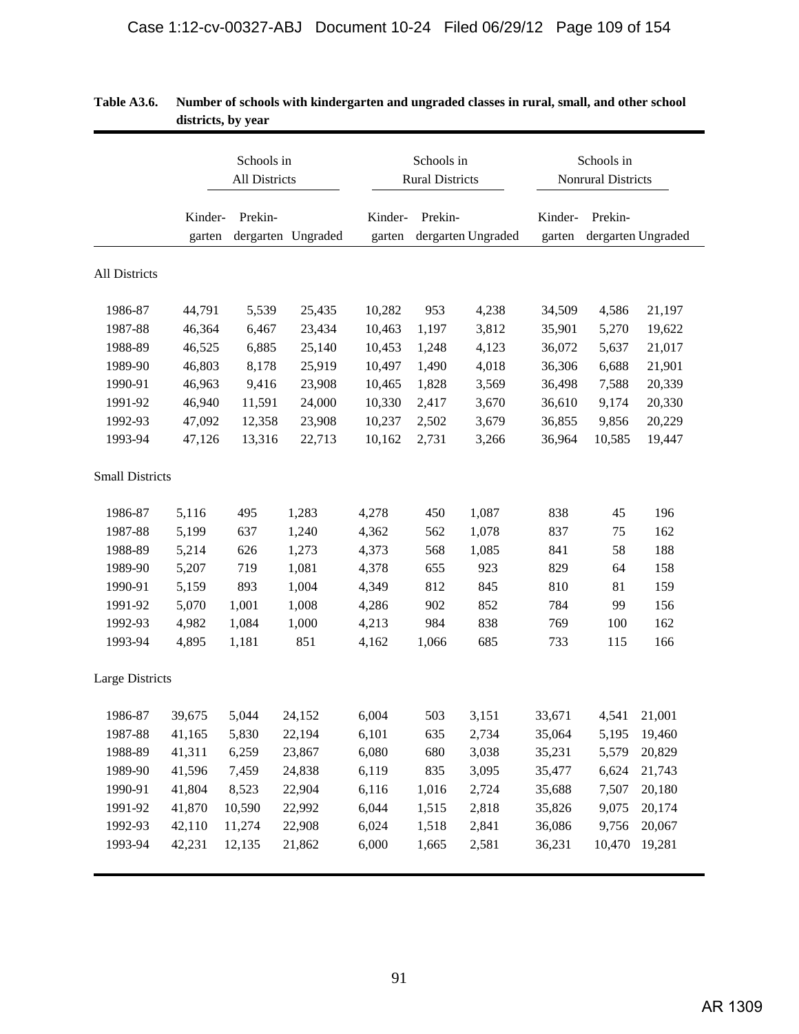**Table A3.6. Number of schools with kindergarten and ungraded classes in rural, small, and other school districts, by year**

| | Schools in All Districts | | | Schools in Rural Districts | | | Schools in Nonrural Districts | | |
|---|---|---|---|---|---|---|---|---|---|
| | Kinder-garten | Prekin-dergarten | Ungraded | Kinder-garten | Prekin-dergarten | Ungraded | Kinder-garten | Prekin-dergarten | Ungraded |
| **All Districts** | | | | | | | | | |
| 1986-87 | 44,791 | 5,539 | 25,435 | 10,282 | 953 | 4,238 | 34,509 | 4,586 | 21,197 |
| 1987-88 | 46,364 | 6,467 | 23,434 | 10,463 | 1,197 | 3,812 | 35,901 | 5,270 | 19,622 |
| 1988-89 | 46,525 | 6,885 | 25,140 | 10,453 | 1,248 | 4,123 | 36,072 | 5,637 | 21,017 |
| 1989-90 | 46,803 | 8,178 | 25,919 | 10,497 | 1,490 | 4,018 | 36,306 | 6,688 | 21,901 |
| 1990-91 | 46,963 | 9,416 | 23,908 | 10,465 | 1,828 | 3,569 | 36,498 | 7,588 | 20,339 |
| 1991-92 | 46,940 | 11,591 | 24,000 | 10,330 | 2,417 | 3,670 | 36,610 | 9,174 | 20,330 |
| 1992-93 | 47,092 | 12,358 | 23,908 | 10,237 | 2,502 | 3,679 | 36,855 | 9,856 | 20,229 |
| 1993-94 | 47,126 | 13,316 | 22,713 | 10,162 | 2,731 | 3,266 | 36,964 | 10,585 | 19,447 |
| **Small Districts** | | | | | | | | | |
| 1986-87 | 5,116 | 495 | 1,283 | 4,278 | 450 | 1,087 | 838 | 45 | 196 |
| 1987-88 | 5,199 | 637 | 1,240 | 4,362 | 562 | 1,078 | 837 | 75 | 162 |
| 1988-89 | 5,214 | 626 | 1,273 | 4,373 | 568 | 1,085 | 841 | 58 | 188 |
| 1989-90 | 5,207 | 719 | 1,081 | 4,378 | 655 | 923 | 829 | 64 | 158 |
| 1990-91 | 5,159 | 893 | 1,004 | 4,349 | 812 | 845 | 810 | 81 | 159 |
| 1991-92 | 5,070 | 1,001 | 1,008 | 4,286 | 902 | 852 | 784 | 99 | 156 |
| 1992-93 | 4,982 | 1,084 | 1,000 | 4,213 | 984 | 838 | 769 | 100 | 162 |
| 1993-94 | 4,895 | 1,181 | 851 | 4,162 | 1,066 | 685 | 733 | 115 | 166 |
| **Large Districts** | | | | | | | | | |
| 1986-87 | 39,675 | 5,044 | 24,152 | 6,004 | 503 | 3,151 | 33,671 | 4,541 | 21,001 |
| 1987-88 | 41,165 | 5,830 | 22,194 | 6,101 | 635 | 2,734 | 35,064 | 5,195 | 19,460 |
| 1988-89 | 41,311 | 6,259 | 23,867 | 6,080 | 680 | 3,038 | 35,231 | 5,579 | 20,829 |
| 1989-90 | 41,596 | 7,459 | 24,838 | 6,119 | 835 | 3,095 | 35,477 | 6,624 | 21,743 |
| 1990-91 | 41,804 | 8,523 | 22,904 | 6,116 | 1,016 | 2,724 | 35,688 | 7,507 | 20,180 |
| 1991-92 | 41,870 | 10,590 | 22,992 | 6,044 | 1,515 | 2,818 | 35,826 | 9,075 | 20,174 |
| 1992-93 | 42,110 | 11,274 | 22,908 | 6,024 | 1,518 | 2,841 | 36,086 | 9,756 | 20,067 |
| 1993-94 | 42,231 | 12,135 | 21,862 | 6,000 | 1,665 | 2,581 | 36,231 | 10,470 | 19,281 |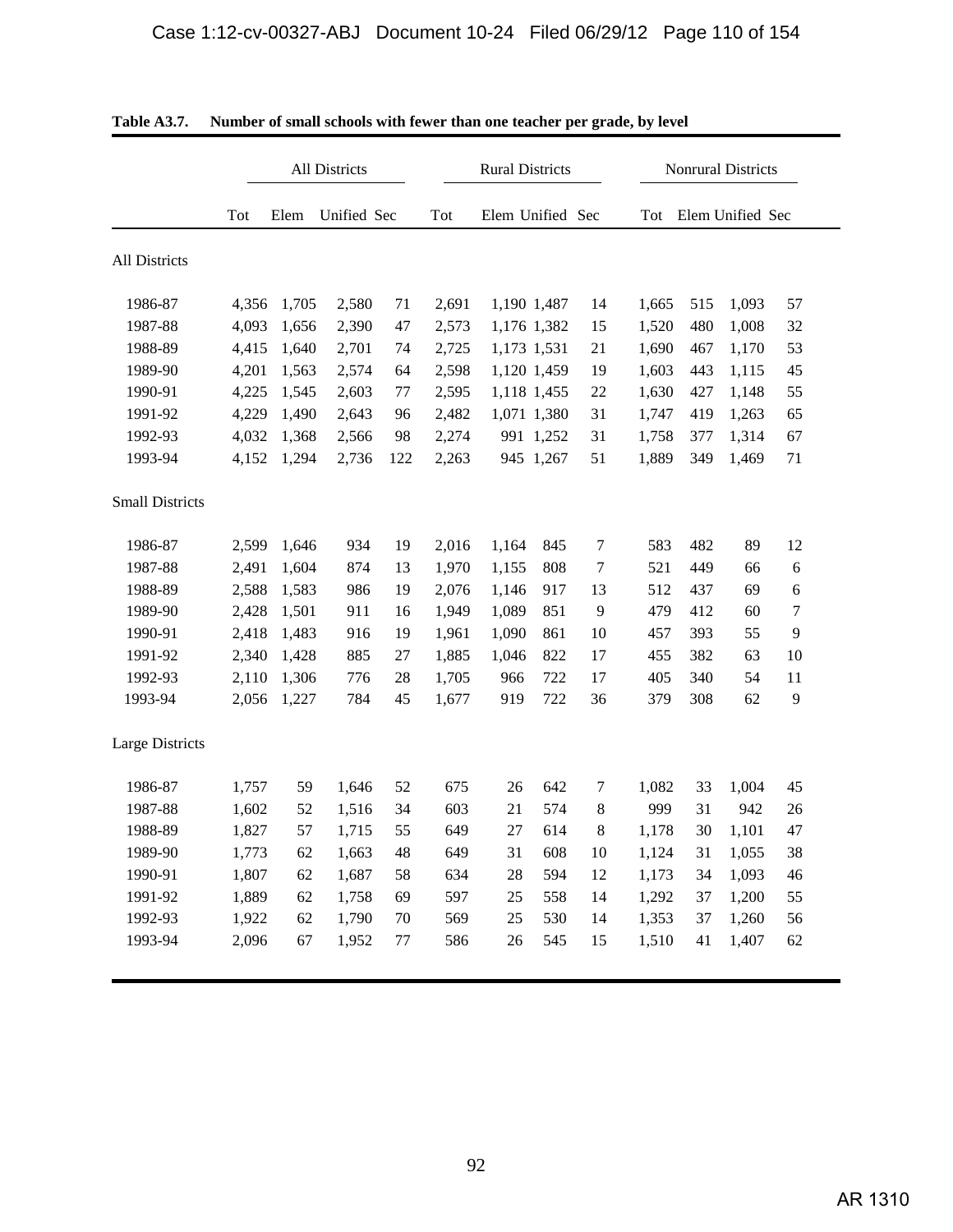**Table A3.7. Number of small schools with fewer than one teacher per grade, by level**

| | All Districts | | | | Rural Districts | | | | Nonrural Districts | | | |
|---|---|---|---|---|---|---|---|---|---|---|---|---|
| | Tot | Elem | Unified | Sec | Tot | Elem | Unified | Sec | Tot | Elem | Unified | Sec |
| **All Districts** | | | | | | | | | | | | |
| 1986-87 | 4,356 | 1,705 | 2,580 | 71 | 2,691 | 1,190 | 1,487 | 14 | 1,665 | 515 | 1,093 | 57 |
| 1987-88 | 4,093 | 1,656 | 2,390 | 47 | 2,573 | 1,176 | 1,382 | 15 | 1,520 | 480 | 1,008 | 32 |
| 1988-89 | 4,415 | 1,640 | 2,701 | 74 | 2,725 | 1,173 | 1,531 | 21 | 1,690 | 467 | 1,170 | 53 |
| 1989-90 | 4,201 | 1,563 | 2,574 | 64 | 2,598 | 1,120 | 1,459 | 19 | 1,603 | 443 | 1,115 | 45 |
| 1990-91 | 4,225 | 1,545 | 2,603 | 77 | 2,595 | 1,118 | 1,455 | 22 | 1,630 | 427 | 1,148 | 55 |
| 1991-92 | 4,229 | 1,490 | 2,643 | 96 | 2,482 | 1,071 | 1,380 | 31 | 1,747 | 419 | 1,263 | 65 |
| 1992-93 | 4,032 | 1,368 | 2,566 | 98 | 2,274 | 991 | 1,252 | 31 | 1,758 | 377 | 1,314 | 67 |
| 1993-94 | 4,152 | 1,294 | 2,736 | 122 | 2,263 | 945 | 1,267 | 51 | 1,889 | 349 | 1,469 | 71 |
| **Small Districts** | | | | | | | | | | | | |
| 1986-87 | 2,599 | 1,646 | 934 | 19 | 2,016 | 1,164 | 845 | 7 | 583 | 482 | 89 | 12 |
| 1987-88 | 2,491 | 1,604 | 874 | 13 | 1,970 | 1,155 | 808 | 7 | 521 | 449 | 66 | 6 |
| 1988-89 | 2,588 | 1,583 | 986 | 19 | 2,076 | 1,146 | 917 | 13 | 512 | 437 | 69 | 6 |
| 1989-90 | 2,428 | 1,501 | 911 | 16 | 1,949 | 1,089 | 851 | 9 | 479 | 412 | 60 | 7 |
| 1990-91 | 2,418 | 1,483 | 916 | 19 | 1,961 | 1,090 | 861 | 10 | 457 | 393 | 55 | 9 |
| 1991-92 | 2,340 | 1,428 | 885 | 27 | 1,885 | 1,046 | 822 | 17 | 455 | 382 | 63 | 10 |
| 1992-93 | 2,110 | 1,306 | 776 | 28 | 1,705 | 966 | 722 | 17 | 405 | 340 | 54 | 11 |
| 1993-94 | 2,056 | 1,227 | 784 | 45 | 1,677 | 919 | 722 | 36 | 379 | 308 | 62 | 9 |
| **Large Districts** | | | | | | | | | | | | |
| 1986-87 | 1,757 | 59 | 1,646 | 52 | 675 | 26 | 642 | 7 | 1,082 | 33 | 1,004 | 45 |
| 1987-88 | 1,602 | 52 | 1,516 | 34 | 603 | 21 | 574 | 8 | 999 | 31 | 942 | 26 |
| 1988-89 | 1,827 | 57 | 1,715 | 55 | 649 | 27 | 614 | 8 | 1,178 | 30 | 1,101 | 47 |
| 1989-90 | 1,773 | 62 | 1,663 | 48 | 649 | 31 | 608 | 10 | 1,124 | 31 | 1,055 | 38 |
| 1990-91 | 1,807 | 62 | 1,687 | 58 | 634 | 28 | 594 | 12 | 1,173 | 34 | 1,093 | 46 |
| 1991-92 | 1,889 | 62 | 1,758 | 69 | 597 | 25 | 558 | 14 | 1,292 | 37 | 1,200 | 55 |
| 1992-93 | 1,922 | 62 | 1,790 | 70 | 569 | 25 | 530 | 14 | 1,353 | 37 | 1,260 | 56 |
| 1993-94 | 2,096 | 67 | 1,952 | 77 | 586 | 26 | 545 | 15 | 1,510 | 41 | 1,407 | 62 |

AR 1310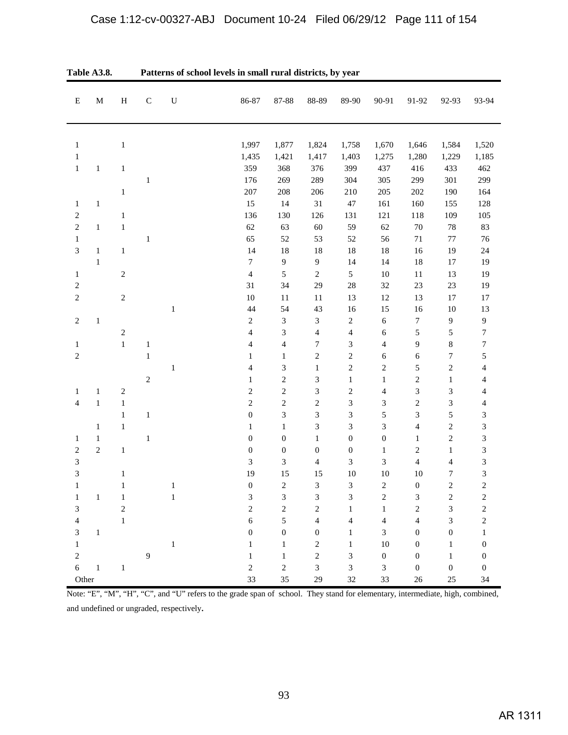**Table A3.8. Patterns of school levels in small rural districts, by year**

| E | M | H | C | U | 86-87 | 87-88 | 88-89 | 89-90 | 90-91 | 91-92 | 92-93 | 93-94 |
|---|---|---|---|---|---|---|---|---|---|---|---|---|
| 1 | | 1 | | | 1,997 | 1,877 | 1,824 | 1,758 | 1,670 | 1,646 | 1,584 | 1,520 |
| 1 | | | | | 1,435 | 1,421 | 1,417 | 1,403 | 1,275 | 1,280 | 1,229 | 1,185 |
| 1 | 1 | 1 | | | 359 | 368 | 376 | 399 | 437 | 416 | 433 | 462 |
| | | | 1 | | 176 | 269 | 289 | 304 | 305 | 299 | 301 | 299 |
| | | 1 | | | 207 | 208 | 206 | 210 | 205 | 202 | 190 | 164 |
| 1 | 1 | | | | 15 | 14 | 31 | 47 | 161 | 160 | 155 | 128 |
| 2 | | 1 | | | 136 | 130 | 126 | 131 | 121 | 118 | 109 | 105 |
| 2 | 1 | 1 | | | 62 | 63 | 60 | 59 | 62 | 70 | 78 | 83 |
| 1 | | | 1 | | 65 | 52 | 53 | 52 | 56 | 71 | 77 | 76 |
| 3 | 1 | 1 | | | 14 | 18 | 18 | 18 | 18 | 16 | 19 | 24 |
| | 1 | | | | 7 | 9 | 9 | 14 | 14 | 18 | 17 | 19 |
| 1 | | 2 | | | 4 | 5 | 2 | 5 | 10 | 11 | 13 | 19 |
| 2 | | | | | 31 | 34 | 29 | 28 | 32 | 23 | 23 | 19 |
| 2 | | 2 | | | 10 | 11 | 11 | 13 | 12 | 13 | 17 | 17 |
| | | | | 1 | 44 | 54 | 43 | 16 | 15 | 16 | 10 | 13 |
| 2 | 1 | | | | 2 | 3 | 3 | 2 | 6 | 7 | 9 | 9 |
| | | 2 | | | 4 | 3 | 4 | 4 | 6 | 5 | 5 | 7 |
| 1 | | 1 | 1 | | 4 | 4 | 7 | 3 | 4 | 9 | 8 | 7 |
| 2 | | | 1 | | 1 | 1 | 2 | 2 | 6 | 6 | 7 | 5 |
| | | | | 1 | 4 | 3 | 1 | 2 | 2 | 5 | 2 | 4 |
| | | | 2 | | 1 | 2 | 3 | 1 | 1 | 2 | 1 | 4 |
| 1 | 1 | 2 | | | 2 | 2 | 3 | 2 | 4 | 3 | 3 | 4 |
| 4 | 1 | 1 | | | 2 | 2 | 2 | 3 | 3 | 2 | 3 | 4 |
| | | 1 | 1 | | 0 | 3 | 3 | 3 | 5 | 3 | 5 | 3 |
| | 1 | 1 | | | 1 | 1 | 3 | 3 | 3 | 4 | 2 | 3 |
| 1 | 1 | | 1 | | 0 | 0 | 1 | 0 | 0 | 1 | 2 | 3 |
| 2 | 2 | 1 | | | 0 | 0 | 0 | 0 | 1 | 2 | 1 | 3 |
| 3 | | | | | 3 | 3 | 4 | 3 | 3 | 4 | 4 | 3 |
| 3 | | 1 | | | 19 | 15 | 15 | 10 | 10 | 10 | 7 | 3 |
| 1 | | 1 | | 1 | 0 | 2 | 3 | 3 | 2 | 0 | 2 | 2 |
| 1 | 1 | 1 | | 1 | 3 | 3 | 3 | 3 | 2 | 3 | 2 | 2 |
| 3 | | 2 | | | 2 | 2 | 2 | 1 | 1 | 2 | 3 | 2 |
| 4 | | 1 | | | 6 | 5 | 4 | 4 | 4 | 4 | 3 | 2 |
| 3 | 1 | | | | 0 | 0 | 0 | 1 | 3 | 0 | 0 | 1 |
| 1 | | | | 1 | 1 | 1 | 2 | 1 | 10 | 0 | 1 | 0 |
| 2 | | | 9 | | 1 | 1 | 2 | 3 | 0 | 0 | 1 | 0 |
| 6 | 1 | 1 | | | 2 | 2 | 3 | 3 | 3 | 0 | 0 | 0 |
| Other | | | | | 33 | 35 | 29 | 32 | 33 | 26 | 25 | 34 |

Note: "E", "M", "H", "C", and "U" refers to the grade span of school. They stand for elementary, intermediate, high, combined, and undefined or ungraded, respectively.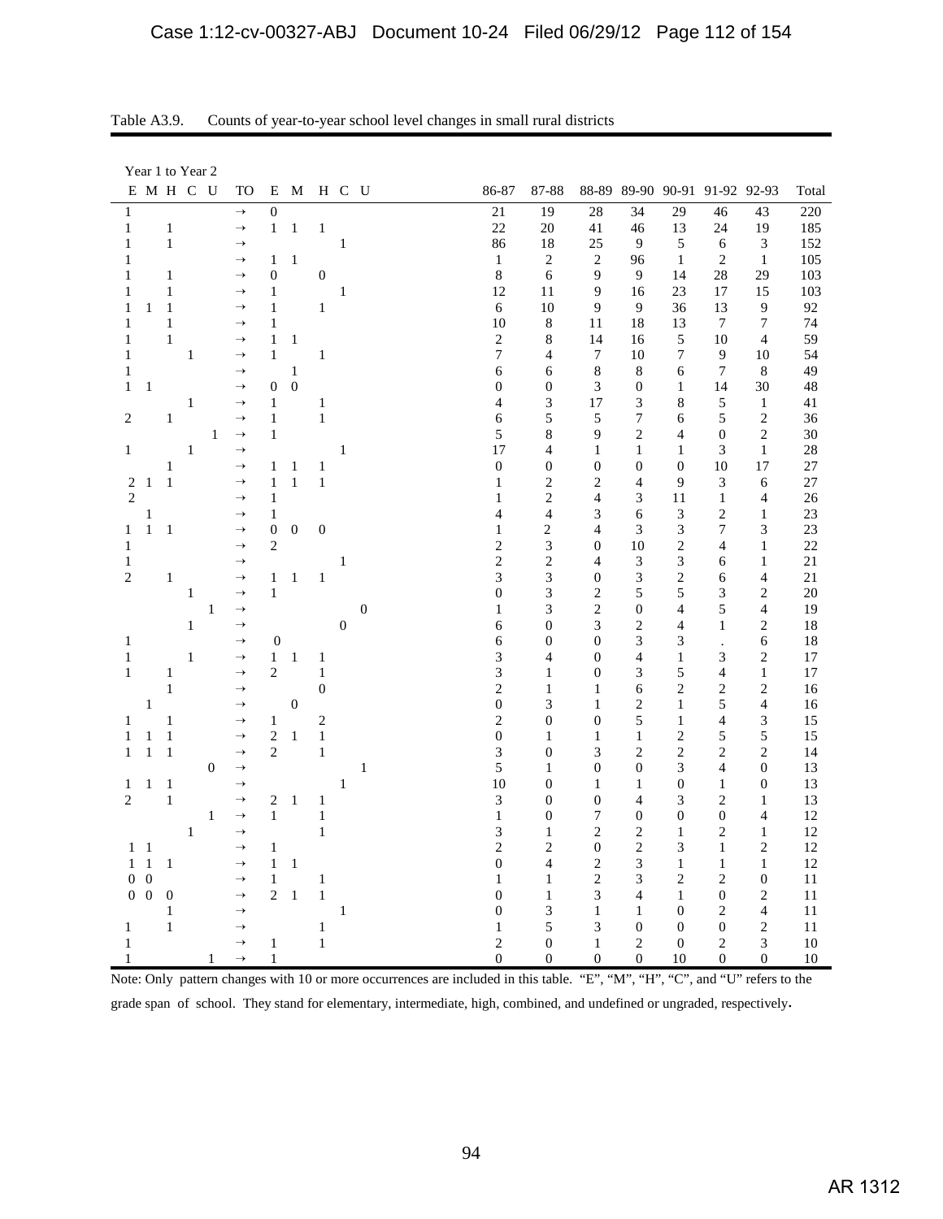Table A3.9. Counts of year-to-year school level changes in small rural districts

| Year 1 to Year 2 | | | | | | | | | | | | | | | | | | |
|---|---|---|---|---|---|---|---|---|---|---|---|---|---|---|---|---|---|---|
| E | M | H | C | U | TO | E | M | H | C | U | 86-87 | 87-88 | 88-89 | 89-90 | 90-91 | 91-92 | 92-93 | Total |
| 1 | | | | | → | 0 | | | | | 21 | 19 | 28 | 34 | 29 | 46 | 43 | 220 |
| 1 | | 1 | | | → | 1 | 1 | 1 | | | 22 | 20 | 41 | 46 | 13 | 24 | 19 | 185 |
| 1 | | 1 | | | → | | | | 1 | | 86 | 18 | 25 | 9 | 5 | 6 | 3 | 152 |
| 1 | | | | | → | 1 | 1 | | | | 1 | 2 | 2 | 96 | 1 | 2 | 1 | 105 |
| 1 | | 1 | | | → | 0 | | 0 | | | 8 | 6 | 9 | 9 | 14 | 28 | 29 | 103 |
| 1 | | 1 | | | → | 1 | | | 1 | | 12 | 11 | 9 | 16 | 23 | 17 | 15 | 103 |
| 1 | 1 | 1 | | | → | 1 | | 1 | | | 6 | 10 | 9 | 9 | 36 | 13 | 9 | 92 |
| 1 | | 1 | | | → | 1 | | | | | 10 | 8 | 11 | 18 | 13 | 7 | 7 | 74 |
| 1 | | 1 | | | → | 1 | 1 | | | | 2 | 8 | 14 | 16 | 5 | 10 | 4 | 59 |
| 1 | | | 1 | | → | 1 | | 1 | | | 7 | 4 | 7 | 10 | 7 | 9 | 10 | 54 |
| 1 | | | | | → | | 1 | | | | 6 | 6 | 8 | 8 | 6 | 7 | 8 | 49 |
| 1 | 1 | | | | → | 0 | 0 | | | | 0 | 0 | 3 | 0 | 1 | 14 | 30 | 48 |
| | | | 1 | | → | 1 | | 1 | | | 4 | 3 | 17 | 3 | 8 | 5 | 1 | 41 |
| 2 | | 1 | | | → | 1 | | 1 | | | 6 | 5 | 5 | 7 | 6 | 5 | 2 | 36 |
| | | | | 1 | → | 1 | | | | | 5 | 8 | 9 | 2 | 4 | 0 | 2 | 30 |
| 1 | | | 1 | | → | | | | 1 | | 17 | 4 | 1 | 1 | 1 | 3 | 1 | 28 |
| | | 1 | | | → | 1 | 1 | 1 | | | 0 | 0 | 0 | 0 | 0 | 10 | 17 | 27 |
| 2 | 1 | 1 | | | → | 1 | 1 | 1 | | | 1 | 2 | 2 | 4 | 9 | 3 | 6 | 27 |
| 2 | | | | | → | 1 | | | | | 1 | 2 | 4 | 3 | 11 | 1 | 4 | 26 |
| | 1 | | | | → | 1 | | | | | 4 | 4 | 3 | 6 | 3 | 2 | 1 | 23 |
| 1 | 1 | 1 | | | → | 0 | 0 | 0 | | | 1 | 2 | 4 | 3 | 3 | 7 | 3 | 23 |
| 1 | | | | | → | 2 | | | | | 2 | 3 | 0 | 10 | 2 | 4 | 1 | 22 |
| 1 | | | | | → | | | | 1 | | 2 | 2 | 4 | 3 | 3 | 6 | 1 | 21 |
| 2 | | 1 | | | → | 1 | 1 | 1 | | | 3 | 3 | 0 | 3 | 2 | 6 | 4 | 21 |
| | | | 1 | | → | 1 | | | | | 0 | 3 | 2 | 5 | 5 | 3 | 2 | 20 |
| | | | | 1 | → | | | | | 0 | 1 | 3 | 2 | 0 | 4 | 5 | 4 | 19 |
| | | | 1 | | → | | | | 0 | | 6 | 0 | 3 | 2 | 4 | 1 | 2 | 18 |
| 1 | | | | | → | 0 | | | | | 6 | 0 | 0 | 3 | 3 | . | 6 | 18 |
| 1 | | | 1 | | → | 1 | 1 | 1 | | | 3 | 4 | 0 | 4 | 1 | 3 | 2 | 17 |
| 1 | | 1 | | | → | 2 | | 1 | | | 3 | 1 | 0 | 3 | 5 | 4 | 1 | 17 |
| | | 1 | | | → | | | 0 | | | 2 | 1 | 1 | 6 | 2 | 2 | 2 | 16 |
| | 1 | | | | → | | 0 | | | | 0 | 3 | 1 | 2 | 1 | 5 | 4 | 16 |
| 1 | | 1 | | | → | 1 | | 2 | | | 2 | 0 | 0 | 5 | 1 | 4 | 3 | 15 |
| 1 | 1 | 1 | | | → | 2 | 1 | 1 | | | 0 | 1 | 1 | 1 | 2 | 5 | 5 | 15 |
| 1 | 1 | 1 | | | → | 2 | | 1 | | | 3 | 0 | 3 | 2 | 2 | 2 | 2 | 14 |
| | | | | 0 | → | | | | | 1 | 5 | 1 | 0 | 0 | 3 | 4 | 0 | 13 |
| 1 | 1 | 1 | | | → | | | | 1 | | 10 | 0 | 1 | 1 | 0 | 1 | 0 | 13 |
| 2 | | 1 | | | → | 2 | 1 | 1 | | | 3 | 0 | 0 | 4 | 3 | 2 | 1 | 13 |
| | | | | 1 | → | 1 | | 1 | | | 1 | 0 | 7 | 0 | 0 | 0 | 4 | 12 |
| | | | 1 | | → | | | 1 | | | 3 | 1 | 2 | 2 | 1 | 2 | 1 | 12 |
| 1 | 1 | | | | → | 1 | | | | | 2 | 2 | 0 | 2 | 3 | 1 | 2 | 12 |
| 1 | 1 | 1 | | | → | 1 | 1 | | | | 0 | 4 | 2 | 3 | 1 | 1 | 1 | 12 |
| 0 | 0 | | | | → | 1 | | 1 | | | 1 | 1 | 2 | 3 | 2 | 2 | 0 | 11 |
| 0 | 0 | 0 | | | → | 2 | 1 | 1 | | | 0 | 1 | 3 | 4 | 1 | 0 | 2 | 11 |
| | | 1 | | | → | | | | 1 | | 0 | 3 | 1 | 1 | 0 | 2 | 4 | 11 |
| 1 | | 1 | | | → | | | 1 | | | 1 | 5 | 3 | 0 | 0 | 0 | 2 | 11 |
| 1 | | | | | → | 1 | | 1 | | | 2 | 0 | 1 | 2 | 0 | 2 | 3 | 10 |
| 1 | | | | 1 | → | 1 | | | | | 0 | 0 | 0 | 0 | 10 | 0 | 0 | 10 |

Note: Only pattern changes with 10 or more occurrences are included in this table. "E", "M", "H", "C", and "U" refers to the grade span of school. They stand for elementary, intermediate, high, combined, and undefined or ungraded, respectively.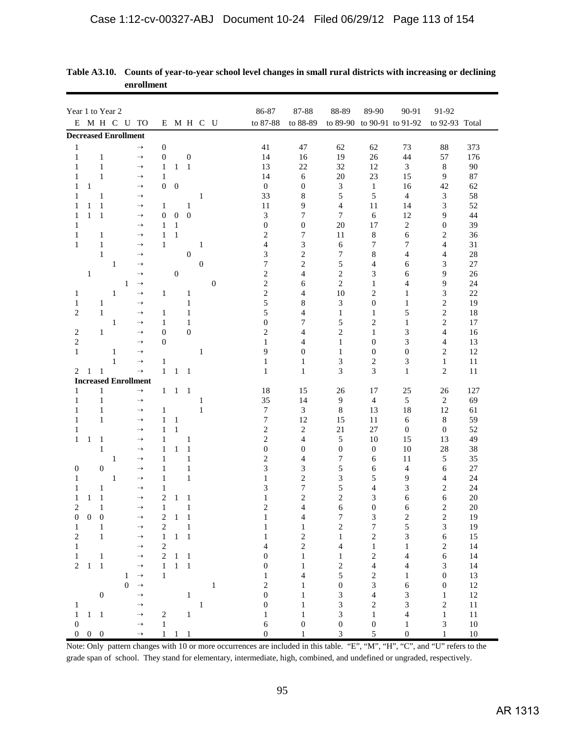**Table A3.10. Counts of year-to-year school level changes in small rural districts with increasing or declining enrollment**

| Year 1 to Year 2 | | | | | | | | | | | 86-87 | 87-88 | 88-89 | 89-90 | 90-91 | 91-92 | |
|---|---|---|---|---|---|---|---|---|---|---|---|---|---|---|---|---|---|
| E | M | H | C | U | TO | E | M | H | C | U | to 87-88 | to 88-89 | to 89-90 | to 90-91 | to 91-92 | to 92-93 | Total |
| **Decreased Enrollment** | | | | | | | | | | | | | | | | | |
| 1 | | | | | → | 0 | | | | | 41 | 47 | 62 | 62 | 73 | 88 | 373 |
| 1 | | 1 | | | → | 0 | | 0 | | | 14 | 16 | 19 | 26 | 44 | 57 | 176 |
| 1 | | 1 | | | → | 1 | 1 | 1 | | | 13 | 22 | 32 | 12 | 3 | 8 | 90 |
| 1 | | 1 | | | → | 1 | | | | | 14 | 6 | 20 | 23 | 15 | 9 | 87 |
| 1 | 1 | | | | → | 0 | 0 | | | | 0 | 0 | 3 | 1 | 16 | 42 | 62 |
| 1 | | 1 | | | → | | | | 1 | | 33 | 8 | 5 | 5 | 4 | 3 | 58 |
| 1 | 1 | 1 | | | → | 1 | | 1 | | | 11 | 9 | 4 | 11 | 14 | 3 | 52 |
| 1 | 1 | 1 | | | → | 0 | 0 | 0 | | | 3 | 7 | 7 | 6 | 12 | 9 | 44 |
| 1 | | | | | → | 1 | 1 | | | | 0 | 0 | 20 | 17 | 2 | 0 | 39 |
| 1 | | 1 | | | → | 1 | 1 | | | | 2 | 7 | 11 | 8 | 6 | 2 | 36 |
| 1 | | 1 | | | → | 1 | | | 1 | | 4 | 3 | 6 | 7 | 7 | 4 | 31 |
| | | 1 | | | → | | | 0 | | | 3 | 2 | 7 | 8 | 4 | 4 | 28 |
| | | | 1 | | → | | | | 0 | | 7 | 2 | 5 | 4 | 6 | 3 | 27 |
| | 1 | | | | → | | 0 | | | | 2 | 4 | 2 | 3 | 6 | 9 | 26 |
| | | | | 1 | → | | | | | 0 | 2 | 6 | 2 | 1 | 4 | 9 | 24 |
| 1 | | | 1 | | → | 1 | | 1 | | | 2 | 4 | 10 | 2 | 1 | 3 | 22 |
| 1 | | 1 | | | → | | | 1 | | | 5 | 8 | 3 | 0 | 1 | 2 | 19 |
| 2 | | 1 | | | → | 1 | | 1 | | | 5 | 4 | 1 | 1 | 5 | 2 | 18 |
| | | | 1 | | → | 1 | | 1 | | | 0 | 7 | 5 | 2 | 1 | 2 | 17 |
| 2 | | 1 | | | → | 0 | | 0 | | | 2 | 4 | 2 | 1 | 3 | 4 | 16 |
| 2 | | | | | → | 0 | | | | | 1 | 4 | 1 | 0 | 3 | 4 | 13 |
| 1 | | | 1 | | → | | | | 1 | | 9 | 0 | 1 | 0 | 0 | 2 | 12 |
| | | | 1 | | → | 1 | | | | | 1 | 1 | 3 | 2 | 3 | 1 | 11 |
| 2 | 1 | 1 | | | → | 1 | 1 | 1 | | | 1 | 1 | 3 | 3 | 1 | 2 | 11 |
| **Increased Enrollment** | | | | | | | | | | | | | | | | | |
| 1 | | 1 | | | → | 1 | 1 | 1 | | | 18 | 15 | 26 | 17 | 25 | 26 | 127 |
| 1 | | 1 | | | → | | | | 1 | | 35 | 14 | 9 | 4 | 5 | 2 | 69 |
| 1 | | 1 | | | → | 1 | | | 1 | | 7 | 3 | 8 | 13 | 18 | 12 | 61 |
| 1 | | 1 | | | → | 1 | 1 | | | | 7 | 12 | 15 | 11 | 6 | 8 | 59 |
| 1 | | | | | → | 1 | 1 | | | | 2 | 2 | 21 | 27 | 0 | 0 | 52 |
| 1 | 1 | 1 | | | → | 1 | | 1 | | | 2 | 4 | 5 | 10 | 15 | 13 | 49 |
| | | 1 | | | → | 1 | 1 | 1 | | | 0 | 0 | 0 | 0 | 10 | 28 | 38 |
| | | | 1 | | → | 1 | | 1 | | | 2 | 4 | 7 | 6 | 11 | 5 | 35 |
| 0 | | 0 | | | → | 1 | | 1 | | | 3 | 3 | 5 | 6 | 4 | 6 | 27 |
| 1 | | | 1 | | → | 1 | | 1 | | | 1 | 2 | 3 | 5 | 9 | 4 | 24 |
| 1 | | 1 | | | → | 1 | | | | | 3 | 7 | 5 | 4 | 3 | 2 | 24 |
| 1 | 1 | 1 | | | → | 2 | 1 | 1 | | | 1 | 2 | 2 | 3 | 6 | 6 | 20 |
| 2 | | 1 | | | → | 1 | | 1 | | | 2 | 4 | 6 | 0 | 6 | 2 | 20 |
| 0 | 0 | 0 | | | → | 2 | 1 | 1 | | | 1 | 4 | 7 | 3 | 2 | 2 | 19 |
| 1 | | 1 | | | → | 2 | | 1 | | | 1 | 1 | 2 | 7 | 5 | 3 | 19 |
| 2 | | 1 | | | → | 1 | 1 | 1 | | | 1 | 2 | 1 | 2 | 3 | 6 | 15 |
| 1 | | | | | → | 2 | | | | | 4 | 2 | 4 | 1 | 1 | 2 | 14 |
| 1 | | 1 | | | → | 2 | 1 | 1 | | | 0 | 1 | 1 | 2 | 4 | 6 | 14 |
| 2 | 1 | 1 | | | → | 1 | 1 | 1 | | | 0 | 1 | 2 | 4 | 4 | 3 | 14 |
| | | | | 1 | → | 1 | | | | | 1 | 4 | 5 | 2 | 1 | 0 | 13 |
| | | | | 0 | → | | | | | 1 | 2 | 1 | 0 | 3 | 6 | 0 | 12 |
| | | 0 | | | → | | | 1 | | | 0 | 1 | 3 | 4 | 3 | 1 | 12 |
| 1 | | | | | → | | | | 1 | | 0 | 1 | 3 | 2 | 3 | 2 | 11 |
| 1 | 1 | 1 | | | → | 2 | | 1 | | | 1 | 1 | 3 | 1 | 4 | 1 | 11 |
| 0 | | | | | → | 1 | | | | | 6 | 0 | 0 | 0 | 1 | 3 | 10 |
| 0 | 0 | 0 | | | → | 1 | 1 | 1 | | | 0 | 1 | 3 | 5 | 0 | 1 | 10 |

Note: Only pattern changes with 10 or more occurrences are included in this table. "E", "M", "H", "C", and "U" refers to the grade span of school. They stand for elementary, intermediate, high, combined, and undefined or ungraded, respectively.

AR 1313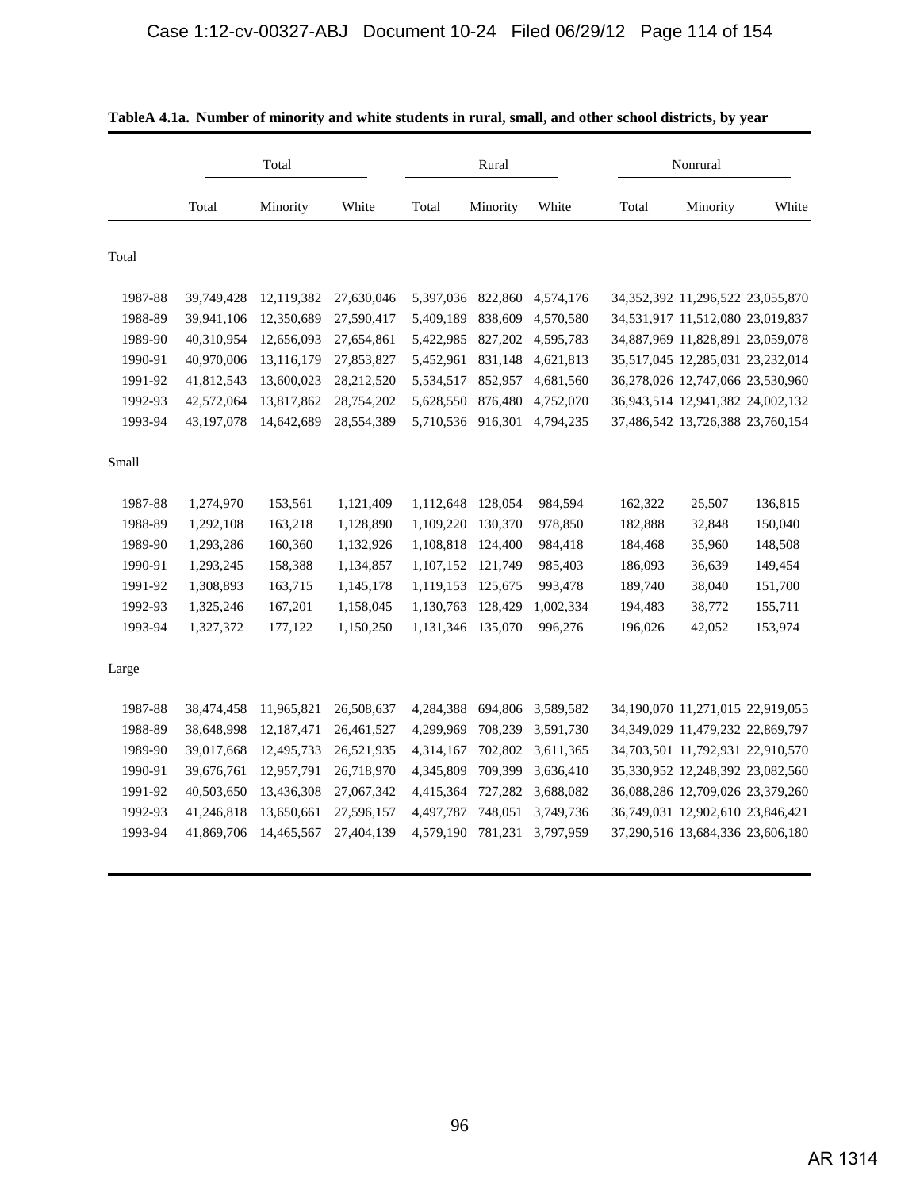**TableA 4.1a. Number of minority and white students in rural, small, and other school districts, by year**

| | Total | | | Rural | | | Nonrural | | |
|---|---|---|---|---|---|---|---|---|---|
| | Total | Minority | White | Total | Minority | White | Total | Minority | White |
| **Total** | | | | | | | | | |
| 1987-88 | 39,749,428 | 12,119,382 | 27,630,046 | 5,397,036 | 822,860 | 4,574,176 | 34,352,392 | 11,296,522 | 23,055,870 |
| 1988-89 | 39,941,106 | 12,350,689 | 27,590,417 | 5,409,189 | 838,609 | 4,570,580 | 34,531,917 | 11,512,080 | 23,019,837 |
| 1989-90 | 40,310,954 | 12,656,093 | 27,654,861 | 5,422,985 | 827,202 | 4,595,783 | 34,887,969 | 11,828,891 | 23,059,078 |
| 1990-91 | 40,970,006 | 13,116,179 | 27,853,827 | 5,452,961 | 831,148 | 4,621,813 | 35,517,045 | 12,285,031 | 23,232,014 |
| 1991-92 | 41,812,543 | 13,600,023 | 28,212,520 | 5,534,517 | 852,957 | 4,681,560 | 36,278,026 | 12,747,066 | 23,530,960 |
| 1992-93 | 42,572,064 | 13,817,862 | 28,754,202 | 5,628,550 | 876,480 | 4,752,070 | 36,943,514 | 12,941,382 | 24,002,132 |
| 1993-94 | 43,197,078 | 14,642,689 | 28,554,389 | 5,710,536 | 916,301 | 4,794,235 | 37,486,542 | 13,726,388 | 23,760,154 |
| **Small** | | | | | | | | | |
| 1987-88 | 1,274,970 | 153,561 | 1,121,409 | 1,112,648 | 128,054 | 984,594 | 162,322 | 25,507 | 136,815 |
| 1988-89 | 1,292,108 | 163,218 | 1,128,890 | 1,109,220 | 130,370 | 978,850 | 182,888 | 32,848 | 150,040 |
| 1989-90 | 1,293,286 | 160,360 | 1,132,926 | 1,108,818 | 124,400 | 984,418 | 184,468 | 35,960 | 148,508 |
| 1990-91 | 1,293,245 | 158,388 | 1,134,857 | 1,107,152 | 121,749 | 985,403 | 186,093 | 36,639 | 149,454 |
| 1991-92 | 1,308,893 | 163,715 | 1,145,178 | 1,119,153 | 125,675 | 993,478 | 189,740 | 38,040 | 151,700 |
| 1992-93 | 1,325,246 | 167,201 | 1,158,045 | 1,130,763 | 128,429 | 1,002,334 | 194,483 | 38,772 | 155,711 |
| 1993-94 | 1,327,372 | 177,122 | 1,150,250 | 1,131,346 | 135,070 | 996,276 | 196,026 | 42,052 | 153,974 |
| **Large** | | | | | | | | | |
| 1987-88 | 38,474,458 | 11,965,821 | 26,508,637 | 4,284,388 | 694,806 | 3,589,582 | 34,190,070 | 11,271,015 | 22,919,055 |
| 1988-89 | 38,648,998 | 12,187,471 | 26,461,527 | 4,299,969 | 708,239 | 3,591,730 | 34,349,029 | 11,479,232 | 22,869,797 |
| 1989-90 | 39,017,668 | 12,495,733 | 26,521,935 | 4,314,167 | 702,802 | 3,611,365 | 34,703,501 | 11,792,931 | 22,910,570 |
| 1990-91 | 39,676,761 | 12,957,791 | 26,718,970 | 4,345,809 | 709,399 | 3,636,410 | 35,330,952 | 12,248,392 | 23,082,560 |
| 1991-92 | 40,503,650 | 13,436,308 | 27,067,342 | 4,415,364 | 727,282 | 3,688,082 | 36,088,286 | 12,709,026 | 23,379,260 |
| 1992-93 | 41,246,818 | 13,650,661 | 27,596,157 | 4,497,787 | 748,051 | 3,749,736 | 36,749,031 | 12,902,610 | 23,846,421 |
| 1993-94 | 41,869,706 | 14,465,567 | 27,404,139 | 4,579,190 | 781,231 | 3,797,959 | 37,290,516 | 13,684,336 | 23,606,180 |

AR 1314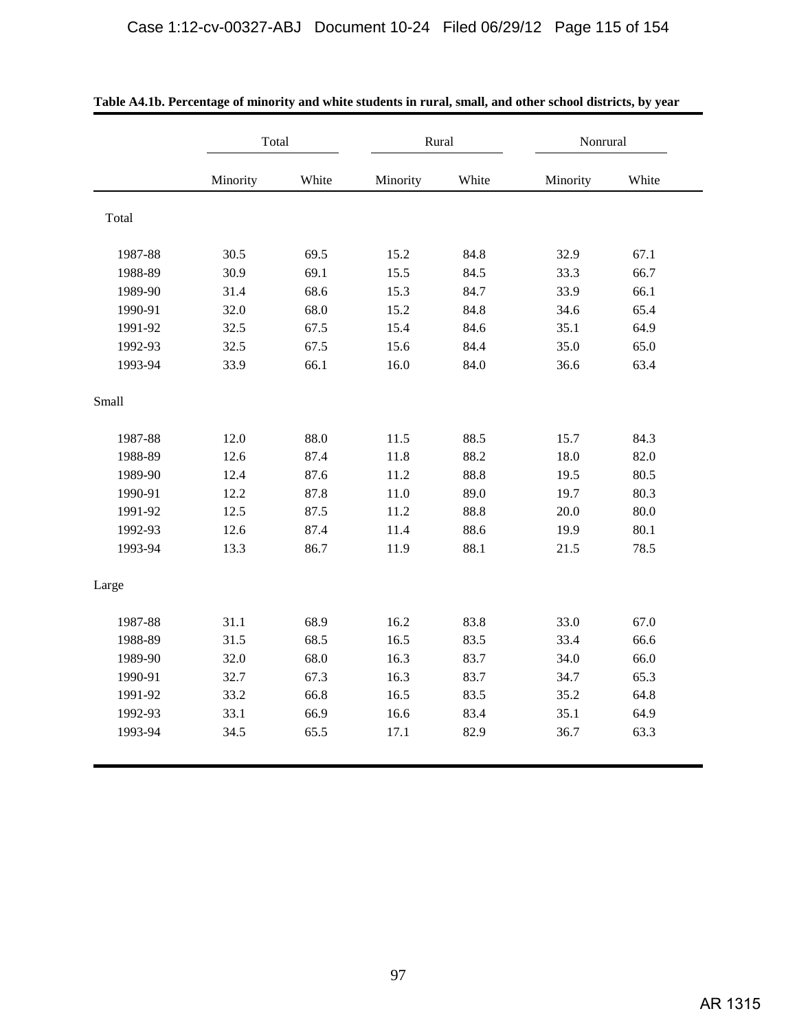**Table A4.1b. Percentage of minority and white students in rural, small, and other school districts, by year**

| | Total | | Rural | | Nonrural | |
|---|---|---|---|---|---|---|
| | Minority | White | Minority | White | Minority | White |
| **Total** | | | | | | |
| 1987-88 | 30.5 | 69.5 | 15.2 | 84.8 | 32.9 | 67.1 |
| 1988-89 | 30.9 | 69.1 | 15.5 | 84.5 | 33.3 | 66.7 |
| 1989-90 | 31.4 | 68.6 | 15.3 | 84.7 | 33.9 | 66.1 |
| 1990-91 | 32.0 | 68.0 | 15.2 | 84.8 | 34.6 | 65.4 |
| 1991-92 | 32.5 | 67.5 | 15.4 | 84.6 | 35.1 | 64.9 |
| 1992-93 | 32.5 | 67.5 | 15.6 | 84.4 | 35.0 | 65.0 |
| 1993-94 | 33.9 | 66.1 | 16.0 | 84.0 | 36.6 | 63.4 |
| **Small** | | | | | | |
| 1987-88 | 12.0 | 88.0 | 11.5 | 88.5 | 15.7 | 84.3 |
| 1988-89 | 12.6 | 87.4 | 11.8 | 88.2 | 18.0 | 82.0 |
| 1989-90 | 12.4 | 87.6 | 11.2 | 88.8 | 19.5 | 80.5 |
| 1990-91 | 12.2 | 87.8 | 11.0 | 89.0 | 19.7 | 80.3 |
| 1991-92 | 12.5 | 87.5 | 11.2 | 88.8 | 20.0 | 80.0 |
| 1992-93 | 12.6 | 87.4 | 11.4 | 88.6 | 19.9 | 80.1 |
| 1993-94 | 13.3 | 86.7 | 11.9 | 88.1 | 21.5 | 78.5 |
| **Large** | | | | | | |
| 1987-88 | 31.1 | 68.9 | 16.2 | 83.8 | 33.0 | 67.0 |
| 1988-89 | 31.5 | 68.5 | 16.5 | 83.5 | 33.4 | 66.6 |
| 1989-90 | 32.0 | 68.0 | 16.3 | 83.7 | 34.0 | 66.0 |
| 1990-91 | 32.7 | 67.3 | 16.3 | 83.7 | 34.7 | 65.3 |
| 1991-92 | 33.2 | 66.8 | 16.5 | 83.5 | 35.2 | 64.8 |
| 1992-93 | 33.1 | 66.9 | 16.6 | 83.4 | 35.1 | 64.9 |
| 1993-94 | 34.5 | 65.5 | 17.1 | 82.9 | 36.7 | 63.3 |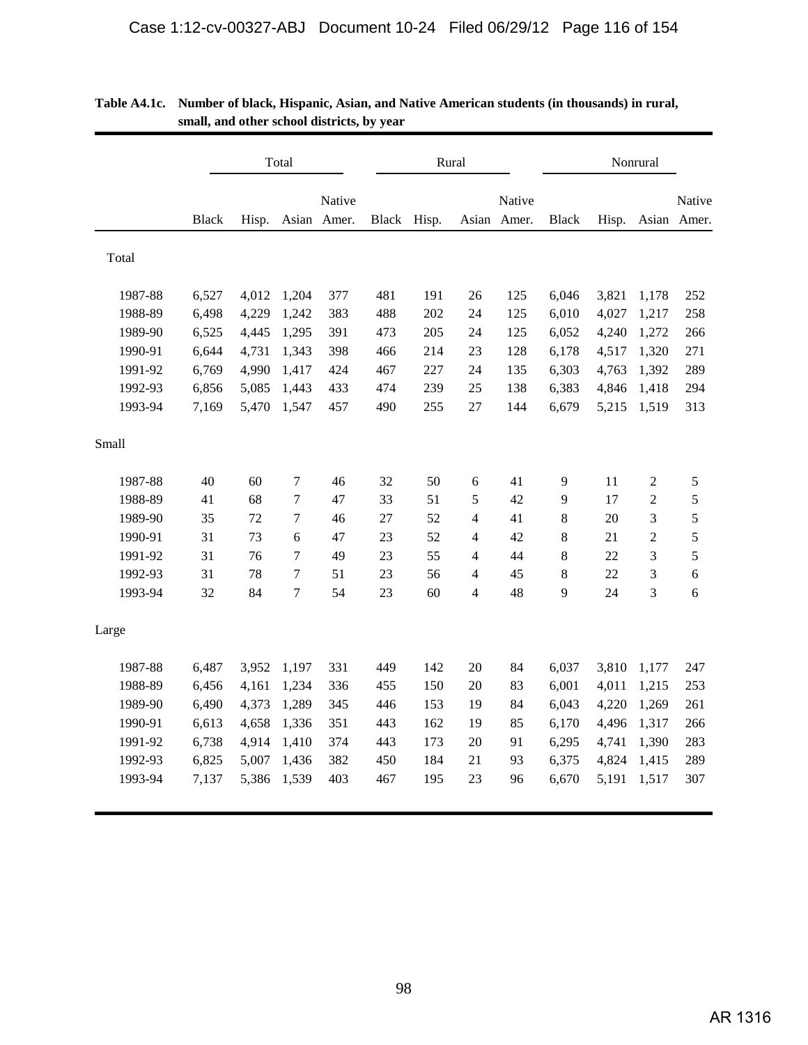**Table A4.1c. Number of black, Hispanic, Asian, and Native American students (in thousands) in rural, small, and other school districts, by year**

| | Total | | | | Rural | | | | Nonrural | | | |
|---|---|---|---|---|---|---|---|---|---|---|---|---|
| | Black | Hisp. | Asian | Native Amer. | Black | Hisp. | Asian | Native Amer. | Black | Hisp. | Asian | Native Amer. |
| Total | | | | | | | | | | | | |
| 1987-88 | 6,527 | 4,012 | 1,204 | 377 | 481 | 191 | 26 | 125 | 6,046 | 3,821 | 1,178 | 252 |
| 1988-89 | 6,498 | 4,229 | 1,242 | 383 | 488 | 202 | 24 | 125 | 6,010 | 4,027 | 1,217 | 258 |
| 1989-90 | 6,525 | 4,445 | 1,295 | 391 | 473 | 205 | 24 | 125 | 6,052 | 4,240 | 1,272 | 266 |
| 1990-91 | 6,644 | 4,731 | 1,343 | 398 | 466 | 214 | 23 | 128 | 6,178 | 4,517 | 1,320 | 271 |
| 1991-92 | 6,769 | 4,990 | 1,417 | 424 | 467 | 227 | 24 | 135 | 6,303 | 4,763 | 1,392 | 289 |
| 1992-93 | 6,856 | 5,085 | 1,443 | 433 | 474 | 239 | 25 | 138 | 6,383 | 4,846 | 1,418 | 294 |
| 1993-94 | 7,169 | 5,470 | 1,547 | 457 | 490 | 255 | 27 | 144 | 6,679 | 5,215 | 1,519 | 313 |
| Small | | | | | | | | | | | | |
| 1987-88 | 40 | 60 | 7 | 46 | 32 | 50 | 6 | 41 | 9 | 11 | 2 | 5 |
| 1988-89 | 41 | 68 | 7 | 47 | 33 | 51 | 5 | 42 | 9 | 17 | 2 | 5 |
| 1989-90 | 35 | 72 | 7 | 46 | 27 | 52 | 4 | 41 | 8 | 20 | 3 | 5 |
| 1990-91 | 31 | 73 | 6 | 47 | 23 | 52 | 4 | 42 | 8 | 21 | 2 | 5 |
| 1991-92 | 31 | 76 | 7 | 49 | 23 | 55 | 4 | 44 | 8 | 22 | 3 | 5 |
| 1992-93 | 31 | 78 | 7 | 51 | 23 | 56 | 4 | 45 | 8 | 22 | 3 | 6 |
| 1993-94 | 32 | 84 | 7 | 54 | 23 | 60 | 4 | 48 | 9 | 24 | 3 | 6 |
| Large | | | | | | | | | | | | |
| 1987-88 | 6,487 | 3,952 | 1,197 | 331 | 449 | 142 | 20 | 84 | 6,037 | 3,810 | 1,177 | 247 |
| 1988-89 | 6,456 | 4,161 | 1,234 | 336 | 455 | 150 | 20 | 83 | 6,001 | 4,011 | 1,215 | 253 |
| 1989-90 | 6,490 | 4,373 | 1,289 | 345 | 446 | 153 | 19 | 84 | 6,043 | 4,220 | 1,269 | 261 |
| 1990-91 | 6,613 | 4,658 | 1,336 | 351 | 443 | 162 | 19 | 85 | 6,170 | 4,496 | 1,317 | 266 |
| 1991-92 | 6,738 | 4,914 | 1,410 | 374 | 443 | 173 | 20 | 91 | 6,295 | 4,741 | 1,390 | 283 |
| 1992-93 | 6,825 | 5,007 | 1,436 | 382 | 450 | 184 | 21 | 93 | 6,375 | 4,824 | 1,415 | 289 |
| 1993-94 | 7,137 | 5,386 | 1,539 | 403 | 467 | 195 | 23 | 96 | 6,670 | 5,191 | 1,517 | 307 |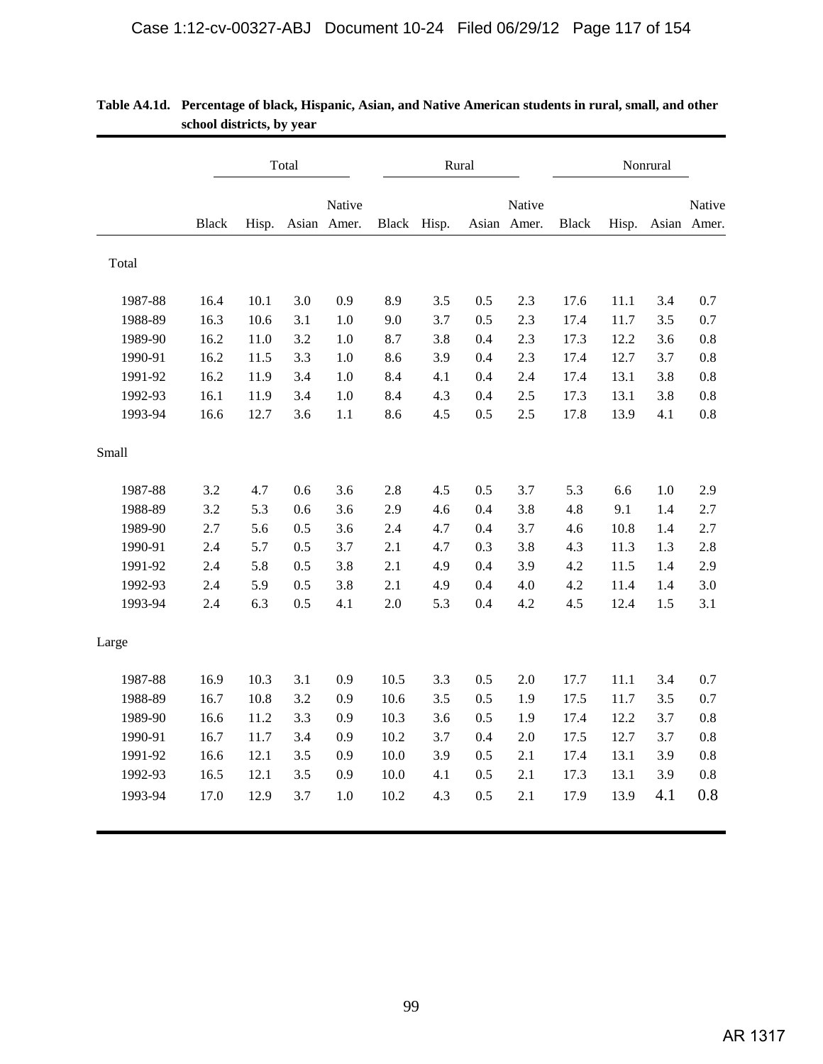**Table A4.1d. Percentage of black, Hispanic, Asian, and Native American students in rural, small, and other school districts, by year**

| | Total | | | | Rural | | | | Nonrural | | | |
|---|---|---|---|---|---|---|---|---|---|---|---|---|
| | Black | Hisp. | Asian | Native Amer. | Black | Hisp. | Asian | Native Amer. | Black | Hisp. | Asian | Native Amer. |
| Total | | | | | | | | | | | | |
| 1987-88 | 16.4 | 10.1 | 3.0 | 0.9 | 8.9 | 3.5 | 0.5 | 2.3 | 17.6 | 11.1 | 3.4 | 0.7 |
| 1988-89 | 16.3 | 10.6 | 3.1 | 1.0 | 9.0 | 3.7 | 0.5 | 2.3 | 17.4 | 11.7 | 3.5 | 0.7 |
| 1989-90 | 16.2 | 11.0 | 3.2 | 1.0 | 8.7 | 3.8 | 0.4 | 2.3 | 17.3 | 12.2 | 3.6 | 0.8 |
| 1990-91 | 16.2 | 11.5 | 3.3 | 1.0 | 8.6 | 3.9 | 0.4 | 2.3 | 17.4 | 12.7 | 3.7 | 0.8 |
| 1991-92 | 16.2 | 11.9 | 3.4 | 1.0 | 8.4 | 4.1 | 0.4 | 2.4 | 17.4 | 13.1 | 3.8 | 0.8 |
| 1992-93 | 16.1 | 11.9 | 3.4 | 1.0 | 8.4 | 4.3 | 0.4 | 2.5 | 17.3 | 13.1 | 3.8 | 0.8 |
| 1993-94 | 16.6 | 12.7 | 3.6 | 1.1 | 8.6 | 4.5 | 0.5 | 2.5 | 17.8 | 13.9 | 4.1 | 0.8 |
| Small | | | | | | | | | | | | |
| 1987-88 | 3.2 | 4.7 | 0.6 | 3.6 | 2.8 | 4.5 | 0.5 | 3.7 | 5.3 | 6.6 | 1.0 | 2.9 |
| 1988-89 | 3.2 | 5.3 | 0.6 | 3.6 | 2.9 | 4.6 | 0.4 | 3.8 | 4.8 | 9.1 | 1.4 | 2.7 |
| 1989-90 | 2.7 | 5.6 | 0.5 | 3.6 | 2.4 | 4.7 | 0.4 | 3.7 | 4.6 | 10.8 | 1.4 | 2.7 |
| 1990-91 | 2.4 | 5.7 | 0.5 | 3.7 | 2.1 | 4.7 | 0.3 | 3.8 | 4.3 | 11.3 | 1.3 | 2.8 |
| 1991-92 | 2.4 | 5.8 | 0.5 | 3.8 | 2.1 | 4.9 | 0.4 | 3.9 | 4.2 | 11.5 | 1.4 | 2.9 |
| 1992-93 | 2.4 | 5.9 | 0.5 | 3.8 | 2.1 | 4.9 | 0.4 | 4.0 | 4.2 | 11.4 | 1.4 | 3.0 |
| 1993-94 | 2.4 | 6.3 | 0.5 | 4.1 | 2.0 | 5.3 | 0.4 | 4.2 | 4.5 | 12.4 | 1.5 | 3.1 |
| Large | | | | | | | | | | | | |
| 1987-88 | 16.9 | 10.3 | 3.1 | 0.9 | 10.5 | 3.3 | 0.5 | 2.0 | 17.7 | 11.1 | 3.4 | 0.7 |
| 1988-89 | 16.7 | 10.8 | 3.2 | 0.9 | 10.6 | 3.5 | 0.5 | 1.9 | 17.5 | 11.7 | 3.5 | 0.7 |
| 1989-90 | 16.6 | 11.2 | 3.3 | 0.9 | 10.3 | 3.6 | 0.5 | 1.9 | 17.4 | 12.2 | 3.7 | 0.8 |
| 1990-91 | 16.7 | 11.7 | 3.4 | 0.9 | 10.2 | 3.7 | 0.4 | 2.0 | 17.5 | 12.7 | 3.7 | 0.8 |
| 1991-92 | 16.6 | 12.1 | 3.5 | 0.9 | 10.0 | 3.9 | 0.5 | 2.1 | 17.4 | 13.1 | 3.9 | 0.8 |
| 1992-93 | 16.5 | 12.1 | 3.5 | 0.9 | 10.0 | 4.1 | 0.5 | 2.1 | 17.3 | 13.1 | 3.9 | 0.8 |
| 1993-94 | 17.0 | 12.9 | 3.7 | 1.0 | 10.2 | 4.3 | 0.5 | 2.1 | 17.9 | 13.9 | 4.1 | 0.8 |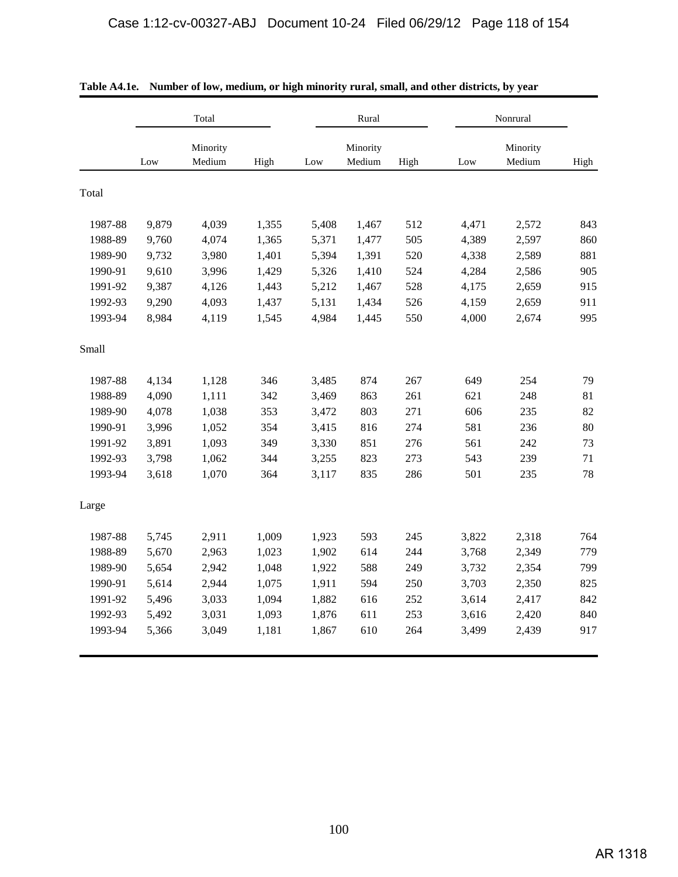**Table A4.1e. Number of low, medium, or high minority rural, small, and other districts, by year**

| | Total | | | Rural | | | Nonrural | | |
|---|---|---|---|---|---|---|---|---|---|
| | Low | Minority Medium | High | Low | Minority Medium | High | Low | Minority Medium | High |
| **Total** | | | | | | | | | |
| 1987-88 | 9,879 | 4,039 | 1,355 | 5,408 | 1,467 | 512 | 4,471 | 2,572 | 843 |
| 1988-89 | 9,760 | 4,074 | 1,365 | 5,371 | 1,477 | 505 | 4,389 | 2,597 | 860 |
| 1989-90 | 9,732 | 3,980 | 1,401 | 5,394 | 1,391 | 520 | 4,338 | 2,589 | 881 |
| 1990-91 | 9,610 | 3,996 | 1,429 | 5,326 | 1,410 | 524 | 4,284 | 2,586 | 905 |
| 1991-92 | 9,387 | 4,126 | 1,443 | 5,212 | 1,467 | 528 | 4,175 | 2,659 | 915 |
| 1992-93 | 9,290 | 4,093 | 1,437 | 5,131 | 1,434 | 526 | 4,159 | 2,659 | 911 |
| 1993-94 | 8,984 | 4,119 | 1,545 | 4,984 | 1,445 | 550 | 4,000 | 2,674 | 995 |
| **Small** | | | | | | | | | |
| 1987-88 | 4,134 | 1,128 | 346 | 3,485 | 874 | 267 | 649 | 254 | 79 |
| 1988-89 | 4,090 | 1,111 | 342 | 3,469 | 863 | 261 | 621 | 248 | 81 |
| 1989-90 | 4,078 | 1,038 | 353 | 3,472 | 803 | 271 | 606 | 235 | 82 |
| 1990-91 | 3,996 | 1,052 | 354 | 3,415 | 816 | 274 | 581 | 236 | 80 |
| 1991-92 | 3,891 | 1,093 | 349 | 3,330 | 851 | 276 | 561 | 242 | 73 |
| 1992-93 | 3,798 | 1,062 | 344 | 3,255 | 823 | 273 | 543 | 239 | 71 |
| 1993-94 | 3,618 | 1,070 | 364 | 3,117 | 835 | 286 | 501 | 235 | 78 |
| **Large** | | | | | | | | | |
| 1987-88 | 5,745 | 2,911 | 1,009 | 1,923 | 593 | 245 | 3,822 | 2,318 | 764 |
| 1988-89 | 5,670 | 2,963 | 1,023 | 1,902 | 614 | 244 | 3,768 | 2,349 | 779 |
| 1989-90 | 5,654 | 2,942 | 1,048 | 1,922 | 588 | 249 | 3,732 | 2,354 | 799 |
| 1990-91 | 5,614 | 2,944 | 1,075 | 1,911 | 594 | 250 | 3,703 | 2,350 | 825 |
| 1991-92 | 5,496 | 3,033 | 1,094 | 1,882 | 616 | 252 | 3,614 | 2,417 | 842 |
| 1992-93 | 5,492 | 3,031 | 1,093 | 1,876 | 611 | 253 | 3,616 | 2,420 | 840 |
| 1993-94 | 5,366 | 3,049 | 1,181 | 1,867 | 610 | 264 | 3,499 | 2,439 | 917 |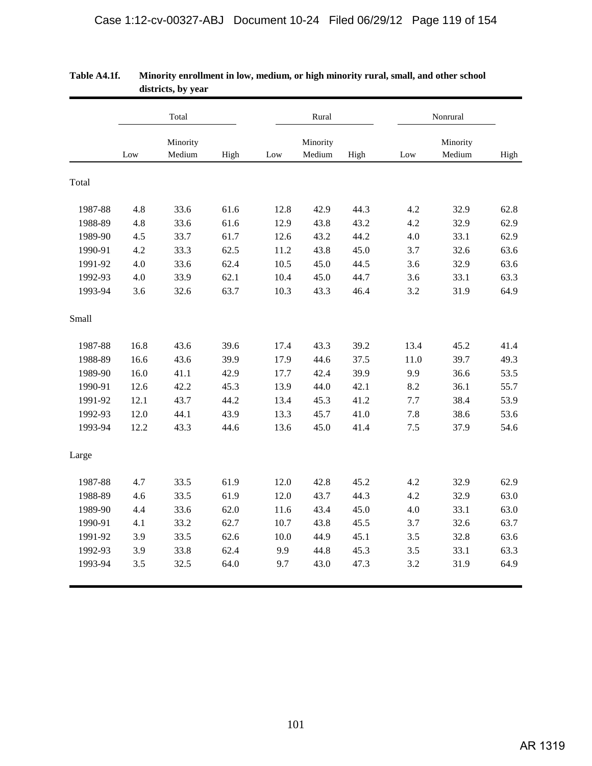**Table A4.1f. Minority enrollment in low, medium, or high minority rural, small, and other school districts, by year**

| | Total | | | Rural | | | Nonrural | | |
|---|---|---|---|---|---|---|---|---|---|
| | Low | Minority Medium | High | Low | Minority Medium | High | Low | Minority Medium | High |
| Total | | | | | | | | | |
| 1987-88 | 4.8 | 33.6 | 61.6 | 12.8 | 42.9 | 44.3 | 4.2 | 32.9 | 62.8 |
| 1988-89 | 4.8 | 33.6 | 61.6 | 12.9 | 43.8 | 43.2 | 4.2 | 32.9 | 62.9 |
| 1989-90 | 4.5 | 33.7 | 61.7 | 12.6 | 43.2 | 44.2 | 4.0 | 33.1 | 62.9 |
| 1990-91 | 4.2 | 33.3 | 62.5 | 11.2 | 43.8 | 45.0 | 3.7 | 32.6 | 63.6 |
| 1991-92 | 4.0 | 33.6 | 62.4 | 10.5 | 45.0 | 44.5 | 3.6 | 32.9 | 63.6 |
| 1992-93 | 4.0 | 33.9 | 62.1 | 10.4 | 45.0 | 44.7 | 3.6 | 33.1 | 63.3 |
| 1993-94 | 3.6 | 32.6 | 63.7 | 10.3 | 43.3 | 46.4 | 3.2 | 31.9 | 64.9 |
| Small | | | | | | | | | |
| 1987-88 | 16.8 | 43.6 | 39.6 | 17.4 | 43.3 | 39.2 | 13.4 | 45.2 | 41.4 |
| 1988-89 | 16.6 | 43.6 | 39.9 | 17.9 | 44.6 | 37.5 | 11.0 | 39.7 | 49.3 |
| 1989-90 | 16.0 | 41.1 | 42.9 | 17.7 | 42.4 | 39.9 | 9.9 | 36.6 | 53.5 |
| 1990-91 | 12.6 | 42.2 | 45.3 | 13.9 | 44.0 | 42.1 | 8.2 | 36.1 | 55.7 |
| 1991-92 | 12.1 | 43.7 | 44.2 | 13.4 | 45.3 | 41.2 | 7.7 | 38.4 | 53.9 |
| 1992-93 | 12.0 | 44.1 | 43.9 | 13.3 | 45.7 | 41.0 | 7.8 | 38.6 | 53.6 |
| 1993-94 | 12.2 | 43.3 | 44.6 | 13.6 | 45.0 | 41.4 | 7.5 | 37.9 | 54.6 |
| Large | | | | | | | | | |
| 1987-88 | 4.7 | 33.5 | 61.9 | 12.0 | 42.8 | 45.2 | 4.2 | 32.9 | 62.9 |
| 1988-89 | 4.6 | 33.5 | 61.9 | 12.0 | 43.7 | 44.3 | 4.2 | 32.9 | 63.0 |
| 1989-90 | 4.4 | 33.6 | 62.0 | 11.6 | 43.4 | 45.0 | 4.0 | 33.1 | 63.0 |
| 1990-91 | 4.1 | 33.2 | 62.7 | 10.7 | 43.8 | 45.5 | 3.7 | 32.6 | 63.7 |
| 1991-92 | 3.9 | 33.5 | 62.6 | 10.0 | 44.9 | 45.1 | 3.5 | 32.8 | 63.6 |
| 1992-93 | 3.9 | 33.8 | 62.4 | 9.9 | 44.8 | 45.3 | 3.5 | 33.1 | 63.3 |
| 1993-94 | 3.5 | 32.5 | 64.0 | 9.7 | 43.0 | 47.3 | 3.2 | 31.9 | 64.9 |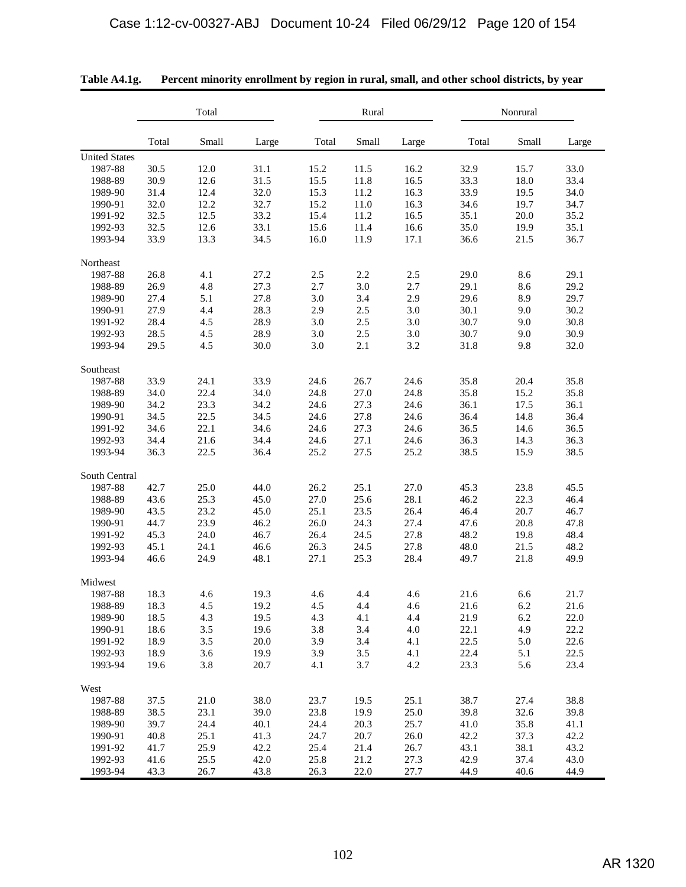**Table A4.1g. Percent minority enrollment by region in rural, small, and other school districts, by year**

| | Total | | | Rural | | | Nonrural | | |
|---|---|---|---|---|---|---|---|---|---|
| | Total | Small | Large | Total | Small | Large | Total | Small | Large |
| United States | | | | | | | | | |
| 1987-88 | 30.5 | 12.0 | 31.1 | 15.2 | 11.5 | 16.2 | 32.9 | 15.7 | 33.0 |
| 1988-89 | 30.9 | 12.6 | 31.5 | 15.5 | 11.8 | 16.5 | 33.3 | 18.0 | 33.4 |
| 1989-90 | 31.4 | 12.4 | 32.0 | 15.3 | 11.2 | 16.3 | 33.9 | 19.5 | 34.0 |
| 1990-91 | 32.0 | 12.2 | 32.7 | 15.2 | 11.0 | 16.3 | 34.6 | 19.7 | 34.7 |
| 1991-92 | 32.5 | 12.5 | 33.2 | 15.4 | 11.2 | 16.5 | 35.1 | 20.0 | 35.2 |
| 1992-93 | 32.5 | 12.6 | 33.1 | 15.6 | 11.4 | 16.6 | 35.0 | 19.9 | 35.1 |
| 1993-94 | 33.9 | 13.3 | 34.5 | 16.0 | 11.9 | 17.1 | 36.6 | 21.5 | 36.7 |
| Northeast | | | | | | | | | |
| 1987-88 | 26.8 | 4.1 | 27.2 | 2.5 | 2.2 | 2.5 | 29.0 | 8.6 | 29.1 |
| 1988-89 | 26.9 | 4.8 | 27.3 | 2.7 | 3.0 | 2.7 | 29.1 | 8.6 | 29.2 |
| 1989-90 | 27.4 | 5.1 | 27.8 | 3.0 | 3.4 | 2.9 | 29.6 | 8.9 | 29.7 |
| 1990-91 | 27.9 | 4.4 | 28.3 | 2.9 | 2.5 | 3.0 | 30.1 | 9.0 | 30.2 |
| 1991-92 | 28.4 | 4.5 | 28.9 | 3.0 | 2.5 | 3.0 | 30.7 | 9.0 | 30.8 |
| 1992-93 | 28.5 | 4.5 | 28.9 | 3.0 | 2.5 | 3.0 | 30.7 | 9.0 | 30.9 |
| 1993-94 | 29.5 | 4.5 | 30.0 | 3.0 | 2.1 | 3.2 | 31.8 | 9.8 | 32.0 |
| Southeast | | | | | | | | | |
| 1987-88 | 33.9 | 24.1 | 33.9 | 24.6 | 26.7 | 24.6 | 35.8 | 20.4 | 35.8 |
| 1988-89 | 34.0 | 22.4 | 34.0 | 24.8 | 27.0 | 24.8 | 35.8 | 15.2 | 35.8 |
| 1989-90 | 34.2 | 23.3 | 34.2 | 24.6 | 27.3 | 24.6 | 36.1 | 17.5 | 36.1 |
| 1990-91 | 34.5 | 22.5 | 34.5 | 24.6 | 27.8 | 24.6 | 36.4 | 14.8 | 36.4 |
| 1991-92 | 34.6 | 22.1 | 34.6 | 24.6 | 27.3 | 24.6 | 36.5 | 14.6 | 36.5 |
| 1992-93 | 34.4 | 21.6 | 34.4 | 24.6 | 27.1 | 24.6 | 36.3 | 14.3 | 36.3 |
| 1993-94 | 36.3 | 22.5 | 36.4 | 25.2 | 27.5 | 25.2 | 38.5 | 15.9 | 38.5 |
| South Central | | | | | | | | | |
| 1987-88 | 42.7 | 25.0 | 44.0 | 26.2 | 25.1 | 27.0 | 45.3 | 23.8 | 45.5 |
| 1988-89 | 43.6 | 25.3 | 45.0 | 27.0 | 25.6 | 28.1 | 46.2 | 22.3 | 46.4 |
| 1989-90 | 43.5 | 23.2 | 45.0 | 25.1 | 23.5 | 26.4 | 46.4 | 20.7 | 46.7 |
| 1990-91 | 44.7 | 23.9 | 46.2 | 26.0 | 24.3 | 27.4 | 47.6 | 20.8 | 47.8 |
| 1991-92 | 45.3 | 24.0 | 46.7 | 26.4 | 24.5 | 27.8 | 48.2 | 19.8 | 48.4 |
| 1992-93 | 45.1 | 24.1 | 46.6 | 26.3 | 24.5 | 27.8 | 48.0 | 21.5 | 48.2 |
| 1993-94 | 46.6 | 24.9 | 48.1 | 27.1 | 25.3 | 28.4 | 49.7 | 21.8 | 49.9 |
| Midwest | | | | | | | | | |
| 1987-88 | 18.3 | 4.6 | 19.3 | 4.6 | 4.4 | 4.6 | 21.6 | 6.6 | 21.7 |
| 1988-89 | 18.3 | 4.5 | 19.2 | 4.5 | 4.4 | 4.6 | 21.6 | 6.2 | 21.6 |
| 1989-90 | 18.5 | 4.3 | 19.5 | 4.3 | 4.1 | 4.4 | 21.9 | 6.2 | 22.0 |
| 1990-91 | 18.6 | 3.5 | 19.6 | 3.8 | 3.4 | 4.0 | 22.1 | 4.9 | 22.2 |
| 1991-92 | 18.9 | 3.5 | 20.0 | 3.9 | 3.4 | 4.1 | 22.5 | 5.0 | 22.6 |
| 1992-93 | 18.9 | 3.6 | 19.9 | 3.9 | 3.5 | 4.1 | 22.4 | 5.1 | 22.5 |
| 1993-94 | 19.6 | 3.8 | 20.7 | 4.1 | 3.7 | 4.2 | 23.3 | 5.6 | 23.4 |
| West | | | | | | | | | |
| 1987-88 | 37.5 | 21.0 | 38.0 | 23.7 | 19.5 | 25.1 | 38.7 | 27.4 | 38.8 |
| 1988-89 | 38.5 | 23.1 | 39.0 | 23.8 | 19.9 | 25.0 | 39.8 | 32.6 | 39.8 |
| 1989-90 | 39.7 | 24.4 | 40.1 | 24.4 | 20.3 | 25.7 | 41.0 | 35.8 | 41.1 |
| 1990-91 | 40.8 | 25.1 | 41.3 | 24.7 | 20.7 | 26.0 | 42.2 | 37.3 | 42.2 |
| 1991-92 | 41.7 | 25.9 | 42.2 | 25.4 | 21.4 | 26.7 | 43.1 | 38.1 | 43.2 |
| 1992-93 | 41.6 | 25.5 | 42.0 | 25.8 | 21.2 | 27.3 | 42.9 | 37.4 | 43.0 |
| 1993-94 | 43.3 | 26.7 | 43.8 | 26.3 | 22.0 | 27.7 | 44.9 | 40.6 | 44.9 |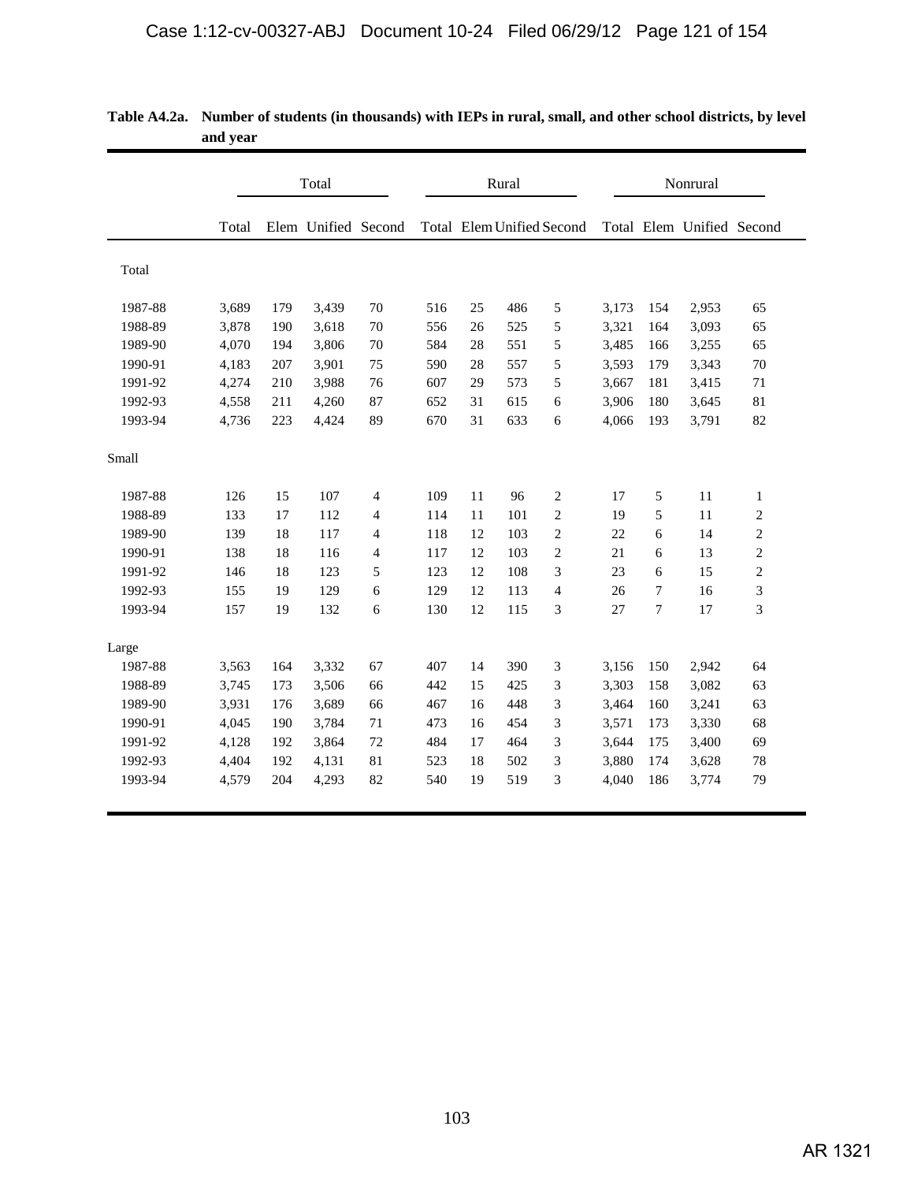**Table A4.2a. Number of students (in thousands) with IEPs in rural, small, and other school districts, by level and year**

| | Total | | | | Rural | | | | Nonrural | | | |
|---|---|---|---|---|---|---|---|---|---|---|---|---|
| | Total | Elem | Unified | Second | Total | Elem | Unified | Second | Total | Elem | Unified | Second |
| Total | | | | | | | | | | | | |
| 1987-88 | 3,689 | 179 | 3,439 | 70 | 516 | 25 | 486 | 5 | 3,173 | 154 | 2,953 | 65 |
| 1988-89 | 3,878 | 190 | 3,618 | 70 | 556 | 26 | 525 | 5 | 3,321 | 164 | 3,093 | 65 |
| 1989-90 | 4,070 | 194 | 3,806 | 70 | 584 | 28 | 551 | 5 | 3,485 | 166 | 3,255 | 65 |
| 1990-91 | 4,183 | 207 | 3,901 | 75 | 590 | 28 | 557 | 5 | 3,593 | 179 | 3,343 | 70 |
| 1991-92 | 4,274 | 210 | 3,988 | 76 | 607 | 29 | 573 | 5 | 3,667 | 181 | 3,415 | 71 |
| 1992-93 | 4,558 | 211 | 4,260 | 87 | 652 | 31 | 615 | 6 | 3,906 | 180 | 3,645 | 81 |
| 1993-94 | 4,736 | 223 | 4,424 | 89 | 670 | 31 | 633 | 6 | 4,066 | 193 | 3,791 | 82 |
| Small | | | | | | | | | | | | |
| 1987-88 | 126 | 15 | 107 | 4 | 109 | 11 | 96 | 2 | 17 | 5 | 11 | 1 |
| 1988-89 | 133 | 17 | 112 | 4 | 114 | 11 | 101 | 2 | 19 | 5 | 11 | 2 |
| 1989-90 | 139 | 18 | 117 | 4 | 118 | 12 | 103 | 2 | 22 | 6 | 14 | 2 |
| 1990-91 | 138 | 18 | 116 | 4 | 117 | 12 | 103 | 2 | 21 | 6 | 13 | 2 |
| 1991-92 | 146 | 18 | 123 | 5 | 123 | 12 | 108 | 3 | 23 | 6 | 15 | 2 |
| 1992-93 | 155 | 19 | 129 | 6 | 129 | 12 | 113 | 4 | 26 | 7 | 16 | 3 |
| 1993-94 | 157 | 19 | 132 | 6 | 130 | 12 | 115 | 3 | 27 | 7 | 17 | 3 |
| Large | | | | | | | | | | | | |
| 1987-88 | 3,563 | 164 | 3,332 | 67 | 407 | 14 | 390 | 3 | 3,156 | 150 | 2,942 | 64 |
| 1988-89 | 3,745 | 173 | 3,506 | 66 | 442 | 15 | 425 | 3 | 3,303 | 158 | 3,082 | 63 |
| 1989-90 | 3,931 | 176 | 3,689 | 66 | 467 | 16 | 448 | 3 | 3,464 | 160 | 3,241 | 63 |
| 1990-91 | 4,045 | 190 | 3,784 | 71 | 473 | 16 | 454 | 3 | 3,571 | 173 | 3,330 | 68 |
| 1991-92 | 4,128 | 192 | 3,864 | 72 | 484 | 17 | 464 | 3 | 3,644 | 175 | 3,400 | 69 |
| 1992-93 | 4,404 | 192 | 4,131 | 81 | 523 | 18 | 502 | 3 | 3,880 | 174 | 3,628 | 78 |
| 1993-94 | 4,579 | 204 | 4,293 | 82 | 540 | 19 | 519 | 3 | 4,040 | 186 | 3,774 | 79 |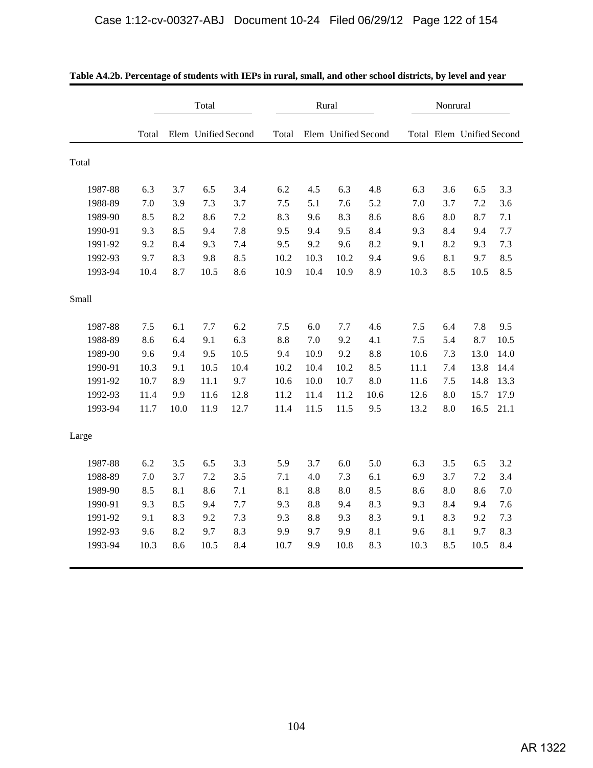**Table A4.2b. Percentage of students with IEPs in rural, small, and other school districts, by level and year**

| | Total | | | | Rural | | | | Nonrural | | | |
|---|---|---|---|---|---|---|---|---|---|---|---|---|
| | Total | Elem | Unified | Second | Total | Elem | Unified | Second | Total | Elem | Unified | Second |
| **Total** | | | | | | | | | | | | |
| 1987-88 | 6.3 | 3.7 | 6.5 | 3.4 | 6.2 | 4.5 | 6.3 | 4.8 | 6.3 | 3.6 | 6.5 | 3.3 |
| 1988-89 | 7.0 | 3.9 | 7.3 | 3.7 | 7.5 | 5.1 | 7.6 | 5.2 | 7.0 | 3.7 | 7.2 | 3.6 |
| 1989-90 | 8.5 | 8.2 | 8.6 | 7.2 | 8.3 | 9.6 | 8.3 | 8.6 | 8.6 | 8.0 | 8.7 | 7.1 |
| 1990-91 | 9.3 | 8.5 | 9.4 | 7.8 | 9.5 | 9.4 | 9.5 | 8.4 | 9.3 | 8.4 | 9.4 | 7.7 |
| 1991-92 | 9.2 | 8.4 | 9.3 | 7.4 | 9.5 | 9.2 | 9.6 | 8.2 | 9.1 | 8.2 | 9.3 | 7.3 |
| 1992-93 | 9.7 | 8.3 | 9.8 | 8.5 | 10.2 | 10.3 | 10.2 | 9.4 | 9.6 | 8.1 | 9.7 | 8.5 |
| 1993-94 | 10.4 | 8.7 | 10.5 | 8.6 | 10.9 | 10.4 | 10.9 | 8.9 | 10.3 | 8.5 | 10.5 | 8.5 |
| **Small** | | | | | | | | | | | | |
| 1987-88 | 7.5 | 6.1 | 7.7 | 6.2 | 7.5 | 6.0 | 7.7 | 4.6 | 7.5 | 6.4 | 7.8 | 9.5 |
| 1988-89 | 8.6 | 6.4 | 9.1 | 6.3 | 8.8 | 7.0 | 9.2 | 4.1 | 7.5 | 5.4 | 8.7 | 10.5 |
| 1989-90 | 9.6 | 9.4 | 9.5 | 10.5 | 9.4 | 10.9 | 9.2 | 8.8 | 10.6 | 7.3 | 13.0 | 14.0 |
| 1990-91 | 10.3 | 9.1 | 10.5 | 10.4 | 10.2 | 10.4 | 10.2 | 8.5 | 11.1 | 7.4 | 13.8 | 14.4 |
| 1991-92 | 10.7 | 8.9 | 11.1 | 9.7 | 10.6 | 10.0 | 10.7 | 8.0 | 11.6 | 7.5 | 14.8 | 13.3 |
| 1992-93 | 11.4 | 9.9 | 11.6 | 12.8 | 11.2 | 11.4 | 11.2 | 10.6 | 12.6 | 8.0 | 15.7 | 17.9 |
| 1993-94 | 11.7 | 10.0 | 11.9 | 12.7 | 11.4 | 11.5 | 11.5 | 9.5 | 13.2 | 8.0 | 16.5 | 21.1 |
| **Large** | | | | | | | | | | | | |
| 1987-88 | 6.2 | 3.5 | 6.5 | 3.3 | 5.9 | 3.7 | 6.0 | 5.0 | 6.3 | 3.5 | 6.5 | 3.2 |
| 1988-89 | 7.0 | 3.7 | 7.2 | 3.5 | 7.1 | 4.0 | 7.3 | 6.1 | 6.9 | 3.7 | 7.2 | 3.4 |
| 1989-90 | 8.5 | 8.1 | 8.6 | 7.1 | 8.1 | 8.8 | 8.0 | 8.5 | 8.6 | 8.0 | 8.6 | 7.0 |
| 1990-91 | 9.3 | 8.5 | 9.4 | 7.7 | 9.3 | 8.8 | 9.4 | 8.3 | 9.3 | 8.4 | 9.4 | 7.6 |
| 1991-92 | 9.1 | 8.3 | 9.2 | 7.3 | 9.3 | 8.8 | 9.3 | 8.3 | 9.1 | 8.3 | 9.2 | 7.3 |
| 1992-93 | 9.6 | 8.2 | 9.7 | 8.3 | 9.9 | 9.7 | 9.9 | 8.1 | 9.6 | 8.1 | 9.7 | 8.3 |
| 1993-94 | 10.3 | 8.6 | 10.5 | 8.4 | 10.7 | 9.9 | 10.8 | 8.3 | 10.3 | 8.5 | 10.5 | 8.4 |

AR 1322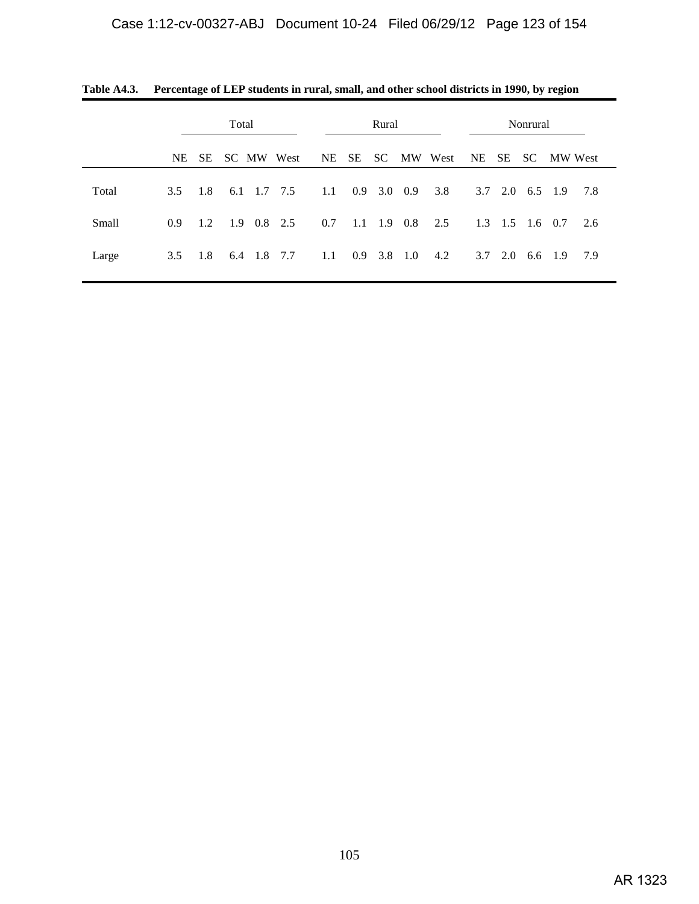**Table A4.3. Percentage of LEP students in rural, small, and other school districts in 1990, by region**

| | Total | | | | | Rural | | | | | Nonrural | | | | |
|---|---|---|---|---|---|---|---|---|---|---|---|---|---|---|---|
| | NE | SE | SC | MW | West | NE | SE | SC | MW | West | NE | SE | SC | MW | West |
| Total | 3.5 | 1.8 | 6.1 | 1.7 | 7.5 | 1.1 | 0.9 | 3.0 | 0.9 | 3.8 | 3.7 | 2.0 | 6.5 | 1.9 | 7.8 |
| Small | 0.9 | 1.2 | 1.9 | 0.8 | 2.5 | 0.7 | 1.1 | 1.9 | 0.8 | 2.5 | 1.3 | 1.5 | 1.6 | 0.7 | 2.6 |
| Large | 3.5 | 1.8 | 6.4 | 1.8 | 7.7 | 1.1 | 0.9 | 3.8 | 1.0 | 4.2 | 3.7 | 2.0 | 6.6 | 1.9 | 7.9 |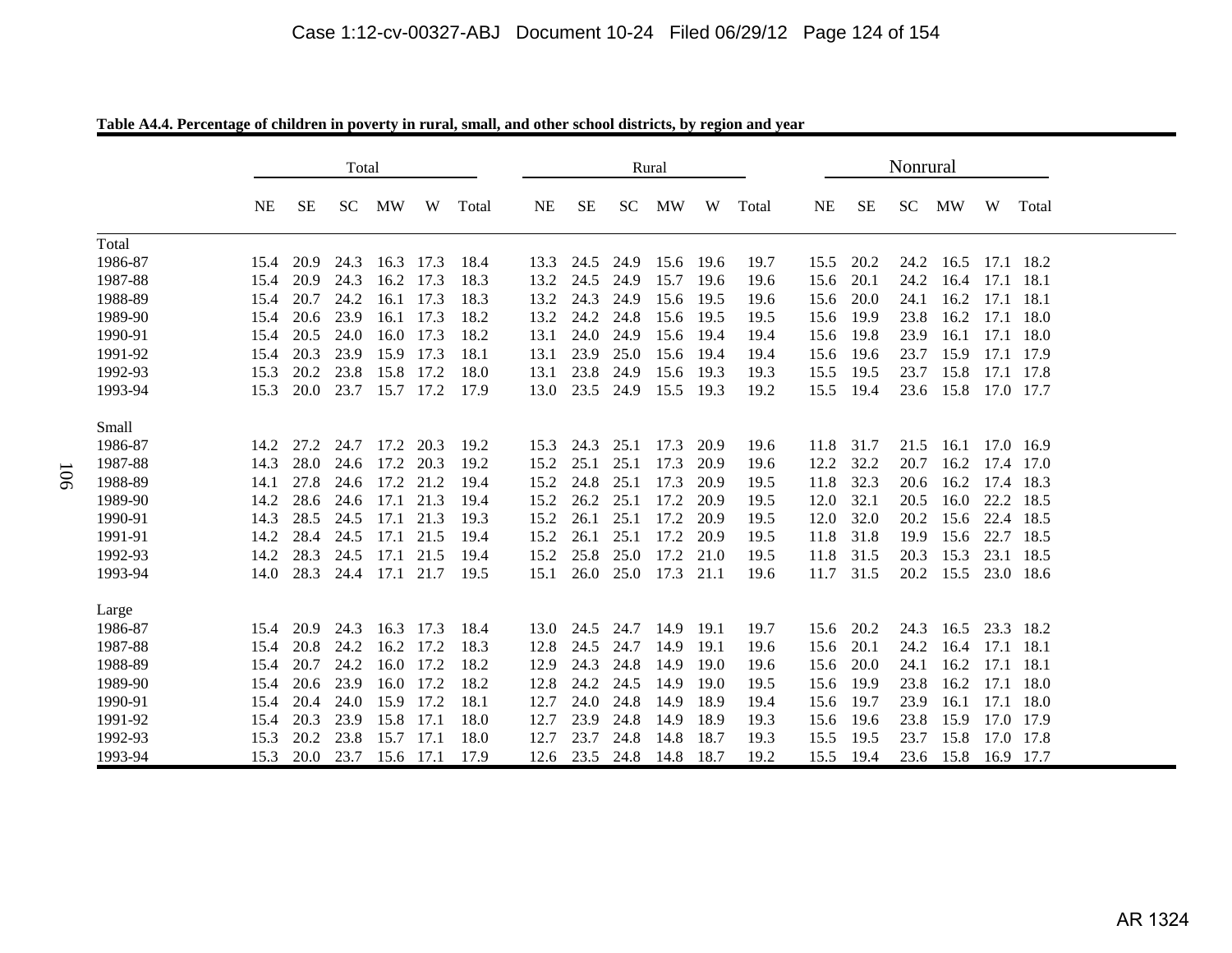**Table A4.4. Percentage of children in poverty in rural, small, and other school districts, by region and year**

| | Total | | | | | | Rural | | | | | | Nonrural | | | | | |
|---|---|---|---|---|---|---|---|---|---|---|---|---|---|---|---|---|---|---|
| | NE | SE | SC | MW | W | Total | NE | SE | SC | MW | W | Total | NE | SE | SC | MW | W | Total |
| **Total** | | | | | | | | | | | | | | | | | | |
| 1986-87 | 15.4 | 20.9 | 24.3 | 16.3 | 17.3 | 18.4 | 13.3 | 24.5 | 24.9 | 15.6 | 19.6 | 19.7 | 15.5 | 20.2 | 24.2 | 16.5 | 17.1 | 18.2 |
| 1987-88 | 15.4 | 20.9 | 24.3 | 16.2 | 17.3 | 18.3 | 13.2 | 24.5 | 24.9 | 15.7 | 19.6 | 19.6 | 15.6 | 20.1 | 24.2 | 16.4 | 17.1 | 18.1 |
| 1988-89 | 15.4 | 20.7 | 24.2 | 16.1 | 17.3 | 18.3 | 13.2 | 24.3 | 24.9 | 15.6 | 19.5 | 19.6 | 15.6 | 20.0 | 24.1 | 16.2 | 17.1 | 18.1 |
| 1989-90 | 15.4 | 20.6 | 23.9 | 16.1 | 17.3 | 18.2 | 13.2 | 24.2 | 24.8 | 15.6 | 19.5 | 19.5 | 15.6 | 19.9 | 23.8 | 16.2 | 17.1 | 18.0 |
| 1990-91 | 15.4 | 20.5 | 24.0 | 16.0 | 17.3 | 18.2 | 13.1 | 24.0 | 24.9 | 15.6 | 19.4 | 19.4 | 15.6 | 19.8 | 23.9 | 16.1 | 17.1 | 18.0 |
| 1991-92 | 15.4 | 20.3 | 23.9 | 15.9 | 17.3 | 18.1 | 13.1 | 23.9 | 25.0 | 15.6 | 19.4 | 19.4 | 15.6 | 19.6 | 23.7 | 15.9 | 17.1 | 17.9 |
| 1992-93 | 15.3 | 20.2 | 23.8 | 15.8 | 17.2 | 18.0 | 13.1 | 23.8 | 24.9 | 15.6 | 19.3 | 19.3 | 15.5 | 19.5 | 23.7 | 15.8 | 17.1 | 17.8 |
| 1993-94 | 15.3 | 20.0 | 23.7 | 15.7 | 17.2 | 17.9 | 13.0 | 23.5 | 24.9 | 15.5 | 19.3 | 19.2 | 15.5 | 19.4 | 23.6 | 15.8 | 17.0 | 17.7 |
| **Small** | | | | | | | | | | | | | | | | | | |
| 1986-87 | 14.2 | 27.2 | 24.7 | 17.2 | 20.3 | 19.2 | 15.3 | 24.3 | 25.1 | 17.3 | 20.9 | 19.6 | 11.8 | 31.7 | 21.5 | 16.1 | 17.0 | 16.9 |
| 1987-88 | 14.3 | 28.0 | 24.6 | 17.2 | 20.3 | 19.2 | 15.2 | 25.1 | 25.1 | 17.3 | 20.9 | 19.6 | 12.2 | 32.2 | 20.7 | 16.2 | 17.4 | 17.0 |
| 1988-89 | 14.1 | 27.8 | 24.6 | 17.2 | 21.2 | 19.4 | 15.2 | 24.8 | 25.1 | 17.3 | 20.9 | 19.5 | 11.8 | 32.3 | 20.6 | 16.2 | 17.4 | 18.3 |
| 1989-90 | 14.2 | 28.6 | 24.6 | 17.1 | 21.3 | 19.4 | 15.2 | 26.2 | 25.1 | 17.2 | 20.9 | 19.5 | 12.0 | 32.1 | 20.5 | 16.0 | 22.2 | 18.5 |
| 1990-91 | 14.3 | 28.5 | 24.5 | 17.1 | 21.3 | 19.3 | 15.2 | 26.1 | 25.1 | 17.2 | 20.9 | 19.5 | 12.0 | 32.0 | 20.2 | 15.6 | 22.4 | 18.5 |
| 1991-91 | 14.2 | 28.4 | 24.5 | 17.1 | 21.5 | 19.4 | 15.2 | 26.1 | 25.1 | 17.2 | 20.9 | 19.5 | 11.8 | 31.8 | 19.9 | 15.6 | 22.7 | 18.5 |
| 1992-93 | 14.2 | 28.3 | 24.5 | 17.1 | 21.5 | 19.4 | 15.2 | 25.8 | 25.0 | 17.2 | 21.0 | 19.5 | 11.8 | 31.5 | 20.3 | 15.3 | 23.1 | 18.5 |
| 1993-94 | 14.0 | 28.3 | 24.4 | 17.1 | 21.7 | 19.5 | 15.1 | 26.0 | 25.0 | 17.3 | 21.1 | 19.6 | 11.7 | 31.5 | 20.2 | 15.5 | 23.0 | 18.6 |
| **Large** | | | | | | | | | | | | | | | | | | |
| 1986-87 | 15.4 | 20.9 | 24.3 | 16.3 | 17.3 | 18.4 | 13.0 | 24.5 | 24.7 | 14.9 | 19.1 | 19.7 | 15.6 | 20.2 | 24.3 | 16.5 | 23.3 | 18.2 |
| 1987-88 | 15.4 | 20.8 | 24.2 | 16.2 | 17.2 | 18.3 | 12.8 | 24.5 | 24.7 | 14.9 | 19.1 | 19.6 | 15.6 | 20.1 | 24.2 | 16.4 | 17.1 | 18.1 |
| 1988-89 | 15.4 | 20.7 | 24.2 | 16.0 | 17.2 | 18.2 | 12.9 | 24.3 | 24.8 | 14.9 | 19.0 | 19.6 | 15.6 | 20.0 | 24.1 | 16.2 | 17.1 | 18.1 |
| 1989-90 | 15.4 | 20.6 | 23.9 | 16.0 | 17.2 | 18.2 | 12.8 | 24.2 | 24.5 | 14.9 | 19.0 | 19.5 | 15.6 | 19.9 | 23.8 | 16.2 | 17.1 | 18.0 |
| 1990-91 | 15.4 | 20.4 | 24.0 | 15.9 | 17.2 | 18.1 | 12.7 | 24.0 | 24.8 | 14.9 | 18.9 | 19.4 | 15.6 | 19.7 | 23.9 | 16.1 | 17.1 | 18.0 |
| 1991-92 | 15.4 | 20.3 | 23.9 | 15.8 | 17.1 | 18.0 | 12.7 | 23.9 | 24.8 | 14.9 | 18.9 | 19.3 | 15.6 | 19.6 | 23.8 | 15.9 | 17.0 | 17.9 |
| 1992-93 | 15.3 | 20.2 | 23.8 | 15.7 | 17.1 | 18.0 | 12.7 | 23.7 | 24.8 | 14.8 | 18.7 | 19.3 | 15.5 | 19.5 | 23.7 | 15.8 | 17.0 | 17.8 |
| 1993-94 | 15.3 | 20.0 | 23.7 | 15.6 | 17.1 | 17.9 | 12.6 | 23.5 | 24.8 | 14.8 | 18.7 | 19.2 | 15.5 | 19.4 | 23.6 | 15.8 | 16.9 | 17.7 |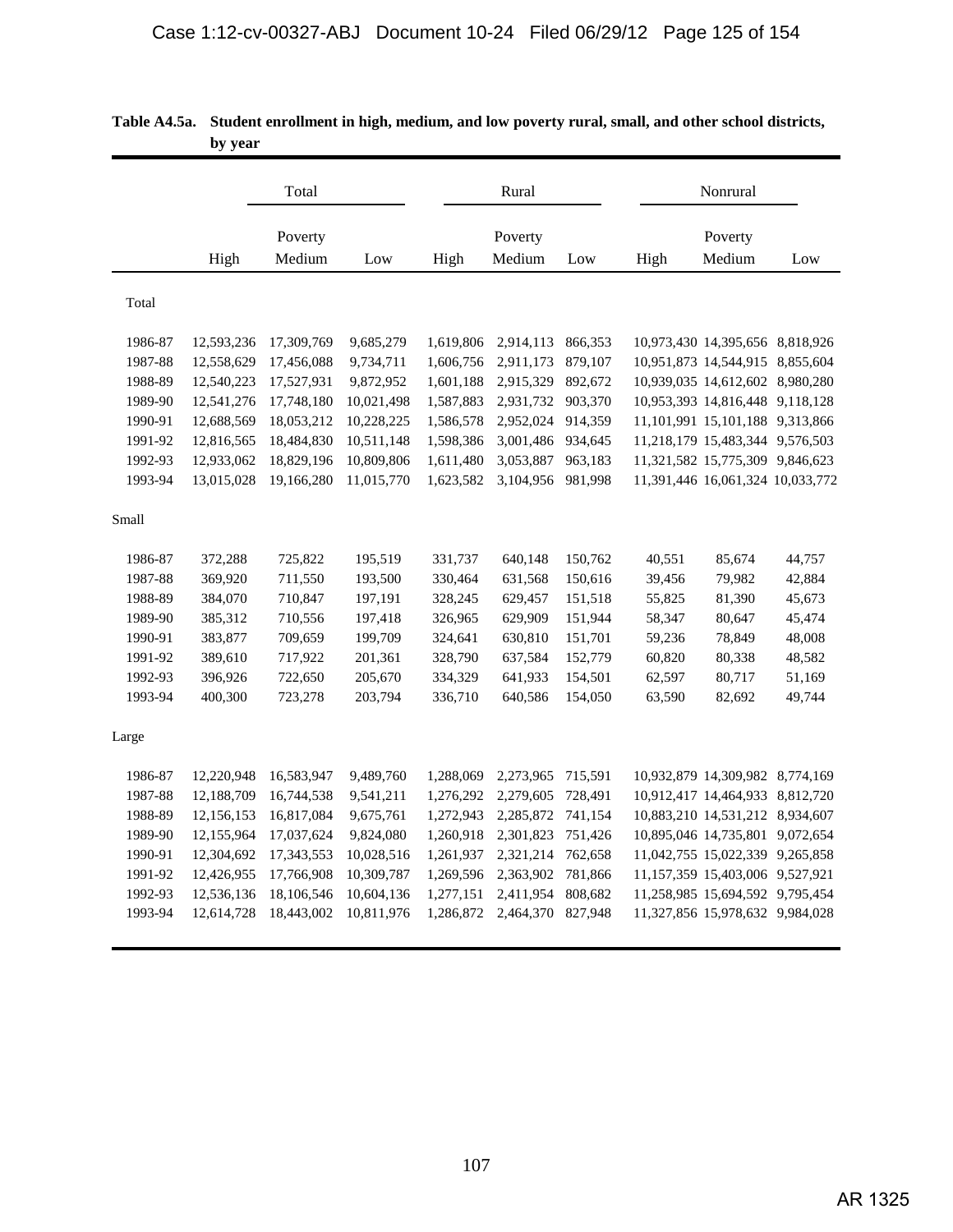**Table A4.5a. Student enrollment in high, medium, and low poverty rural, small, and other school districts, by year**

| | Total | | | Rural | | | Nonrural | | |
|---|---|---|---|---|---|---|---|---|---|
| | Poverty | | | Poverty | | | Poverty | | |
| | High | Medium | Low | High | Medium | Low | High | Medium | Low |
| Total | | | | | | | | | |
| 1986-87 | 12,593,236 | 17,309,769 | 9,685,279 | 1,619,806 | 2,914,113 | 866,353 | 10,973,430 | 14,395,656 | 8,818,926 |
| 1987-88 | 12,558,629 | 17,456,088 | 9,734,711 | 1,606,756 | 2,911,173 | 879,107 | 10,951,873 | 14,544,915 | 8,855,604 |
| 1988-89 | 12,540,223 | 17,527,931 | 9,872,952 | 1,601,188 | 2,915,329 | 892,672 | 10,939,035 | 14,612,602 | 8,980,280 |
| 1989-90 | 12,541,276 | 17,748,180 | 10,021,498 | 1,587,883 | 2,931,732 | 903,370 | 10,953,393 | 14,816,448 | 9,118,128 |
| 1990-91 | 12,688,569 | 18,053,212 | 10,228,225 | 1,586,578 | 2,952,024 | 914,359 | 11,101,991 | 15,101,188 | 9,313,866 |
| 1991-92 | 12,816,565 | 18,484,830 | 10,511,148 | 1,598,386 | 3,001,486 | 934,645 | 11,218,179 | 15,483,344 | 9,576,503 |
| 1992-93 | 12,933,062 | 18,829,196 | 10,809,806 | 1,611,480 | 3,053,887 | 963,183 | 11,321,582 | 15,775,309 | 9,846,623 |
| 1993-94 | 13,015,028 | 19,166,280 | 11,015,770 | 1,623,582 | 3,104,956 | 981,998 | 11,391,446 | 16,061,324 | 10,033,772 |
| Small | | | | | | | | | |
| 1986-87 | 372,288 | 725,822 | 195,519 | 331,737 | 640,148 | 150,762 | 40,551 | 85,674 | 44,757 |
| 1987-88 | 369,920 | 711,550 | 193,500 | 330,464 | 631,568 | 150,616 | 39,456 | 79,982 | 42,884 |
| 1988-89 | 384,070 | 710,847 | 197,191 | 328,245 | 629,457 | 151,518 | 55,825 | 81,390 | 45,673 |
| 1989-90 | 385,312 | 710,556 | 197,418 | 326,965 | 629,909 | 151,944 | 58,347 | 80,647 | 45,474 |
| 1990-91 | 383,877 | 709,659 | 199,709 | 324,641 | 630,810 | 151,701 | 59,236 | 78,849 | 48,008 |
| 1991-92 | 389,610 | 717,922 | 201,361 | 328,790 | 637,584 | 152,779 | 60,820 | 80,338 | 48,582 |
| 1992-93 | 396,926 | 722,650 | 205,670 | 334,329 | 641,933 | 154,501 | 62,597 | 80,717 | 51,169 |
| 1993-94 | 400,300 | 723,278 | 203,794 | 336,710 | 640,586 | 154,050 | 63,590 | 82,692 | 49,744 |
| Large | | | | | | | | | |
| 1986-87 | 12,220,948 | 16,583,947 | 9,489,760 | 1,288,069 | 2,273,965 | 715,591 | 10,932,879 | 14,309,982 | 8,774,169 |
| 1987-88 | 12,188,709 | 16,744,538 | 9,541,211 | 1,276,292 | 2,279,605 | 728,491 | 10,912,417 | 14,464,933 | 8,812,720 |
| 1988-89 | 12,156,153 | 16,817,084 | 9,675,761 | 1,272,943 | 2,285,872 | 741,154 | 10,883,210 | 14,531,212 | 8,934,607 |
| 1989-90 | 12,155,964 | 17,037,624 | 9,824,080 | 1,260,918 | 2,301,823 | 751,426 | 10,895,046 | 14,735,801 | 9,072,654 |
| 1990-91 | 12,304,692 | 17,343,553 | 10,028,516 | 1,261,937 | 2,321,214 | 762,658 | 11,042,755 | 15,022,339 | 9,265,858 |
| 1991-92 | 12,426,955 | 17,766,908 | 10,309,787 | 1,269,596 | 2,363,902 | 781,866 | 11,157,359 | 15,403,006 | 9,527,921 |
| 1992-93 | 12,536,136 | 18,106,546 | 10,604,136 | 1,277,151 | 2,411,954 | 808,682 | 11,258,985 | 15,694,592 | 9,795,454 |
| 1993-94 | 12,614,728 | 18,443,002 | 10,811,976 | 1,286,872 | 2,464,370 | 827,948 | 11,327,856 | 15,978,632 | 9,984,028 |

AR 1325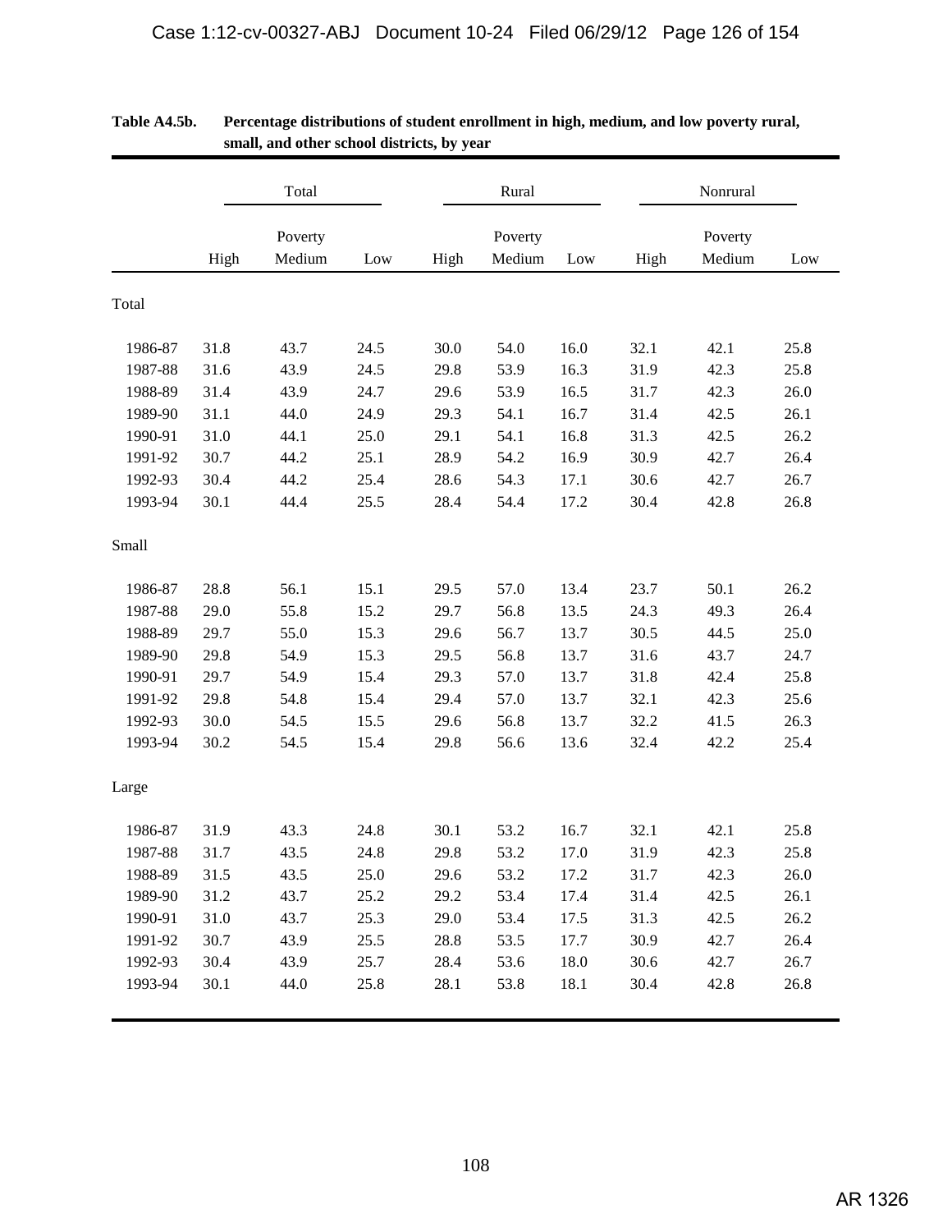**Table A4.5b. Percentage distributions of student enrollment in high, medium, and low poverty rural, small, and other school districts, by year**

| | Total | | | Rural | | | Nonrural | | |
|---|---|---|---|---|---|---|---|---|---|
| | | Poverty | | | Poverty | | | Poverty | |
| | High | Medium | Low | High | Medium | Low | High | Medium | Low |
| **Total** | | | | | | | | | |
| 1986-87 | 31.8 | 43.7 | 24.5 | 30.0 | 54.0 | 16.0 | 32.1 | 42.1 | 25.8 |
| 1987-88 | 31.6 | 43.9 | 24.5 | 29.8 | 53.9 | 16.3 | 31.9 | 42.3 | 25.8 |
| 1988-89 | 31.4 | 43.9 | 24.7 | 29.6 | 53.9 | 16.5 | 31.7 | 42.3 | 26.0 |
| 1989-90 | 31.1 | 44.0 | 24.9 | 29.3 | 54.1 | 16.7 | 31.4 | 42.5 | 26.1 |
| 1990-91 | 31.0 | 44.1 | 25.0 | 29.1 | 54.1 | 16.8 | 31.3 | 42.5 | 26.2 |
| 1991-92 | 30.7 | 44.2 | 25.1 | 28.9 | 54.2 | 16.9 | 30.9 | 42.7 | 26.4 |
| 1992-93 | 30.4 | 44.2 | 25.4 | 28.6 | 54.3 | 17.1 | 30.6 | 42.7 | 26.7 |
| 1993-94 | 30.1 | 44.4 | 25.5 | 28.4 | 54.4 | 17.2 | 30.4 | 42.8 | 26.8 |
| **Small** | | | | | | | | | |
| 1986-87 | 28.8 | 56.1 | 15.1 | 29.5 | 57.0 | 13.4 | 23.7 | 50.1 | 26.2 |
| 1987-88 | 29.0 | 55.8 | 15.2 | 29.7 | 56.8 | 13.5 | 24.3 | 49.3 | 26.4 |
| 1988-89 | 29.7 | 55.0 | 15.3 | 29.6 | 56.7 | 13.7 | 30.5 | 44.5 | 25.0 |
| 1989-90 | 29.8 | 54.9 | 15.3 | 29.5 | 56.8 | 13.7 | 31.6 | 43.7 | 24.7 |
| 1990-91 | 29.7 | 54.9 | 15.4 | 29.3 | 57.0 | 13.7 | 31.8 | 42.4 | 25.8 |
| 1991-92 | 29.8 | 54.8 | 15.4 | 29.4 | 57.0 | 13.7 | 32.1 | 42.3 | 25.6 |
| 1992-93 | 30.0 | 54.5 | 15.5 | 29.6 | 56.8 | 13.7 | 32.2 | 41.5 | 26.3 |
| 1993-94 | 30.2 | 54.5 | 15.4 | 29.8 | 56.6 | 13.6 | 32.4 | 42.2 | 25.4 |
| **Large** | | | | | | | | | |
| 1986-87 | 31.9 | 43.3 | 24.8 | 30.1 | 53.2 | 16.7 | 32.1 | 42.1 | 25.8 |
| 1987-88 | 31.7 | 43.5 | 24.8 | 29.8 | 53.2 | 17.0 | 31.9 | 42.3 | 25.8 |
| 1988-89 | 31.5 | 43.5 | 25.0 | 29.6 | 53.2 | 17.2 | 31.7 | 42.3 | 26.0 |
| 1989-90 | 31.2 | 43.7 | 25.2 | 29.2 | 53.4 | 17.4 | 31.4 | 42.5 | 26.1 |
| 1990-91 | 31.0 | 43.7 | 25.3 | 29.0 | 53.4 | 17.5 | 31.3 | 42.5 | 26.2 |
| 1991-92 | 30.7 | 43.9 | 25.5 | 28.8 | 53.5 | 17.7 | 30.9 | 42.7 | 26.4 |
| 1992-93 | 30.4 | 43.9 | 25.7 | 28.4 | 53.6 | 18.0 | 30.6 | 42.7 | 26.7 |
| 1993-94 | 30.1 | 44.0 | 25.8 | 28.1 | 53.8 | 18.1 | 30.4 | 42.8 | 26.8 |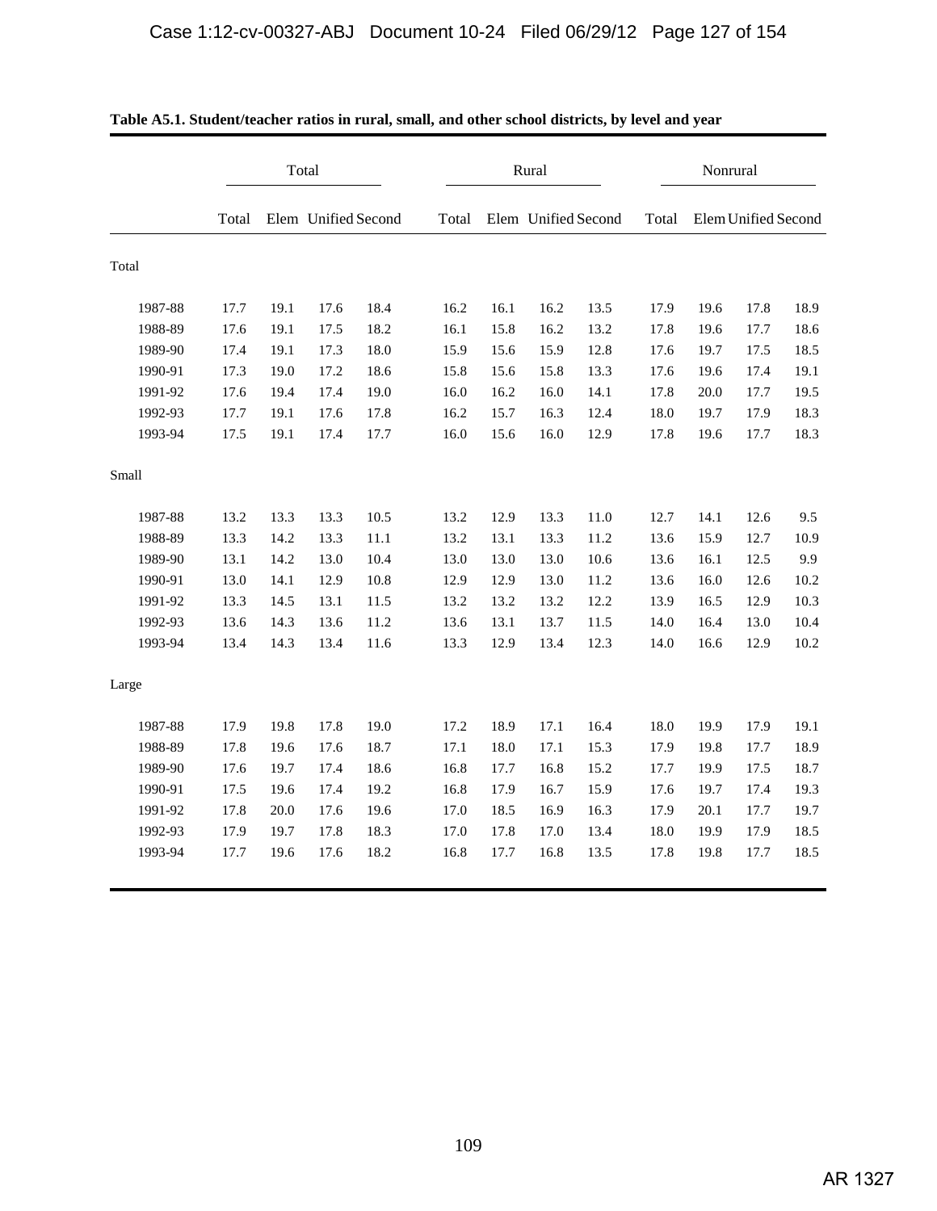**Table A5.1. Student/teacher ratios in rural, small, and other school districts, by level and year**

| | Total | | | | Rural | | | | Nonrural | | | |
|---|---|---|---|---|---|---|---|---|---|---|---|---|
| | Total | Elem | Unified | Second | Total | Elem | Unified | Second | Total | Elem | Unified | Second |
| Total | | | | | | | | | | | | |
| 1987-88 | 17.7 | 19.1 | 17.6 | 18.4 | 16.2 | 16.1 | 16.2 | 13.5 | 17.9 | 19.6 | 17.8 | 18.9 |
| 1988-89 | 17.6 | 19.1 | 17.5 | 18.2 | 16.1 | 15.8 | 16.2 | 13.2 | 17.8 | 19.6 | 17.7 | 18.6 |
| 1989-90 | 17.4 | 19.1 | 17.3 | 18.0 | 15.9 | 15.6 | 15.9 | 12.8 | 17.6 | 19.7 | 17.5 | 18.5 |
| 1990-91 | 17.3 | 19.0 | 17.2 | 18.6 | 15.8 | 15.6 | 15.8 | 13.3 | 17.6 | 19.6 | 17.4 | 19.1 |
| 1991-92 | 17.6 | 19.4 | 17.4 | 19.0 | 16.0 | 16.2 | 16.0 | 14.1 | 17.8 | 20.0 | 17.7 | 19.5 |
| 1992-93 | 17.7 | 19.1 | 17.6 | 17.8 | 16.2 | 15.7 | 16.3 | 12.4 | 18.0 | 19.7 | 17.9 | 18.3 |
| 1993-94 | 17.5 | 19.1 | 17.4 | 17.7 | 16.0 | 15.6 | 16.0 | 12.9 | 17.8 | 19.6 | 17.7 | 18.3 |
| Small | | | | | | | | | | | | |
| 1987-88 | 13.2 | 13.3 | 13.3 | 10.5 | 13.2 | 12.9 | 13.3 | 11.0 | 12.7 | 14.1 | 12.6 | 9.5 |
| 1988-89 | 13.3 | 14.2 | 13.3 | 11.1 | 13.2 | 13.1 | 13.3 | 11.2 | 13.6 | 15.9 | 12.7 | 10.9 |
| 1989-90 | 13.1 | 14.2 | 13.0 | 10.4 | 13.0 | 13.0 | 13.0 | 10.6 | 13.6 | 16.1 | 12.5 | 9.9 |
| 1990-91 | 13.0 | 14.1 | 12.9 | 10.8 | 12.9 | 12.9 | 13.0 | 11.2 | 13.6 | 16.0 | 12.6 | 10.2 |
| 1991-92 | 13.3 | 14.5 | 13.1 | 11.5 | 13.2 | 13.2 | 13.2 | 12.2 | 13.9 | 16.5 | 12.9 | 10.3 |
| 1992-93 | 13.6 | 14.3 | 13.6 | 11.2 | 13.6 | 13.1 | 13.7 | 11.5 | 14.0 | 16.4 | 13.0 | 10.4 |
| 1993-94 | 13.4 | 14.3 | 13.4 | 11.6 | 13.3 | 12.9 | 13.4 | 12.3 | 14.0 | 16.6 | 12.9 | 10.2 |
| Large | | | | | | | | | | | | |
| 1987-88 | 17.9 | 19.8 | 17.8 | 19.0 | 17.2 | 18.9 | 17.1 | 16.4 | 18.0 | 19.9 | 17.9 | 19.1 |
| 1988-89 | 17.8 | 19.6 | 17.6 | 18.7 | 17.1 | 18.0 | 17.1 | 15.3 | 17.9 | 19.8 | 17.7 | 18.9 |
| 1989-90 | 17.6 | 19.7 | 17.4 | 18.6 | 16.8 | 17.7 | 16.8 | 15.2 | 17.7 | 19.9 | 17.5 | 18.7 |
| 1990-91 | 17.5 | 19.6 | 17.4 | 19.2 | 16.8 | 17.9 | 16.7 | 15.9 | 17.6 | 19.7 | 17.4 | 19.3 |
| 1991-92 | 17.8 | 20.0 | 17.6 | 19.6 | 17.0 | 18.5 | 16.9 | 16.3 | 17.9 | 20.1 | 17.7 | 19.7 |
| 1992-93 | 17.9 | 19.7 | 17.8 | 18.3 | 17.0 | 17.8 | 17.0 | 13.4 | 18.0 | 19.9 | 17.9 | 18.5 |
| 1993-94 | 17.7 | 19.6 | 17.6 | 18.2 | 16.8 | 17.7 | 16.8 | 13.5 | 17.8 | 19.8 | 17.7 | 18.5 |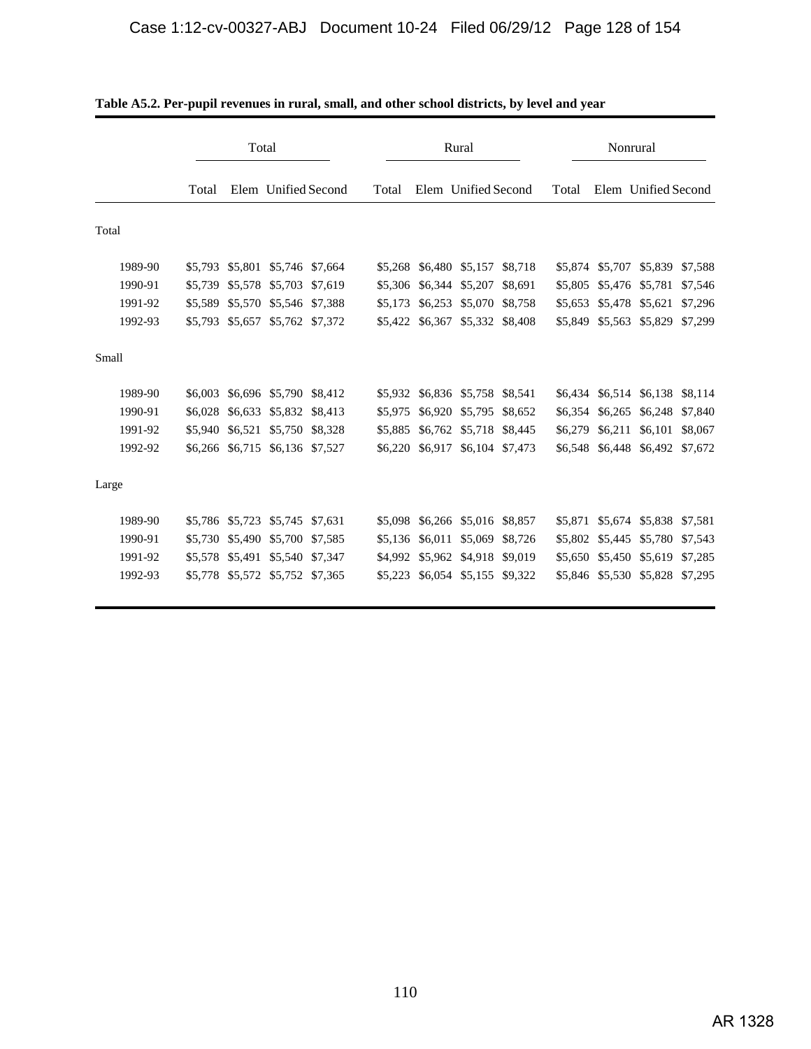**Table A5.2. Per-pupil revenues in rural, small, and other school districts, by level and year**

| | Total | | | | Rural | | | | Nonrural | | | |
|---|---|---|---|---|---|---|---|---|---|---|---|---|
| | Total | Elem | Unified | Second | Total | Elem | Unified | Second | Total | Elem | Unified | Second |
| Total | | | | | | | | | | | | |
| 1989-90 | $5,793 | $5,801 | $5,746 | $7,664 | $5,268 | $6,480 | $5,157 | $8,718 | $5,874 | $5,707 | $5,839 | $7,588 |
| 1990-91 | $5,739 | $5,578 | $5,703 | $7,619 | $5,306 | $6,344 | $5,207 | $8,691 | $5,805 | $5,476 | $5,781 | $7,546 |
| 1991-92 | $5,589 | $5,570 | $5,546 | $7,388 | $5,173 | $6,253 | $5,070 | $8,758 | $5,653 | $5,478 | $5,621 | $7,296 |
| 1992-93 | $5,793 | $5,657 | $5,762 | $7,372 | $5,422 | $6,367 | $5,332 | $8,408 | $5,849 | $5,563 | $5,829 | $7,299 |
| Small | | | | | | | | | | | | |
| 1989-90 | $6,003 | $6,696 | $5,790 | $8,412 | $5,932 | $6,836 | $5,758 | $8,541 | $6,434 | $6,514 | $6,138 | $8,114 |
| 1990-91 | $6,028 | $6,633 | $5,832 | $8,413 | $5,975 | $6,920 | $5,795 | $8,652 | $6,354 | $6,265 | $6,248 | $7,840 |
| 1991-92 | $5,940 | $6,521 | $5,750 | $8,328 | $5,885 | $6,762 | $5,718 | $8,445 | $6,279 | $6,211 | $6,101 | $8,067 |
| 1992-92 | $6,266 | $6,715 | $6,136 | $7,527 | $6,220 | $6,917 | $6,104 | $7,473 | $6,548 | $6,448 | $6,492 | $7,672 |
| Large | | | | | | | | | | | | |
| 1989-90 | $5,786 | $5,723 | $5,745 | $7,631 | $5,098 | $6,266 | $5,016 | $8,857 | $5,871 | $5,674 | $5,838 | $7,581 |
| 1990-91 | $5,730 | $5,490 | $5,700 | $7,585 | $5,136 | $6,011 | $5,069 | $8,726 | $5,802 | $5,445 | $5,780 | $7,543 |
| 1991-92 | $5,578 | $5,491 | $5,540 | $7,347 | $4,992 | $5,962 | $4,918 | $9,019 | $5,650 | $5,450 | $5,619 | $7,285 |
| 1992-93 | $5,778 | $5,572 | $5,752 | $7,365 | $5,223 | $6,054 | $5,155 | $9,322 | $5,846 | $5,530 | $5,828 | $7,295 |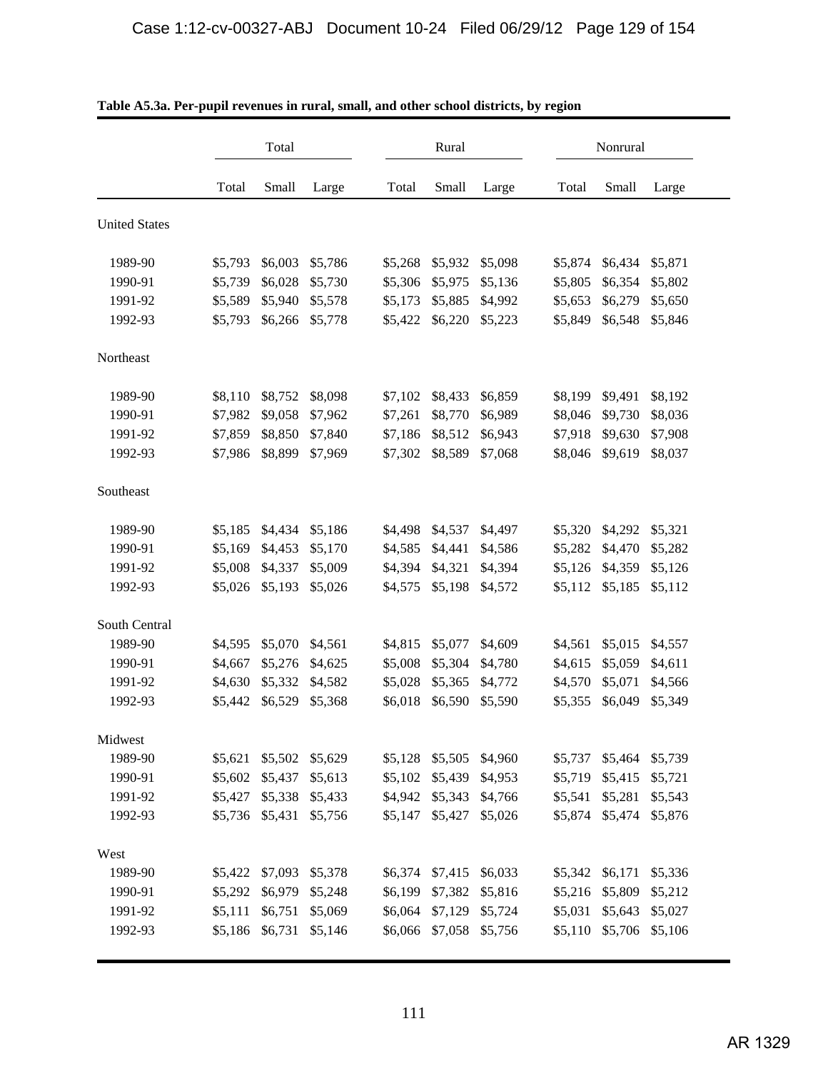**Table A5.3a. Per-pupil revenues in rural, small, and other school districts, by region**

| | Total | | | Rural | | | Nonrural | | |
|---|---|---|---|---|---|---|---|---|---|
| | Total | Small | Large | Total | Small | Large | Total | Small | Large |
| **United States** | | | | | | | | | |
| 1989-90 | $5,793 | $6,003 | $5,786 | $5,268 | $5,932 | $5,098 | $5,874 | $6,434 | $5,871 |
| 1990-91 | $5,739 | $6,028 | $5,730 | $5,306 | $5,975 | $5,136 | $5,805 | $6,354 | $5,802 |
| 1991-92 | $5,589 | $5,940 | $5,578 | $5,173 | $5,885 | $4,992 | $5,653 | $6,279 | $5,650 |
| 1992-93 | $5,793 | $6,266 | $5,778 | $5,422 | $6,220 | $5,223 | $5,849 | $6,548 | $5,846 |
| **Northeast** | | | | | | | | | |
| 1989-90 | $8,110 | $8,752 | $8,098 | $7,102 | $8,433 | $6,859 | $8,199 | $9,491 | $8,192 |
| 1990-91 | $7,982 | $9,058 | $7,962 | $7,261 | $8,770 | $6,989 | $8,046 | $9,730 | $8,036 |
| 1991-92 | $7,859 | $8,850 | $7,840 | $7,186 | $8,512 | $6,943 | $7,918 | $9,630 | $7,908 |
| 1992-93 | $7,986 | $8,899 | $7,969 | $7,302 | $8,589 | $7,068 | $8,046 | $9,619 | $8,037 |
| **Southeast** | | | | | | | | | |
| 1989-90 | $5,185 | $4,434 | $5,186 | $4,498 | $4,537 | $4,497 | $5,320 | $4,292 | $5,321 |
| 1990-91 | $5,169 | $4,453 | $5,170 | $4,585 | $4,441 | $4,586 | $5,282 | $4,470 | $5,282 |
| 1991-92 | $5,008 | $4,337 | $5,009 | $4,394 | $4,321 | $4,394 | $5,126 | $4,359 | $5,126 |
| 1992-93 | $5,026 | $5,193 | $5,026 | $4,575 | $5,198 | $4,572 | $5,112 | $5,185 | $5,112 |
| **South Central** | | | | | | | | | |
| 1989-90 | $4,595 | $5,070 | $4,561 | $4,815 | $5,077 | $4,609 | $4,561 | $5,015 | $4,557 |
| 1990-91 | $4,667 | $5,276 | $4,625 | $5,008 | $5,304 | $4,780 | $4,615 | $5,059 | $4,611 |
| 1991-92 | $4,630 | $5,332 | $4,582 | $5,028 | $5,365 | $4,772 | $4,570 | $5,071 | $4,566 |
| 1992-93 | $5,442 | $6,529 | $5,368 | $6,018 | $6,590 | $5,590 | $5,355 | $6,049 | $5,349 |
| **Midwest** | | | | | | | | | |
| 1989-90 | $5,621 | $5,502 | $5,629 | $5,128 | $5,505 | $4,960 | $5,737 | $5,464 | $5,739 |
| 1990-91 | $5,602 | $5,437 | $5,613 | $5,102 | $5,439 | $4,953 | $5,719 | $5,415 | $5,721 |
| 1991-92 | $5,427 | $5,338 | $5,433 | $4,942 | $5,343 | $4,766 | $5,541 | $5,281 | $5,543 |
| 1992-93 | $5,736 | $5,431 | $5,756 | $5,147 | $5,427 | $5,026 | $5,874 | $5,474 | $5,876 |
| **West** | | | | | | | | | |
| 1989-90 | $5,422 | $7,093 | $5,378 | $6,374 | $7,415 | $6,033 | $5,342 | $6,171 | $5,336 |
| 1990-91 | $5,292 | $6,979 | $5,248 | $6,199 | $7,382 | $5,816 | $5,216 | $5,809 | $5,212 |
| 1991-92 | $5,111 | $6,751 | $5,069 | $6,064 | $7,129 | $5,724 | $5,031 | $5,643 | $5,027 |
| 1992-93 | $5,186 | $6,731 | $5,146 | $6,066 | $7,058 | $5,756 | $5,110 | $5,706 | $5,106 |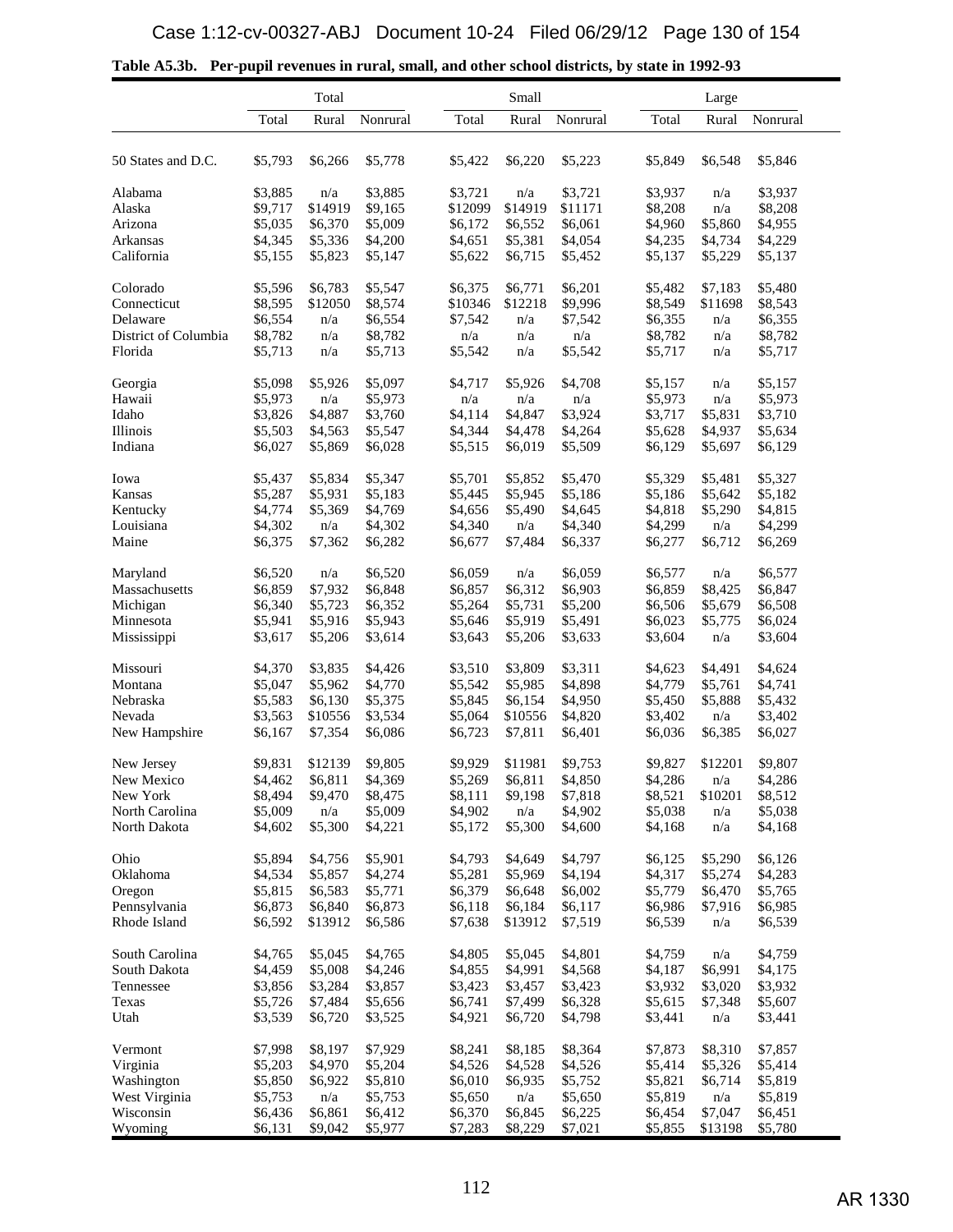**Table A5.3b. Per-pupil revenues in rural, small, and other school districts, by state in 1992-93**

| | Total | | | Small | | | Large | | |
|---|---|---|---|---|---|---|---|---|---|
| | Total | Rural | Nonrural | Total | Rural | Nonrural | Total | Rural | Nonrural |
| 50 States and D.C. | $5,793 | $6,266 | $5,778 | $5,422 | $6,220 | $5,223 | $5,849 | $6,548 | $5,846 |
| Alabama | $3,885 | n/a | $3,885 | $3,721 | n/a | $3,721 | $3,937 | n/a | $3,937 |
| Alaska | $9,717 | $14919 | $9,165 | $12099 | $14919 | $11171 | $8,208 | n/a | $8,208 |
| Arizona | $5,035 | $6,370 | $5,009 | $6,172 | $6,552 | $6,061 | $4,960 | $5,860 | $4,955 |
| Arkansas | $4,345 | $5,336 | $4,200 | $4,651 | $5,381 | $4,054 | $4,235 | $4,734 | $4,229 |
| California | $5,155 | $5,823 | $5,147 | $5,622 | $6,715 | $5,452 | $5,137 | $5,229 | $5,137 |
| Colorado | $5,596 | $6,783 | $5,547 | $6,375 | $6,771 | $6,201 | $5,482 | $7,183 | $5,480 |
| Connecticut | $8,595 | $12050 | $8,574 | $10346 | $12218 | $9,996 | $8,549 | $11698 | $8,543 |
| Delaware | $6,554 | n/a | $6,554 | $7,542 | n/a | $7,542 | $6,355 | n/a | $6,355 |
| District of Columbia | $8,782 | n/a | $8,782 | n/a | n/a | n/a | $8,782 | n/a | $8,782 |
| Florida | $5,713 | n/a | $5,713 | $5,542 | n/a | $5,542 | $5,717 | n/a | $5,717 |
| Georgia | $5,098 | $5,926 | $5,097 | $4,717 | $5,926 | $4,708 | $5,157 | n/a | $5,157 |
| Hawaii | $5,973 | n/a | $5,973 | n/a | n/a | n/a | $5,973 | n/a | $5,973 |
| Idaho | $3,826 | $4,887 | $3,760 | $4,114 | $4,847 | $3,924 | $3,717 | $5,831 | $3,710 |
| Illinois | $5,503 | $4,563 | $5,547 | $4,344 | $4,478 | $4,264 | $5,628 | $4,937 | $5,634 |
| Indiana | $6,027 | $5,869 | $6,028 | $5,515 | $6,019 | $5,509 | $6,129 | $5,697 | $6,129 |
| Iowa | $5,437 | $5,834 | $5,347 | $5,701 | $5,852 | $5,470 | $5,329 | $5,481 | $5,327 |
| Kansas | $5,287 | $5,931 | $5,183 | $5,445 | $5,945 | $5,186 | $5,186 | $5,642 | $5,182 |
| Kentucky | $4,774 | $5,369 | $4,769 | $4,656 | $5,490 | $4,645 | $4,818 | $5,290 | $4,815 |
| Louisiana | $4,302 | n/a | $4,302 | $4,340 | n/a | $4,340 | $4,299 | n/a | $4,299 |
| Maine | $6,375 | $7,362 | $6,282 | $6,677 | $7,484 | $6,337 | $6,277 | $6,712 | $6,269 |
| Maryland | $6,520 | n/a | $6,520 | $6,059 | n/a | $6,059 | $6,577 | n/a | $6,577 |
| Massachusetts | $6,859 | $7,932 | $6,848 | $6,857 | $6,312 | $6,903 | $6,859 | $8,425 | $6,847 |
| Michigan | $6,340 | $5,723 | $6,352 | $5,264 | $5,731 | $5,200 | $6,506 | $5,679 | $6,508 |
| Minnesota | $5,941 | $5,916 | $5,943 | $5,646 | $5,919 | $5,491 | $6,023 | $5,775 | $6,024 |
| Mississippi | $3,617 | $5,206 | $3,614 | $3,643 | $5,206 | $3,633 | $3,604 | n/a | $3,604 |
| Missouri | $4,370 | $3,835 | $4,426 | $3,510 | $3,809 | $3,311 | $4,623 | $4,491 | $4,624 |
| Montana | $5,047 | $5,962 | $4,770 | $5,542 | $5,985 | $4,898 | $4,779 | $5,761 | $4,741 |
| Nebraska | $5,583 | $6,130 | $5,375 | $5,845 | $6,154 | $4,950 | $5,450 | $5,888 | $5,432 |
| Nevada | $3,563 | $10556 | $3,534 | $5,064 | $10556 | $4,820 | $3,402 | n/a | $3,402 |
| New Hampshire | $6,167 | $7,354 | $6,086 | $6,723 | $7,811 | $6,401 | $6,036 | $6,385 | $6,027 |
| New Jersey | $9,831 | $12139 | $9,805 | $9,929 | $11981 | $9,753 | $9,827 | $12201 | $9,807 |
| New Mexico | $4,462 | $6,811 | $4,369 | $5,269 | $6,811 | $4,850 | $4,286 | n/a | $4,286 |
| New York | $8,494 | $9,470 | $8,475 | $8,111 | $9,198 | $7,818 | $8,521 | $10201 | $8,512 |
| North Carolina | $5,009 | n/a | $5,009 | $4,902 | n/a | $4,902 | $5,038 | n/a | $5,038 |
| North Dakota | $4,602 | $5,300 | $4,221 | $5,172 | $5,300 | $4,600 | $4,168 | n/a | $4,168 |
| Ohio | $5,894 | $4,756 | $5,901 | $4,793 | $4,649 | $4,797 | $6,125 | $5,290 | $6,126 |
| Oklahoma | $4,534 | $5,857 | $4,274 | $5,281 | $5,969 | $4,194 | $4,317 | $5,274 | $4,283 |
| Oregon | $5,815 | $6,583 | $5,771 | $6,379 | $6,648 | $6,002 | $5,779 | $6,470 | $5,765 |
| Pennsylvania | $6,873 | $6,840 | $6,873 | $6,118 | $6,184 | $6,117 | $6,986 | $7,916 | $6,985 |
| Rhode Island | $6,592 | $13912 | $6,586 | $7,638 | $13912 | $7,519 | $6,539 | n/a | $6,539 |
| South Carolina | $4,765 | $5,045 | $4,765 | $4,805 | $5,045 | $4,801 | $4,759 | n/a | $4,759 |
| South Dakota | $4,459 | $5,008 | $4,246 | $4,855 | $4,991 | $4,568 | $4,187 | $6,991 | $4,175 |
| Tennessee | $3,856 | $3,284 | $3,857 | $3,423 | $3,457 | $3,423 | $3,932 | $3,020 | $3,932 |
| Texas | $5,726 | $7,484 | $5,656 | $6,741 | $7,499 | $6,328 | $5,615 | $7,348 | $5,607 |
| Utah | $3,539 | $6,720 | $3,525 | $4,921 | $6,720 | $4,798 | $3,441 | n/a | $3,441 |
| Vermont | $7,998 | $8,197 | $7,929 | $8,241 | $8,185 | $8,364 | $7,873 | $8,310 | $7,857 |
| Virginia | $5,203 | $4,970 | $5,204 | $4,526 | $4,528 | $4,526 | $5,414 | $5,326 | $5,414 |
| Washington | $5,850 | $6,922 | $5,810 | $6,010 | $6,935 | $5,752 | $5,821 | $6,714 | $5,819 |
| West Virginia | $5,753 | n/a | $5,753 | $5,650 | n/a | $5,650 | $5,819 | n/a | $5,819 |
| Wisconsin | $6,436 | $6,861 | $6,412 | $6,370 | $6,845 | $6,225 | $6,454 | $7,047 | $6,451 |
| Wyoming | $6,131 | $9,042 | $5,977 | $7,283 | $8,229 | $7,021 | $5,855 | $13198 | $5,780 |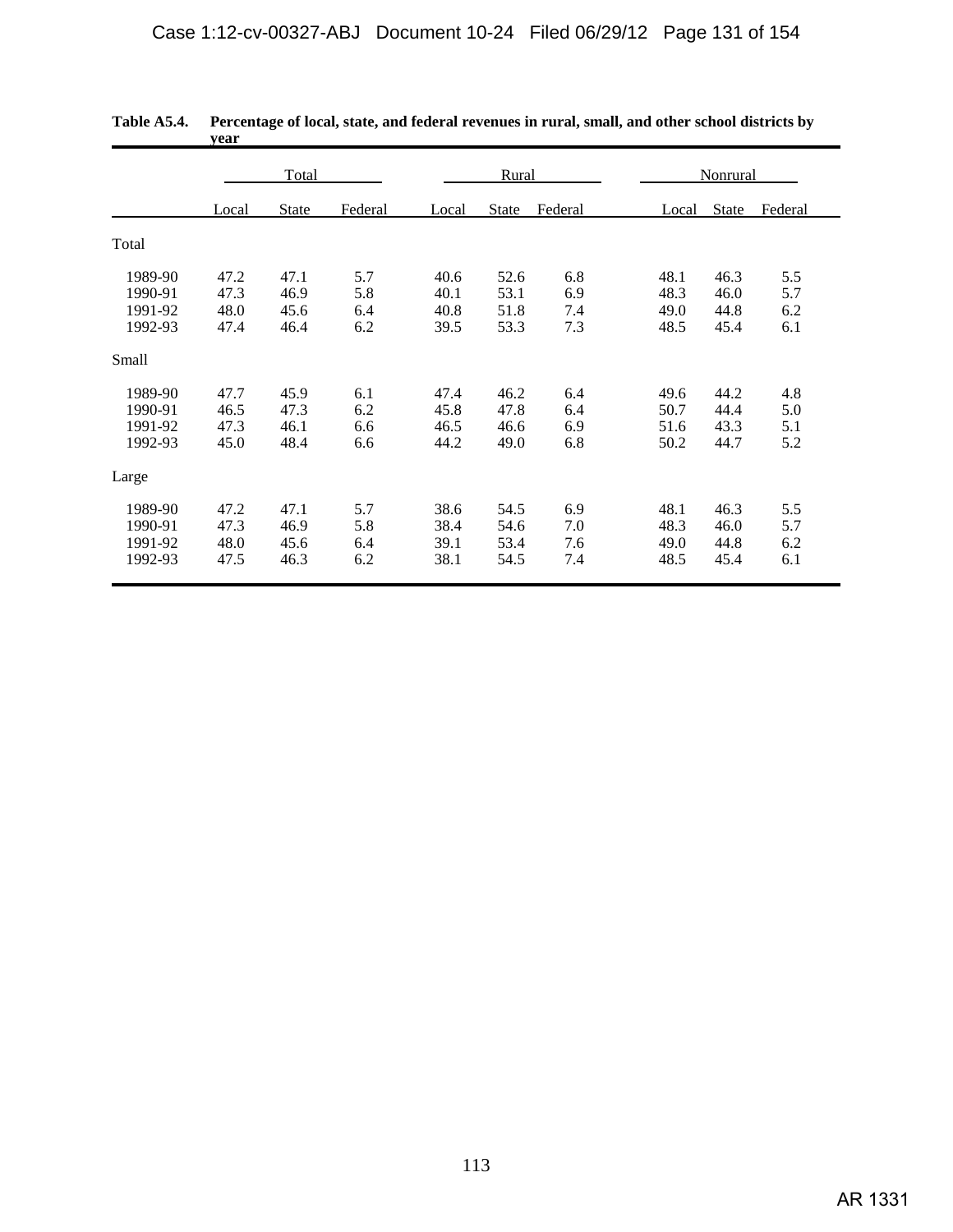**Table A5.4. Percentage of local, state, and federal revenues in rural, small, and other school districts by year**

| | Total | | | Rural | | | Nonrural | | |
|---|---|---|---|---|---|---|---|---|---|
| | Local | State | Federal | Local | State | Federal | Local | State | Federal |
| Total | | | | | | | | | |
| 1989-90 | 47.2 | 47.1 | 5.7 | 40.6 | 52.6 | 6.8 | 48.1 | 46.3 | 5.5 |
| 1990-91 | 47.3 | 46.9 | 5.8 | 40.1 | 53.1 | 6.9 | 48.3 | 46.0 | 5.7 |
| 1991-92 | 48.0 | 45.6 | 6.4 | 40.8 | 51.8 | 7.4 | 49.0 | 44.8 | 6.2 |
| 1992-93 | 47.4 | 46.4 | 6.2 | 39.5 | 53.3 | 7.3 | 48.5 | 45.4 | 6.1 |
| Small | | | | | | | | | |
| 1989-90 | 47.7 | 45.9 | 6.1 | 47.4 | 46.2 | 6.4 | 49.6 | 44.2 | 4.8 |
| 1990-91 | 46.5 | 47.3 | 6.2 | 45.8 | 47.8 | 6.4 | 50.7 | 44.4 | 5.0 |
| 1991-92 | 47.3 | 46.1 | 6.6 | 46.5 | 46.6 | 6.9 | 51.6 | 43.3 | 5.1 |
| 1992-93 | 45.0 | 48.4 | 6.6 | 44.2 | 49.0 | 6.8 | 50.2 | 44.7 | 5.2 |
| Large | | | | | | | | | |
| 1989-90 | 47.2 | 47.1 | 5.7 | 38.6 | 54.5 | 6.9 | 48.1 | 46.3 | 5.5 |
| 1990-91 | 47.3 | 46.9 | 5.8 | 38.4 | 54.6 | 7.0 | 48.3 | 46.0 | 5.7 |
| 1991-92 | 48.0 | 45.6 | 6.4 | 39.1 | 53.4 | 7.6 | 49.0 | 44.8 | 6.2 |
| 1992-93 | 47.5 | 46.3 | 6.2 | 38.1 | 54.5 | 7.4 | 48.5 | 45.4 | 6.1 |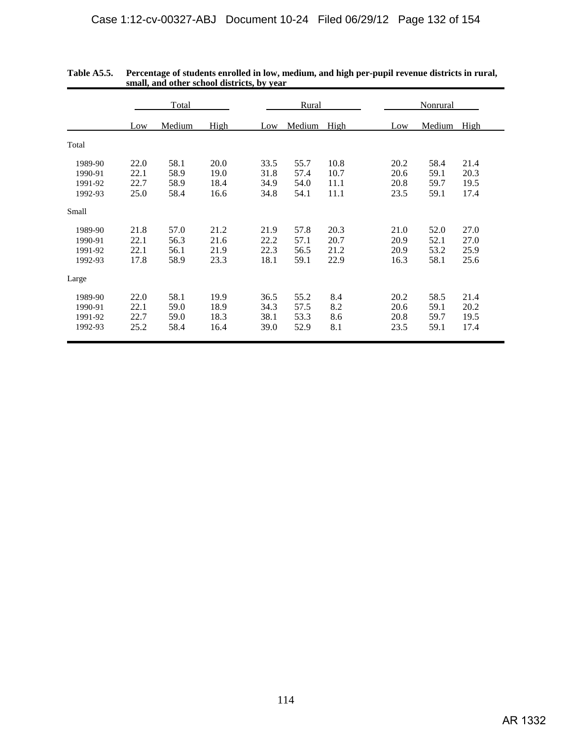**Table A5.5. Percentage of students enrolled in low, medium, and high per-pupil revenue districts in rural, small, and other school districts, by year**

| | Total | | | Rural | | | Nonrural | | |
|---|---|---|---|---|---|---|---|---|---|
| | Low | Medium | High | Low | Medium | High | Low | Medium | High |
| **Total** | | | | | | | | | |
| 1989-90 | 22.0 | 58.1 | 20.0 | 33.5 | 55.7 | 10.8 | 20.2 | 58.4 | 21.4 |
| 1990-91 | 22.1 | 58.9 | 19.0 | 31.8 | 57.4 | 10.7 | 20.6 | 59.1 | 20.3 |
| 1991-92 | 22.7 | 58.9 | 18.4 | 34.9 | 54.0 | 11.1 | 20.8 | 59.7 | 19.5 |
| 1992-93 | 25.0 | 58.4 | 16.6 | 34.8 | 54.1 | 11.1 | 23.5 | 59.1 | 17.4 |
| **Small** | | | | | | | | | |
| 1989-90 | 21.8 | 57.0 | 21.2 | 21.9 | 57.8 | 20.3 | 21.0 | 52.0 | 27.0 |
| 1990-91 | 22.1 | 56.3 | 21.6 | 22.2 | 57.1 | 20.7 | 20.9 | 52.1 | 27.0 |
| 1991-92 | 22.1 | 56.1 | 21.9 | 22.3 | 56.5 | 21.2 | 20.9 | 53.2 | 25.9 |
| 1992-93 | 17.8 | 58.9 | 23.3 | 18.1 | 59.1 | 22.9 | 16.3 | 58.1 | 25.6 |
| **Large** | | | | | | | | | |
| 1989-90 | 22.0 | 58.1 | 19.9 | 36.5 | 55.2 | 8.4 | 20.2 | 58.5 | 21.4 |
| 1990-91 | 22.1 | 59.0 | 18.9 | 34.3 | 57.5 | 8.2 | 20.6 | 59.1 | 20.2 |
| 1991-92 | 22.7 | 59.0 | 18.3 | 38.1 | 53.3 | 8.6 | 20.8 | 59.7 | 19.5 |
| 1992-93 | 25.2 | 58.4 | 16.4 | 39.0 | 52.9 | 8.1 | 23.5 | 59.1 | 17.4 |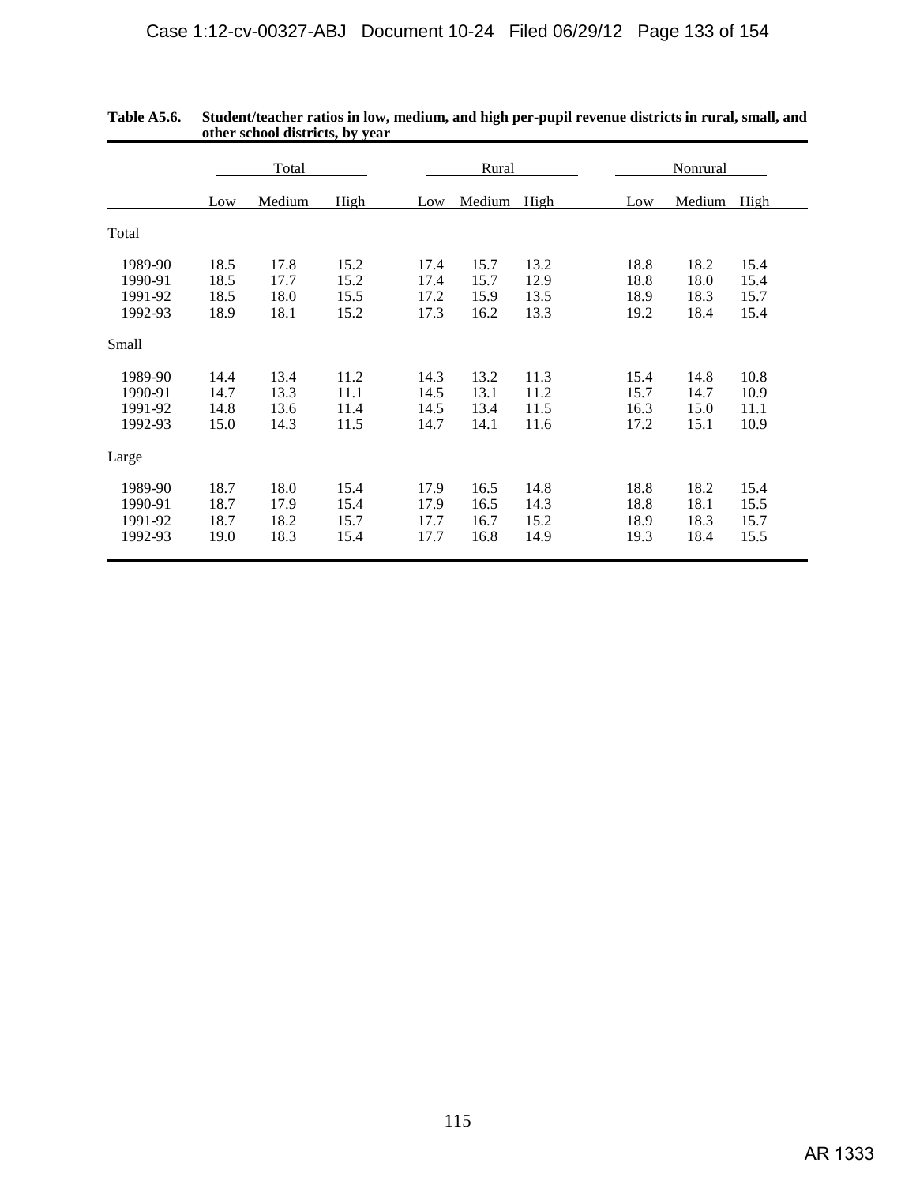**Table A5.6. Student/teacher ratios in low, medium, and high per-pupil revenue districts in rural, small, and other school districts, by year**

| | Total | | | Rural | | | Nonrural | | |
|---|---|---|---|---|---|---|---|---|---|
| | Low | Medium | High | Low | Medium | High | Low | Medium | High |
| Total | | | | | | | | | |
| 1989-90 | 18.5 | 17.8 | 15.2 | 17.4 | 15.7 | 13.2 | 18.8 | 18.2 | 15.4 |
| 1990-91 | 18.5 | 17.7 | 15.2 | 17.4 | 15.7 | 12.9 | 18.8 | 18.0 | 15.4 |
| 1991-92 | 18.5 | 18.0 | 15.5 | 17.2 | 15.9 | 13.5 | 18.9 | 18.3 | 15.7 |
| 1992-93 | 18.9 | 18.1 | 15.2 | 17.3 | 16.2 | 13.3 | 19.2 | 18.4 | 15.4 |
| Small | | | | | | | | | |
| 1989-90 | 14.4 | 13.4 | 11.2 | 14.3 | 13.2 | 11.3 | 15.4 | 14.8 | 10.8 |
| 1990-91 | 14.7 | 13.3 | 11.1 | 14.5 | 13.1 | 11.2 | 15.7 | 14.7 | 10.9 |
| 1991-92 | 14.8 | 13.6 | 11.4 | 14.5 | 13.4 | 11.5 | 16.3 | 15.0 | 11.1 |
| 1992-93 | 15.0 | 14.3 | 11.5 | 14.7 | 14.1 | 11.6 | 17.2 | 15.1 | 10.9 |
| Large | | | | | | | | | |
| 1989-90 | 18.7 | 18.0 | 15.4 | 17.9 | 16.5 | 14.8 | 18.8 | 18.2 | 15.4 |
| 1990-91 | 18.7 | 17.9 | 15.4 | 17.9 | 16.5 | 14.3 | 18.8 | 18.1 | 15.5 |
| 1991-92 | 18.7 | 18.2 | 15.7 | 17.7 | 16.7 | 15.2 | 18.9 | 18.3 | 15.7 |
| 1992-93 | 19.0 | 18.3 | 15.4 | 17.7 | 16.8 | 14.9 | 19.3 | 18.4 | 15.5 |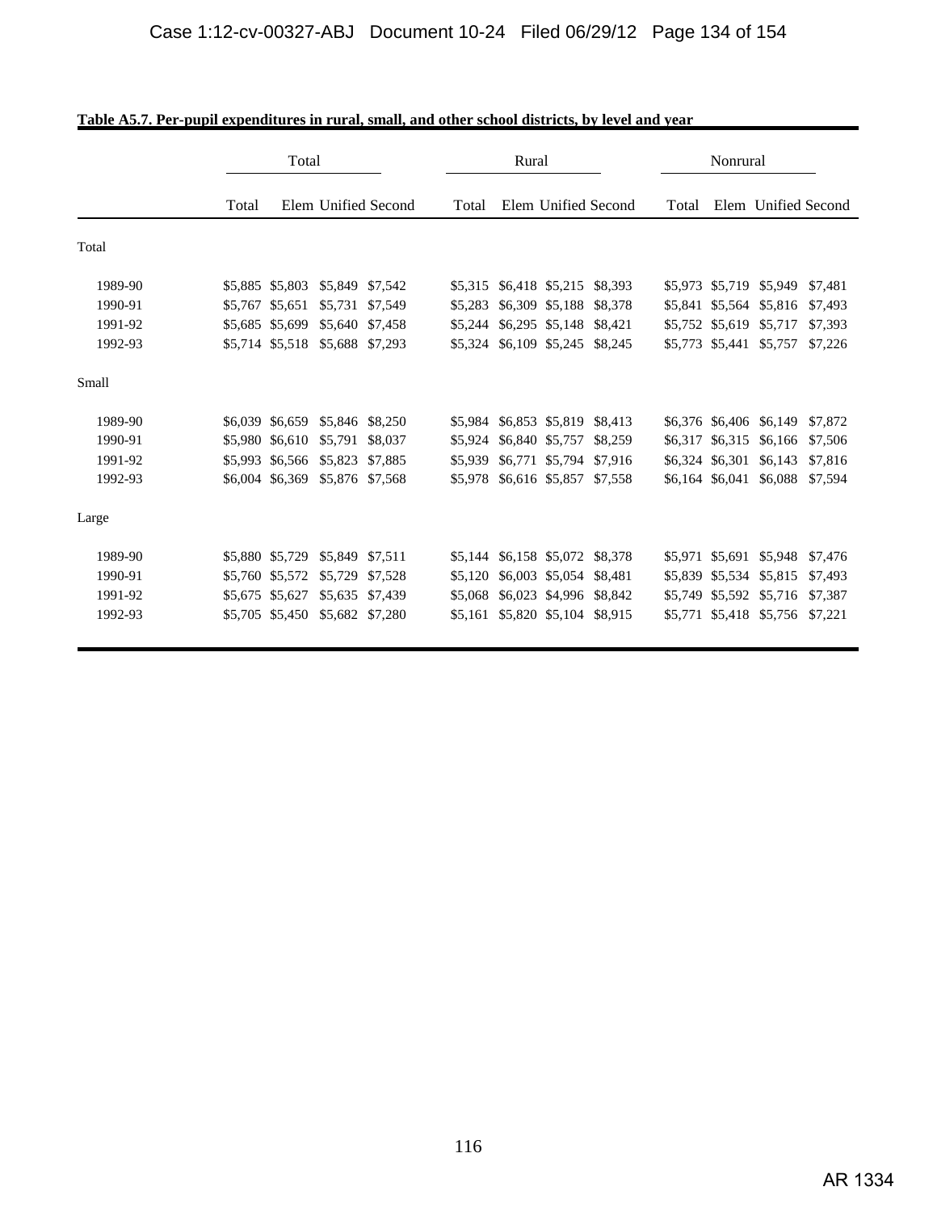**Table A5.7. Per-pupil expenditures in rural, small, and other school districts, by level and year**

| | Total | | | | Rural | | | | Nonrural | | | |
|---|---|---|---|---|---|---|---|---|---|---|---|---|
| | Total | Elem | Unified | Second | Total | Elem | Unified | Second | Total | Elem | Unified | Second |
| Total | | | | | | | | | | | | |
| 1989-90 | $5,885 | $5,803 | $5,849 | $7,542 | $5,315 | $6,418 | $5,215 | $8,393 | $5,973 | $5,719 | $5,949 | $7,481 |
| 1990-91 | $5,767 | $5,651 | $5,731 | $7,549 | $5,283 | $6,309 | $5,188 | $8,378 | $5,841 | $5,564 | $5,816 | $7,493 |
| 1991-92 | $5,685 | $5,699 | $5,640 | $7,458 | $5,244 | $6,295 | $5,148 | $8,421 | $5,752 | $5,619 | $5,717 | $7,393 |
| 1992-93 | $5,714 | $5,518 | $5,688 | $7,293 | $5,324 | $6,109 | $5,245 | $8,245 | $5,773 | $5,441 | $5,757 | $7,226 |
| Small | | | | | | | | | | | | |
| 1989-90 | $6,039 | $6,659 | $5,846 | $8,250 | $5,984 | $6,853 | $5,819 | $8,413 | $6,376 | $6,406 | $6,149 | $7,872 |
| 1990-91 | $5,980 | $6,610 | $5,791 | $8,037 | $5,924 | $6,840 | $5,757 | $8,259 | $6,317 | $6,315 | $6,166 | $7,506 |
| 1991-92 | $5,993 | $6,566 | $5,823 | $7,885 | $5,939 | $6,771 | $5,794 | $7,916 | $6,324 | $6,301 | $6,143 | $7,816 |
| 1992-93 | $6,004 | $6,369 | $5,876 | $7,568 | $5,978 | $6,616 | $5,857 | $7,558 | $6,164 | $6,041 | $6,088 | $7,594 |
| Large | | | | | | | | | | | | |
| 1989-90 | $5,880 | $5,729 | $5,849 | $7,511 | $5,144 | $6,158 | $5,072 | $8,378 | $5,971 | $5,691 | $5,948 | $7,476 |
| 1990-91 | $5,760 | $5,572 | $5,729 | $7,528 | $5,120 | $6,003 | $5,054 | $8,481 | $5,839 | $5,534 | $5,815 | $7,493 |
| 1991-92 | $5,675 | $5,627 | $5,635 | $7,439 | $5,068 | $6,023 | $4,996 | $8,842 | $5,749 | $5,592 | $5,716 | $7,387 |
| 1992-93 | $5,705 | $5,450 | $5,682 | $7,280 | $5,161 | $5,820 | $5,104 | $8,915 | $5,771 | $5,418 | $5,756 | $7,221 |

AR 1334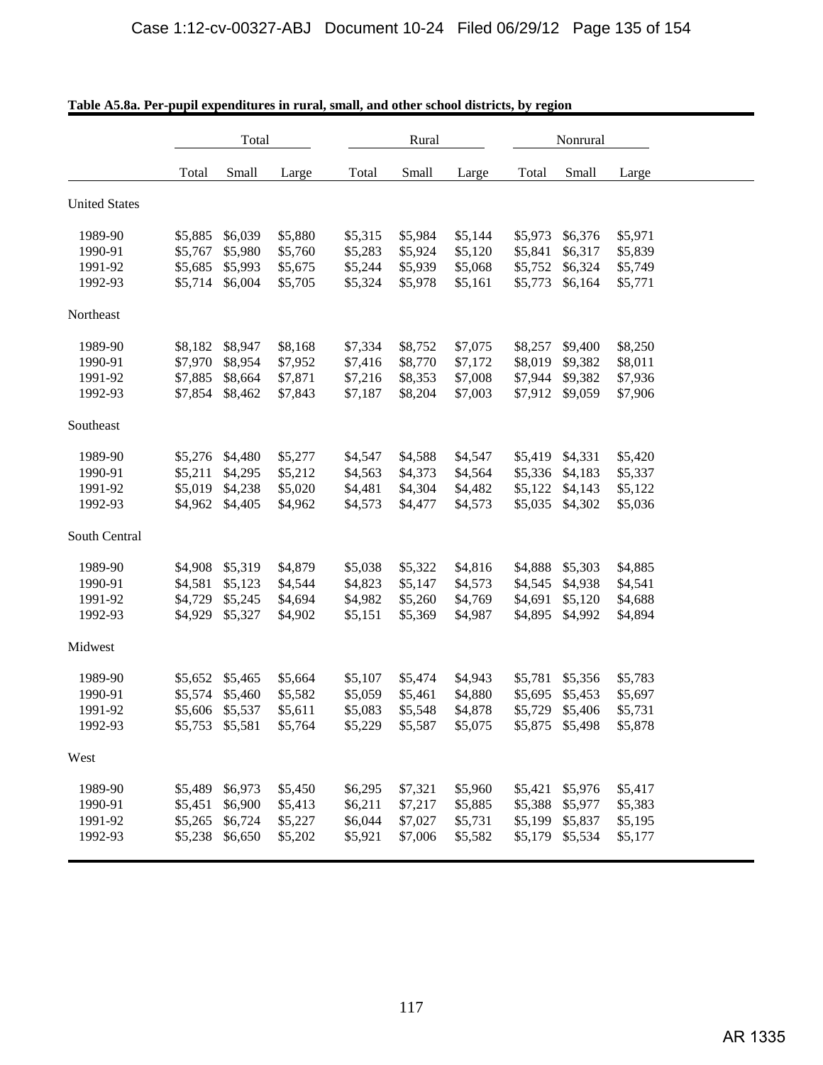**Table A5.8a. Per-pupil expenditures in rural, small, and other school districts, by region**

| | Total | | | Rural | | | Nonrural | | |
|---|---|---|---|---|---|---|---|---|---|
| | Total | Small | Large | Total | Small | Large | Total | Small | Large |
| United States | | | | | | | | | |
| 1989-90 | $5,885 | $6,039 | $5,880 | $5,315 | $5,984 | $5,144 | $5,973 | $6,376 | $5,971 |
| 1990-91 | $5,767 | $5,980 | $5,760 | $5,283 | $5,924 | $5,120 | $5,841 | $6,317 | $5,839 |
| 1991-92 | $5,685 | $5,993 | $5,675 | $5,244 | $5,939 | $5,068 | $5,752 | $6,324 | $5,749 |
| 1992-93 | $5,714 | $6,004 | $5,705 | $5,324 | $5,978 | $5,161 | $5,773 | $6,164 | $5,771 |
| Northeast | | | | | | | | | |
| 1989-90 | $8,182 | $8,947 | $8,168 | $7,334 | $8,752 | $7,075 | $8,257 | $9,400 | $8,250 |
| 1990-91 | $7,970 | $8,954 | $7,952 | $7,416 | $8,770 | $7,172 | $8,019 | $9,382 | $8,011 |
| 1991-92 | $7,885 | $8,664 | $7,871 | $7,216 | $8,353 | $7,008 | $7,944 | $9,382 | $7,936 |
| 1992-93 | $7,854 | $8,462 | $7,843 | $7,187 | $8,204 | $7,003 | $7,912 | $9,059 | $7,906 |
| Southeast | | | | | | | | | |
| 1989-90 | $5,276 | $4,480 | $5,277 | $4,547 | $4,588 | $4,547 | $5,419 | $4,331 | $5,420 |
| 1990-91 | $5,211 | $4,295 | $5,212 | $4,563 | $4,373 | $4,564 | $5,336 | $4,183 | $5,337 |
| 1991-92 | $5,019 | $4,238 | $5,020 | $4,481 | $4,304 | $4,482 | $5,122 | $4,143 | $5,122 |
| 1992-93 | $4,962 | $4,405 | $4,962 | $4,573 | $4,477 | $4,573 | $5,035 | $4,302 | $5,036 |
| South Central | | | | | | | | | |
| 1989-90 | $4,908 | $5,319 | $4,879 | $5,038 | $5,322 | $4,816 | $4,888 | $5,303 | $4,885 |
| 1990-91 | $4,581 | $5,123 | $4,544 | $4,823 | $5,147 | $4,573 | $4,545 | $4,938 | $4,541 |
| 1991-92 | $4,729 | $5,245 | $4,694 | $4,982 | $5,260 | $4,769 | $4,691 | $5,120 | $4,688 |
| 1992-93 | $4,929 | $5,327 | $4,902 | $5,151 | $5,369 | $4,987 | $4,895 | $4,992 | $4,894 |
| Midwest | | | | | | | | | |
| 1989-90 | $5,652 | $5,465 | $5,664 | $5,107 | $5,474 | $4,943 | $5,781 | $5,356 | $5,783 |
| 1990-91 | $5,574 | $5,460 | $5,582 | $5,059 | $5,461 | $4,880 | $5,695 | $5,453 | $5,697 |
| 1991-92 | $5,606 | $5,537 | $5,611 | $5,083 | $5,548 | $4,878 | $5,729 | $5,406 | $5,731 |
| 1992-93 | $5,753 | $5,581 | $5,764 | $5,229 | $5,587 | $5,075 | $5,875 | $5,498 | $5,878 |
| West | | | | | | | | | |
| 1989-90 | $5,489 | $6,973 | $5,450 | $6,295 | $7,321 | $5,960 | $5,421 | $5,976 | $5,417 |
| 1990-91 | $5,451 | $6,900 | $5,413 | $6,211 | $7,217 | $5,885 | $5,388 | $5,977 | $5,383 |
| 1991-92 | $5,265 | $6,724 | $5,227 | $6,044 | $7,027 | $5,731 | $5,199 | $5,837 | $5,195 |
| 1992-93 | $5,238 | $6,650 | $5,202 | $5,921 | $7,006 | $5,582 | $5,179 | $5,534 | $5,177 |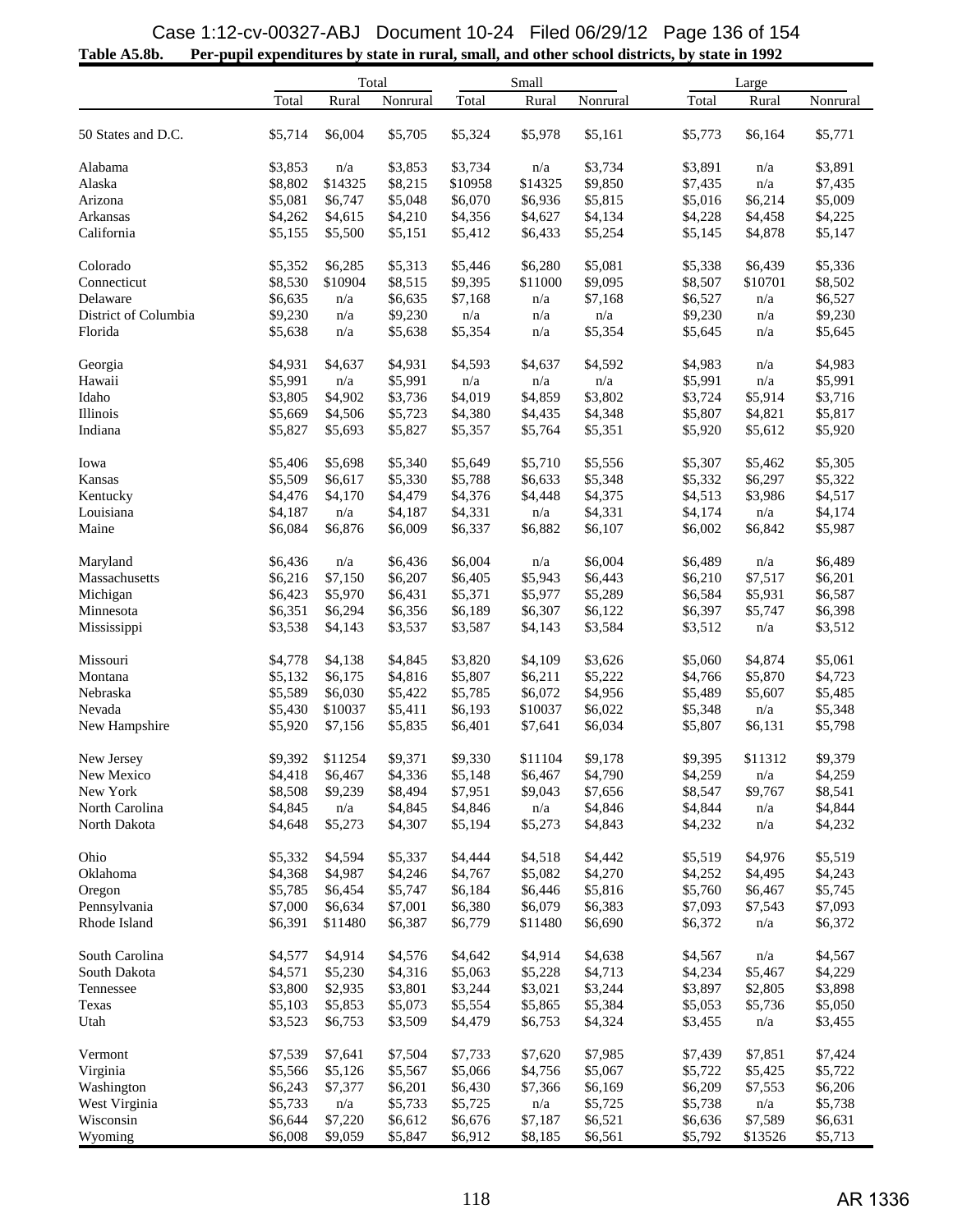**Table A5.8b. Per-pupil expenditures by state in rural, small, and other school districts, by state in 1992**

| | Total | | | Small | | | Large | | |
|---|---|---|---|---|---|---|---|---|---|
| | Total | Rural | Nonrural | Total | Rural | Nonrural | Total | Rural | Nonrural |
| 50 States and D.C. | $5,714 | $6,004 | $5,705 | $5,324 | $5,978 | $5,161 | $5,773 | $6,164 | $5,771 |
| Alabama | $3,853 | n/a | $3,853 | $3,734 | n/a | $3,734 | $3,891 | n/a | $3,891 |
| Alaska | $8,802 | $14325 | $8,215 | $10958 | $14325 | $9,850 | $7,435 | n/a | $7,435 |
| Arizona | $5,081 | $6,747 | $5,048 | $6,070 | $6,936 | $5,815 | $5,016 | $6,214 | $5,009 |
| Arkansas | $4,262 | $4,615 | $4,210 | $4,356 | $4,627 | $4,134 | $4,228 | $4,458 | $4,225 |
| California | $5,155 | $5,500 | $5,151 | $5,412 | $6,433 | $5,254 | $5,145 | $4,878 | $5,147 |
| Colorado | $5,352 | $6,285 | $5,313 | $5,446 | $6,280 | $5,081 | $5,338 | $6,439 | $5,336 |
| Connecticut | $8,530 | $10904 | $8,515 | $9,395 | $11000 | $9,095 | $8,507 | $10701 | $8,502 |
| Delaware | $6,635 | n/a | $6,635 | $7,168 | n/a | $7,168 | $6,527 | n/a | $6,527 |
| District of Columbia | $9,230 | n/a | $9,230 | n/a | n/a | n/a | $9,230 | n/a | $9,230 |
| Florida | $5,638 | n/a | $5,638 | $5,354 | n/a | $5,354 | $5,645 | n/a | $5,645 |
| Georgia | $4,931 | $4,637 | $4,931 | $4,593 | $4,637 | $4,592 | $4,983 | n/a | $4,983 |
| Hawaii | $5,991 | n/a | $5,991 | n/a | n/a | n/a | $5,991 | n/a | $5,991 |
| Idaho | $3,805 | $4,902 | $3,736 | $4,019 | $4,859 | $3,802 | $3,724 | $5,914 | $3,716 |
| Illinois | $5,669 | $4,506 | $5,723 | $4,380 | $4,435 | $4,348 | $5,807 | $4,821 | $5,817 |
| Indiana | $5,827 | $5,693 | $5,827 | $5,357 | $5,764 | $5,351 | $5,920 | $5,612 | $5,920 |
| Iowa | $5,406 | $5,698 | $5,340 | $5,649 | $5,710 | $5,556 | $5,307 | $5,462 | $5,305 |
| Kansas | $5,509 | $6,617 | $5,330 | $5,788 | $6,633 | $5,348 | $5,332 | $6,297 | $5,322 |
| Kentucky | $4,476 | $4,170 | $4,479 | $4,376 | $4,448 | $4,375 | $4,513 | $3,986 | $4,517 |
| Louisiana | $4,187 | n/a | $4,187 | $4,331 | n/a | $4,331 | $4,174 | n/a | $4,174 |
| Maine | $6,084 | $6,876 | $6,009 | $6,337 | $6,882 | $6,107 | $6,002 | $6,842 | $5,987 |
| Maryland | $6,436 | n/a | $6,436 | $6,004 | n/a | $6,004 | $6,489 | n/a | $6,489 |
| Massachusetts | $6,216 | $7,150 | $6,207 | $6,405 | $5,943 | $6,443 | $6,210 | $7,517 | $6,201 |
| Michigan | $6,423 | $5,970 | $6,431 | $5,371 | $5,977 | $5,289 | $6,584 | $5,931 | $6,587 |
| Minnesota | $6,351 | $6,294 | $6,356 | $6,189 | $6,307 | $6,122 | $6,397 | $5,747 | $6,398 |
| Mississippi | $3,538 | $4,143 | $3,537 | $3,587 | $4,143 | $3,584 | $3,512 | n/a | $3,512 |
| Missouri | $4,778 | $4,138 | $4,845 | $3,820 | $4,109 | $3,626 | $5,060 | $4,874 | $5,061 |
| Montana | $5,132 | $6,175 | $4,816 | $5,807 | $6,211 | $5,222 | $4,766 | $5,870 | $4,723 |
| Nebraska | $5,589 | $6,030 | $5,422 | $5,785 | $6,072 | $4,956 | $5,489 | $5,607 | $5,485 |
| Nevada | $5,430 | $10037 | $5,411 | $6,193 | $10037 | $6,022 | $5,348 | n/a | $5,348 |
| New Hampshire | $5,920 | $7,156 | $5,835 | $6,401 | $7,641 | $6,034 | $5,807 | $6,131 | $5,798 |
| New Jersey | $9,392 | $11254 | $9,371 | $9,330 | $11104 | $9,178 | $9,395 | $11312 | $9,379 |
| New Mexico | $4,418 | $6,467 | $4,336 | $5,148 | $6,467 | $4,790 | $4,259 | n/a | $4,259 |
| New York | $8,508 | $9,239 | $8,494 | $7,951 | $9,043 | $7,656 | $8,547 | $9,767 | $8,541 |
| North Carolina | $4,845 | n/a | $4,845 | $4,846 | n/a | $4,846 | $4,844 | n/a | $4,844 |
| North Dakota | $4,648 | $5,273 | $4,307 | $5,194 | $5,273 | $4,843 | $4,232 | n/a | $4,232 |
| Ohio | $5,332 | $4,594 | $5,337 | $4,444 | $4,518 | $4,442 | $5,519 | $4,976 | $5,519 |
| Oklahoma | $4,368 | $4,987 | $4,246 | $4,767 | $5,082 | $4,270 | $4,252 | $4,495 | $4,243 |
| Oregon | $5,785 | $6,454 | $5,747 | $6,184 | $6,446 | $5,816 | $5,760 | $6,467 | $5,745 |
| Pennsylvania | $7,000 | $6,634 | $7,001 | $6,380 | $6,079 | $6,383 | $7,093 | $7,543 | $7,093 |
| Rhode Island | $6,391 | $11480 | $6,387 | $6,779 | $11480 | $6,690 | $6,372 | n/a | $6,372 |
| South Carolina | $4,577 | $4,914 | $4,576 | $4,642 | $4,914 | $4,638 | $4,567 | n/a | $4,567 |
| South Dakota | $4,571 | $5,230 | $4,316 | $5,063 | $5,228 | $4,713 | $4,234 | $5,467 | $4,229 |
| Tennessee | $3,800 | $2,935 | $3,801 | $3,244 | $3,021 | $3,244 | $3,897 | $2,805 | $3,898 |
| Texas | $5,103 | $5,853 | $5,073 | $5,554 | $5,865 | $5,384 | $5,053 | $5,736 | $5,050 |
| Utah | $3,523 | $6,753 | $3,509 | $4,479 | $6,753 | $4,324 | $3,455 | n/a | $3,455 |
| Vermont | $7,539 | $7,641 | $7,504 | $7,733 | $7,620 | $7,985 | $7,439 | $7,851 | $7,424 |
| Virginia | $5,566 | $5,126 | $5,567 | $5,066 | $4,756 | $5,067 | $5,722 | $5,425 | $5,722 |
| Washington | $6,243 | $7,377 | $6,201 | $6,430 | $7,366 | $6,169 | $6,209 | $7,553 | $6,206 |
| West Virginia | $5,733 | n/a | $5,733 | $5,725 | n/a | $5,725 | $5,738 | n/a | $5,738 |
| Wisconsin | $6,644 | $7,220 | $6,612 | $6,676 | $7,187 | $6,521 | $6,636 | $7,589 | $6,631 |
| Wyoming | $6,008 | $9,059 | $5,847 | $6,912 | $8,185 | $6,561 | $5,792 | $13526 | $5,713 |

118

AR 1336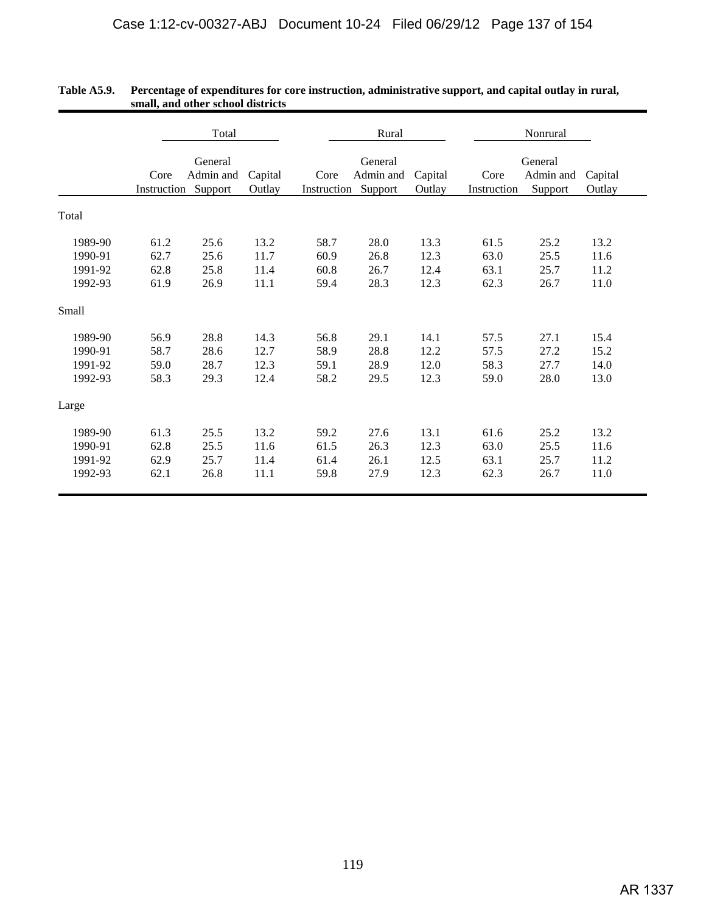**Table A5.9. Percentage of expenditures for core instruction, administrative support, and capital outlay in rural, small, and other school districts**

| | Total | | | Rural | | | Nonrural | | |
|---|---|---|---|---|---|---|---|---|---|
| | Core Instruction | General Admin and Support | Capital Outlay | Core Instruction | General Admin and Support | Capital Outlay | Core Instruction | General Admin and Support | Capital Outlay |
| **Total** | | | | | | | | | |
| 1989-90 | 61.2 | 25.6 | 13.2 | 58.7 | 28.0 | 13.3 | 61.5 | 25.2 | 13.2 |
| 1990-91 | 62.7 | 25.6 | 11.7 | 60.9 | 26.8 | 12.3 | 63.0 | 25.5 | 11.6 |
| 1991-92 | 62.8 | 25.8 | 11.4 | 60.8 | 26.7 | 12.4 | 63.1 | 25.7 | 11.2 |
| 1992-93 | 61.9 | 26.9 | 11.1 | 59.4 | 28.3 | 12.3 | 62.3 | 26.7 | 11.0 |
| **Small** | | | | | | | | | |
| 1989-90 | 56.9 | 28.8 | 14.3 | 56.8 | 29.1 | 14.1 | 57.5 | 27.1 | 15.4 |
| 1990-91 | 58.7 | 28.6 | 12.7 | 58.9 | 28.8 | 12.2 | 57.5 | 27.2 | 15.2 |
| 1991-92 | 59.0 | 28.7 | 12.3 | 59.1 | 28.9 | 12.0 | 58.3 | 27.7 | 14.0 |
| 1992-93 | 58.3 | 29.3 | 12.4 | 58.2 | 29.5 | 12.3 | 59.0 | 28.0 | 13.0 |
| **Large** | | | | | | | | | |
| 1989-90 | 61.3 | 25.5 | 13.2 | 59.2 | 27.6 | 13.1 | 61.6 | 25.2 | 13.2 |
| 1990-91 | 62.8 | 25.5 | 11.6 | 61.5 | 26.3 | 12.3 | 63.0 | 25.5 | 11.6 |
| 1991-92 | 62.9 | 25.7 | 11.4 | 61.4 | 26.1 | 12.5 | 63.1 | 25.7 | 11.2 |
| 1992-93 | 62.1 | 26.8 | 11.1 | 59.8 | 27.9 | 12.3 | 62.3 | 26.7 | 11.0 |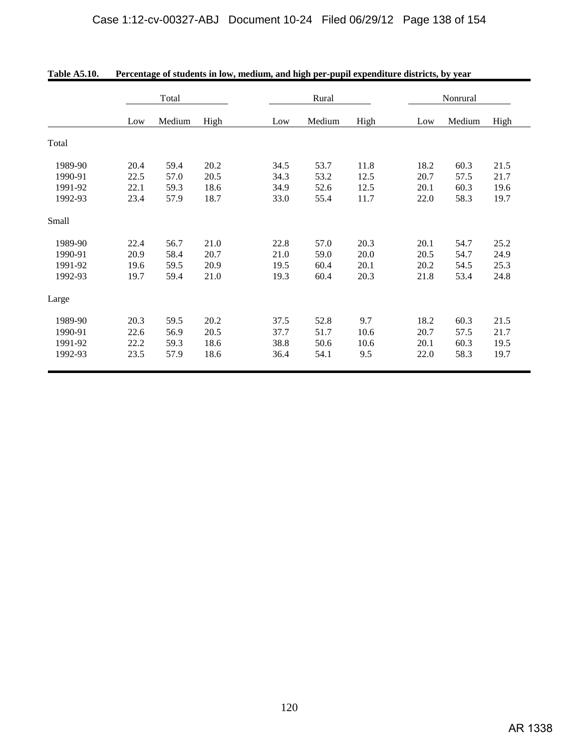**Table A5.10. Percentage of students in low, medium, and high per-pupil expenditure districts, by year**

| | Total | | | Rural | | | Nonrural | | |
|---|---|---|---|---|---|---|---|---|---|
| | Low | Medium | High | Low | Medium | High | Low | Medium | High |
| Total | | | | | | | | | |
| 1989-90 | 20.4 | 59.4 | 20.2 | 34.5 | 53.7 | 11.8 | 18.2 | 60.3 | 21.5 |
| 1990-91 | 22.5 | 57.0 | 20.5 | 34.3 | 53.2 | 12.5 | 20.7 | 57.5 | 21.7 |
| 1991-92 | 22.1 | 59.3 | 18.6 | 34.9 | 52.6 | 12.5 | 20.1 | 60.3 | 19.6 |
| 1992-93 | 23.4 | 57.9 | 18.7 | 33.0 | 55.4 | 11.7 | 22.0 | 58.3 | 19.7 |
| Small | | | | | | | | | |
| 1989-90 | 22.4 | 56.7 | 21.0 | 22.8 | 57.0 | 20.3 | 20.1 | 54.7 | 25.2 |
| 1990-91 | 20.9 | 58.4 | 20.7 | 21.0 | 59.0 | 20.0 | 20.5 | 54.7 | 24.9 |
| 1991-92 | 19.6 | 59.5 | 20.9 | 19.5 | 60.4 | 20.1 | 20.2 | 54.5 | 25.3 |
| 1992-93 | 19.7 | 59.4 | 21.0 | 19.3 | 60.4 | 20.3 | 21.8 | 53.4 | 24.8 |
| Large | | | | | | | | | |
| 1989-90 | 20.3 | 59.5 | 20.2 | 37.5 | 52.8 | 9.7 | 18.2 | 60.3 | 21.5 |
| 1990-91 | 22.6 | 56.9 | 20.5 | 37.7 | 51.7 | 10.6 | 20.7 | 57.5 | 21.7 |
| 1991-92 | 22.2 | 59.3 | 18.6 | 38.8 | 50.6 | 10.6 | 20.1 | 60.3 | 19.5 |
| 1992-93 | 23.5 | 57.9 | 18.6 | 36.4 | 54.1 | 9.5 | 22.0 | 58.3 | 19.7 |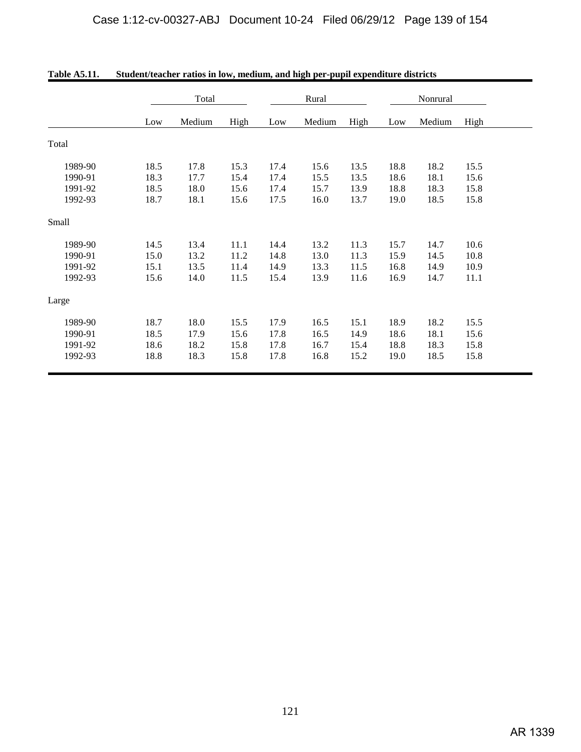**Table A5.11. Student/teacher ratios in low, medium, and high per-pupil expenditure districts**

| | Total | | | Rural | | | Nonrural | | |
|---|---|---|---|---|---|---|---|---|---|
| | Low | Medium | High | Low | Medium | High | Low | Medium | High |
| Total | | | | | | | | | |
| 1989-90 | 18.5 | 17.8 | 15.3 | 17.4 | 15.6 | 13.5 | 18.8 | 18.2 | 15.5 |
| 1990-91 | 18.3 | 17.7 | 15.4 | 17.4 | 15.5 | 13.5 | 18.6 | 18.1 | 15.6 |
| 1991-92 | 18.5 | 18.0 | 15.6 | 17.4 | 15.7 | 13.9 | 18.8 | 18.3 | 15.8 |
| 1992-93 | 18.7 | 18.1 | 15.6 | 17.5 | 16.0 | 13.7 | 19.0 | 18.5 | 15.8 |
| Small | | | | | | | | | |
| 1989-90 | 14.5 | 13.4 | 11.1 | 14.4 | 13.2 | 11.3 | 15.7 | 14.7 | 10.6 |
| 1990-91 | 15.0 | 13.2 | 11.2 | 14.8 | 13.0 | 11.3 | 15.9 | 14.5 | 10.8 |
| 1991-92 | 15.1 | 13.5 | 11.4 | 14.9 | 13.3 | 11.5 | 16.8 | 14.9 | 10.9 |
| 1992-93 | 15.6 | 14.0 | 11.5 | 15.4 | 13.9 | 11.6 | 16.9 | 14.7 | 11.1 |
| Large | | | | | | | | | |
| 1989-90 | 18.7 | 18.0 | 15.5 | 17.9 | 16.5 | 15.1 | 18.9 | 18.2 | 15.5 |
| 1990-91 | 18.5 | 17.9 | 15.6 | 17.8 | 16.5 | 14.9 | 18.6 | 18.1 | 15.6 |
| 1991-92 | 18.6 | 18.2 | 15.8 | 17.8 | 16.7 | 15.4 | 18.8 | 18.3 | 15.8 |
| 1992-93 | 18.8 | 18.3 | 15.8 | 17.8 | 16.8 | 15.2 | 19.0 | 18.5 | 15.8 |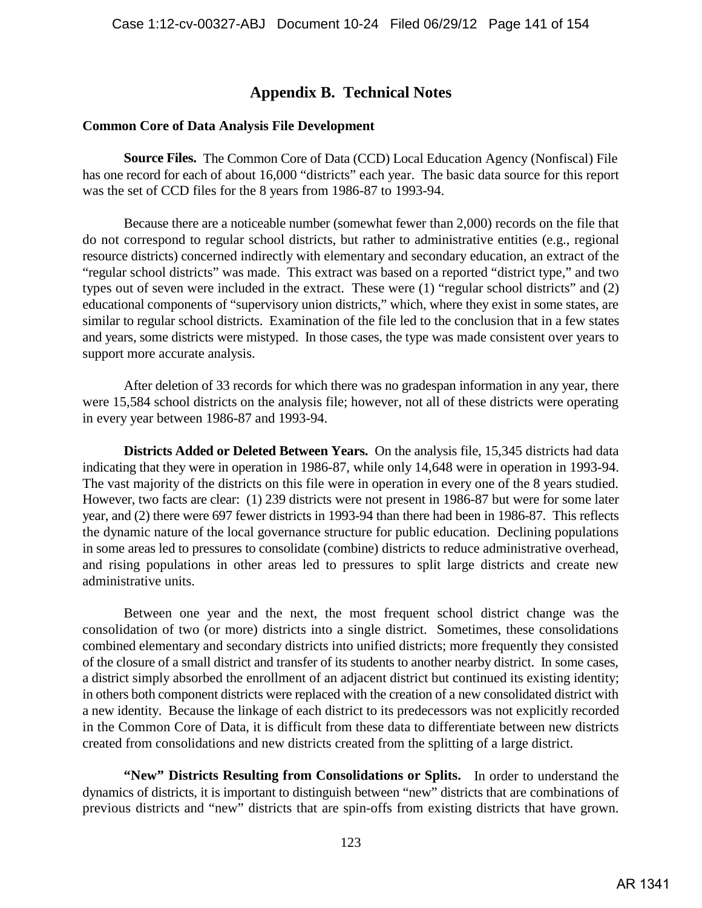# Appendix B. Technical Notes

## Common Core of Data Analysis File Development

**Source Files.** The Common Core of Data (CCD) Local Education Agency (Nonfiscal) File has one record for each of about 16,000 "districts" each year. The basic data source for this report was the set of CCD files for the 8 years from 1986-87 to 1993-94.

Because there are a noticeable number (somewhat fewer than 2,000) records on the file that do not correspond to regular school districts, but rather to administrative entities (e.g., regional resource districts) concerned indirectly with elementary and secondary education, an extract of the "regular school districts" was made. This extract was based on a reported "district type," and two types out of seven were included in the extract. These were (1) "regular school districts" and (2) educational components of "supervisory union districts," which, where they exist in some states, are similar to regular school districts. Examination of the file led to the conclusion that in a few states and years, some districts were mistyped. In those cases, the type was made consistent over years to support more accurate analysis.

After deletion of 33 records for which there was no gradespan information in any year, there were 15,584 school districts on the analysis file; however, not all of these districts were operating in every year between 1986-87 and 1993-94.

**Districts Added or Deleted Between Years.** On the analysis file, 15,345 districts had data indicating that they were in operation in 1986-87, while only 14,648 were in operation in 1993-94. The vast majority of the districts on this file were in operation in every one of the 8 years studied. However, two facts are clear: (1) 239 districts were not present in 1986-87 but were for some later year, and (2) there were 697 fewer districts in 1993-94 than there had been in 1986-87. This reflects the dynamic nature of the local governance structure for public education. Declining populations in some areas led to pressures to consolidate (combine) districts to reduce administrative overhead, and rising populations in other areas led to pressures to split large districts and create new administrative units.

Between one year and the next, the most frequent school district change was the consolidation of two (or more) districts into a single district. Sometimes, these consolidations combined elementary and secondary districts into unified districts; more frequently they consisted of the closure of a small district and transfer of its students to another nearby district. In some cases, a district simply absorbed the enrollment of an adjacent district but continued its existing identity; in others both component districts were replaced with the creation of a new consolidated district with a new identity. Because the linkage of each district to its predecessors was not explicitly recorded in the Common Core of Data, it is difficult from these data to differentiate between new districts created from consolidations and new districts created from the splitting of a large district.

**"New" Districts Resulting from Consolidations or Splits.** In order to understand the dynamics of districts, it is important to distinguish between "new" districts that are combinations of previous districts and "new" districts that are spin-offs from existing districts that have grown.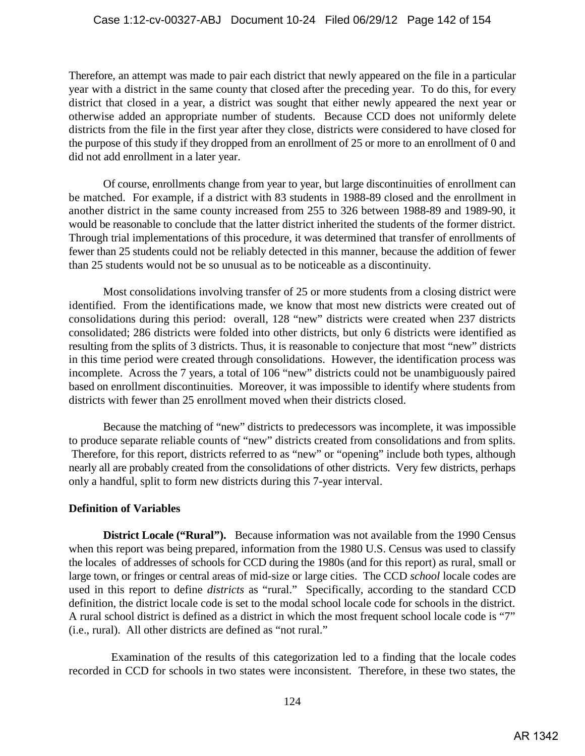Therefore, an attempt was made to pair each district that newly appeared on the file in a particular year with a district in the same county that closed after the preceding year. To do this, for every district that closed in a year, a district was sought that either newly appeared the next year or otherwise added an appropriate number of students. Because CCD does not uniformly delete districts from the file in the first year after they close, districts were considered to have closed for the purpose of this study if they dropped from an enrollment of 25 or more to an enrollment of 0 and did not add enrollment in a later year.

Of course, enrollments change from year to year, but large discontinuities of enrollment can be matched. For example, if a district with 83 students in 1988-89 closed and the enrollment in another district in the same county increased from 255 to 326 between 1988-89 and 1989-90, it would be reasonable to conclude that the latter district inherited the students of the former district. Through trial implementations of this procedure, it was determined that transfer of enrollments of fewer than 25 students could not be reliably detected in this manner, because the addition of fewer than 25 students would not be so unusual as to be noticeable as a discontinuity.

Most consolidations involving transfer of 25 or more students from a closing district were identified. From the identifications made, we know that most new districts were created out of consolidations during this period: overall, 128 "new" districts were created when 237 districts consolidated; 286 districts were folded into other districts, but only 6 districts were identified as resulting from the splits of 3 districts. Thus, it is reasonable to conjecture that most "new" districts in this time period were created through consolidations. However, the identification process was incomplete. Across the 7 years, a total of 106 "new" districts could not be unambiguously paired based on enrollment discontinuities. Moreover, it was impossible to identify where students from districts with fewer than 25 enrollment moved when their districts closed.

Because the matching of "new" districts to predecessors was incomplete, it was impossible to produce separate reliable counts of "new" districts created from consolidations and from splits. Therefore, for this report, districts referred to as "new" or "opening" include both types, although nearly all are probably created from the consolidations of other districts. Very few districts, perhaps only a handful, split to form new districts during this 7-year interval.

**Definition of Variables**

**District Locale ("Rural").** Because information was not available from the 1990 Census when this report was being prepared, information from the 1980 U.S. Census was used to classify the locales of addresses of schools for CCD during the 1980s (and for this report) as rural, small or large town, or fringes or central areas of mid-size or large cities. The CCD *school* locale codes are used in this report to define *districts* as "rural." Specifically, according to the standard CCD definition, the district locale code is set to the modal school locale code for schools in the district. A rural school district is defined as a district in which the most frequent school locale code is "7" (i.e., rural). All other districts are defined as "not rural."

Examination of the results of this categorization led to a finding that the locale codes recorded in CCD for schools in two states were inconsistent. Therefore, in these two states, the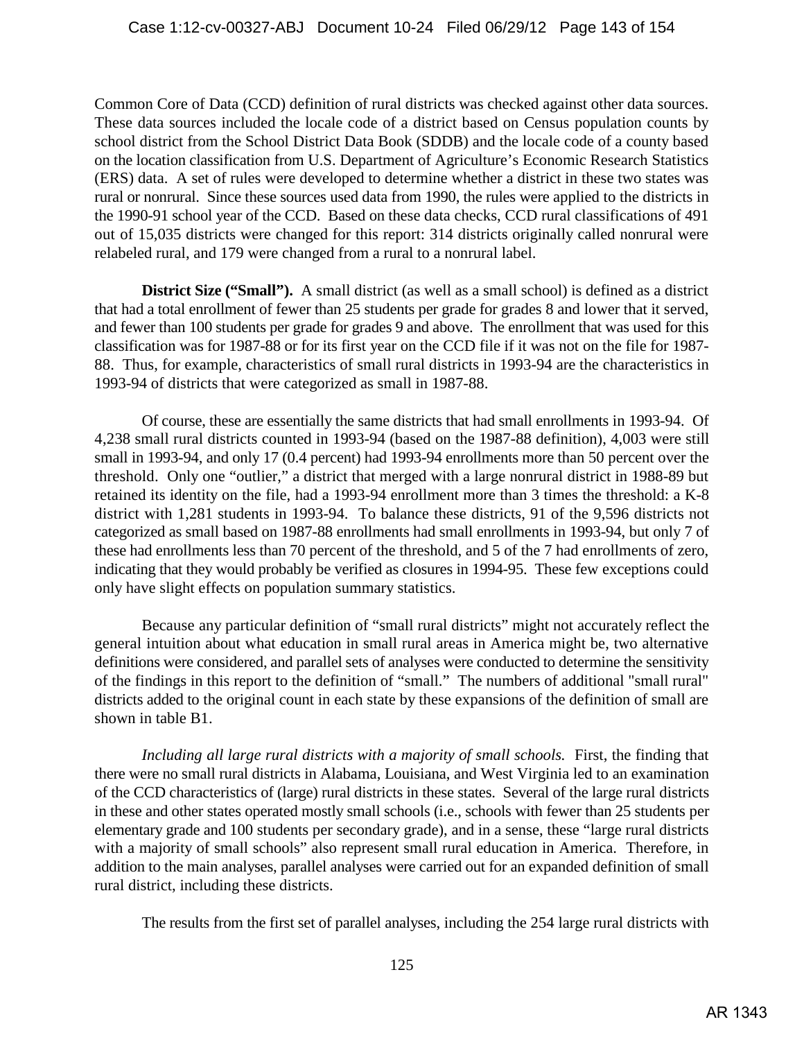Common Core of Data (CCD) definition of rural districts was checked against other data sources. These data sources included the locale code of a district based on Census population counts by school district from the School District Data Book (SDDB) and the locale code of a county based on the location classification from U.S. Department of Agriculture's Economic Research Statistics (ERS) data. A set of rules were developed to determine whether a district in these two states was rural or nonrural. Since these sources used data from 1990, the rules were applied to the districts in the 1990-91 school year of the CCD. Based on these data checks, CCD rural classifications of 491 out of 15,035 districts were changed for this report: 314 districts originally called nonrural were relabeled rural, and 179 were changed from a rural to a nonrural label.

**District Size ("Small").** A small district (as well as a small school) is defined as a district that had a total enrollment of fewer than 25 students per grade for grades 8 and lower that it served, and fewer than 100 students per grade for grades 9 and above. The enrollment that was used for this classification was for 1987-88 or for its first year on the CCD file if it was not on the file for 1987-88. Thus, for example, characteristics of small rural districts in 1993-94 are the characteristics in 1993-94 of districts that were categorized as small in 1987-88.

Of course, these are essentially the same districts that had small enrollments in 1993-94. Of 4,238 small rural districts counted in 1993-94 (based on the 1987-88 definition), 4,003 were still small in 1993-94, and only 17 (0.4 percent) had 1993-94 enrollments more than 50 percent over the threshold. Only one "outlier," a district that merged with a large nonrural district in 1988-89 but retained its identity on the file, had a 1993-94 enrollment more than 3 times the threshold: a K-8 district with 1,281 students in 1993-94. To balance these districts, 91 of the 9,596 districts not categorized as small based on 1987-88 enrollments had small enrollments in 1993-94, but only 7 of these had enrollments less than 70 percent of the threshold, and 5 of the 7 had enrollments of zero, indicating that they would probably be verified as closures in 1994-95. These few exceptions could only have slight effects on population summary statistics.

Because any particular definition of "small rural districts" might not accurately reflect the general intuition about what education in small rural areas in America might be, two alternative definitions were considered, and parallel sets of analyses were conducted to determine the sensitivity of the findings in this report to the definition of "small." The numbers of additional "small rural" districts added to the original count in each state by these expansions of the definition of small are shown in table B1.

*Including all large rural districts with a majority of small schools.* First, the finding that there were no small rural districts in Alabama, Louisiana, and West Virginia led to an examination of the CCD characteristics of (large) rural districts in these states. Several of the large rural districts in these and other states operated mostly small schools (i.e., schools with fewer than 25 students per elementary grade and 100 students per secondary grade), and in a sense, these "large rural districts with a majority of small schools" also represent small rural education in America. Therefore, in addition to the main analyses, parallel analyses were carried out for an expanded definition of small rural district, including these districts.

The results from the first set of parallel analyses, including the 254 large rural districts with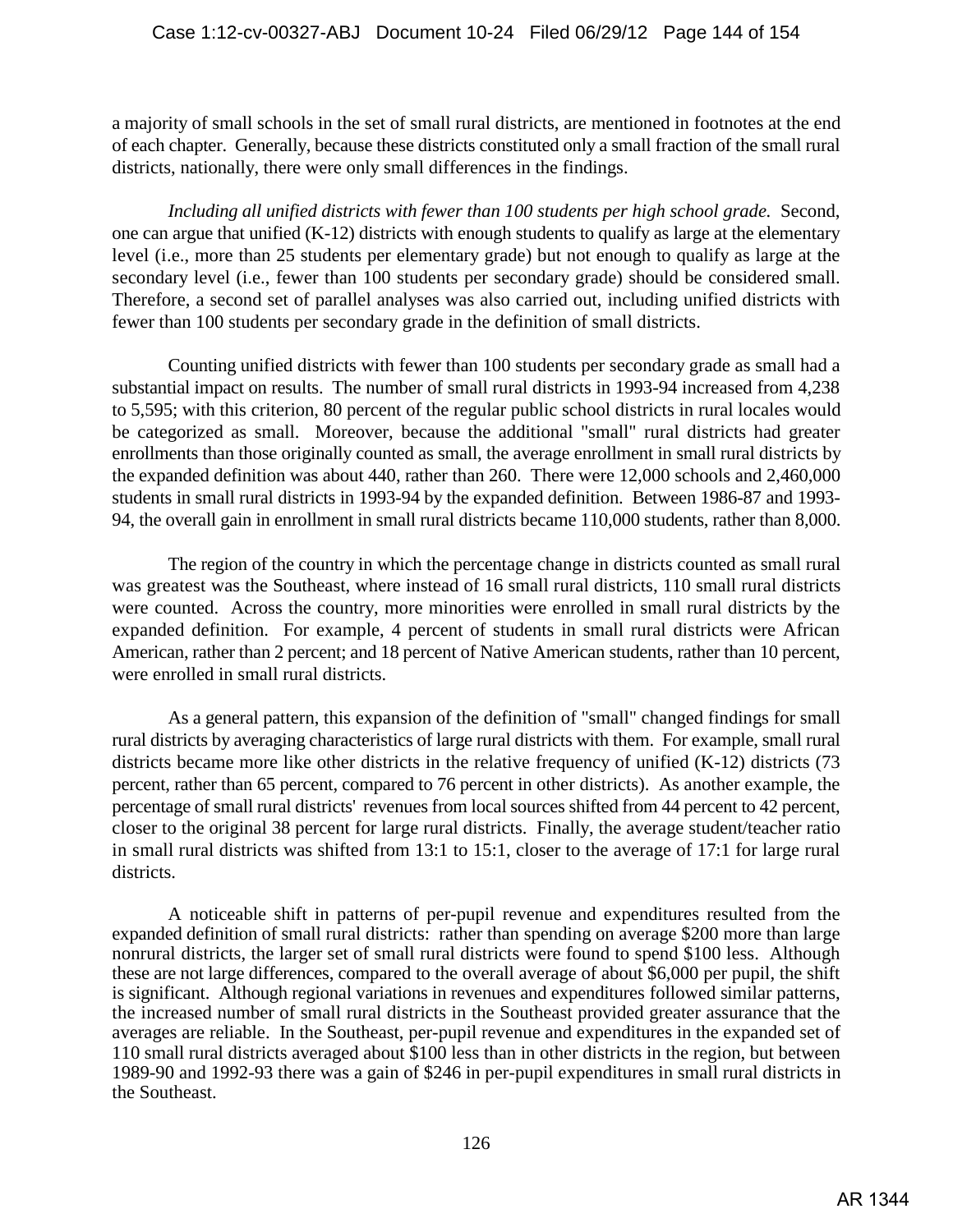a majority of small schools in the set of small rural districts, are mentioned in footnotes at the end of each chapter. Generally, because these districts constituted only a small fraction of the small rural districts, nationally, there were only small differences in the findings.

*Including all unified districts with fewer than 100 students per high school grade.* Second, one can argue that unified (K-12) districts with enough students to qualify as large at the elementary level (i.e., more than 25 students per elementary grade) but not enough to qualify as large at the secondary level (i.e., fewer than 100 students per secondary grade) should be considered small. Therefore, a second set of parallel analyses was also carried out, including unified districts with fewer than 100 students per secondary grade in the definition of small districts.

Counting unified districts with fewer than 100 students per secondary grade as small had a substantial impact on results. The number of small rural districts in 1993-94 increased from 4,238 to 5,595; with this criterion, 80 percent of the regular public school districts in rural locales would be categorized as small. Moreover, because the additional "small" rural districts had greater enrollments than those originally counted as small, the average enrollment in small rural districts by the expanded definition was about 440, rather than 260. There were 12,000 schools and 2,460,000 students in small rural districts in 1993-94 by the expanded definition. Between 1986-87 and 1993-94, the overall gain in enrollment in small rural districts became 110,000 students, rather than 8,000.

The region of the country in which the percentage change in districts counted as small rural was greatest was the Southeast, where instead of 16 small rural districts, 110 small rural districts were counted. Across the country, more minorities were enrolled in small rural districts by the expanded definition. For example, 4 percent of students in small rural districts were African American, rather than 2 percent; and 18 percent of Native American students, rather than 10 percent, were enrolled in small rural districts.

As a general pattern, this expansion of the definition of "small" changed findings for small rural districts by averaging characteristics of large rural districts with them. For example, small rural districts became more like other districts in the relative frequency of unified (K-12) districts (73 percent, rather than 65 percent, compared to 76 percent in other districts). As another example, the percentage of small rural districts' revenues from local sources shifted from 44 percent to 42 percent, closer to the original 38 percent for large rural districts. Finally, the average student/teacher ratio in small rural districts was shifted from 13:1 to 15:1, closer to the average of 17:1 for large rural districts.

A noticeable shift in patterns of per-pupil revenue and expenditures resulted from the expanded definition of small rural districts: rather than spending on average $200 more than large nonrural districts, the larger set of small rural districts were found to spend $100 less. Although these are not large differences, compared to the overall average of about $6,000 per pupil, the shift is significant. Although regional variations in revenues and expenditures followed similar patterns, the increased number of small rural districts in the Southeast provided greater assurance that the averages are reliable. In the Southeast, per-pupil revenue and expenditures in the expanded set of 110 small rural districts averaged about $100 less than in other districts in the region, but between 1989-90 and 1992-93 there was a gain of $246 in per-pupil expenditures in small rural districts in the Southeast.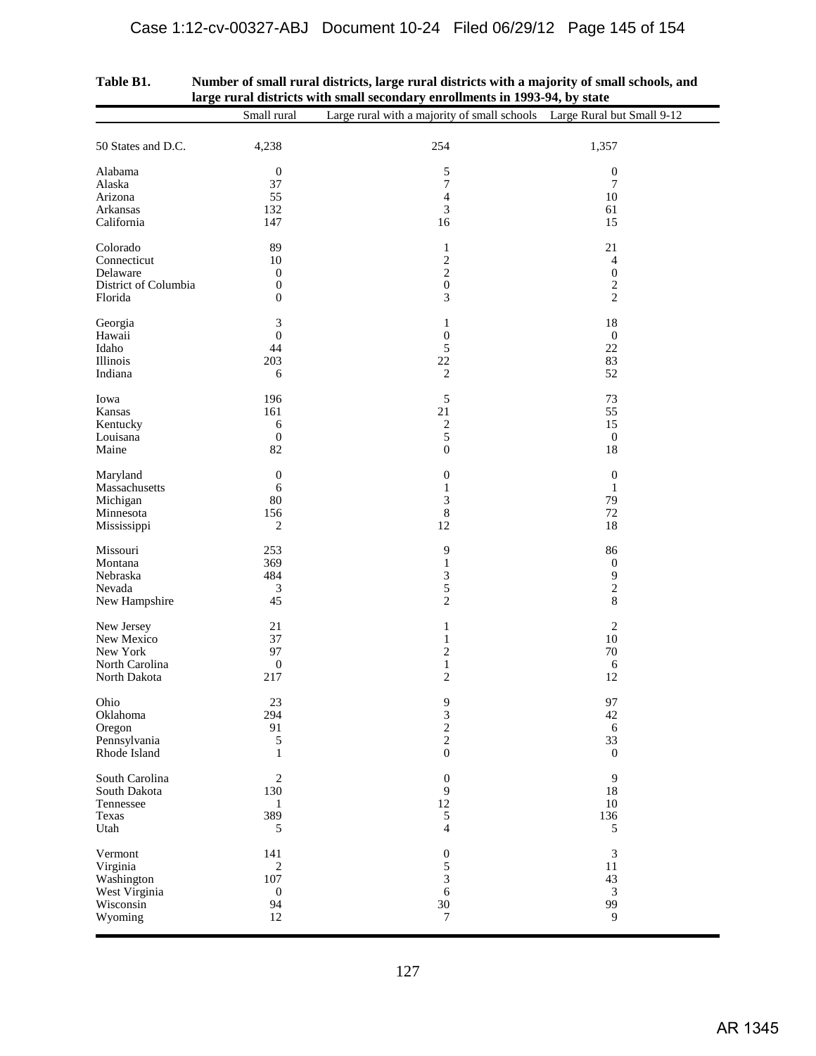**Table B1. Number of small rural districts, large rural districts with a majority of small schools, and large rural districts with small secondary enrollments in 1993-94, by state**

| | Small rural | Large rural with a majority of small schools | Large Rural but Small 9-12 |
|---|---|---|---|
| 50 States and D.C. | 4,238 | 254 | 1,357 |
| Alabama | 0 | 5 | 0 |
| Alaska | 37 | 7 | 7 |
| Arizona | 55 | 4 | 10 |
| Arkansas | 132 | 3 | 61 |
| California | 147 | 16 | 15 |
| Colorado | 89 | 1 | 21 |
| Connecticut | 10 | 2 | 4 |
| Delaware | 0 | 2 | 0 |
| District of Columbia | 0 | 0 | 2 |
| Florida | 0 | 3 | 2 |
| Georgia | 3 | 1 | 18 |
| Hawaii | 0 | 0 | 0 |
| Idaho | 44 | 5 | 22 |
| Illinois | 203 | 22 | 83 |
| Indiana | 6 | 2 | 52 |
| Iowa | 196 | 5 | 73 |
| Kansas | 161 | 21 | 55 |
| Kentucky | 6 | 2 | 15 |
| Louisana | 0 | 5 | 0 |
| Maine | 82 | 0 | 18 |
| Maryland | 0 | 0 | 0 |
| Massachusetts | 6 | 1 | 1 |
| Michigan | 80 | 3 | 79 |
| Minnesota | 156 | 8 | 72 |
| Mississippi | 2 | 12 | 18 |
| Missouri | 253 | 9 | 86 |
| Montana | 369 | 1 | 0 |
| Nebraska | 484 | 3 | 9 |
| Nevada | 3 | 5 | 2 |
| New Hampshire | 45 | 2 | 8 |
| New Jersey | 21 | 1 | 2 |
| New Mexico | 37 | 1 | 10 |
| New York | 97 | 2 | 70 |
| North Carolina | 0 | 1 | 6 |
| North Dakota | 217 | 2 | 12 |
| Ohio | 23 | 9 | 97 |
| Oklahoma | 294 | 3 | 42 |
| Oregon | 91 | 2 | 6 |
| Pennsylvania | 5 | 2 | 33 |
| Rhode Island | 1 | 0 | 0 |
| South Carolina | 2 | 0 | 9 |
| South Dakota | 130 | 9 | 18 |
| Tennessee | 1 | 12 | 10 |
| Texas | 389 | 5 | 136 |
| Utah | 5 | 4 | 5 |
| Vermont | 141 | 0 | 3 |
| Virginia | 2 | 5 | 11 |
| Washington | 107 | 3 | 43 |
| West Virginia | 0 | 6 | 3 |
| Wisconsin | 94 | 30 | 99 |
| Wyoming | 12 | 7 | 9 |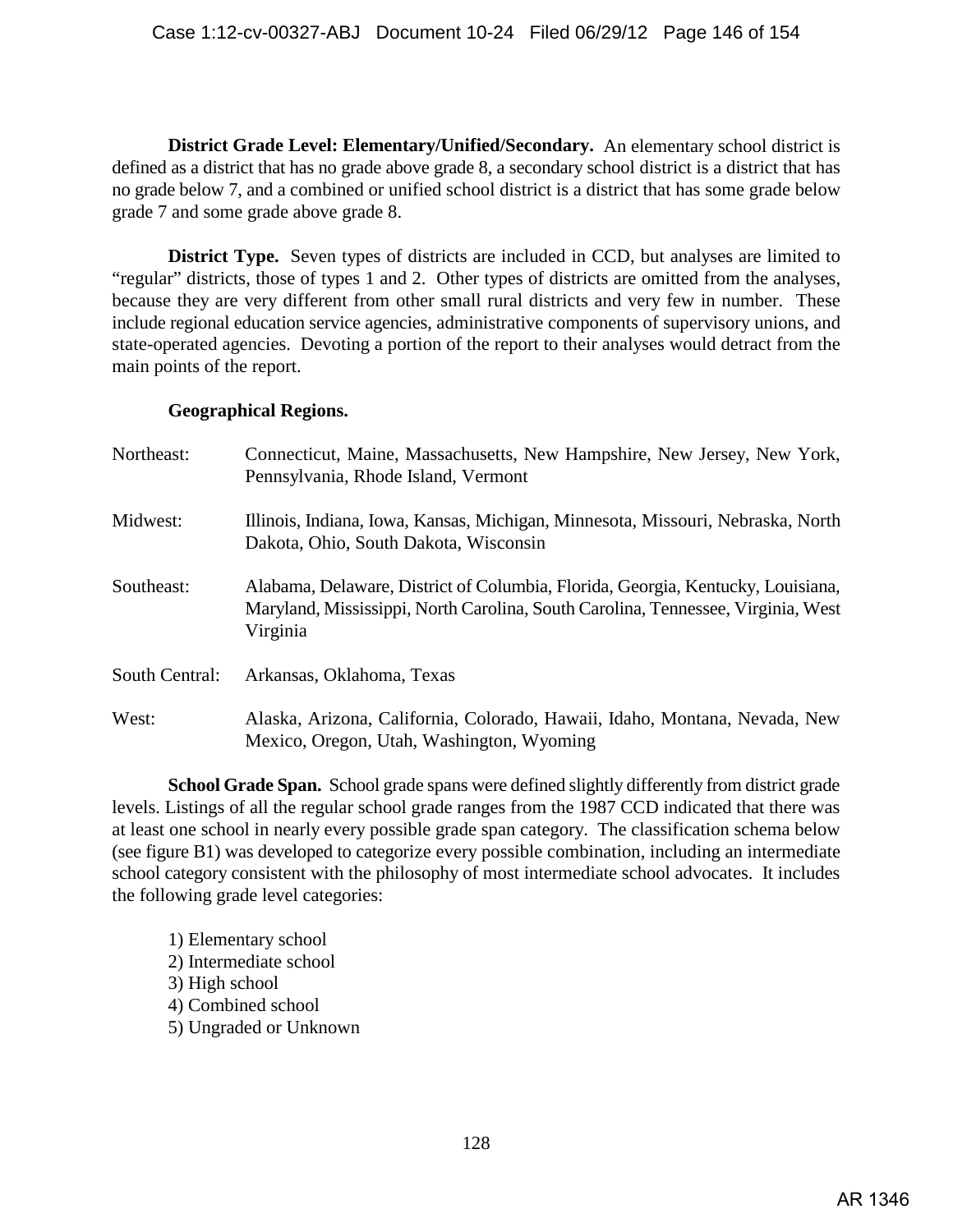**District Grade Level: Elementary/Unified/Secondary.** An elementary school district is defined as a district that has no grade above grade 8, a secondary school district is a district that has no grade below 7, and a combined or unified school district is a district that has some grade below grade 7 and some grade above grade 8.

**District Type.** Seven types of districts are included in CCD, but analyses are limited to "regular" districts, those of types 1 and 2. Other types of districts are omitted from the analyses, because they are very different from other small rural districts and very few in number. These include regional education service agencies, administrative components of supervisory unions, and state-operated agencies. Devoting a portion of the report to their analyses would detract from the main points of the report.

**Geographical Regions.**

| | |
|---|---|
| Northeast: | Connecticut, Maine, Massachusetts, New Hampshire, New Jersey, New York, Pennsylvania, Rhode Island, Vermont |
| Midwest: | Illinois, Indiana, Iowa, Kansas, Michigan, Minnesota, Missouri, Nebraska, North Dakota, Ohio, South Dakota, Wisconsin |
| Southeast: | Alabama, Delaware, District of Columbia, Florida, Georgia, Kentucky, Louisiana, Maryland, Mississippi, North Carolina, South Carolina, Tennessee, Virginia, West Virginia |
| South Central: | Arkansas, Oklahoma, Texas |
| West: | Alaska, Arizona, California, Colorado, Hawaii, Idaho, Montana, Nevada, New Mexico, Oregon, Utah, Washington, Wyoming |

**School Grade Span.** School grade spans were defined slightly differently from district grade levels. Listings of all the regular school grade ranges from the 1987 CCD indicated that there was at least one school in nearly every possible grade span category. The classification schema below (see figure B1) was developed to categorize every possible combination, including an intermediate school category consistent with the philosophy of most intermediate school advocates. It includes the following grade level categories:

1) Elementary school
2) Intermediate school
3) High school
4) Combined school
5) Ungraded or Unknown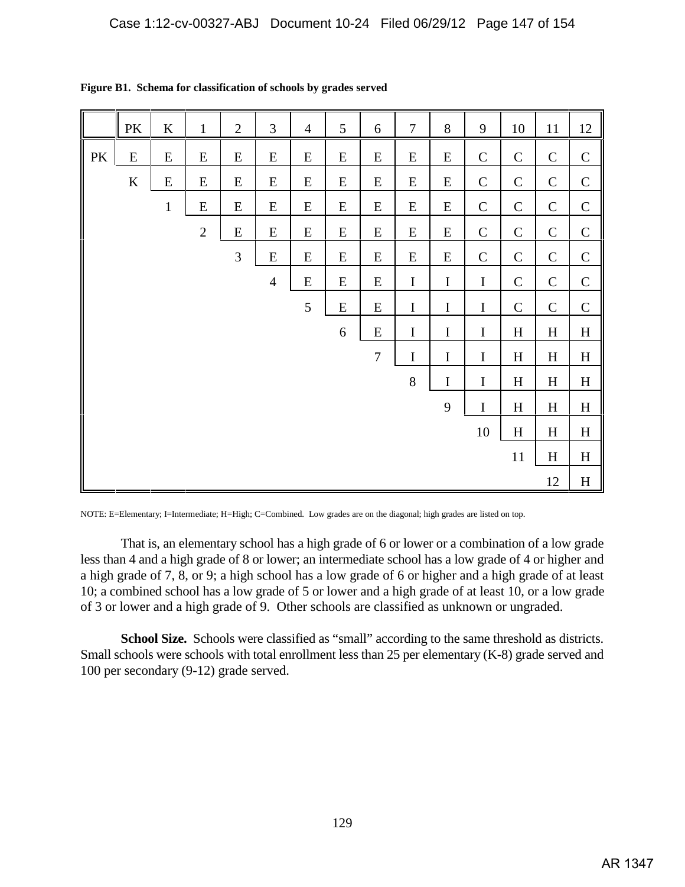**Figure B1. Schema for classification of schools by grades served**

| | PK | K | 1 | 2 | 3 | 4 | 5 | 6 | 7 | 8 | 9 | 10 | 11 | 12 |
|---|---|---|---|---|---|---|---|---|---|---|---|---|---|---|
| PK | E | E | E | E | E | E | E | E | E | E | C | C | C | C |
| | K | E | E | E | E | E | E | E | E | E | C | C | C | C |
| | | 1 | E | E | E | E | E | E | E | E | C | C | C | C |
| | | | 2 | E | E | E | E | E | E | E | C | C | C | C |
| | | | | 3 | E | E | E | E | E | E | C | C | C | C |
| | | | | | 4 | E | E | E | I | I | I | C | C | C |
| | | | | | | 5 | E | E | I | I | I | C | C | C |
| | | | | | | | 6 | E | I | I | I | H | H | H |
| | | | | | | | | 7 | I | I | I | H | H | H |
| | | | | | | | | | 8 | I | I | H | H | H |
| | | | | | | | | | | 9 | I | H | H | H |
| | | | | | | | | | | | 10 | H | H | H |
| | | | | | | | | | | | | 11 | H | H |
| | | | | | | | | | | | | | 12 | H |

NOTE: E=Elementary; I=Intermediate; H=High; C=Combined. Low grades are on the diagonal; high grades are listed on top.

That is, an elementary school has a high grade of 6 or lower or a combination of a low grade less than 4 and a high grade of 8 or lower; an intermediate school has a low grade of 4 or higher and a high grade of 7, 8, or 9; a high school has a low grade of 6 or higher and a high grade of at least 10; a combined school has a low grade of 5 or lower and a high grade of at least 10, or a low grade of 3 or lower and a high grade of 9. Other schools are classified as unknown or ungraded.

**School Size.** Schools were classified as "small" according to the same threshold as districts. Small schools were schools with total enrollment less than 25 per elementary (K-8) grade served and 100 per secondary (9-12) grade served.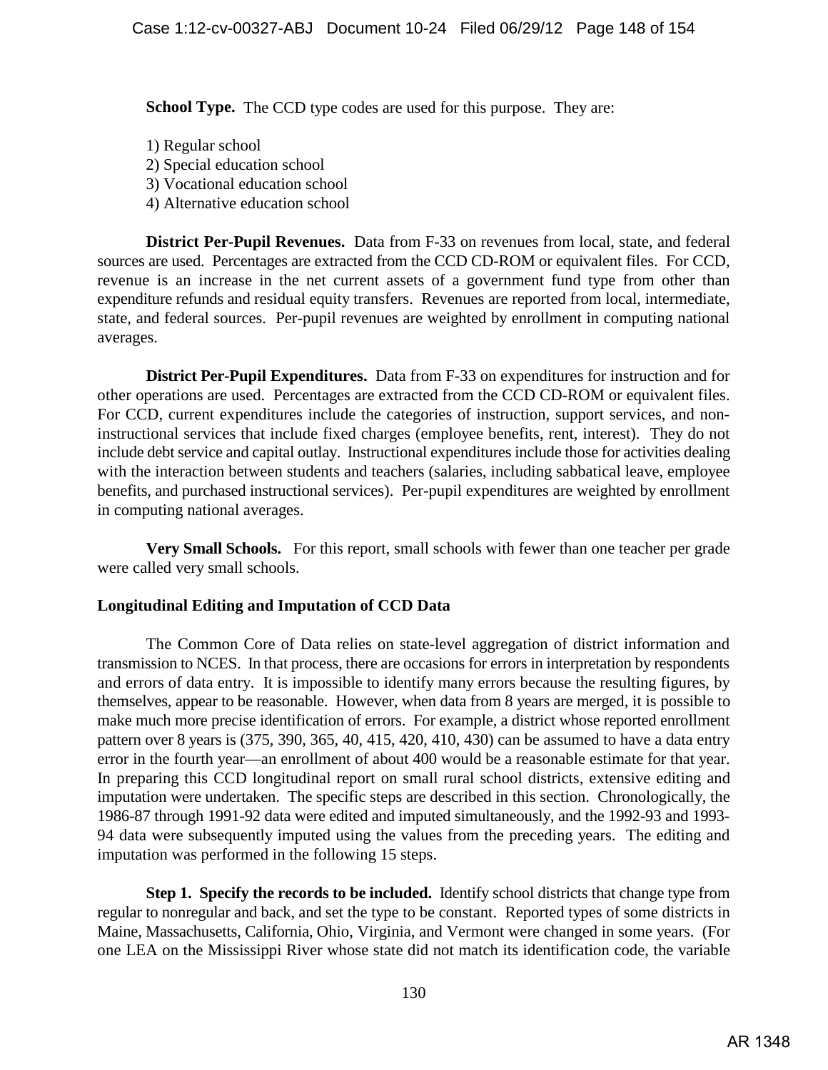**School Type.** The CCD type codes are used for this purpose. They are:

1) Regular school
2) Special education school
3) Vocational education school
4) Alternative education school

**District Per-Pupil Revenues.** Data from F-33 on revenues from local, state, and federal sources are used. Percentages are extracted from the CCD CD-ROM or equivalent files. For CCD, revenue is an increase in the net current assets of a government fund type from other than expenditure refunds and residual equity transfers. Revenues are reported from local, intermediate, state, and federal sources. Per-pupil revenues are weighted by enrollment in computing national averages.

**District Per-Pupil Expenditures.** Data from F-33 on expenditures for instruction and for other operations are used. Percentages are extracted from the CCD CD-ROM or equivalent files. For CCD, current expenditures include the categories of instruction, support services, and non-instructional services that include fixed charges (employee benefits, rent, interest). They do not include debt service and capital outlay. Instructional expenditures include those for activities dealing with the interaction between students and teachers (salaries, including sabbatical leave, employee benefits, and purchased instructional services). Per-pupil expenditures are weighted by enrollment in computing national averages.

**Very Small Schools.** For this report, small schools with fewer than one teacher per grade were called very small schools.

## Longitudinal Editing and Imputation of CCD Data

The Common Core of Data relies on state-level aggregation of district information and transmission to NCES. In that process, there are occasions for errors in interpretation by respondents and errors of data entry. It is impossible to identify many errors because the resulting figures, by themselves, appear to be reasonable. However, when data from 8 years are merged, it is possible to make much more precise identification of errors. For example, a district whose reported enrollment pattern over 8 years is (375, 390, 365, 40, 415, 420, 410, 430) can be assumed to have a data entry error in the fourth year—an enrollment of about 400 would be a reasonable estimate for that year. In preparing this CCD longitudinal report on small rural school districts, extensive editing and imputation were undertaken. The specific steps are described in this section. Chronologically, the 1986-87 through 1991-92 data were edited and imputed simultaneously, and the 1992-93 and 1993-94 data were subsequently imputed using the values from the preceding years. The editing and imputation was performed in the following 15 steps.

**Step 1. Specify the records to be included.** Identify school districts that change type from regular to nonregular and back, and set the type to be constant. Reported types of some districts in Maine, Massachusetts, California, Ohio, Virginia, and Vermont were changed in some years. (For one LEA on the Mississippi River whose state did not match its identification code, the variable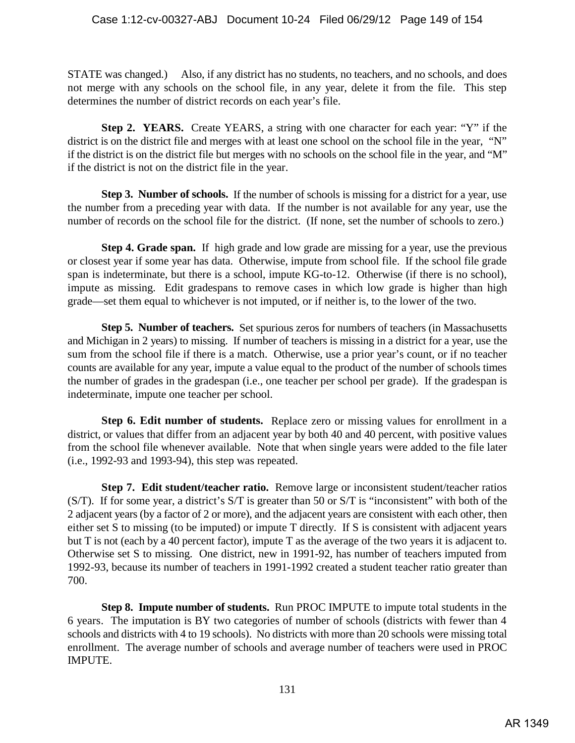STATE was changed.) Also, if any district has no students, no teachers, and no schools, and does not merge with any schools on the school file, in any year, delete it from the file. This step determines the number of district records on each year's file.

**Step 2. YEARS.** Create YEARS, a string with one character for each year: "Y" if the district is on the district file and merges with at least one school on the school file in the year, "N" if the district is on the district file but merges with no schools on the school file in the year, and "M" if the district is not on the district file in the year.

**Step 3. Number of schools.** If the number of schools is missing for a district for a year, use the number from a preceding year with data. If the number is not available for any year, use the number of records on the school file for the district. (If none, set the number of schools to zero.)

**Step 4. Grade span.** If high grade and low grade are missing for a year, use the previous or closest year if some year has data. Otherwise, impute from school file. If the school file grade span is indeterminate, but there is a school, impute KG-to-12. Otherwise (if there is no school), impute as missing. Edit gradespans to remove cases in which low grade is higher than high grade—set them equal to whichever is not imputed, or if neither is, to the lower of the two.

**Step 5. Number of teachers.** Set spurious zeros for numbers of teachers (in Massachusetts and Michigan in 2 years) to missing. If number of teachers is missing in a district for a year, use the sum from the school file if there is a match. Otherwise, use a prior year's count, or if no teacher counts are available for any year, impute a value equal to the product of the number of schools times the number of grades in the gradespan (i.e., one teacher per school per grade). If the gradespan is indeterminate, impute one teacher per school.

**Step 6. Edit number of students.** Replace zero or missing values for enrollment in a district, or values that differ from an adjacent year by both 40 and 40 percent, with positive values from the school file whenever available. Note that when single years were added to the file later (i.e., 1992-93 and 1993-94), this step was repeated.

**Step 7. Edit student/teacher ratio.** Remove large or inconsistent student/teacher ratios (S/T). If for some year, a district's S/T is greater than 50 or S/T is "inconsistent" with both of the 2 adjacent years (by a factor of 2 or more), and the adjacent years are consistent with each other, then either set S to missing (to be imputed) or impute T directly. If S is consistent with adjacent years but T is not (each by a 40 percent factor), impute T as the average of the two years it is adjacent to. Otherwise set S to missing. One district, new in 1991-92, has number of teachers imputed from 1992-93, because its number of teachers in 1991-1992 created a student teacher ratio greater than 700.

**Step 8. Impute number of students.** Run PROC IMPUTE to impute total students in the 6 years. The imputation is BY two categories of number of schools (districts with fewer than 4 schools and districts with 4 to 19 schools). No districts with more than 20 schools were missing total enrollment. The average number of schools and average number of teachers were used in PROC IMPUTE.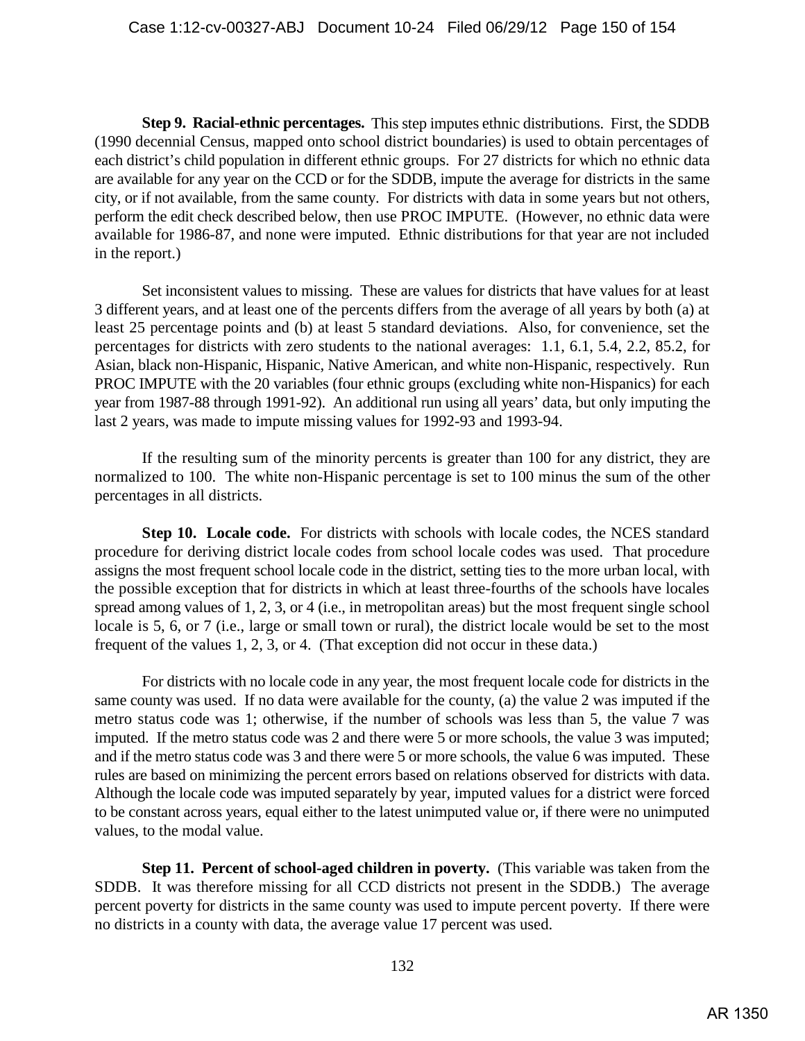**Step 9. Racial-ethnic percentages.** This step imputes ethnic distributions. First, the SDDB (1990 decennial Census, mapped onto school district boundaries) is used to obtain percentages of each district's child population in different ethnic groups. For 27 districts for which no ethnic data are available for any year on the CCD or for the SDDB, impute the average for districts in the same city, or if not available, from the same county. For districts with data in some years but not others, perform the edit check described below, then use PROC IMPUTE. (However, no ethnic data were available for 1986-87, and none were imputed. Ethnic distributions for that year are not included in the report.)

Set inconsistent values to missing. These are values for districts that have values for at least 3 different years, and at least one of the percents differs from the average of all years by both (a) at least 25 percentage points and (b) at least 5 standard deviations. Also, for convenience, set the percentages for districts with zero students to the national averages: 1.1, 6.1, 5.4, 2.2, 85.2, for Asian, black non-Hispanic, Hispanic, Native American, and white non-Hispanic, respectively. Run PROC IMPUTE with the 20 variables (four ethnic groups (excluding white non-Hispanics) for each year from 1987-88 through 1991-92). An additional run using all years' data, but only imputing the last 2 years, was made to impute missing values for 1992-93 and 1993-94.

If the resulting sum of the minority percents is greater than 100 for any district, they are normalized to 100. The white non-Hispanic percentage is set to 100 minus the sum of the other percentages in all districts.

**Step 10. Locale code.** For districts with schools with locale codes, the NCES standard procedure for deriving district locale codes from school locale codes was used. That procedure assigns the most frequent school locale code in the district, setting ties to the more urban local, with the possible exception that for districts in which at least three-fourths of the schools have locales spread among values of 1, 2, 3, or 4 (i.e., in metropolitan areas) but the most frequent single school locale is 5, 6, or 7 (i.e., large or small town or rural), the district locale would be set to the most frequent of the values 1, 2, 3, or 4. (That exception did not occur in these data.)

For districts with no locale code in any year, the most frequent locale code for districts in the same county was used. If no data were available for the county, (a) the value 2 was imputed if the metro status code was 1; otherwise, if the number of schools was less than 5, the value 7 was imputed. If the metro status code was 2 and there were 5 or more schools, the value 3 was imputed; and if the metro status code was 3 and there were 5 or more schools, the value 6 was imputed. These rules are based on minimizing the percent errors based on relations observed for districts with data. Although the locale code was imputed separately by year, imputed values for a district were forced to be constant across years, equal either to the latest unimputed value or, if there were no unimputed values, to the modal value.

**Step 11. Percent of school-aged children in poverty.** (This variable was taken from the SDDB. It was therefore missing for all CCD districts not present in the SDDB.) The average percent poverty for districts in the same county was used to impute percent poverty. If there were no districts in a county with data, the average value 17 percent was used.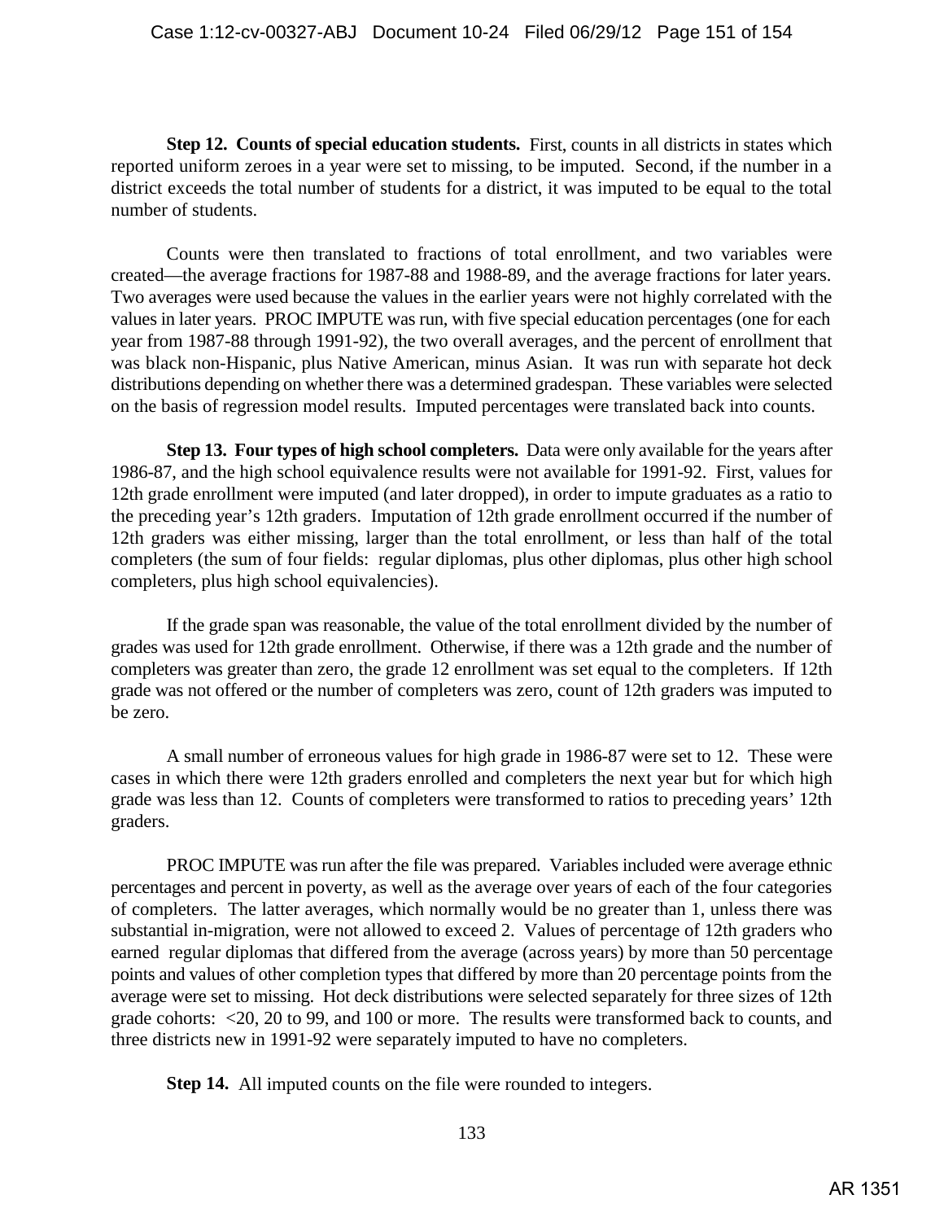**Step 12. Counts of special education students.** First, counts in all districts in states which reported uniform zeroes in a year were set to missing, to be imputed. Second, if the number in a district exceeds the total number of students for a district, it was imputed to be equal to the total number of students.

Counts were then translated to fractions of total enrollment, and two variables were created—the average fractions for 1987-88 and 1988-89, and the average fractions for later years. Two averages were used because the values in the earlier years were not highly correlated with the values in later years. PROC IMPUTE was run, with five special education percentages (one for each year from 1987-88 through 1991-92), the two overall averages, and the percent of enrollment that was black non-Hispanic, plus Native American, minus Asian. It was run with separate hot deck distributions depending on whether there was a determined gradespan. These variables were selected on the basis of regression model results. Imputed percentages were translated back into counts.

**Step 13. Four types of high school completers.** Data were only available for the years after 1986-87, and the high school equivalence results were not available for 1991-92. First, values for 12th grade enrollment were imputed (and later dropped), in order to impute graduates as a ratio to the preceding year's 12th graders. Imputation of 12th grade enrollment occurred if the number of 12th graders was either missing, larger than the total enrollment, or less than half of the total completers (the sum of four fields: regular diplomas, plus other diplomas, plus other high school completers, plus high school equivalencies).

If the grade span was reasonable, the value of the total enrollment divided by the number of grades was used for 12th grade enrollment. Otherwise, if there was a 12th grade and the number of completers was greater than zero, the grade 12 enrollment was set equal to the completers. If 12th grade was not offered or the number of completers was zero, count of 12th graders was imputed to be zero.

A small number of erroneous values for high grade in 1986-87 were set to 12. These were cases in which there were 12th graders enrolled and completers the next year but for which high grade was less than 12. Counts of completers were transformed to ratios to preceding years' 12th graders.

PROC IMPUTE was run after the file was prepared. Variables included were average ethnic percentages and percent in poverty, as well as the average over years of each of the four categories of completers. The latter averages, which normally would be no greater than 1, unless there was substantial in-migration, were not allowed to exceed 2. Values of percentage of 12th graders who earned regular diplomas that differed from the average (across years) by more than 50 percentage points and values of other completion types that differed by more than 20 percentage points from the average were set to missing. Hot deck distributions were selected separately for three sizes of 12th grade cohorts: <20, 20 to 99, and 100 or more. The results were transformed back to counts, and three districts new in 1991-92 were separately imputed to have no completers.

**Step 14.** All imputed counts on the file were rounded to integers.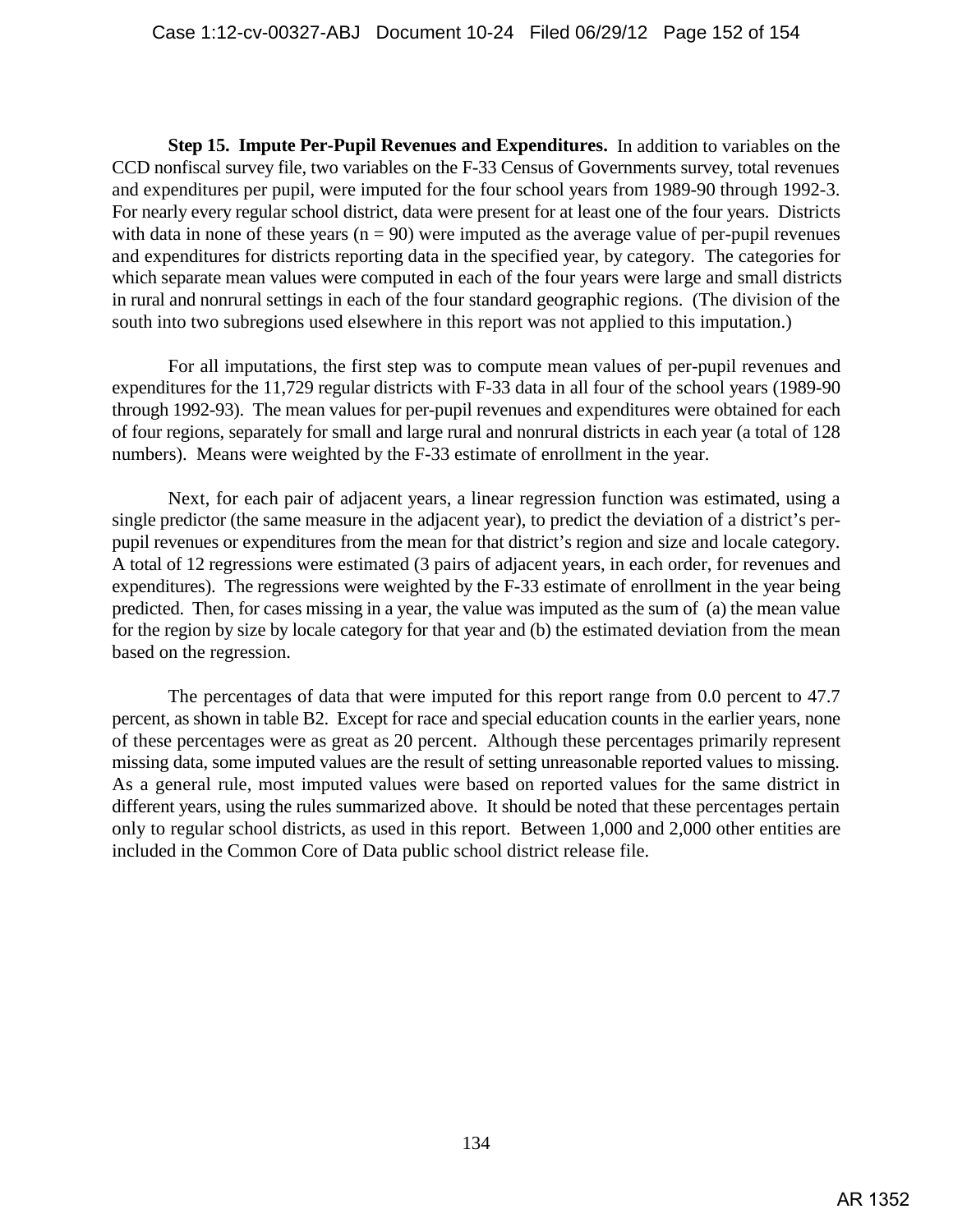**Step 15. Impute Per-Pupil Revenues and Expenditures.** In addition to variables on the CCD nonfiscal survey file, two variables on the F-33 Census of Governments survey, total revenues and expenditures per pupil, were imputed for the four school years from 1989-90 through 1992-3. For nearly every regular school district, data were present for at least one of the four years. Districts with data in none of these years (n = 90) were imputed as the average value of per-pupil revenues and expenditures for districts reporting data in the specified year, by category. The categories for which separate mean values were computed in each of the four years were large and small districts in rural and nonrural settings in each of the four standard geographic regions. (The division of the south into two subregions used elsewhere in this report was not applied to this imputation.)

For all imputations, the first step was to compute mean values of per-pupil revenues and expenditures for the 11,729 regular districts with F-33 data in all four of the school years (1989-90 through 1992-93). The mean values for per-pupil revenues and expenditures were obtained for each of four regions, separately for small and large rural and nonrural districts in each year (a total of 128 numbers). Means were weighted by the F-33 estimate of enrollment in the year.

Next, for each pair of adjacent years, a linear regression function was estimated, using a single predictor (the same measure in the adjacent year), to predict the deviation of a district's per-pupil revenues or expenditures from the mean for that district's region and size and locale category. A total of 12 regressions were estimated (3 pairs of adjacent years, in each order, for revenues and expenditures). The regressions were weighted by the F-33 estimate of enrollment in the year being predicted. Then, for cases missing in a year, the value was imputed as the sum of (a) the mean value for the region by size by locale category for that year and (b) the estimated deviation from the mean based on the regression.

The percentages of data that were imputed for this report range from 0.0 percent to 47.7 percent, as shown in table B2. Except for race and special education counts in the earlier years, none of these percentages were as great as 20 percent. Although these percentages primarily represent missing data, some imputed values are the result of setting unreasonable reported values to missing. As a general rule, most imputed values were based on reported values for the same district in different years, using the rules summarized above. It should be noted that these percentages pertain only to regular school districts, as used in this report. Between 1,000 and 2,000 other entities are included in the Common Core of Data public school district release file.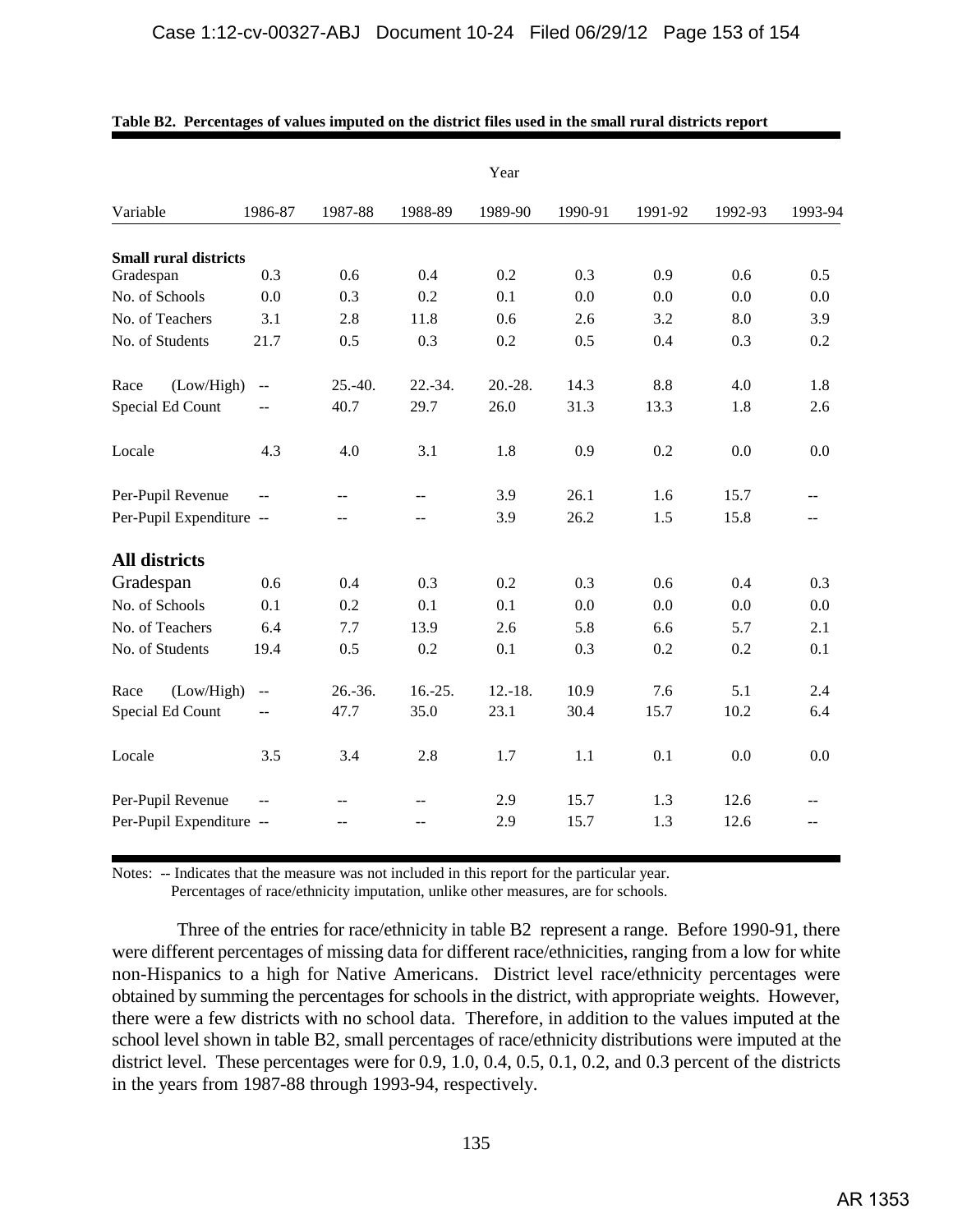**Table B2. Percentages of values imputed on the district files used in the small rural districts report**

| Variable | Year | | | | | | | |
|---|---|---|---|---|---|---|---|---|
| | 1986-87 | 1987-88 | 1988-89 | 1989-90 | 1990-91 | 1991-92 | 1992-93 | 1993-94 |
| **Small rural districts** | | | | | | | | |
| Gradespan | 0.3 | 0.6 | 0.4 | 0.2 | 0.3 | 0.9 | 0.6 | 0.5 |
| No. of Schools | 0.0 | 0.3 | 0.2 | 0.1 | 0.0 | 0.0 | 0.0 | 0.0 |
| No. of Teachers | 3.1 | 2.8 | 11.8 | 0.6 | 2.6 | 3.2 | 8.0 | 3.9 |
| No. of Students | 21.7 | 0.5 | 0.3 | 0.2 | 0.5 | 0.4 | 0.3 | 0.2 |
| Race (Low/High) | -- | 25.-40. | 22.-34. | 20.-28. | 14.3 | 8.8 | 4.0 | 1.8 |
| Special Ed Count | -- | 40.7 | 29.7 | 26.0 | 31.3 | 13.3 | 1.8 | 2.6 |
| Locale | 4.3 | 4.0 | 3.1 | 1.8 | 0.9 | 0.2 | 0.0 | 0.0 |
| Per-Pupil Revenue | -- | -- | -- | 3.9 | 26.1 | 1.6 | 15.7 | -- |
| Per-Pupil Expenditure | -- | -- | -- | 3.9 | 26.2 | 1.5 | 15.8 | -- |
| **All districts** | | | | | | | | |
| Gradespan | 0.6 | 0.4 | 0.3 | 0.2 | 0.3 | 0.6 | 0.4 | 0.3 |
| No. of Schools | 0.1 | 0.2 | 0.1 | 0.1 | 0.0 | 0.0 | 0.0 | 0.0 |
| No. of Teachers | 6.4 | 7.7 | 13.9 | 2.6 | 5.8 | 6.6 | 5.7 | 2.1 |
| No. of Students | 19.4 | 0.5 | 0.2 | 0.1 | 0.3 | 0.2 | 0.2 | 0.1 |
| Race (Low/High) | -- | 26.-36. | 16.-25. | 12.-18. | 10.9 | 7.6 | 5.1 | 2.4 |
| Special Ed Count | -- | 47.7 | 35.0 | 23.1 | 30.4 | 15.7 | 10.2 | 6.4 |
| Locale | 3.5 | 3.4 | 2.8 | 1.7 | 1.1 | 0.1 | 0.0 | 0.0 |
| Per-Pupil Revenue | -- | -- | -- | 2.9 | 15.7 | 1.3 | 12.6 | -- |
| Per-Pupil Expenditure | -- | -- | -- | 2.9 | 15.7 | 1.3 | 12.6 | -- |

Notes: -- Indicates that the measure was not included in this report for the particular year.
Percentages of race/ethnicity imputation, unlike other measures, are for schools.

Three of the entries for race/ethnicity in table B2 represent a range. Before 1990-91, there were different percentages of missing data for different race/ethnicities, ranging from a low for white non-Hispanics to a high for Native Americans. District level race/ethnicity percentages were obtained by summing the percentages for schools in the district, with appropriate weights. However, there were a few districts with no school data. Therefore, in addition to the values imputed at the school level shown in table B2, small percentages of race/ethnicity distributions were imputed at the district level. These percentages were for 0.9, 1.0, 0.4, 0.5, 0.1, 0.2, and 0.3 percent of the districts in the years from 1987-88 through 1993-94, respectively.